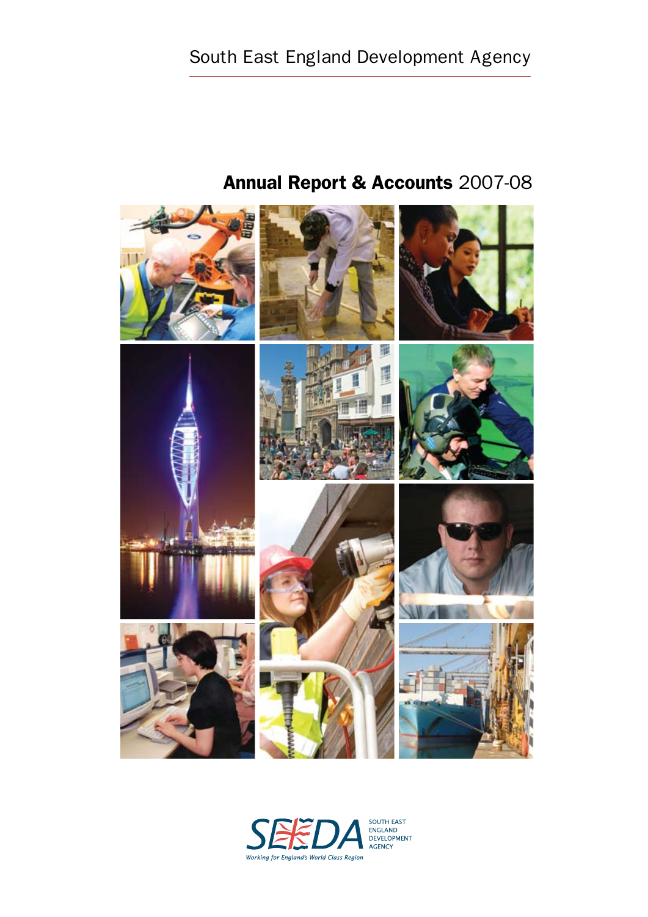South East England Development Agency

# **Annual Report & Accounts** 2007-08

SEEDA SOUTH EAST ENGLAND DEVELOPMENT AGENCY

*Working for England's World Class Region*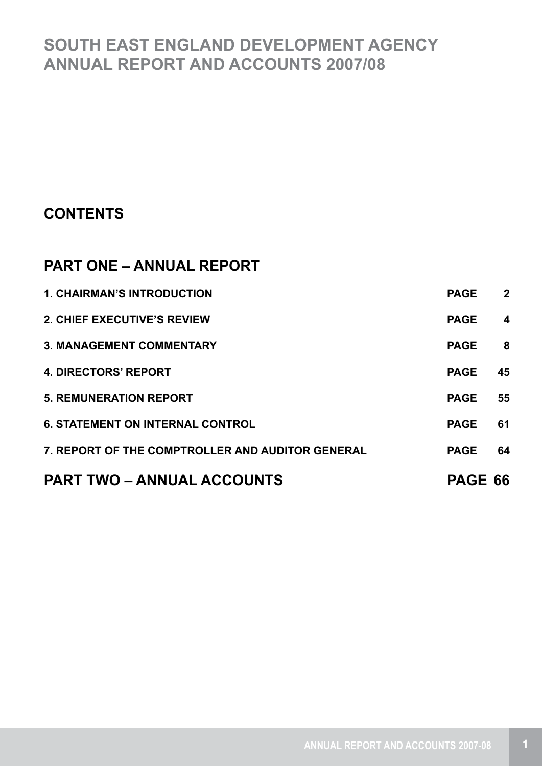# SOUTH EAST ENGLAND DEVELOPMENT AGENCY ANNUAL REPORT AND ACCOUNTS 2007/08

## CONTENTS

## PART ONE – ANNUAL REPORT

| | | |
|---|---|---|
| **1. CHAIRMAN'S INTRODUCTION** | **PAGE** | **2** |
| **2. CHIEF EXECUTIVE'S REVIEW** | **PAGE** | **4** |
| **3. MANAGEMENT COMMENTARY** | **PAGE** | **8** |
| **4. DIRECTORS' REPORT** | **PAGE** | **45** |
| **5. REMUNERATION REPORT** | **PAGE** | **55** |
| **6. STATEMENT ON INTERNAL CONTROL** | **PAGE** | **61** |
| **7. REPORT OF THE COMPTROLLER AND AUDITOR GENERAL** | **PAGE** | **64** |

## PART TWO – ANNUAL ACCOUNTS PAGE 66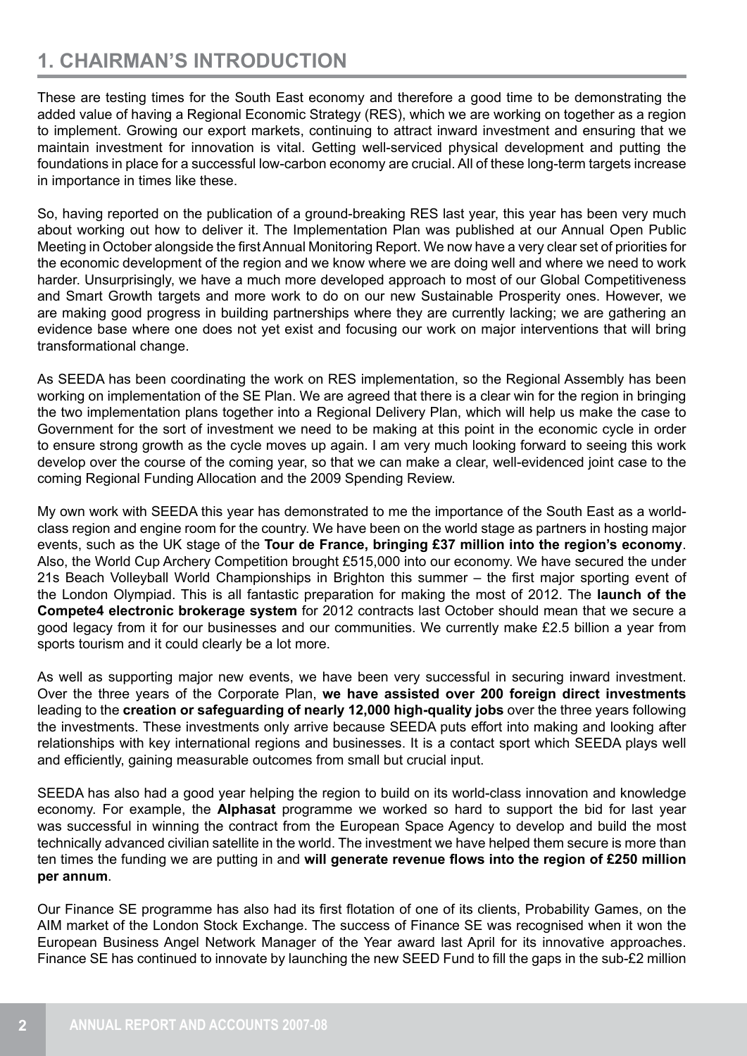## 1. CHAIRMAN'S INTRODUCTION

These are testing times for the South East economy and therefore a good time to be demonstrating the added value of having a Regional Economic Strategy (RES), which we are working on together as a region to implement. Growing our export markets, continuing to attract inward investment and ensuring that we maintain investment for innovation is vital. Getting well-serviced physical development and putting the foundations in place for a successful low-carbon economy are crucial. All of these long-term targets increase in importance in times like these.

So, having reported on the publication of a ground-breaking RES last year, this year has been very much about working out how to deliver it. The Implementation Plan was published at our Annual Open Public Meeting in October alongside the first Annual Monitoring Report. We now have a very clear set of priorities for the economic development of the region and we know where we are doing well and where we need to work harder. Unsurprisingly, we have a much more developed approach to most of our Global Competitiveness and Smart Growth targets and more work to do on our new Sustainable Prosperity ones. However, we are making good progress in building partnerships where they are currently lacking; we are gathering an evidence base where one does not yet exist and focusing our work on major interventions that will bring transformational change.

As SEEDA has been coordinating the work on RES implementation, so the Regional Assembly has been working on implementation of the SE Plan. We are agreed that there is a clear win for the region in bringing the two implementation plans together into a Regional Delivery Plan, which will help us make the case to Government for the sort of investment we need to be making at this point in the economic cycle in order to ensure strong growth as the cycle moves up again. I am very much looking forward to seeing this work develop over the course of the coming year, so that we can make a clear, well-evidenced joint case to the coming Regional Funding Allocation and the 2009 Spending Review.

My own work with SEEDA this year has demonstrated to me the importance of the South East as a world-class region and engine room for the country. We have been on the world stage as partners in hosting major events, such as the UK stage of the **Tour de France, bringing £37 million into the region's economy**. Also, the World Cup Archery Competition brought £515,000 into our economy. We have secured the under 21s Beach Volleyball World Championships in Brighton this summer – the first major sporting event of the London Olympiad. This is all fantastic preparation for making the most of 2012. The **launch of the Compete4 electronic brokerage system** for 2012 contracts last October should mean that we secure a good legacy from it for our businesses and our communities. We currently make £2.5 billion a year from sports tourism and it could clearly be a lot more.

As well as supporting major new events, we have been very successful in securing inward investment. Over the three years of the Corporate Plan, **we have assisted over 200 foreign direct investments** leading to the **creation or safeguarding of nearly 12,000 high-quality jobs** over the three years following the investments. These investments only arrive because SEEDA puts effort into making and looking after relationships with key international regions and businesses. It is a contact sport which SEEDA plays well and efficiently, gaining measurable outcomes from small but crucial input.

SEEDA has also had a good year helping the region to build on its world-class innovation and knowledge economy. For example, the **Alphasat** programme we worked so hard to support the bid for last year was successful in winning the contract from the European Space Agency to develop and build the most technically advanced civilian satellite in the world. The investment we have helped them secure is more than ten times the funding we are putting in and **will generate revenue flows into the region of £250 million per annum**.

Our Finance SE programme has also had its first flotation of one of its clients, Probability Games, on the AIM market of the London Stock Exchange. The success of Finance SE was recognised when it won the European Business Angel Network Manager of the Year award last April for its innovative approaches. Finance SE has continued to innovate by launching the new SEED Fund to fill the gaps in the sub-£2 million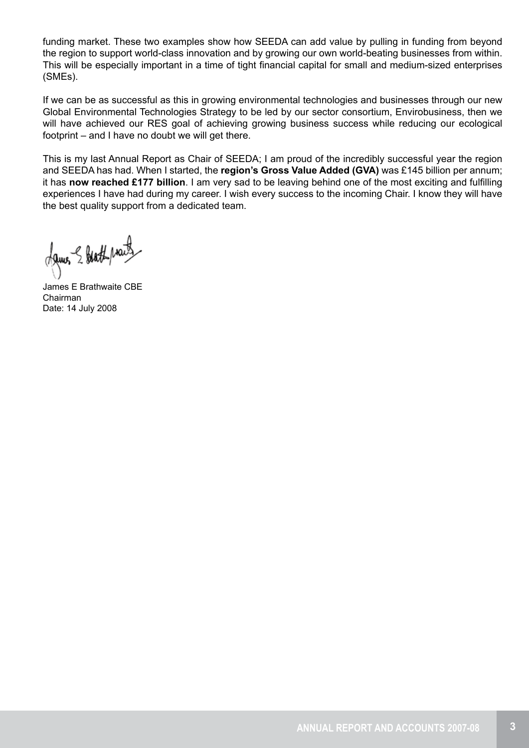funding market. These two examples show how SEEDA can add value by pulling in funding from beyond the region to support world-class innovation and by growing our own world-beating businesses from within. This will be especially important in a time of tight financial capital for small and medium-sized enterprises (SMEs).

If we can be as successful as this in growing environmental technologies and businesses through our new Global Environmental Technologies Strategy to be led by our sector consortium, Envirobusiness, then we will have achieved our RES goal of achieving growing business success while reducing our ecological footprint – and I have no doubt we will get there.

This is my last Annual Report as Chair of SEEDA; I am proud of the incredibly successful year the region and SEEDA has had. When I started, the **region's Gross Value Added (GVA)** was £145 billion per annum; it has **now reached £177 billion**. I am very sad to be leaving behind one of the most exciting and fulfilling experiences I have had during my career. I wish every success to the incoming Chair. I know they will have the best quality support from a dedicated team.

James E Brathwaite CBE
Chairman
Date: 14 July 2008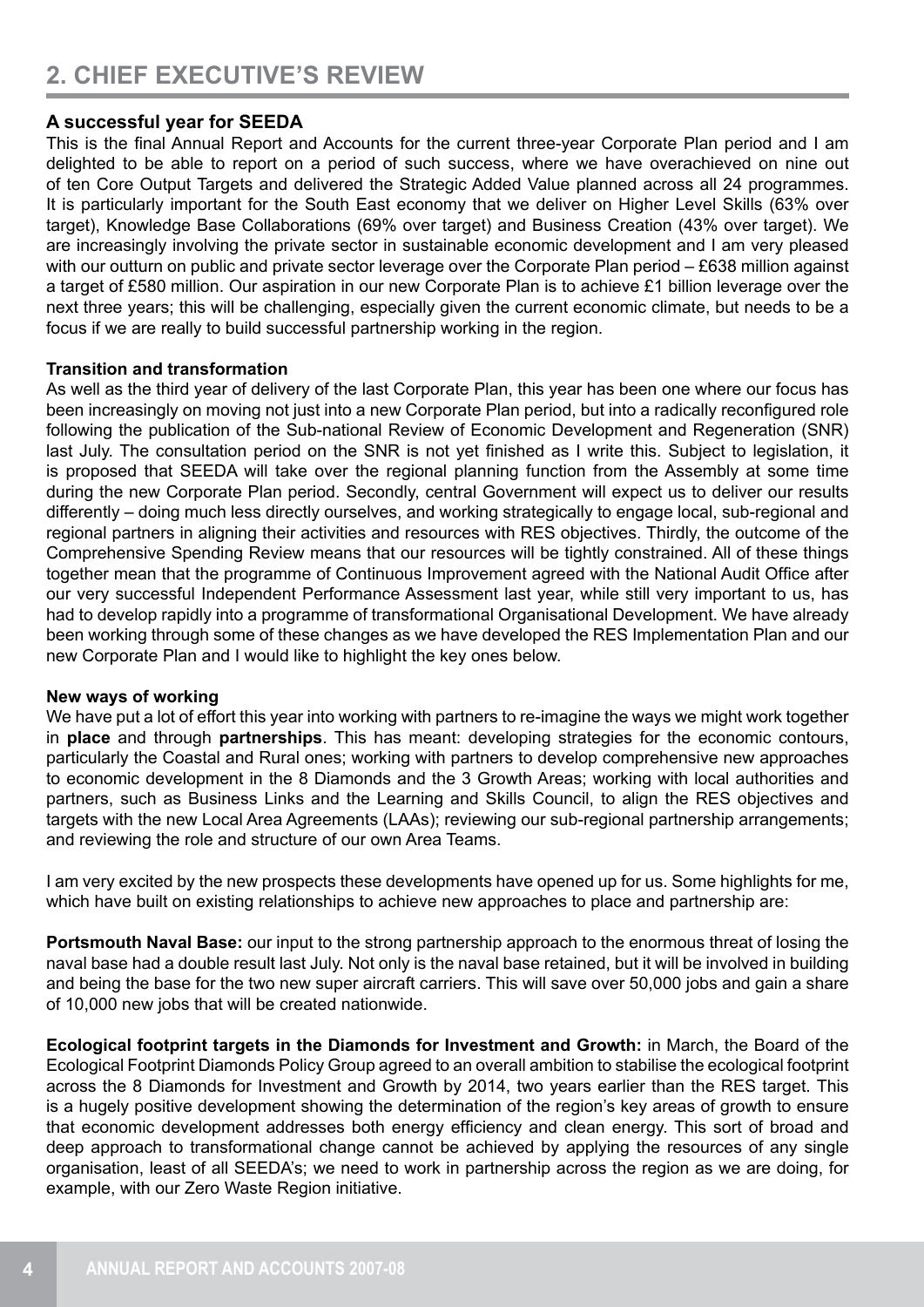## 2. CHIEF EXECUTIVE'S REVIEW

### A successful year for SEEDA

This is the final Annual Report and Accounts for the current three-year Corporate Plan period and I am delighted to be able to report on a period of such success, where we have overachieved on nine out of ten Core Output Targets and delivered the Strategic Added Value planned across all 24 programmes. It is particularly important for the South East economy that we deliver on Higher Level Skills (63% over target), Knowledge Base Collaborations (69% over target) and Business Creation (43% over target). We are increasingly involving the private sector in sustainable economic development and I am very pleased with our outturn on public and private sector leverage over the Corporate Plan period – £638 million against a target of £580 million. Our aspiration in our new Corporate Plan is to achieve £1 billion leverage over the next three years; this will be challenging, especially given the current economic climate, but needs to be a focus if we are really to build successful partnership working in the region.

**Transition and transformation**

As well as the third year of delivery of the last Corporate Plan, this year has been one where our focus has been increasingly on moving not just into a new Corporate Plan period, but into a radically reconfigured role following the publication of the Sub-national Review of Economic Development and Regeneration (SNR) last July. The consultation period on the SNR is not yet finished as I write this. Subject to legislation, it is proposed that SEEDA will take over the regional planning function from the Assembly at some time during the new Corporate Plan period. Secondly, central Government will expect us to deliver our results differently – doing much less directly ourselves, and working strategically to engage local, sub-regional and regional partners in aligning their activities and resources with RES objectives. Thirdly, the outcome of the Comprehensive Spending Review means that our resources will be tightly constrained. All of these things together mean that the programme of Continuous Improvement agreed with the National Audit Office after our very successful Independent Performance Assessment last year, while still very important to us, has had to develop rapidly into a programme of transformational Organisational Development. We have already been working through some of these changes as we have developed the RES Implementation Plan and our new Corporate Plan and I would like to highlight the key ones below.

**New ways of working**

We have put a lot of effort this year into working with partners to re-imagine the ways we might work together in **place** and through **partnerships**. This has meant: developing strategies for the economic contours, particularly the Coastal and Rural ones; working with partners to develop comprehensive new approaches to economic development in the 8 Diamonds and the 3 Growth Areas; working with local authorities and partners, such as Business Links and the Learning and Skills Council, to align the RES objectives and targets with the new Local Area Agreements (LAAs); reviewing our sub-regional partnership arrangements; and reviewing the role and structure of our own Area Teams.

I am very excited by the new prospects these developments have opened up for us. Some highlights for me, which have built on existing relationships to achieve new approaches to place and partnership are:

**Portsmouth Naval Base:** our input to the strong partnership approach to the enormous threat of losing the naval base had a double result last July. Not only is the naval base retained, but it will be involved in building and being the base for the two new super aircraft carriers. This will save over 50,000 jobs and gain a share of 10,000 new jobs that will be created nationwide.

**Ecological footprint targets in the Diamonds for Investment and Growth:** in March, the Board of the Ecological Footprint Diamonds Policy Group agreed to an overall ambition to stabilise the ecological footprint across the 8 Diamonds for Investment and Growth by 2014, two years earlier than the RES target. This is a hugely positive development showing the determination of the region's key areas of growth to ensure that economic development addresses both energy efficiency and clean energy. This sort of broad and deep approach to transformational change cannot be achieved by applying the resources of any single organisation, least of all SEEDA's; we need to work in partnership across the region as we are doing, for example, with our Zero Waste Region initiative.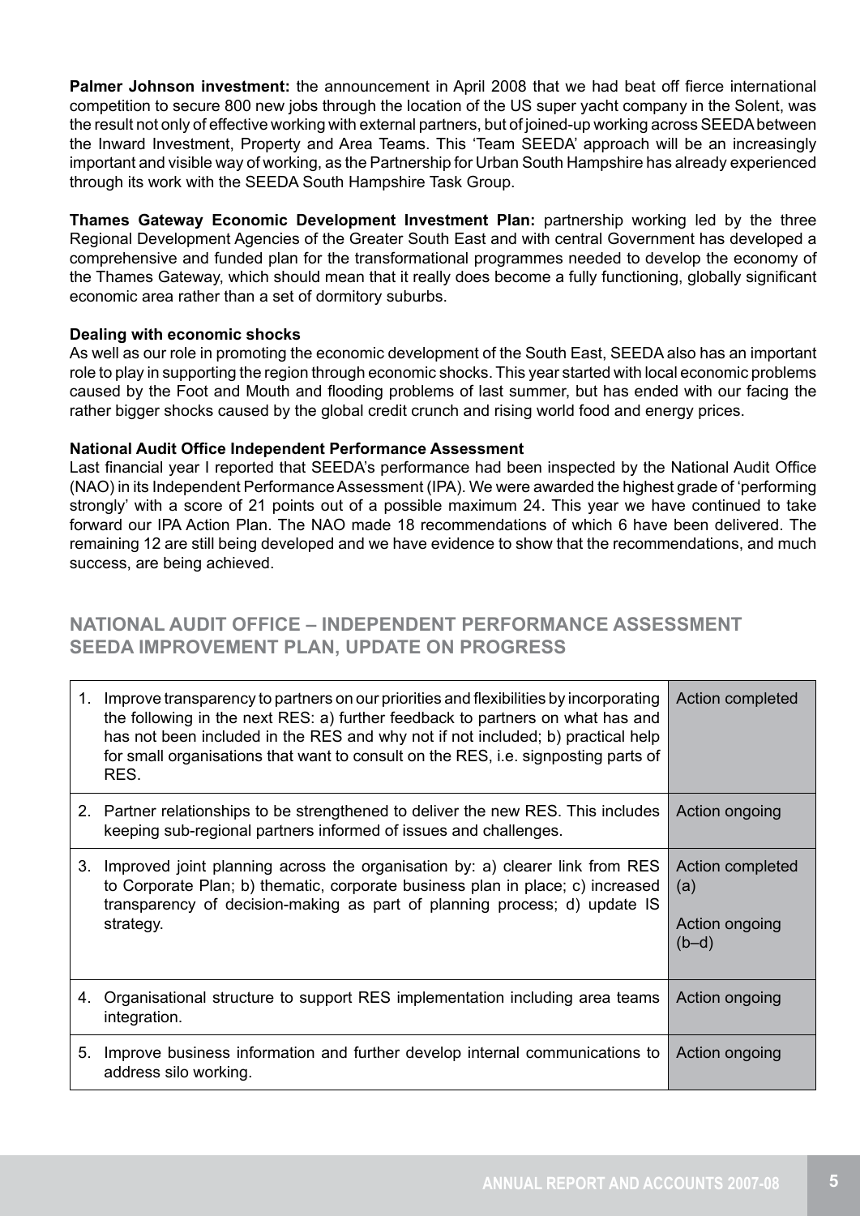**Palmer Johnson investment:** the announcement in April 2008 that we had beat off fierce international competition to secure 800 new jobs through the location of the US super yacht company in the Solent, was the result not only of effective working with external partners, but of joined-up working across SEEDA between the Inward Investment, Property and Area Teams. This 'Team SEEDA' approach will be an increasingly important and visible way of working, as the Partnership for Urban South Hampshire has already experienced through its work with the SEEDA South Hampshire Task Group.

**Thames Gateway Economic Development Investment Plan:** partnership working led by the three Regional Development Agencies of the Greater South East and with central Government has developed a comprehensive and funded plan for the transformational programmes needed to develop the economy of the Thames Gateway, which should mean that it really does become a fully functioning, globally significant economic area rather than a set of dormitory suburbs.

**Dealing with economic shocks**

As well as our role in promoting the economic development of the South East, SEEDA also has an important role to play in supporting the region through economic shocks. This year started with local economic problems caused by the Foot and Mouth and flooding problems of last summer, but has ended with our facing the rather bigger shocks caused by the global credit crunch and rising world food and energy prices.

**National Audit Office Independent Performance Assessment**

Last financial year I reported that SEEDA's performance had been inspected by the National Audit Office (NAO) in its Independent Performance Assessment (IPA). We were awarded the highest grade of 'performing strongly' with a score of 21 points out of a possible maximum 24. This year we have continued to take forward our IPA Action Plan. The NAO made 18 recommendations of which 6 have been delivered. The remaining 12 are still being developed and we have evidence to show that the recommendations, and much success, are being achieved.

## NATIONAL AUDIT OFFICE – INDEPENDENT PERFORMANCE ASSESSMENT SEEDA IMPROVEMENT PLAN, UPDATE ON PROGRESS

| Recommendation | Progress |
|---|---|
| 1. Improve transparency to partners on our priorities and flexibilities by incorporating the following in the next RES: a) further feedback to partners on what has and has not been included in the RES and why not if not included; b) practical help for small organisations that want to consult on the RES, i.e. signposting parts of RES. | Action completed |
| 2. Partner relationships to be strengthened to deliver the new RES. This includes keeping sub-regional partners informed of issues and challenges. | Action ongoing |
| 3. Improved joint planning across the organisation by: a) clearer link from RES to Corporate Plan; b) thematic, corporate business plan in place; c) increased transparency of decision-making as part of planning process; d) update IS strategy. | Action completed (a)<br><br>Action ongoing (b–d) |
| 4. Organisational structure to support RES implementation including area teams integration. | Action ongoing |
| 5. Improve business information and further develop internal communications to address silo working. | Action ongoing |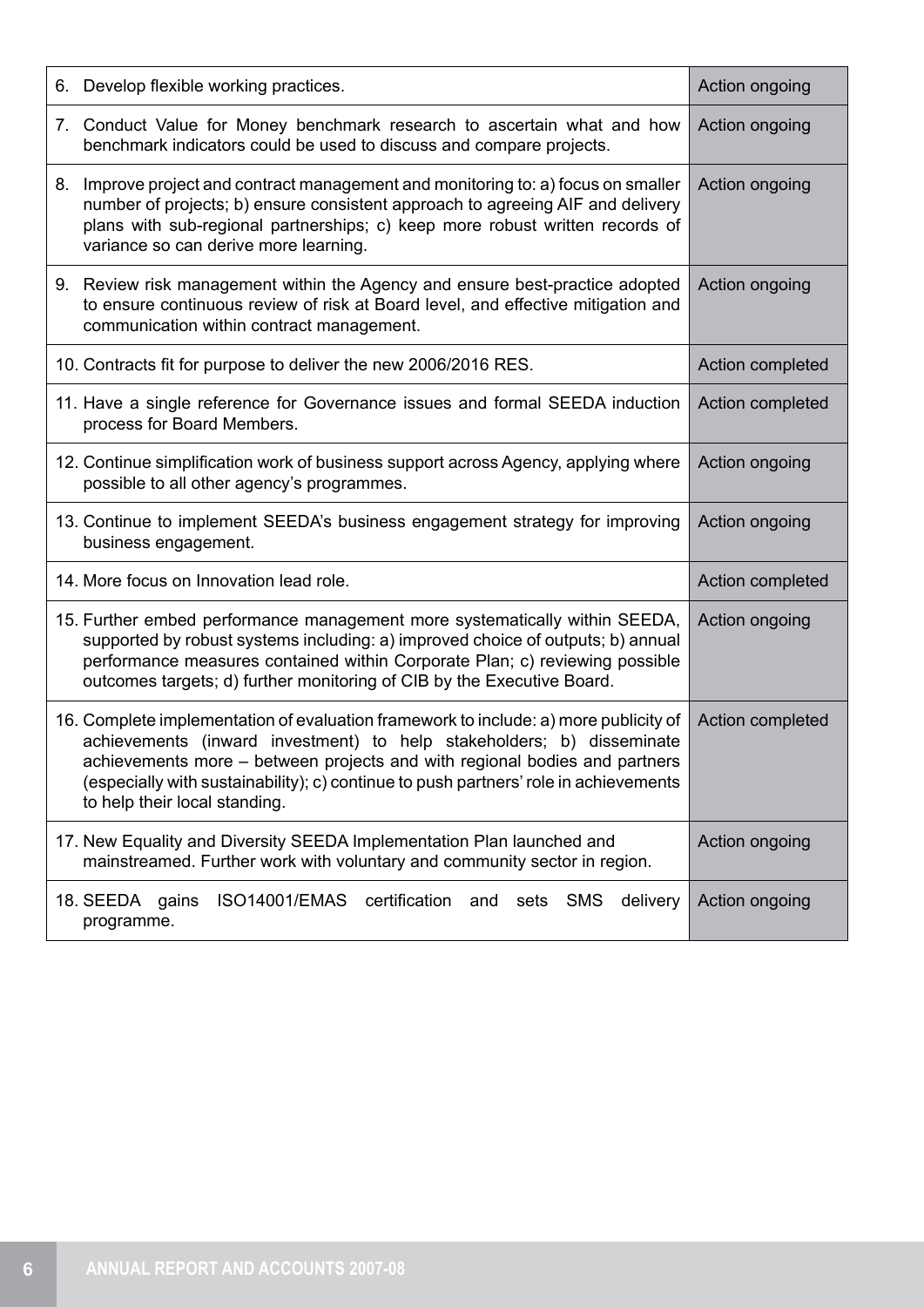| | |
|---|---|
| 6. Develop flexible working practices. | Action ongoing |
| 7. Conduct Value for Money benchmark research to ascertain what and how benchmark indicators could be used to discuss and compare projects. | Action ongoing |
| 8. Improve project and contract management and monitoring to: a) focus on smaller number of projects; b) ensure consistent approach to agreeing AIF and delivery plans with sub-regional partnerships; c) keep more robust written records of variance so can derive more learning. | Action ongoing |
| 9. Review risk management within the Agency and ensure best-practice adopted to ensure continuous review of risk at Board level, and effective mitigation and communication within contract management. | Action ongoing |
| 10. Contracts fit for purpose to deliver the new 2006/2016 RES. | Action completed |
| 11. Have a single reference for Governance issues and formal SEEDA induction process for Board Members. | Action completed |
| 12. Continue simplification work of business support across Agency, applying where possible to all other agency's programmes. | Action ongoing |
| 13. Continue to implement SEEDA's business engagement strategy for improving business engagement. | Action ongoing |
| 14. More focus on Innovation lead role. | Action completed |
| 15. Further embed performance management more systematically within SEEDA, supported by robust systems including: a) improved choice of outputs; b) annual performance measures contained within Corporate Plan; c) reviewing possible outcomes targets; d) further monitoring of CIB by the Executive Board. | Action ongoing |
| 16. Complete implementation of evaluation framework to include: a) more publicity of achievements (inward investment) to help stakeholders; b) disseminate achievements more – between projects and with regional bodies and partners (especially with sustainability); c) continue to push partners' role in achievements to help their local standing. | Action completed |
| 17. New Equality and Diversity SEEDA Implementation Plan launched and mainstreamed. Further work with voluntary and community sector in region. | Action ongoing |
| 18. SEEDA gains ISO14001/EMAS certification and sets SMS delivery programme. | Action ongoing |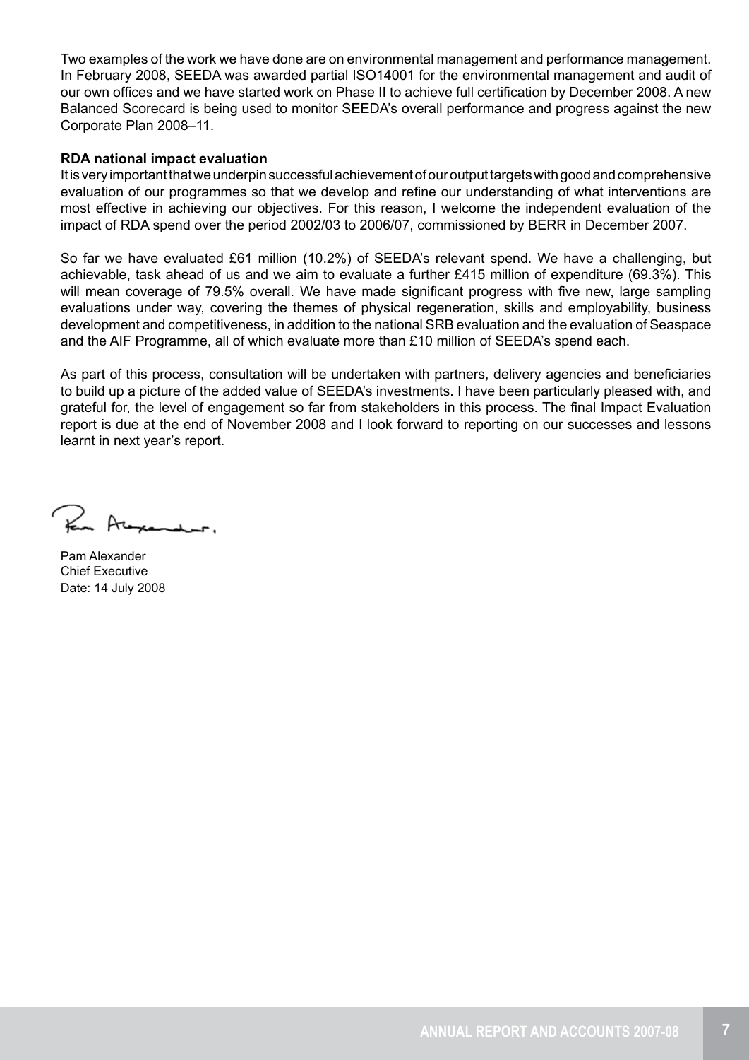Two examples of the work we have done are on environmental management and performance management. In February 2008, SEEDA was awarded partial ISO14001 for the environmental management and audit of our own offices and we have started work on Phase II to achieve full certification by December 2008. A new Balanced Scorecard is being used to monitor SEEDA's overall performance and progress against the new Corporate Plan 2008–11.

**RDA national impact evaluation**

It is very important that we underpin successful achievement of our output targets with good and comprehensive evaluation of our programmes so that we develop and refine our understanding of what interventions are most effective in achieving our objectives. For this reason, I welcome the independent evaluation of the impact of RDA spend over the period 2002/03 to 2006/07, commissioned by BERR in December 2007.

So far we have evaluated £61 million (10.2%) of SEEDA's relevant spend. We have a challenging, but achievable, task ahead of us and we aim to evaluate a further £415 million of expenditure (69.3%). This will mean coverage of 79.5% overall. We have made significant progress with five new, large sampling evaluations under way, covering the themes of physical regeneration, skills and employability, business development and competitiveness, in addition to the national SRB evaluation and the evaluation of Seaspace and the AIF Programme, all of which evaluate more than £10 million of SEEDA's spend each.

As part of this process, consultation will be undertaken with partners, delivery agencies and beneficiaries to build up a picture of the added value of SEEDA's investments. I have been particularly pleased with, and grateful for, the level of engagement so far from stakeholders in this process. The final Impact Evaluation report is due at the end of November 2008 and I look forward to reporting on our successes and lessons learnt in next year's report.

Pam Alexander
Chief Executive
Date: 14 July 2008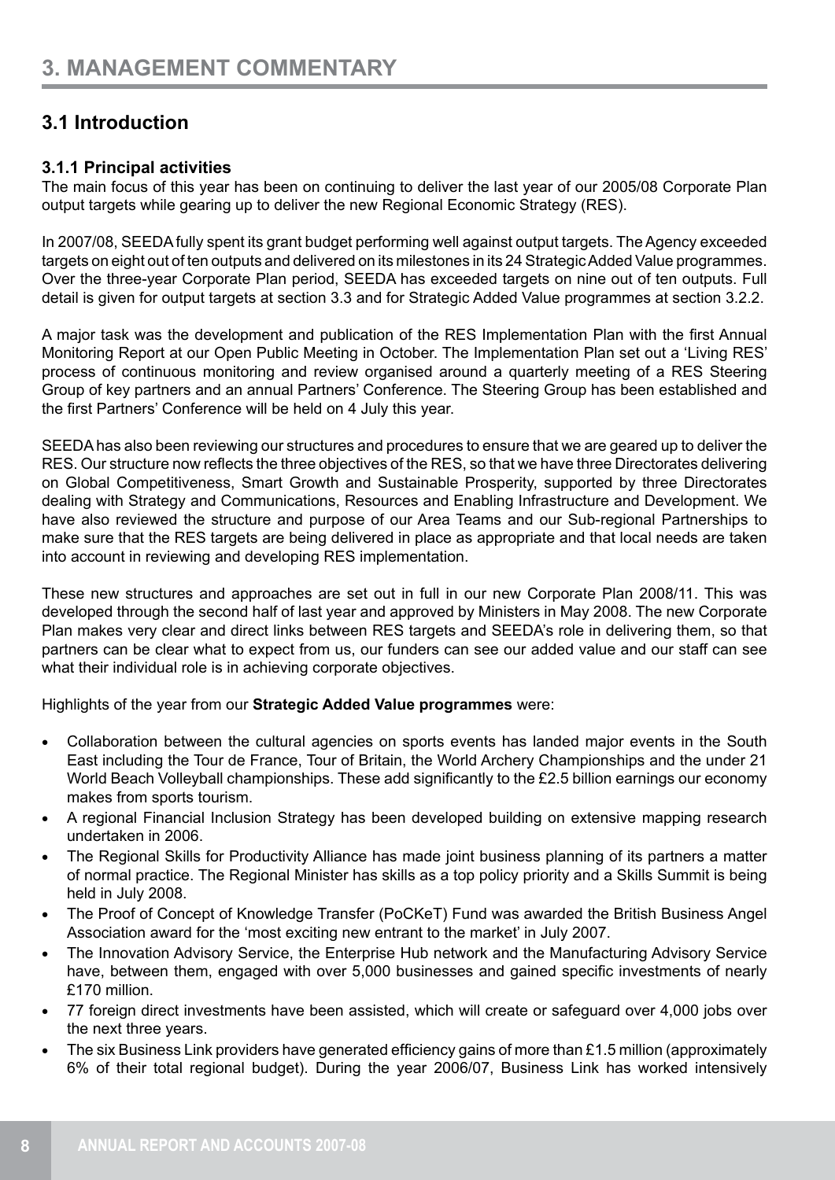# 3. MANAGEMENT COMMENTARY

## 3.1 Introduction

### 3.1.1 Principal activities

The main focus of this year has been on continuing to deliver the last year of our 2005/08 Corporate Plan output targets while gearing up to deliver the new Regional Economic Strategy (RES).

In 2007/08, SEEDA fully spent its grant budget performing well against output targets. The Agency exceeded targets on eight out of ten outputs and delivered on its milestones in its 24 Strategic Added Value programmes. Over the three-year Corporate Plan period, SEEDA has exceeded targets on nine out of ten outputs. Full detail is given for output targets at section 3.3 and for Strategic Added Value programmes at section 3.2.2.

A major task was the development and publication of the RES Implementation Plan with the first Annual Monitoring Report at our Open Public Meeting in October. The Implementation Plan set out a 'Living RES' process of continuous monitoring and review organised around a quarterly meeting of a RES Steering Group of key partners and an annual Partners' Conference. The Steering Group has been established and the first Partners' Conference will be held on 4 July this year.

SEEDA has also been reviewing our structures and procedures to ensure that we are geared up to deliver the RES. Our structure now reflects the three objectives of the RES, so that we have three Directorates delivering on Global Competitiveness, Smart Growth and Sustainable Prosperity, supported by three Directorates dealing with Strategy and Communications, Resources and Enabling Infrastructure and Development. We have also reviewed the structure and purpose of our Area Teams and our Sub-regional Partnerships to make sure that the RES targets are being delivered in place as appropriate and that local needs are taken into account in reviewing and developing RES implementation.

These new structures and approaches are set out in full in our new Corporate Plan 2008/11. This was developed through the second half of last year and approved by Ministers in May 2008. The new Corporate Plan makes very clear and direct links between RES targets and SEEDA's role in delivering them, so that partners can be clear what to expect from us, our funders can see our added value and our staff can see what their individual role is in achieving corporate objectives.

Highlights of the year from our **Strategic Added Value programmes** were:

- Collaboration between the cultural agencies on sports events has landed major events in the South East including the Tour de France, Tour of Britain, the World Archery Championships and the under 21 World Beach Volleyball championships. These add significantly to the £2.5 billion earnings our economy makes from sports tourism.
- A regional Financial Inclusion Strategy has been developed building on extensive mapping research undertaken in 2006.
- The Regional Skills for Productivity Alliance has made joint business planning of its partners a matter of normal practice. The Regional Minister has skills as a top policy priority and a Skills Summit is being held in July 2008.
- The Proof of Concept of Knowledge Transfer (PoCKeT) Fund was awarded the British Business Angel Association award for the 'most exciting new entrant to the market' in July 2007.
- The Innovation Advisory Service, the Enterprise Hub network and the Manufacturing Advisory Service have, between them, engaged with over 5,000 businesses and gained specific investments of nearly £170 million.
- 77 foreign direct investments have been assisted, which will create or safeguard over 4,000 jobs over the next three years.
- The six Business Link providers have generated efficiency gains of more than £1.5 million (approximately 6% of their total regional budget). During the year 2006/07, Business Link has worked intensively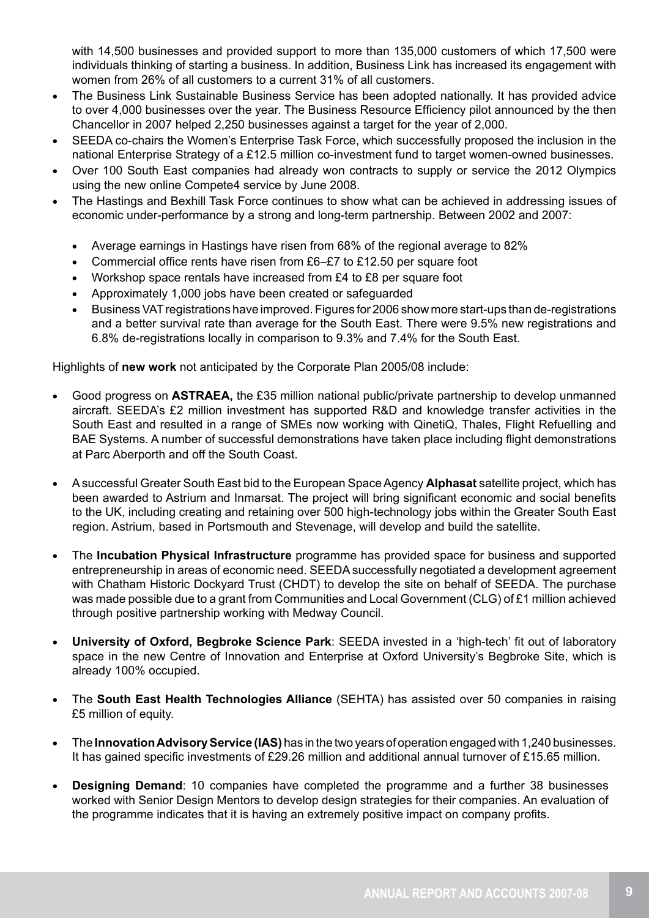with 14,500 businesses and provided support to more than 135,000 customers of which 17,500 were individuals thinking of starting a business. In addition, Business Link has increased its engagement with women from 26% of all customers to a current 31% of all customers.

- The Business Link Sustainable Business Service has been adopted nationally. It has provided advice to over 4,000 businesses over the year. The Business Resource Efficiency pilot announced by the then Chancellor in 2007 helped 2,250 businesses against a target for the year of 2,000.
- SEEDA co-chairs the Women's Enterprise Task Force, which successfully proposed the inclusion in the national Enterprise Strategy of a £12.5 million co-investment fund to target women-owned businesses.
- Over 100 South East companies had already won contracts to supply or service the 2012 Olympics using the new online Compete4 service by June 2008.
- The Hastings and Bexhill Task Force continues to show what can be achieved in addressing issues of economic under-performance by a strong and long-term partnership. Between 2002 and 2007:
  - Average earnings in Hastings have risen from 68% of the regional average to 82%
  - Commercial office rents have risen from £6–£7 to £12.50 per square foot
  - Workshop space rentals have increased from £4 to £8 per square foot
  - Approximately 1,000 jobs have been created or safeguarded
  - Business VAT registrations have improved. Figures for 2006 show more start-ups than de-registrations and a better survival rate than average for the South East. There were 9.5% new registrations and 6.8% de-registrations locally in comparison to 9.3% and 7.4% for the South East.

Highlights of **new work** not anticipated by the Corporate Plan 2005/08 include:

- Good progress on **ASTRAEA,** the £35 million national public/private partnership to develop unmanned aircraft. SEEDA's £2 million investment has supported R&D and knowledge transfer activities in the South East and resulted in a range of SMEs now working with QinetiQ, Thales, Flight Refuelling and BAE Systems. A number of successful demonstrations have taken place including flight demonstrations at Parc Aberporth and off the South Coast.
- A successful Greater South East bid to the European Space Agency **Alphasat** satellite project, which has been awarded to Astrium and Inmarsat. The project will bring significant economic and social benefits to the UK, including creating and retaining over 500 high-technology jobs within the Greater South East region. Astrium, based in Portsmouth and Stevenage, will develop and build the satellite.
- The **Incubation Physical Infrastructure** programme has provided space for business and supported entrepreneurship in areas of economic need. SEEDA successfully negotiated a development agreement with Chatham Historic Dockyard Trust (CHDT) to develop the site on behalf of SEEDA. The purchase was made possible due to a grant from Communities and Local Government (CLG) of £1 million achieved through positive partnership working with Medway Council.
- **University of Oxford, Begbroke Science Park**: SEEDA invested in a 'high-tech' fit out of laboratory space in the new Centre of Innovation and Enterprise at Oxford University's Begbroke Site, which is already 100% occupied.
- The **South East Health Technologies Alliance** (SEHTA) has assisted over 50 companies in raising £5 million of equity.
- The **Innovation Advisory Service (IAS)** has in the two years of operation engaged with 1,240 businesses. It has gained specific investments of £29.26 million and additional annual turnover of £15.65 million.
- **Designing Demand**: 10 companies have completed the programme and a further 38 businesses worked with Senior Design Mentors to develop design strategies for their companies. An evaluation of the programme indicates that it is having an extremely positive impact on company profits.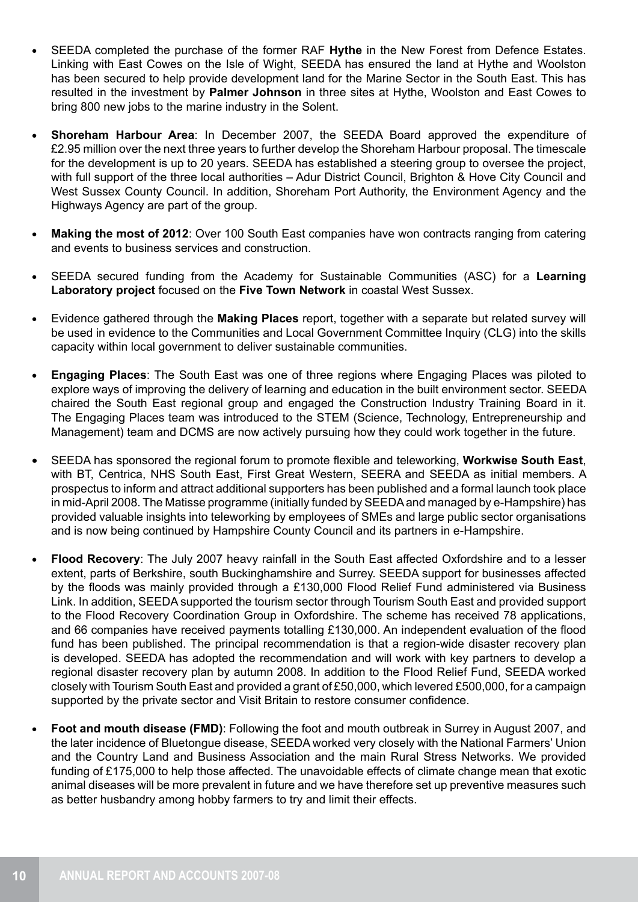- SEEDA completed the purchase of the former RAF **Hythe** in the New Forest from Defence Estates. Linking with East Cowes on the Isle of Wight, SEEDA has ensured the land at Hythe and Woolston has been secured to help provide development land for the Marine Sector in the South East. This has resulted in the investment by **Palmer Johnson** in three sites at Hythe, Woolston and East Cowes to bring 800 new jobs to the marine industry in the Solent.

- **Shoreham Harbour Area**: In December 2007, the SEEDA Board approved the expenditure of £2.95 million over the next three years to further develop the Shoreham Harbour proposal. The timescale for the development is up to 20 years. SEEDA has established a steering group to oversee the project, with full support of the three local authorities – Adur District Council, Brighton & Hove City Council and West Sussex County Council. In addition, Shoreham Port Authority, the Environment Agency and the Highways Agency are part of the group.

- **Making the most of 2012**: Over 100 South East companies have won contracts ranging from catering and events to business services and construction.

- SEEDA secured funding from the Academy for Sustainable Communities (ASC) for a **Learning Laboratory project** focused on the **Five Town Network** in coastal West Sussex.

- Evidence gathered through the **Making Places** report, together with a separate but related survey will be used in evidence to the Communities and Local Government Committee Inquiry (CLG) into the skills capacity within local government to deliver sustainable communities.

- **Engaging Places**: The South East was one of three regions where Engaging Places was piloted to explore ways of improving the delivery of learning and education in the built environment sector. SEEDA chaired the South East regional group and engaged the Construction Industry Training Board in it. The Engaging Places team was introduced to the STEM (Science, Technology, Entrepreneurship and Management) team and DCMS are now actively pursuing how they could work together in the future.

- SEEDA has sponsored the regional forum to promote flexible and teleworking, **Workwise South East**, with BT, Centrica, NHS South East, First Great Western, SEERA and SEEDA as initial members. A prospectus to inform and attract additional supporters has been published and a formal launch took place in mid-April 2008. The Matisse programme (initially funded by SEEDA and managed by e-Hampshire) has provided valuable insights into teleworking by employees of SMEs and large public sector organisations and is now being continued by Hampshire County Council and its partners in e-Hampshire.

- **Flood Recovery**: The July 2007 heavy rainfall in the South East affected Oxfordshire and to a lesser extent, parts of Berkshire, south Buckinghamshire and Surrey. SEEDA support for businesses affected by the floods was mainly provided through a £130,000 Flood Relief Fund administered via Business Link. In addition, SEEDA supported the tourism sector through Tourism South East and provided support to the Flood Recovery Coordination Group in Oxfordshire. The scheme has received 78 applications, and 66 companies have received payments totalling £130,000. An independent evaluation of the flood fund has been published. The principal recommendation is that a region-wide disaster recovery plan is developed. SEEDA has adopted the recommendation and will work with key partners to develop a regional disaster recovery plan by autumn 2008. In addition to the Flood Relief Fund, SEEDA worked closely with Tourism South East and provided a grant of £50,000, which levered £500,000, for a campaign supported by the private sector and Visit Britain to restore consumer confidence.

- **Foot and mouth disease (FMD)**: Following the foot and mouth outbreak in Surrey in August 2007, and the later incidence of Bluetongue disease, SEEDA worked very closely with the National Farmers' Union and the Country Land and Business Association and the main Rural Stress Networks. We provided funding of £175,000 to help those affected. The unavoidable effects of climate change mean that exotic animal diseases will be more prevalent in future and we have therefore set up preventive measures such as better husbandry among hobby farmers to try and limit their effects.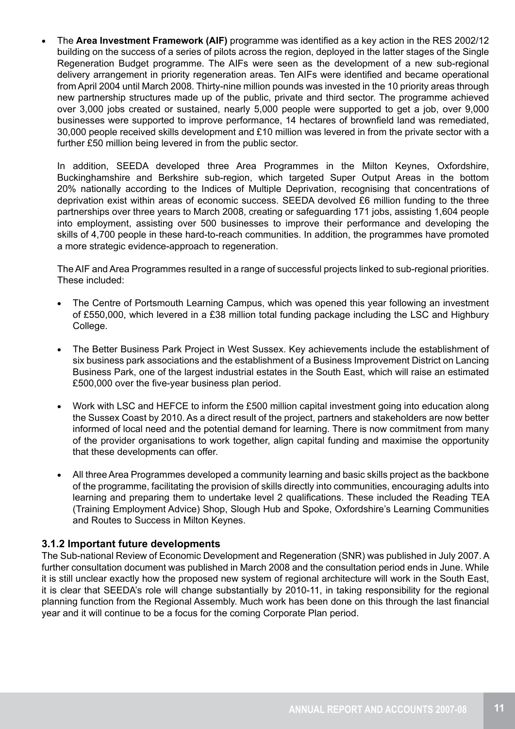- The **Area Investment Framework (AIF)** programme was identified as a key action in the RES 2002/12 building on the success of a series of pilots across the region, deployed in the latter stages of the Single Regeneration Budget programme. The AIFs were seen as the development of a new sub-regional delivery arrangement in priority regeneration areas. Ten AIFs were identified and became operational from April 2004 until March 2008. Thirty-nine million pounds was invested in the 10 priority areas through new partnership structures made up of the public, private and third sector. The programme achieved over 3,000 jobs created or sustained, nearly 5,000 people were supported to get a job, over 9,000 businesses were supported to improve performance, 14 hectares of brownfield land was remediated, 30,000 people received skills development and £10 million was levered in from the private sector with a further £50 million being levered in from the public sector.

  In addition, SEEDA developed three Area Programmes in the Milton Keynes, Oxfordshire, Buckinghamshire and Berkshire sub-region, which targeted Super Output Areas in the bottom 20% nationally according to the Indices of Multiple Deprivation, recognising that concentrations of deprivation exist within areas of economic success. SEEDA devolved £6 million funding to the three partnerships over three years to March 2008, creating or safeguarding 171 jobs, assisting 1,604 people into employment, assisting over 500 businesses to improve their performance and developing the skills of 4,700 people in these hard-to-reach communities. In addition, the programmes have promoted a more strategic evidence-approach to regeneration.

  The AIF and Area Programmes resulted in a range of successful projects linked to sub-regional priorities. These included:

  - The Centre of Portsmouth Learning Campus, which was opened this year following an investment of £550,000, which levered in a £38 million total funding package including the LSC and Highbury College.
  - The Better Business Park Project in West Sussex. Key achievements include the establishment of six business park associations and the establishment of a Business Improvement District on Lancing Business Park, one of the largest industrial estates in the South East, which will raise an estimated £500,000 over the five-year business plan period.
  - Work with LSC and HEFCE to inform the £500 million capital investment going into education along the Sussex Coast by 2010. As a direct result of the project, partners and stakeholders are now better informed of local need and the potential demand for learning. There is now commitment from many of the provider organisations to work together, align capital funding and maximise the opportunity that these developments can offer.
  - All three Area Programmes developed a community learning and basic skills project as the backbone of the programme, facilitating the provision of skills directly into communities, encouraging adults into learning and preparing them to undertake level 2 qualifications. These included the Reading TEA (Training Employment Advice) Shop, Slough Hub and Spoke, Oxfordshire's Learning Communities and Routes to Success in Milton Keynes.

### 3.1.2 Important future developments

The Sub-national Review of Economic Development and Regeneration (SNR) was published in July 2007. A further consultation document was published in March 2008 and the consultation period ends in June. While it is still unclear exactly how the proposed new system of regional architecture will work in the South East, it is clear that SEEDA's role will change substantially by 2010-11, in taking responsibility for the regional planning function from the Regional Assembly. Much work has been done on this through the last financial year and it will continue to be a focus for the coming Corporate Plan period.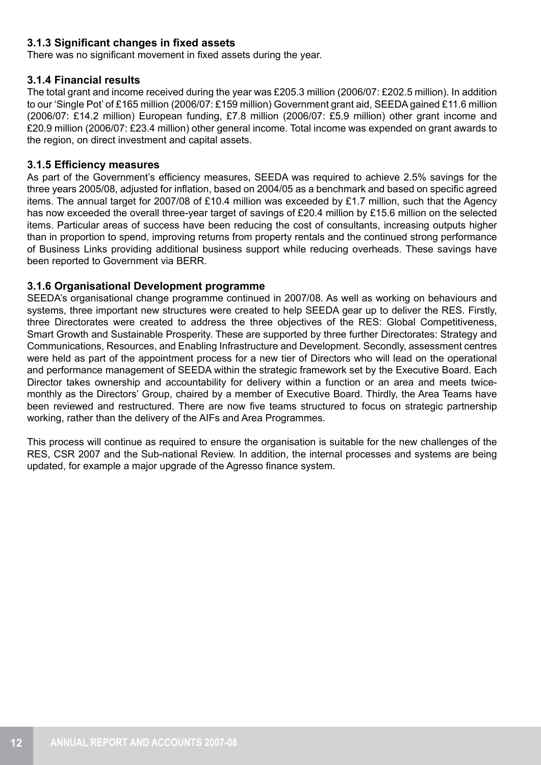### 3.1.3 Significant changes in fixed assets

There was no significant movement in fixed assets during the year.

### 3.1.4 Financial results

The total grant and income received during the year was £205.3 million (2006/07: £202.5 million). In addition to our 'Single Pot' of £165 million (2006/07: £159 million) Government grant aid, SEEDA gained £11.6 million (2006/07: £14.2 million) European funding, £7.8 million (2006/07: £5.9 million) other grant income and £20.9 million (2006/07: £23.4 million) other general income. Total income was expended on grant awards to the region, on direct investment and capital assets.

### 3.1.5 Efficiency measures

As part of the Government's efficiency measures, SEEDA was required to achieve 2.5% savings for the three years 2005/08, adjusted for inflation, based on 2004/05 as a benchmark and based on specific agreed items. The annual target for 2007/08 of £10.4 million was exceeded by £1.7 million, such that the Agency has now exceeded the overall three-year target of savings of £20.4 million by £15.6 million on the selected items. Particular areas of success have been reducing the cost of consultants, increasing outputs higher than in proportion to spend, improving returns from property rentals and the continued strong performance of Business Links providing additional business support while reducing overheads. These savings have been reported to Government via BERR.

### 3.1.6 Organisational Development programme

SEEDA's organisational change programme continued in 2007/08. As well as working on behaviours and systems, three important new structures were created to help SEEDA gear up to deliver the RES. Firstly, three Directorates were created to address the three objectives of the RES: Global Competitiveness, Smart Growth and Sustainable Prosperity. These are supported by three further Directorates: Strategy and Communications, Resources, and Enabling Infrastructure and Development. Secondly, assessment centres were held as part of the appointment process for a new tier of Directors who will lead on the operational and performance management of SEEDA within the strategic framework set by the Executive Board. Each Director takes ownership and accountability for delivery within a function or an area and meets twice-monthly as the Directors' Group, chaired by a member of Executive Board. Thirdly, the Area Teams have been reviewed and restructured. There are now five teams structured to focus on strategic partnership working, rather than the delivery of the AIFs and Area Programmes.

This process will continue as required to ensure the organisation is suitable for the new challenges of the RES, CSR 2007 and the Sub-national Review. In addition, the internal processes and systems are being updated, for example a major upgrade of the Agresso finance system.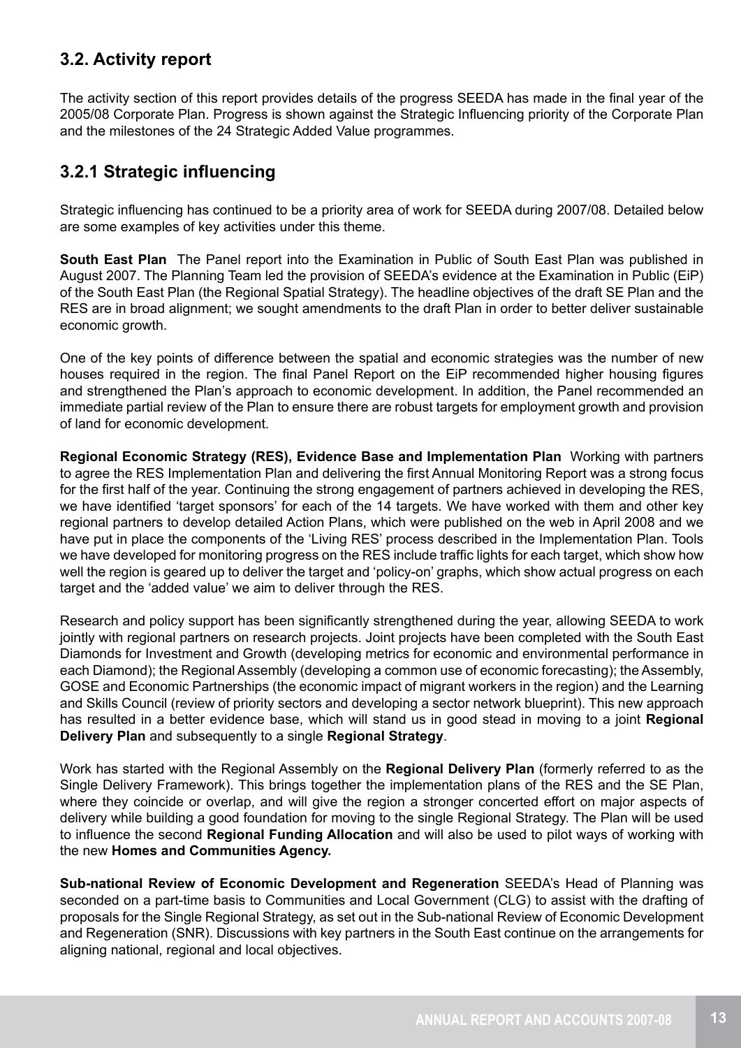## 3.2. Activity report

The activity section of this report provides details of the progress SEEDA has made in the final year of the 2005/08 Corporate Plan. Progress is shown against the Strategic Influencing priority of the Corporate Plan and the milestones of the 24 Strategic Added Value programmes.

## 3.2.1 Strategic influencing

Strategic influencing has continued to be a priority area of work for SEEDA during 2007/08. Detailed below are some examples of key activities under this theme.

**South East Plan** The Panel report into the Examination in Public of South East Plan was published in August 2007. The Planning Team led the provision of SEEDA's evidence at the Examination in Public (EiP) of the South East Plan (the Regional Spatial Strategy). The headline objectives of the draft SE Plan and the RES are in broad alignment; we sought amendments to the draft Plan in order to better deliver sustainable economic growth.

One of the key points of difference between the spatial and economic strategies was the number of new houses required in the region. The final Panel Report on the EiP recommended higher housing figures and strengthened the Plan's approach to economic development. In addition, the Panel recommended an immediate partial review of the Plan to ensure there are robust targets for employment growth and provision of land for economic development.

**Regional Economic Strategy (RES), Evidence Base and Implementation Plan** Working with partners to agree the RES Implementation Plan and delivering the first Annual Monitoring Report was a strong focus for the first half of the year. Continuing the strong engagement of partners achieved in developing the RES, we have identified 'target sponsors' for each of the 14 targets. We have worked with them and other key regional partners to develop detailed Action Plans, which were published on the web in April 2008 and we have put in place the components of the 'Living RES' process described in the Implementation Plan. Tools we have developed for monitoring progress on the RES include traffic lights for each target, which show how well the region is geared up to deliver the target and 'policy-on' graphs, which show actual progress on each target and the 'added value' we aim to deliver through the RES.

Research and policy support has been significantly strengthened during the year, allowing SEEDA to work jointly with regional partners on research projects. Joint projects have been completed with the South East Diamonds for Investment and Growth (developing metrics for economic and environmental performance in each Diamond); the Regional Assembly (developing a common use of economic forecasting); the Assembly, GOSE and Economic Partnerships (the economic impact of migrant workers in the region) and the Learning and Skills Council (review of priority sectors and developing a sector network blueprint). This new approach has resulted in a better evidence base, which will stand us in good stead in moving to a joint **Regional Delivery Plan** and subsequently to a single **Regional Strategy**.

Work has started with the Regional Assembly on the **Regional Delivery Plan** (formerly referred to as the Single Delivery Framework). This brings together the implementation plans of the RES and the SE Plan, where they coincide or overlap, and will give the region a stronger concerted effort on major aspects of delivery while building a good foundation for moving to the single Regional Strategy. The Plan will be used to influence the second **Regional Funding Allocation** and will also be used to pilot ways of working with the new **Homes and Communities Agency.**

**Sub-national Review of Economic Development and Regeneration** SEEDA's Head of Planning was seconded on a part-time basis to Communities and Local Government (CLG) to assist with the drafting of proposals for the Single Regional Strategy, as set out in the Sub-national Review of Economic Development and Regeneration (SNR). Discussions with key partners in the South East continue on the arrangements for aligning national, regional and local objectives.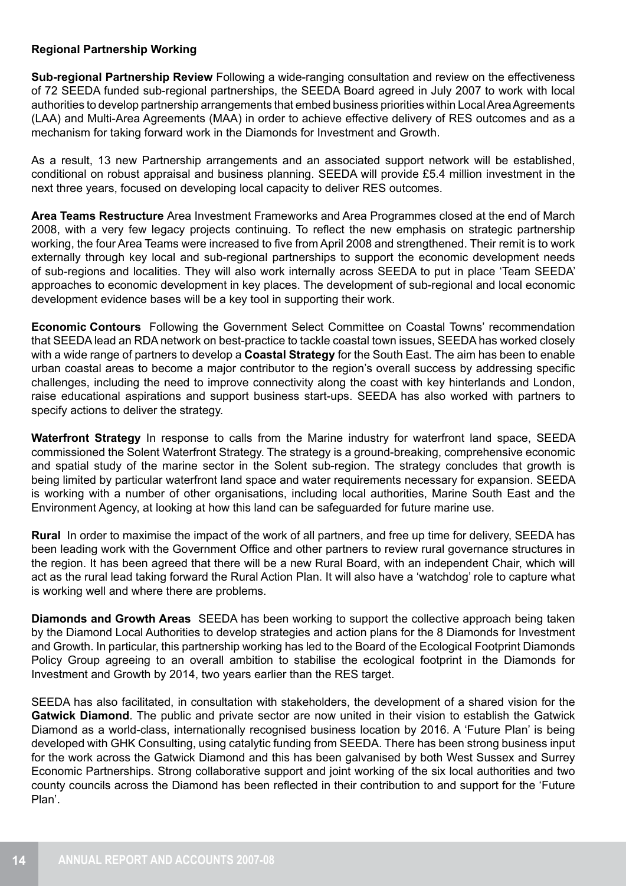## Regional Partnership Working

**Sub-regional Partnership Review** Following a wide-ranging consultation and review on the effectiveness of 72 SEEDA funded sub-regional partnerships, the SEEDA Board agreed in July 2007 to work with local authorities to develop partnership arrangements that embed business priorities within Local Area Agreements (LAA) and Multi-Area Agreements (MAA) in order to achieve effective delivery of RES outcomes and as a mechanism for taking forward work in the Diamonds for Investment and Growth.

As a result, 13 new Partnership arrangements and an associated support network will be established, conditional on robust appraisal and business planning. SEEDA will provide £5.4 million investment in the next three years, focused on developing local capacity to deliver RES outcomes.

**Area Teams Restructure** Area Investment Frameworks and Area Programmes closed at the end of March 2008, with a very few legacy projects continuing. To reflect the new emphasis on strategic partnership working, the four Area Teams were increased to five from April 2008 and strengthened. Their remit is to work externally through key local and sub-regional partnerships to support the economic development needs of sub-regions and localities. They will also work internally across SEEDA to put in place 'Team SEEDA' approaches to economic development in key places. The development of sub-regional and local economic development evidence bases will be a key tool in supporting their work.

**Economic Contours** Following the Government Select Committee on Coastal Towns' recommendation that SEEDA lead an RDA network on best-practice to tackle coastal town issues, SEEDA has worked closely with a wide range of partners to develop a **Coastal Strategy** for the South East. The aim has been to enable urban coastal areas to become a major contributor to the region's overall success by addressing specific challenges, including the need to improve connectivity along the coast with key hinterlands and London, raise educational aspirations and support business start-ups. SEEDA has also worked with partners to specify actions to deliver the strategy.

**Waterfront Strategy** In response to calls from the Marine industry for waterfront land space, SEEDA commissioned the Solent Waterfront Strategy. The strategy is a ground-breaking, comprehensive economic and spatial study of the marine sector in the Solent sub-region. The strategy concludes that growth is being limited by particular waterfront land space and water requirements necessary for expansion. SEEDA is working with a number of other organisations, including local authorities, Marine South East and the Environment Agency, at looking at how this land can be safeguarded for future marine use.

**Rural** In order to maximise the impact of the work of all partners, and free up time for delivery, SEEDA has been leading work with the Government Office and other partners to review rural governance structures in the region. It has been agreed that there will be a new Rural Board, with an independent Chair, which will act as the rural lead taking forward the Rural Action Plan. It will also have a 'watchdog' role to capture what is working well and where there are problems.

**Diamonds and Growth Areas** SEEDA has been working to support the collective approach being taken by the Diamond Local Authorities to develop strategies and action plans for the 8 Diamonds for Investment and Growth. In particular, this partnership working has led to the Board of the Ecological Footprint Diamonds Policy Group agreeing to an overall ambition to stabilise the ecological footprint in the Diamonds for Investment and Growth by 2014, two years earlier than the RES target.

SEEDA has also facilitated, in consultation with stakeholders, the development of a shared vision for the **Gatwick Diamond**. The public and private sector are now united in their vision to establish the Gatwick Diamond as a world-class, internationally recognised business location by 2016. A 'Future Plan' is being developed with GHK Consulting, using catalytic funding from SEEDA. There has been strong business input for the work across the Gatwick Diamond and this has been galvanised by both West Sussex and Surrey Economic Partnerships. Strong collaborative support and joint working of the six local authorities and two county councils across the Diamond has been reflected in their contribution to and support for the 'Future Plan'.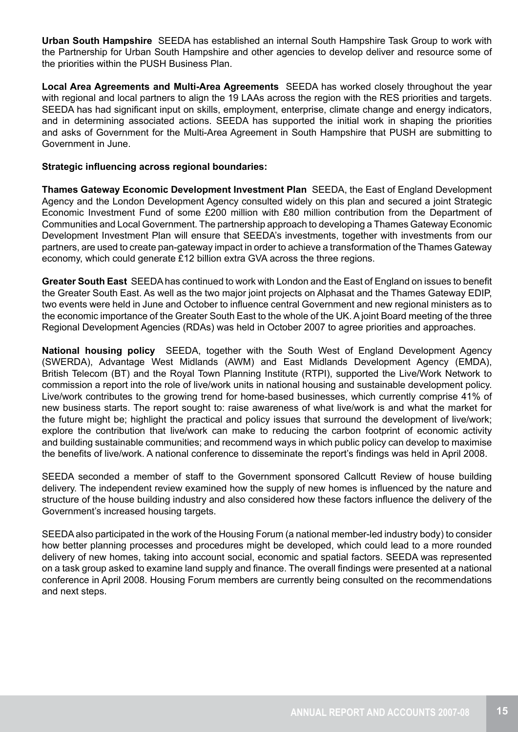**Urban South Hampshire** SEEDA has established an internal South Hampshire Task Group to work with the Partnership for Urban South Hampshire and other agencies to develop deliver and resource some of the priorities within the PUSH Business Plan.

**Local Area Agreements and Multi-Area Agreements** SEEDA has worked closely throughout the year with regional and local partners to align the 19 LAAs across the region with the RES priorities and targets. SEEDA has had significant input on skills, employment, enterprise, climate change and energy indicators, and in determining associated actions. SEEDA has supported the initial work in shaping the priorities and asks of Government for the Multi-Area Agreement in South Hampshire that PUSH are submitting to Government in June.

**Strategic influencing across regional boundaries:**

**Thames Gateway Economic Development Investment Plan** SEEDA, the East of England Development Agency and the London Development Agency consulted widely on this plan and secured a joint Strategic Economic Investment Fund of some £200 million with £80 million contribution from the Department of Communities and Local Government. The partnership approach to developing a Thames Gateway Economic Development Investment Plan will ensure that SEEDA's investments, together with investments from our partners, are used to create pan-gateway impact in order to achieve a transformation of the Thames Gateway economy, which could generate £12 billion extra GVA across the three regions.

**Greater South East** SEEDA has continued to work with London and the East of England on issues to benefit the Greater South East. As well as the two major joint projects on Alphasat and the Thames Gateway EDIP, two events were held in June and October to influence central Government and new regional ministers as to the economic importance of the Greater South East to the whole of the UK. A joint Board meeting of the three Regional Development Agencies (RDAs) was held in October 2007 to agree priorities and approaches.

**National housing policy** SEEDA, together with the South West of England Development Agency (SWERDA), Advantage West Midlands (AWM) and East Midlands Development Agency (EMDA), British Telecom (BT) and the Royal Town Planning Institute (RTPI), supported the Live/Work Network to commission a report into the role of live/work units in national housing and sustainable development policy. Live/work contributes to the growing trend for home-based businesses, which currently comprise 41% of new business starts. The report sought to: raise awareness of what live/work is and what the market for the future might be; highlight the practical and policy issues that surround the development of live/work; explore the contribution that live/work can make to reducing the carbon footprint of economic activity and building sustainable communities; and recommend ways in which public policy can develop to maximise the benefits of live/work. A national conference to disseminate the report's findings was held in April 2008.

SEEDA seconded a member of staff to the Government sponsored Callcutt Review of house building delivery. The independent review examined how the supply of new homes is influenced by the nature and structure of the house building industry and also considered how these factors influence the delivery of the Government's increased housing targets.

SEEDA also participated in the work of the Housing Forum (a national member-led industry body) to consider how better planning processes and procedures might be developed, which could lead to a more rounded delivery of new homes, taking into account social, economic and spatial factors. SEEDA was represented on a task group asked to examine land supply and finance. The overall findings were presented at a national conference in April 2008. Housing Forum members are currently being consulted on the recommendations and next steps.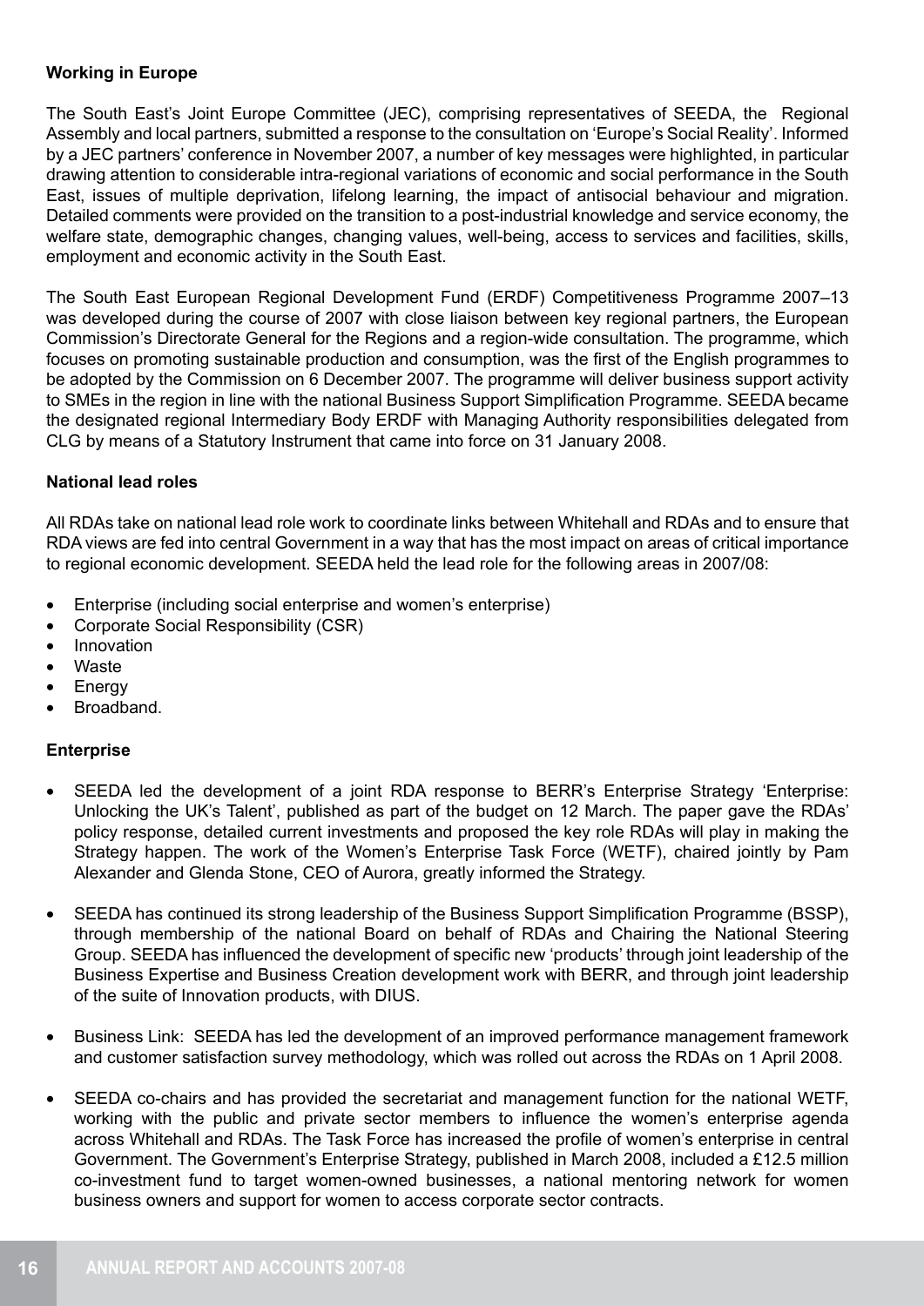**Working in Europe**

The South East's Joint Europe Committee (JEC), comprising representatives of SEEDA, the Regional Assembly and local partners, submitted a response to the consultation on 'Europe's Social Reality'. Informed by a JEC partners' conference in November 2007, a number of key messages were highlighted, in particular drawing attention to considerable intra-regional variations of economic and social performance in the South East, issues of multiple deprivation, lifelong learning, the impact of antisocial behaviour and migration. Detailed comments were provided on the transition to a post-industrial knowledge and service economy, the welfare state, demographic changes, changing values, well-being, access to services and facilities, skills, employment and economic activity in the South East.

The South East European Regional Development Fund (ERDF) Competitiveness Programme 2007–13 was developed during the course of 2007 with close liaison between key regional partners, the European Commission's Directorate General for the Regions and a region-wide consultation. The programme, which focuses on promoting sustainable production and consumption, was the first of the English programmes to be adopted by the Commission on 6 December 2007. The programme will deliver business support activity to SMEs in the region in line with the national Business Support Simplification Programme. SEEDA became the designated regional Intermediary Body ERDF with Managing Authority responsibilities delegated from CLG by means of a Statutory Instrument that came into force on 31 January 2008.

**National lead roles**

All RDAs take on national lead role work to coordinate links between Whitehall and RDAs and to ensure that RDA views are fed into central Government in a way that has the most impact on areas of critical importance to regional economic development. SEEDA held the lead role for the following areas in 2007/08:

- Enterprise (including social enterprise and women's enterprise)
- Corporate Social Responsibility (CSR)
- Innovation
- Waste
- Energy
- Broadband.

**Enterprise**

- SEEDA led the development of a joint RDA response to BERR's Enterprise Strategy 'Enterprise: Unlocking the UK's Talent', published as part of the budget on 12 March. The paper gave the RDAs' policy response, detailed current investments and proposed the key role RDAs will play in making the Strategy happen. The work of the Women's Enterprise Task Force (WETF), chaired jointly by Pam Alexander and Glenda Stone, CEO of Aurora, greatly informed the Strategy.

- SEEDA has continued its strong leadership of the Business Support Simplification Programme (BSSP), through membership of the national Board on behalf of RDAs and Chairing the National Steering Group. SEEDA has influenced the development of specific new 'products' through joint leadership of the Business Expertise and Business Creation development work with BERR, and through joint leadership of the suite of Innovation products, with DIUS.

- Business Link: SEEDA has led the development of an improved performance management framework and customer satisfaction survey methodology, which was rolled out across the RDAs on 1 April 2008.

- SEEDA co-chairs and has provided the secretariat and management function for the national WETF, working with the public and private sector members to influence the women's enterprise agenda across Whitehall and RDAs. The Task Force has increased the profile of women's enterprise in central Government. The Government's Enterprise Strategy, published in March 2008, included a £12.5 million co-investment fund to target women-owned businesses, a national mentoring network for women business owners and support for women to access corporate sector contracts.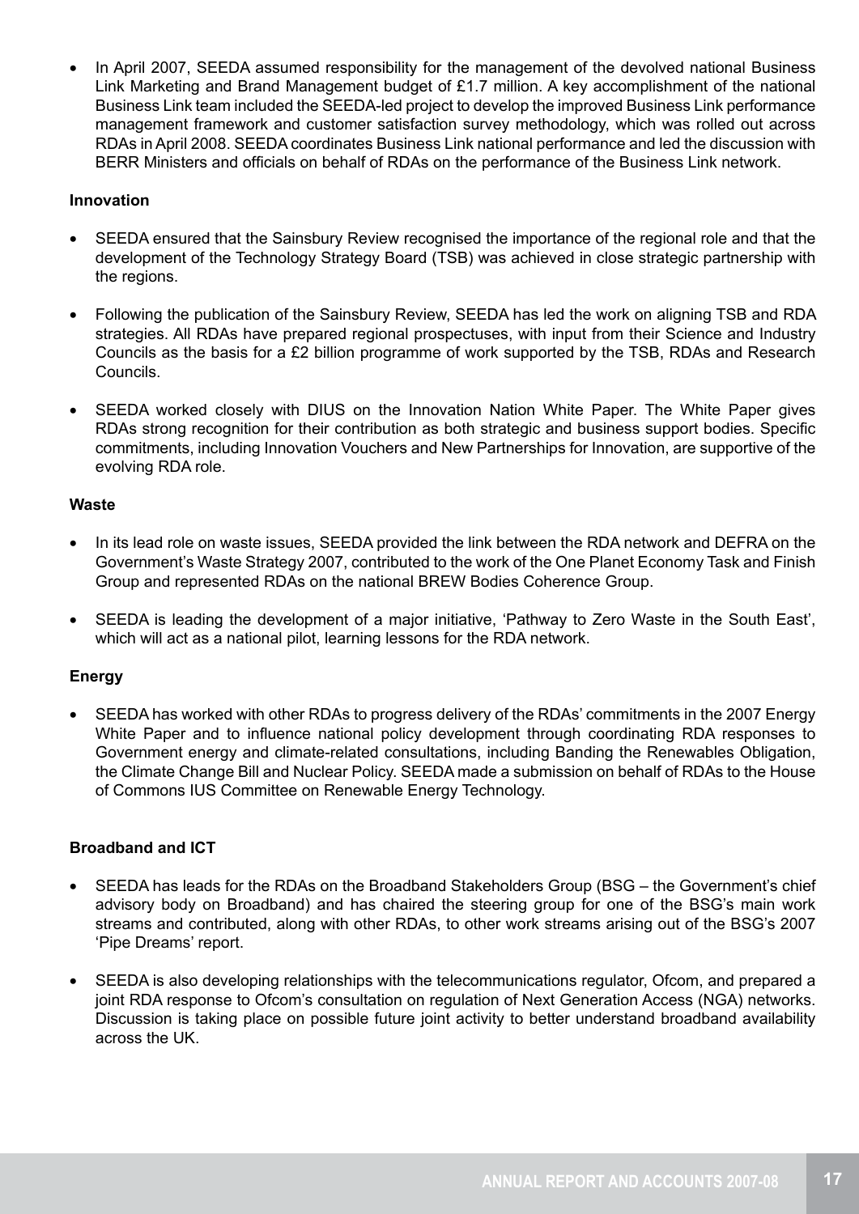- In April 2007, SEEDA assumed responsibility for the management of the devolved national Business Link Marketing and Brand Management budget of £1.7 million. A key accomplishment of the national Business Link team included the SEEDA-led project to develop the improved Business Link performance management framework and customer satisfaction survey methodology, which was rolled out across RDAs in April 2008. SEEDA coordinates Business Link national performance and led the discussion with BERR Ministers and officials on behalf of RDAs on the performance of the Business Link network.

**Innovation**

- SEEDA ensured that the Sainsbury Review recognised the importance of the regional role and that the development of the Technology Strategy Board (TSB) was achieved in close strategic partnership with the regions.
- Following the publication of the Sainsbury Review, SEEDA has led the work on aligning TSB and RDA strategies. All RDAs have prepared regional prospectuses, with input from their Science and Industry Councils as the basis for a £2 billion programme of work supported by the TSB, RDAs and Research Councils.
- SEEDA worked closely with DIUS on the Innovation Nation White Paper. The White Paper gives RDAs strong recognition for their contribution as both strategic and business support bodies. Specific commitments, including Innovation Vouchers and New Partnerships for Innovation, are supportive of the evolving RDA role.

**Waste**

- In its lead role on waste issues, SEEDA provided the link between the RDA network and DEFRA on the Government's Waste Strategy 2007, contributed to the work of the One Planet Economy Task and Finish Group and represented RDAs on the national BREW Bodies Coherence Group.
- SEEDA is leading the development of a major initiative, 'Pathway to Zero Waste in the South East', which will act as a national pilot, learning lessons for the RDA network.

**Energy**

- SEEDA has worked with other RDAs to progress delivery of the RDAs' commitments in the 2007 Energy White Paper and to influence national policy development through coordinating RDA responses to Government energy and climate-related consultations, including Banding the Renewables Obligation, the Climate Change Bill and Nuclear Policy. SEEDA made a submission on behalf of RDAs to the House of Commons IUS Committee on Renewable Energy Technology.

**Broadband and ICT**

- SEEDA has leads for the RDAs on the Broadband Stakeholders Group (BSG – the Government's chief advisory body on Broadband) and has chaired the steering group for one of the BSG's main work streams and contributed, along with other RDAs, to other work streams arising out of the BSG's 2007 'Pipe Dreams' report.
- SEEDA is also developing relationships with the telecommunications regulator, Ofcom, and prepared a joint RDA response to Ofcom's consultation on regulation of Next Generation Access (NGA) networks. Discussion is taking place on possible future joint activity to better understand broadband availability across the UK.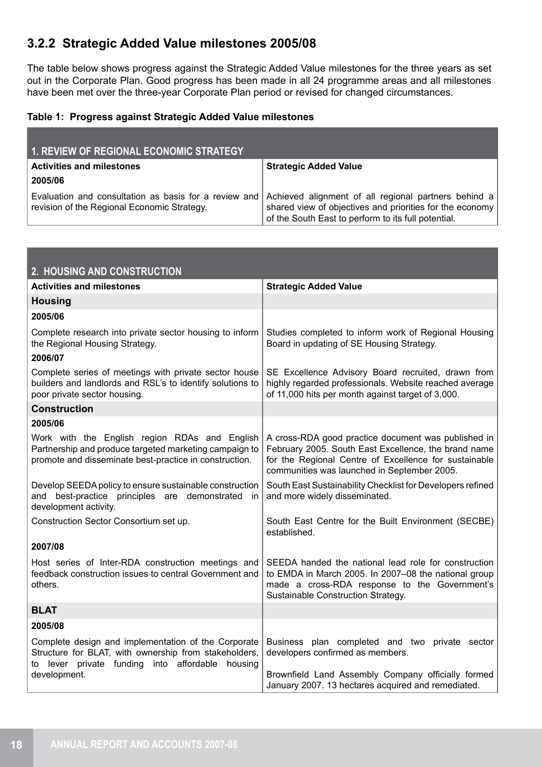### 3.2.2 Strategic Added Value milestones 2005/08

The table below shows progress against the Strategic Added Value milestones for the three years as set out in the Corporate Plan. Good progress has been made in all 24 programme areas and all milestones have been met over the three-year Corporate Plan period or revised for changed circumstances.

**Table 1: Progress against Strategic Added Value milestones**

| **1. REVIEW OF REGIONAL ECONOMIC STRATEGY** | |
|---|---|
| **Activities and milestones** | **Strategic Added Value** |
| **2005/06** | |
| Evaluation and consultation as basis for a review and revision of the Regional Economic Strategy. | Achieved alignment of all regional partners behind a shared view of objectives and priorities for the economy of the South East to perform to its full potential. |

| **2. HOUSING AND CONSTRUCTION** | |
|---|---|
| **Activities and milestones** | **Strategic Added Value** |
| **Housing** | |
| **2005/06** | |
| Complete research into private sector housing to inform the Regional Housing Strategy. | Studies completed to inform work of Regional Housing Board in updating of SE Housing Strategy. |
| **2006/07** | |
| Complete series of meetings with private sector house builders and landlords and RSL's to identify solutions to poor private sector housing. | SE Excellence Advisory Board recruited, drawn from highly regarded professionals. Website reached average of 11,000 hits per month against target of 3,000. |
| **Construction** | |
| **2005/06** | |
| Work with the English region RDAs and English Partnership and produce targeted marketing campaign to promote and disseminate best-practice in construction. | A cross-RDA good practice document was published in February 2005. South East Excellence, the brand name for the Regional Centre of Excellence for sustainable communities was launched in September 2005. |
| Develop SEEDA policy to ensure sustainable construction and best-practice principles are demonstrated in development activity. | South East Sustainability Checklist for Developers refined and more widely disseminated. |
| Construction Sector Consortium set up. | South East Centre for the Built Environment (SECBE) established. |
| **2007/08** | |
| Host series of Inter-RDA construction meetings and feedback construction issues to central Government and others. | SEEDA handed the national lead role for construction to EMDA in March 2005. In 2007–08 the national group made a cross-RDA response to the Government's Sustainable Construction Strategy. |
| **BLAT** | |
| **2005/08** | |
| Complete design and implementation of the Corporate Structure for BLAT, with ownership from stakeholders, to lever private funding into affordable housing development. | Business plan completed and two private sector developers confirmed as members.<br><br>Brownfield Land Assembly Company officially formed January 2007. 13 hectares acquired and remediated. |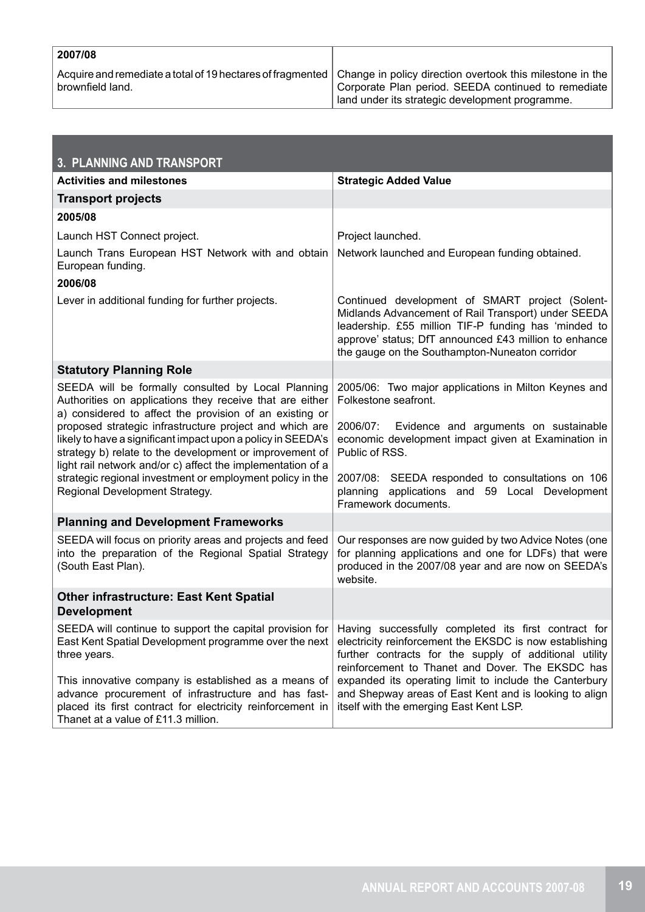| 2007/08 | |
|---|---|
| Acquire and remediate a total of 19 hectares of fragmented brownfield land. | Change in policy direction overtook this milestone in the Corporate Plan period. SEEDA continued to remediate land under its strategic development programme. |

## 3. PLANNING AND TRANSPORT

| Activities and milestones | Strategic Added Value |
|---|---|
| **Transport projects** | |
| **2005/08** | |
| Launch HST Connect project. | Project launched. |
| Launch Trans European HST Network with and obtain European funding. | Network launched and European funding obtained. |
| **2006/08** | |
| Lever in additional funding for further projects. | Continued development of SMART project (Solent-Midlands Advancement of Rail Transport) under SEEDA leadership. £55 million TIF-P funding has 'minded to approve' status; DfT announced £43 million to enhance the gauge on the Southampton-Nuneaton corridor |
| **Statutory Planning Role** | |
| SEEDA will be formally consulted by Local Planning Authorities on applications they receive that are either a) considered to affect the provision of an existing or proposed strategic infrastructure project and which are likely to have a significant impact upon a policy in SEEDA's strategy b) relate to the development or improvement of light rail network and/or c) affect the implementation of a strategic regional investment or employment policy in the Regional Development Strategy. | 2005/06: Two major applications in Milton Keynes and Folkestone seafront.<br><br>2006/07: Evidence and arguments on sustainable economic development impact given at Examination in Public of RSS.<br><br>2007/08: SEEDA responded to consultations on 106 planning applications and 59 Local Development Framework documents. |
| **Planning and Development Frameworks** | |
| SEEDA will focus on priority areas and projects and feed into the preparation of the Regional Spatial Strategy (South East Plan). | Our responses are now guided by two Advice Notes (one for planning applications and one for LDFs) that were produced in the 2007/08 year and are now on SEEDA's website. |
| **Other infrastructure: East Kent Spatial Development** | |
| SEEDA will continue to support the capital provision for East Kent Spatial Development programme over the next three years.<br><br>This innovative company is established as a means of advance procurement of infrastructure and has fast-placed its first contract for electricity reinforcement in Thanet at a value of £11.3 million. | Having successfully completed its first contract for electricity reinforcement the EKSDC is now establishing further contracts for the supply of additional utility reinforcement to Thanet and Dover. The EKSDC has expanded its operating limit to include the Canterbury and Shepway areas of East Kent and is looking to align itself with the emerging East Kent LSP. |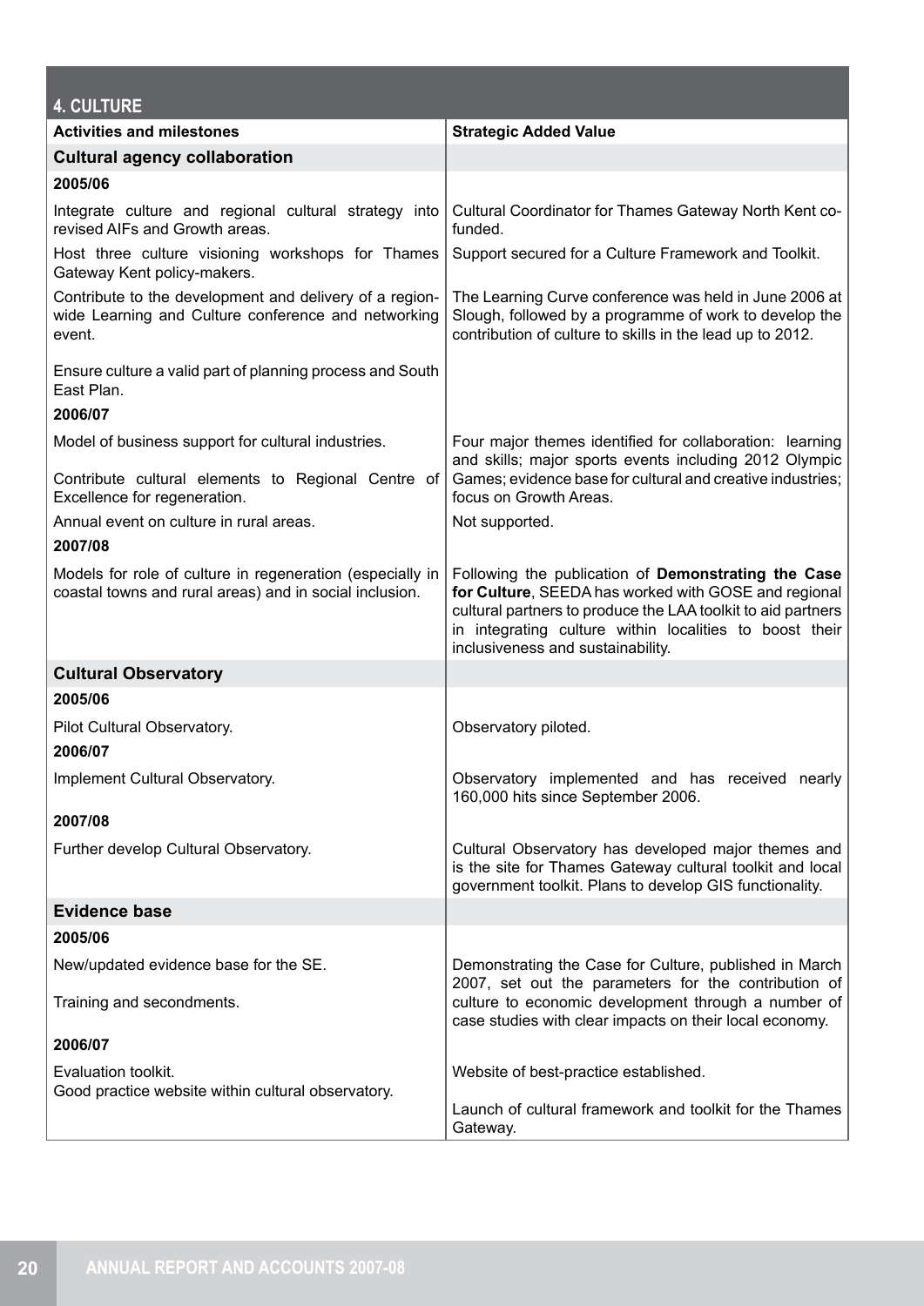## 4. CULTURE

| Activities and milestones | Strategic Added Value |
|---|---|
| **Cultural agency collaboration** | |
| **2005/06** | |
| Integrate culture and regional cultural strategy into revised AIFs and Growth areas. | Cultural Coordinator for Thames Gateway North Kent co-funded. |
| Host three culture visioning workshops for Thames Gateway Kent policy-makers. | Support secured for a Culture Framework and Toolkit. |
| Contribute to the development and delivery of a region-wide Learning and Culture conference and networking event. | The Learning Curve conference was held in June 2006 at Slough, followed by a programme of work to develop the contribution of culture to skills in the lead up to 2012. |
| Ensure culture a valid part of planning process and South East Plan. | |
| **2006/07** | |
| Model of business support for cultural industries.<br><br>Contribute cultural elements to Regional Centre of Excellence for regeneration. | Four major themes identified for collaboration: learning and skills; major sports events including 2012 Olympic Games; evidence base for cultural and creative industries; focus on Growth Areas. |
| Annual event on culture in rural areas. | Not supported. |
| **2007/08** | |
| Models for role of culture in regeneration (especially in coastal towns and rural areas) and in social inclusion. | Following the publication of **Demonstrating the Case for Culture**, SEEDA has worked with GOSE and regional cultural partners to produce the LAA toolkit to aid partners in integrating culture within localities to boost their inclusiveness and sustainability. |
| **Cultural Observatory** | |
| **2005/06** | |
| Pilot Cultural Observatory. | Observatory piloted. |
| **2006/07** | |
| Implement Cultural Observatory. | Observatory implemented and has received nearly 160,000 hits since September 2006. |
| **2007/08** | |
| Further develop Cultural Observatory. | Cultural Observatory has developed major themes and is the site for Thames Gateway cultural toolkit and local government toolkit. Plans to develop GIS functionality. |
| **Evidence base** | |
| **2005/06** | |
| New/updated evidence base for the SE.<br><br>Training and secondments. | Demonstrating the Case for Culture, published in March 2007, set out the parameters for the contribution of culture to economic development through a number of case studies with clear impacts on their local economy. |
| **2006/07** | |
| Evaluation toolkit.<br>Good practice website within cultural observatory. | Website of best-practice established.<br><br>Launch of cultural framework and toolkit for the Thames Gateway. |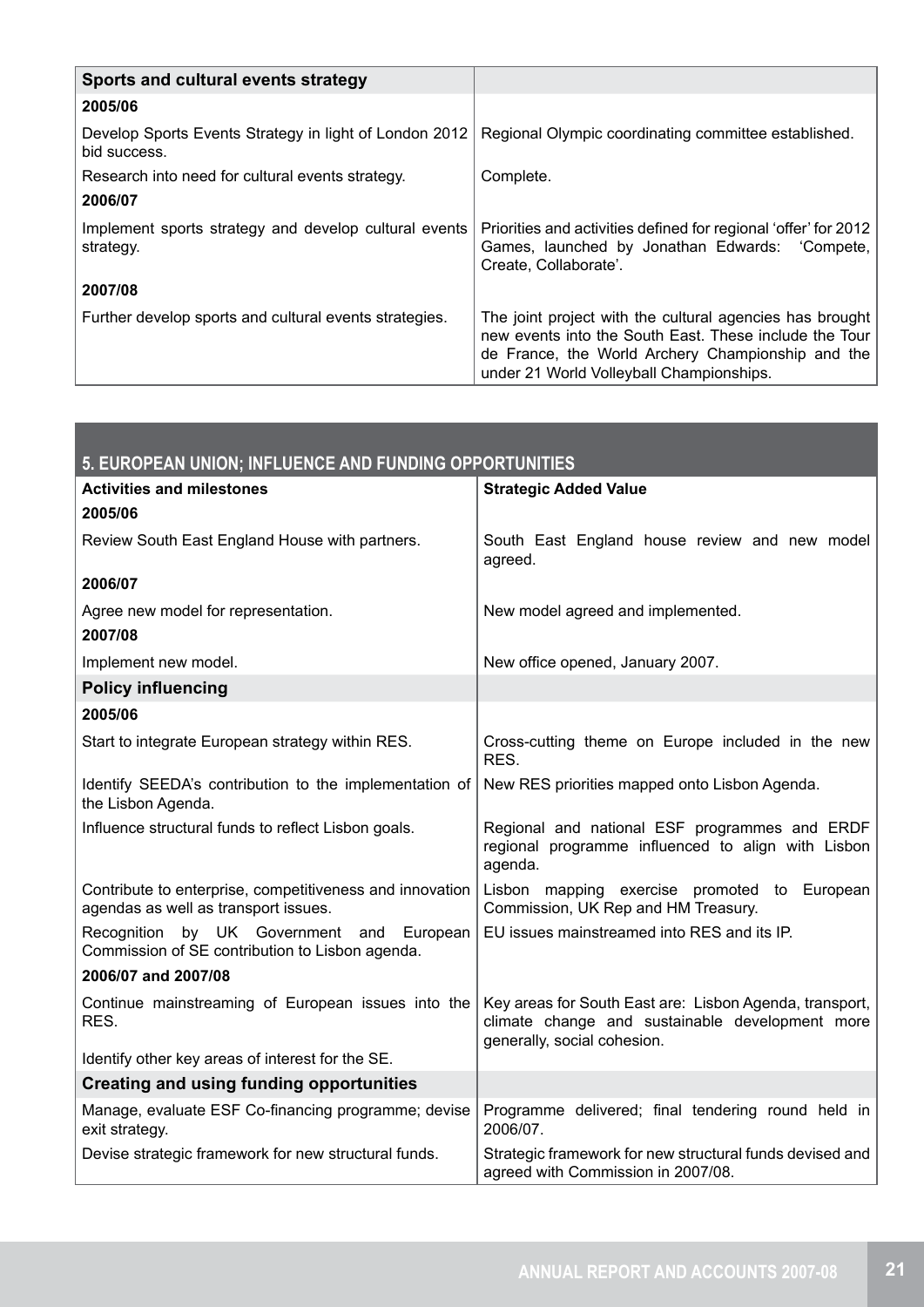| Sports and cultural events strategy | |
|---|---|
| **2005/06** | |
| Develop Sports Events Strategy in light of London 2012 bid success. | Regional Olympic coordinating committee established. |
| Research into need for cultural events strategy. | Complete. |
| **2006/07** | |
| Implement sports strategy and develop cultural events strategy. | Priorities and activities defined for regional 'offer' for 2012 Games, launched by Jonathan Edwards: 'Compete, Create, Collaborate'. |
| **2007/08** | |
| Further develop sports and cultural events strategies. | The joint project with the cultural agencies has brought new events into the South East. These include the Tour de France, the World Archery Championship and the under 21 World Volleyball Championships. |

## 5. EUROPEAN UNION; INFLUENCE AND FUNDING OPPORTUNITIES

| Activities and milestones | Strategic Added Value |
|---|---|
| **2005/06** | |
| Review South East England House with partners. | South East England house review and new model agreed. |
| **2006/07** | |
| Agree new model for representation. | New model agreed and implemented. |
| **2007/08** | |
| Implement new model. | New office opened, January 2007. |
| **Policy influencing** | |
| **2005/06** | |
| Start to integrate European strategy within RES. | Cross-cutting theme on Europe included in the new RES. |
| Identify SEEDA's contribution to the implementation of the Lisbon Agenda. | New RES priorities mapped onto Lisbon Agenda. |
| Influence structural funds to reflect Lisbon goals. | Regional and national ESF programmes and ERDF regional programme influenced to align with Lisbon agenda. |
| Contribute to enterprise, competitiveness and innovation agendas as well as transport issues. | Lisbon mapping exercise promoted to European Commission, UK Rep and HM Treasury. |
| Recognition by UK Government and European Commission of SE contribution to Lisbon agenda. | EU issues mainstreamed into RES and its IP. |
| **2006/07 and 2007/08** | |
| Continue mainstreaming of European issues into the RES.<br><br>Identify other key areas of interest for the SE. | Key areas for South East are: Lisbon Agenda, transport, climate change and sustainable development more generally, social cohesion. |
| **Creating and using funding opportunities** | |
| Manage, evaluate ESF Co-financing programme; devise exit strategy. | Programme delivered; final tendering round held in 2006/07. |
| Devise strategic framework for new structural funds. | Strategic framework for new structural funds devised and agreed with Commission in 2007/08. |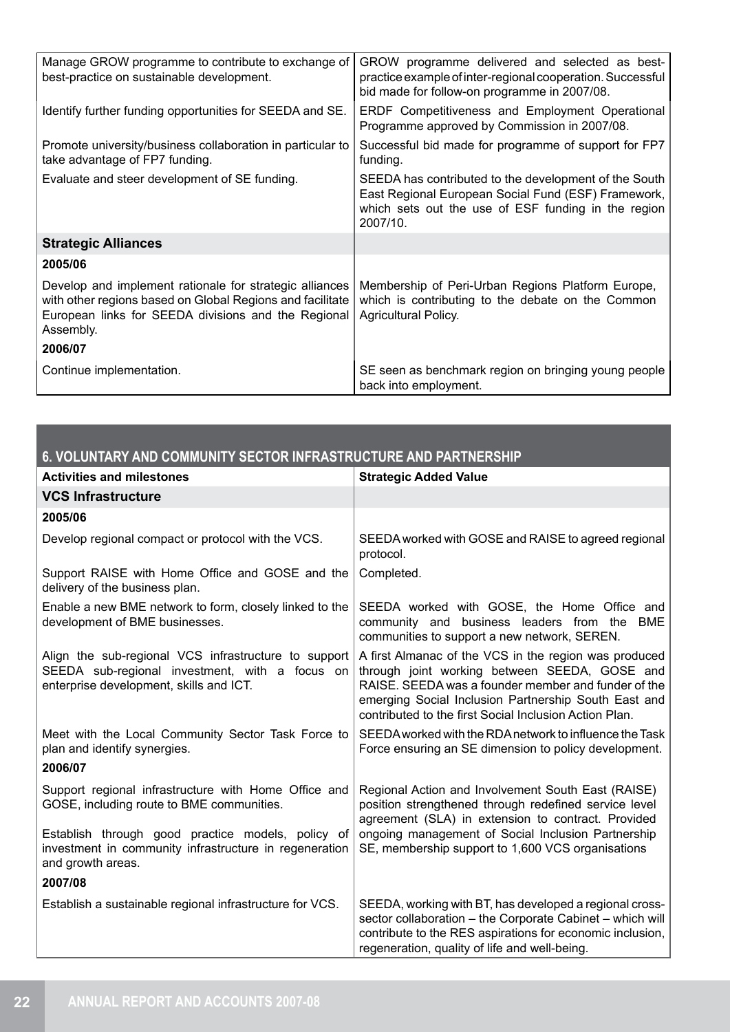| | |
|---|---|
| Manage GROW programme to contribute to exchange of best-practice on sustainable development. | GROW programme delivered and selected as best-practice example of inter-regional cooperation. Successful bid made for follow-on programme in 2007/08. |
| Identify further funding opportunities for SEEDA and SE. | ERDF Competitiveness and Employment Operational Programme approved by Commission in 2007/08. |
| Promote university/business collaboration in particular to take advantage of FP7 funding. | Successful bid made for programme of support for FP7 funding. |
| Evaluate and steer development of SE funding. | SEEDA has contributed to the development of the South East Regional European Social Fund (ESF) Framework, which sets out the use of ESF funding in the region 2007/10. |
| **Strategic Alliances** | |
| **2005/06** | |
| Develop and implement rationale for strategic alliances with other regions based on Global Regions and facilitate European links for SEEDA divisions and the Regional Assembly. | Membership of Peri-Urban Regions Platform Europe, which is contributing to the debate on the Common Agricultural Policy. |
| **2006/07** | |
| Continue implementation. | SE seen as benchmark region on bringing young people back into employment. |

## 6. VOLUNTARY AND COMMUNITY SECTOR INFRASTRUCTURE AND PARTNERSHIP

| Activities and milestones | Strategic Added Value |
|---|---|
| **VCS Infrastructure** | |
| **2005/06** | |
| Develop regional compact or protocol with the VCS. | SEEDA worked with GOSE and RAISE to agreed regional protocol. |
| Support RAISE with Home Office and GOSE and the delivery of the business plan. | Completed. |
| Enable a new BME network to form, closely linked to the development of BME businesses. | SEEDA worked with GOSE, the Home Office and community and business leaders from the BME communities to support a new network, SEREN. |
| Align the sub-regional VCS infrastructure to support SEEDA sub-regional investment, with a focus on enterprise development, skills and ICT. | A first Almanac of the VCS in the region was produced through joint working between SEEDA, GOSE and RAISE. SEEDA was a founder member and funder of the emerging Social Inclusion Partnership South East and contributed to the first Social Inclusion Action Plan. |
| Meet with the Local Community Sector Task Force to plan and identify synergies. | SEEDA worked with the RDA network to influence the Task Force ensuring an SE dimension to policy development. |
| **2006/07** | |
| Support regional infrastructure with Home Office and GOSE, including route to BME communities.<br><br>Establish through good practice models, policy of investment in community infrastructure in regeneration and growth areas. | Regional Action and Involvement South East (RAISE) position strengthened through redefined service level agreement (SLA) in extension to contract. Provided ongoing management of Social Inclusion Partnership SE, membership support to 1,600 VCS organisations |
| **2007/08** | |
| Establish a sustainable regional infrastructure for VCS. | SEEDA, working with BT, has developed a regional cross-sector collaboration – the Corporate Cabinet – which will contribute to the RES aspirations for economic inclusion, regeneration, quality of life and well-being. |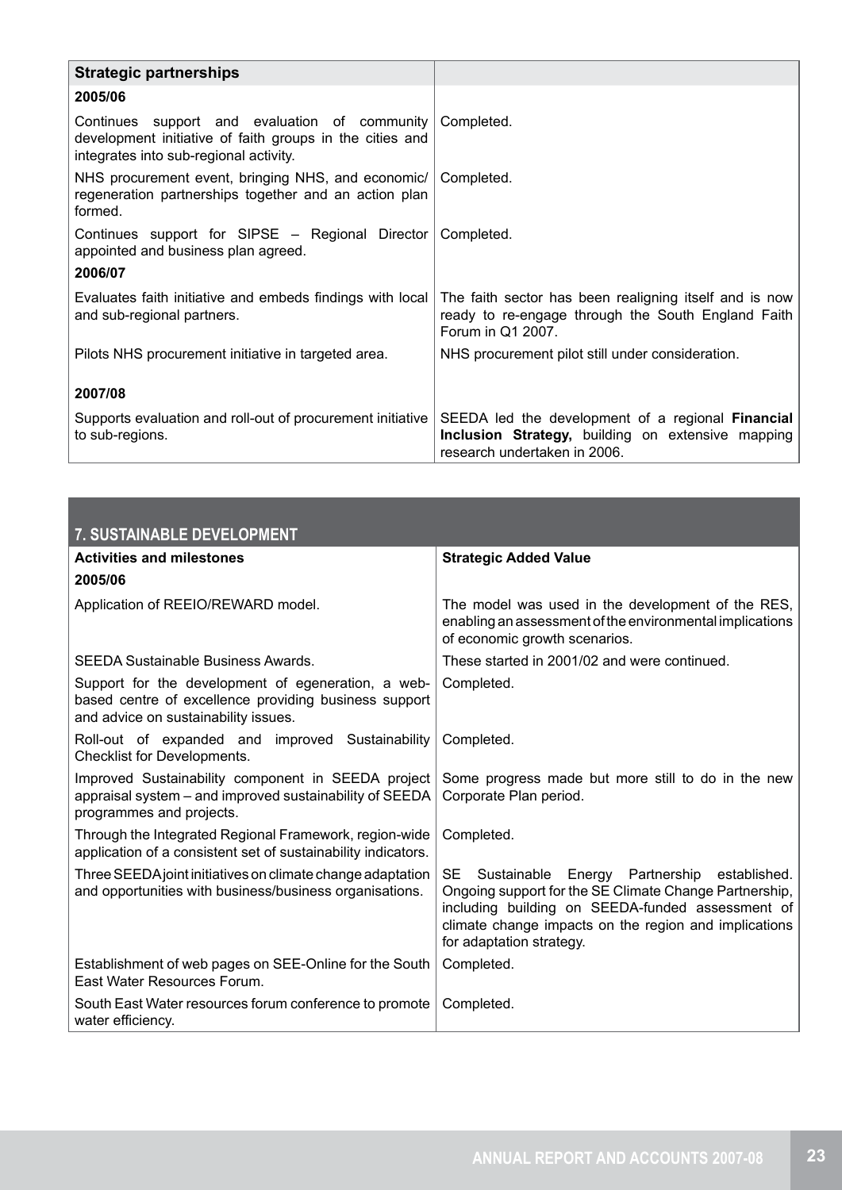| Strategic partnerships | |
|---|---|
| **2005/06** | |
| Continues support and evaluation of community development initiative of faith groups in the cities and integrates into sub-regional activity. | Completed. |
| NHS procurement event, bringing NHS, and economic/regeneration partnerships together and an action plan formed. | Completed. |
| Continues support for SIPSE – Regional Director appointed and business plan agreed. | Completed. |
| **2006/07** | |
| Evaluates faith initiative and embeds findings with local and sub-regional partners. | The faith sector has been realigning itself and is now ready to re-engage through the South England Faith Forum in Q1 2007. |
| Pilots NHS procurement initiative in targeted area. | NHS procurement pilot still under consideration. |
| **2007/08** | |
| Supports evaluation and roll-out of procurement initiative to sub-regions. | SEEDA led the development of a regional **Financial Inclusion Strategy,** building on extensive mapping research undertaken in 2006. |

## 7. SUSTAINABLE DEVELOPMENT

| Activities and milestones | Strategic Added Value |
|---|---|
| **2005/06** | |
| Application of REEIO/REWARD model. | The model was used in the development of the RES, enabling an assessment of the environmental implications of economic growth scenarios. |
| SEEDA Sustainable Business Awards. | These started in 2001/02 and were continued. |
| Support for the development of egeneration, a web-based centre of excellence providing business support and advice on sustainability issues. | Completed. |
| Roll-out of expanded and improved Sustainability Checklist for Developments. | Completed. |
| Improved Sustainability component in SEEDA project appraisal system – and improved sustainability of SEEDA programmes and projects. | Some progress made but more still to do in the new Corporate Plan period. |
| Through the Integrated Regional Framework, region-wide application of a consistent set of sustainability indicators. | Completed. |
| Three SEEDA joint initiatives on climate change adaptation and opportunities with business/business organisations. | SE Sustainable Energy Partnership established. Ongoing support for the SE Climate Change Partnership, including building on SEEDA-funded assessment of climate change impacts on the region and implications for adaptation strategy. |
| Establishment of web pages on SEE-Online for the South East Water Resources Forum. | Completed. |
| South East Water resources forum conference to promote water efficiency. | Completed. |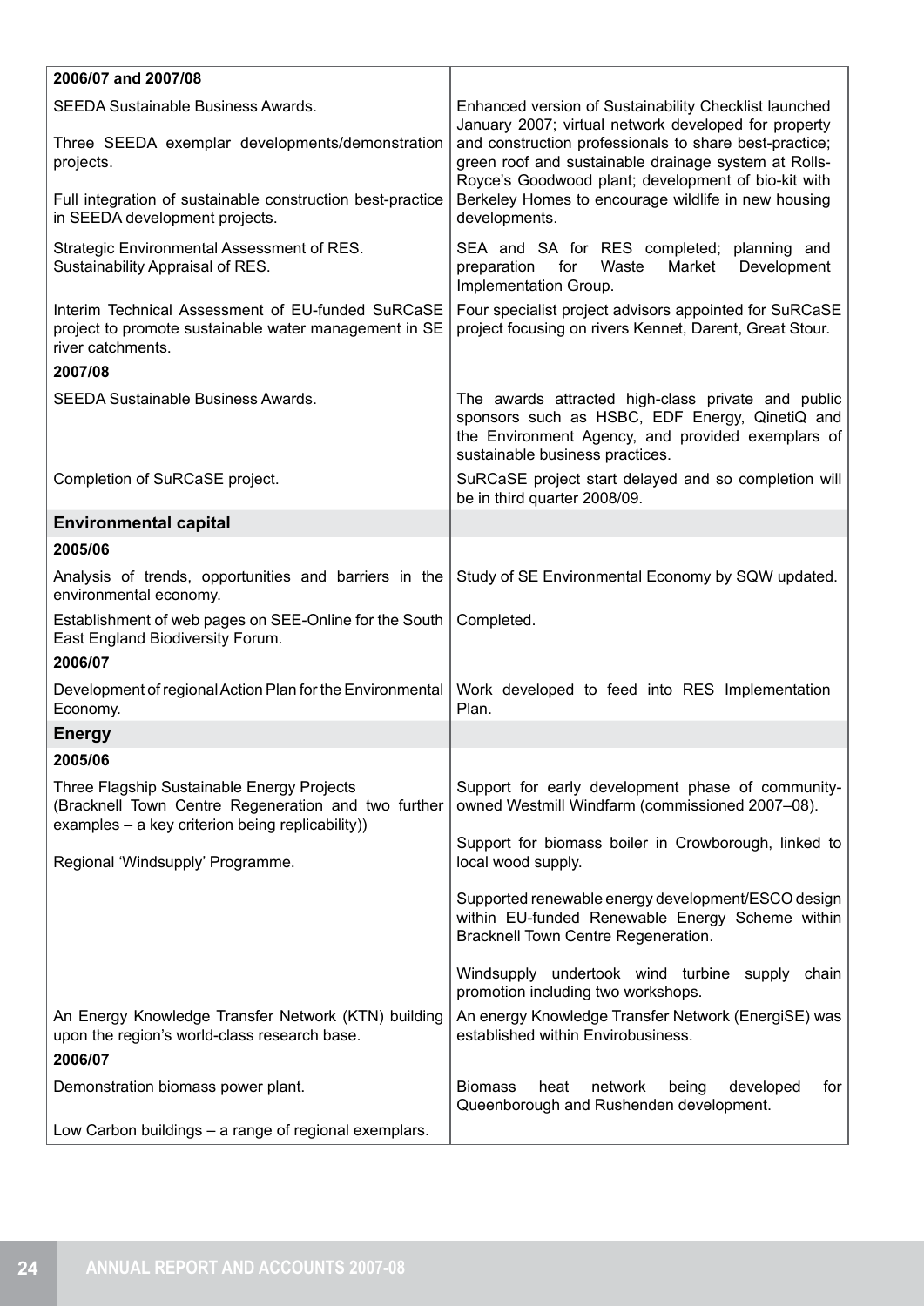| | |
|---|---|
| **2006/07 and 2007/08** | |
| SEEDA Sustainable Business Awards.<br><br>Three SEEDA exemplar developments/demonstration projects.<br><br>Full integration of sustainable construction best-practice in SEEDA development projects. | Enhanced version of Sustainability Checklist launched January 2007; virtual network developed for property and construction professionals to share best-practice; green roof and sustainable drainage system at Rolls-Royce's Goodwood plant; development of bio-kit with Berkeley Homes to encourage wildlife in new housing developments. |
| Strategic Environmental Assessment of RES.<br>Sustainability Appraisal of RES. | SEA and SA for RES completed; planning and preparation for Waste Market Development Implementation Group. |
| Interim Technical Assessment of EU-funded SuRCaSE project to promote sustainable water management in SE river catchments. | Four specialist project advisors appointed for SuRCaSE project focusing on rivers Kennet, Darent, Great Stour. |
| **2007/08** | |
| SEEDA Sustainable Business Awards. | The awards attracted high-class private and public sponsors such as HSBC, EDF Energy, QinetiQ and the Environment Agency, and provided exemplars of sustainable business practices. |
| Completion of SuRCaSE project. | SuRCaSE project start delayed and so completion will be in third quarter 2008/09. |
| **Environmental capital** | |
| **2005/06** | |
| Analysis of trends, opportunities and barriers in the environmental economy. | Study of SE Environmental Economy by SQW updated. |
| Establishment of web pages on SEE-Online for the South East England Biodiversity Forum. | Completed. |
| **2006/07** | |
| Development of regional Action Plan for the Environmental Economy. | Work developed to feed into RES Implementation Plan. |
| **Energy** | |
| **2005/06** | |
| Three Flagship Sustainable Energy Projects (Bracknell Town Centre Regeneration and two further examples – a key criterion being replicability))<br><br>Regional 'Windsupply' Programme. | Support for early development phase of community-owned Westmill Windfarm (commissioned 2007–08).<br><br>Support for biomass boiler in Crowborough, linked to local wood supply.<br><br>Supported renewable energy development/ESCO design within EU-funded Renewable Energy Scheme within Bracknell Town Centre Regeneration.<br><br>Windsupply undertook wind turbine supply chain promotion including two workshops. |
| An Energy Knowledge Transfer Network (KTN) building upon the region's world-class research base. | An energy Knowledge Transfer Network (EnergiSE) was established within Envirobusiness. |
| **2006/07** | |
| Demonstration biomass power plant.<br><br>Low Carbon buildings – a range of regional exemplars. | Biomass heat network being developed for Queenborough and Rushenden development. |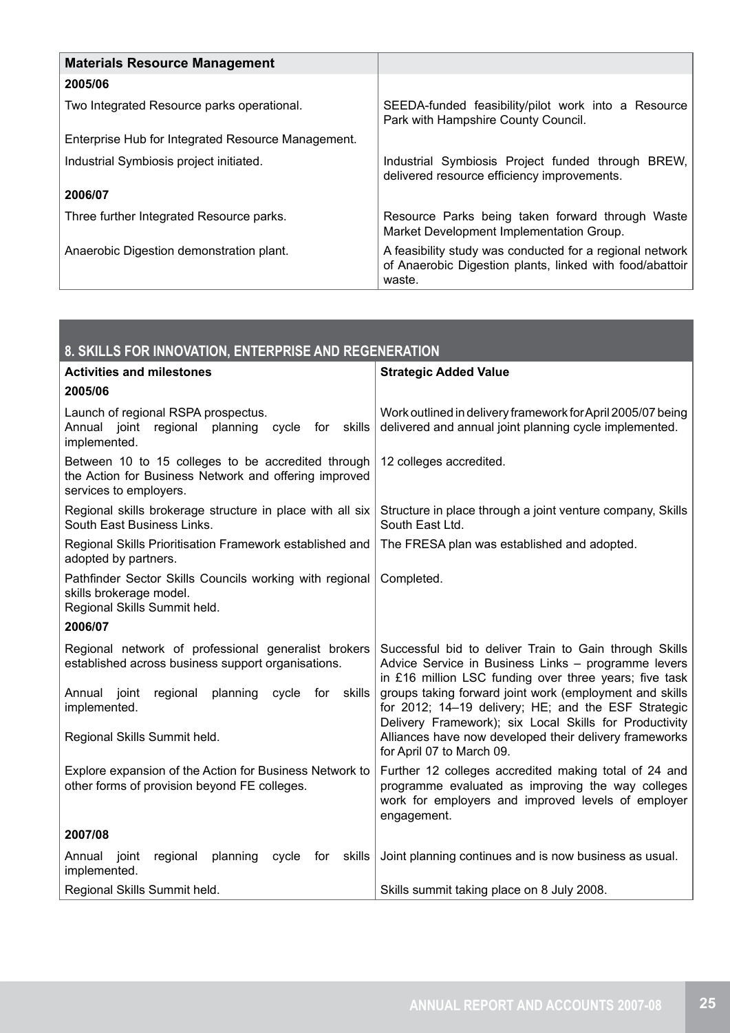| Materials Resource Management | |
|---|---|
| **2005/06** | |
| Two Integrated Resource parks operational. | SEEDA-funded feasibility/pilot work into a Resource Park with Hampshire County Council. |
| Enterprise Hub for Integrated Resource Management. | |
| Industrial Symbiosis project initiated. | Industrial Symbiosis Project funded through BREW, delivered resource efficiency improvements. |
| **2006/07** | |
| Three further Integrated Resource parks. | Resource Parks being taken forward through Waste Market Development Implementation Group. |
| Anaerobic Digestion demonstration plant. | A feasibility study was conducted for a regional network of Anaerobic Digestion plants, linked with food/abattoir waste. |

## 8. SKILLS FOR INNOVATION, ENTERPRISE AND REGENERATION

| Activities and milestones | Strategic Added Value |
|---|---|
| **2005/06** | |
| Launch of regional RSPA prospectus.<br>Annual joint regional planning cycle for skills implemented. | Work outlined in delivery framework for April 2005/07 being delivered and annual joint planning cycle implemented. |
| Between 10 to 15 colleges to be accredited through the Action for Business Network and offering improved services to employers. | 12 colleges accredited. |
| Regional skills brokerage structure in place with all six South East Business Links. | Structure in place through a joint venture company, Skills South East Ltd. |
| Regional Skills Prioritisation Framework established and adopted by partners. | The FRESA plan was established and adopted. |
| Pathfinder Sector Skills Councils working with regional skills brokerage model.<br>Regional Skills Summit held. | Completed. |
| **2006/07** | |
| Regional network of professional generalist brokers established across business support organisations.<br><br>Annual joint regional planning cycle for skills implemented.<br><br>Regional Skills Summit held. | Successful bid to deliver Train to Gain through Skills Advice Service in Business Links – programme levers in £16 million LSC funding over three years; five task groups taking forward joint work (employment and skills for 2012; 14–19 delivery; HE; and the ESF Strategic Delivery Framework); six Local Skills for Productivity Alliances have now developed their delivery frameworks for April 07 to March 09. |
| Explore expansion of the Action for Business Network to other forms of provision beyond FE colleges. | Further 12 colleges accredited making total of 24 and programme evaluated as improving the way colleges work for employers and improved levels of employer engagement. |
| **2007/08** | |
| Annual joint regional planning cycle for skills implemented. | Joint planning continues and is now business as usual. |
| Regional Skills Summit held. | Skills summit taking place on 8 July 2008. |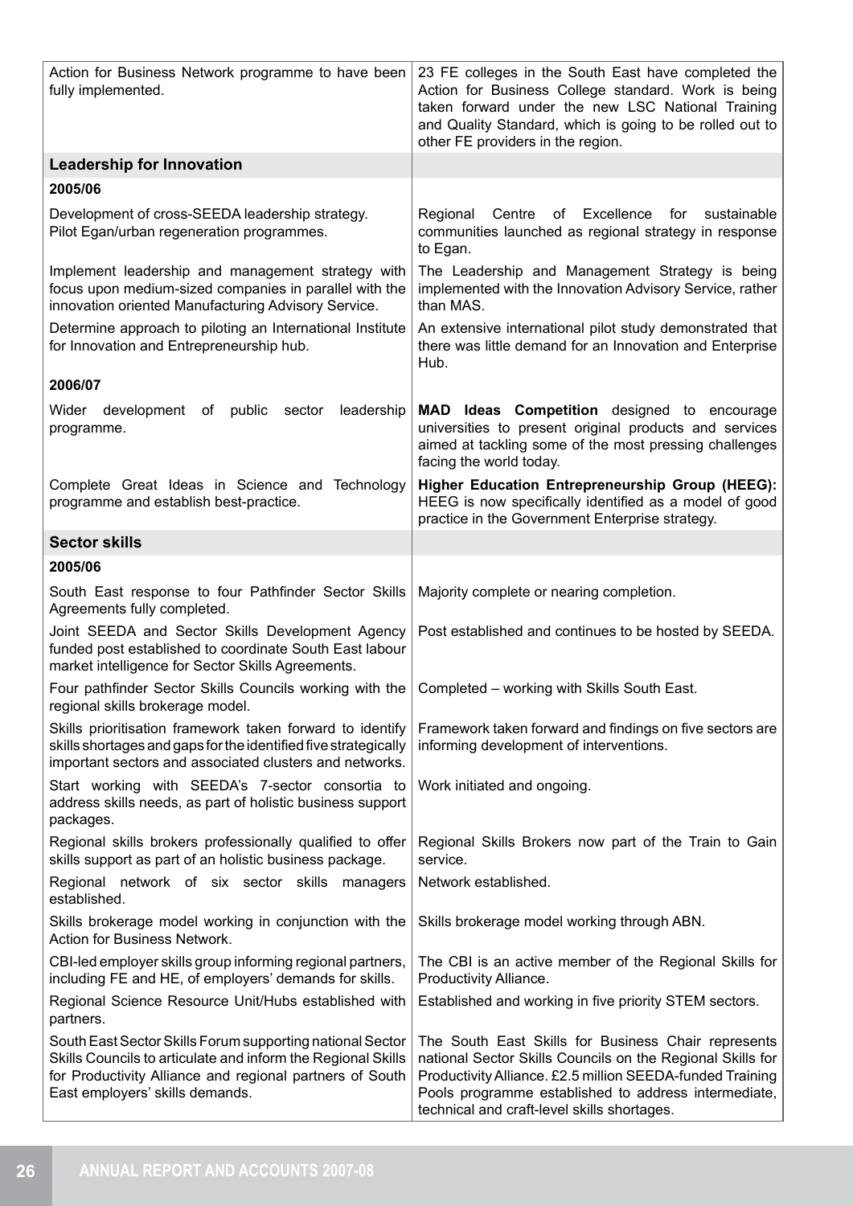| | |
|---|---|
| Action for Business Network programme to have been fully implemented. | 23 FE colleges in the South East have completed the Action for Business College standard. Work is being taken forward under the new LSC National Training and Quality Standard, which is going to be rolled out to other FE providers in the region. |
| **Leadership for Innovation** | |
| **2005/06** | |
| Development of cross-SEEDA leadership strategy. Pilot Egan/urban regeneration programmes. | Regional Centre of Excellence for sustainable communities launched as regional strategy in response to Egan. |
| Implement leadership and management strategy with focus upon medium-sized companies in parallel with the innovation oriented Manufacturing Advisory Service. | The Leadership and Management Strategy is being implemented with the Innovation Advisory Service, rather than MAS. |
| Determine approach to piloting an International Institute for Innovation and Entrepreneurship hub. | An extensive international pilot study demonstrated that there was little demand for an Innovation and Enterprise Hub. |
| **2006/07** | |
| Wider development of public sector leadership programme. | **MAD Ideas Competition** designed to encourage universities to present original products and services aimed at tackling some of the most pressing challenges facing the world today. |
| Complete Great Ideas in Science and Technology programme and establish best-practice. | **Higher Education Entrepreneurship Group (HEEG):** HEEG is now specifically identified as a model of good practice in the Government Enterprise strategy. |
| **Sector skills** | |
| **2005/06** | |
| South East response to four Pathfinder Sector Skills Agreements fully completed. | Majority complete or nearing completion. |
| Joint SEEDA and Sector Skills Development Agency funded post established to coordinate South East labour market intelligence for Sector Skills Agreements. | Post established and continues to be hosted by SEEDA. |
| Four pathfinder Sector Skills Councils working with the regional skills brokerage model. | Completed – working with Skills South East. |
| Skills prioritisation framework taken forward to identify skills shortages and gaps for the identified five strategically important sectors and associated clusters and networks. | Framework taken forward and findings on five sectors are informing development of interventions. |
| Start working with SEEDA's 7-sector consortia to address skills needs, as part of holistic business support packages. | Work initiated and ongoing. |
| Regional skills brokers professionally qualified to offer skills support as part of an holistic business package. | Regional Skills Brokers now part of the Train to Gain service. |
| Regional network of six sector skills managers established. | Network established. |
| Skills brokerage model working in conjunction with the Action for Business Network. | Skills brokerage model working through ABN. |
| CBI-led employer skills group informing regional partners, including FE and HE, of employers' demands for skills. | The CBI is an active member of the Regional Skills for Productivity Alliance. |
| Regional Science Resource Unit/Hubs established with partners. | Established and working in five priority STEM sectors. |
| South East Sector Skills Forum supporting national Sector Skills Councils to articulate and inform the Regional Skills for Productivity Alliance and regional partners of South East employers' skills demands. | The South East Skills for Business Chair represents national Sector Skills Councils on the Regional Skills for Productivity Alliance. £2.5 million SEEDA-funded Training Pools programme established to address intermediate, technical and craft-level skills shortages. |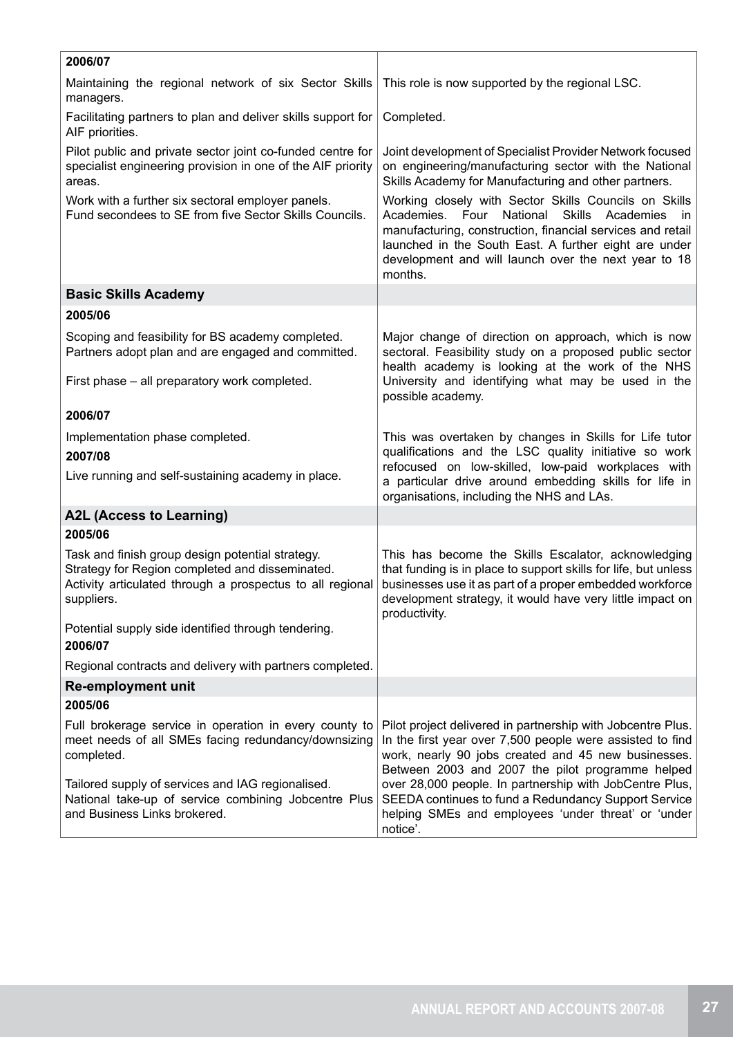| | |
|---|---|
| **2006/07** | |
| Maintaining the regional network of six Sector Skills managers. | This role is now supported by the regional LSC. |
| Facilitating partners to plan and deliver skills support for AIF priorities. | Completed. |
| Pilot public and private sector joint co-funded centre for specialist engineering provision in one of the AIF priority areas. | Joint development of Specialist Provider Network focused on engineering/manufacturing sector with the National Skills Academy for Manufacturing and other partners. |
| Work with a further six sectoral employer panels.<br>Fund secondees to SE from five Sector Skills Councils. | Working closely with Sector Skills Councils on Skills Academies. Four National Skills Academies in manufacturing, construction, financial services and retail launched in the South East. A further eight are under development and will launch over the next year to 18 months. |
| **Basic Skills Academy** | |
| **2005/06** | |
| Scoping and feasibility for BS academy completed.<br>Partners adopt plan and are engaged and committed.<br>First phase – all preparatory work completed. | Major change of direction on approach, which is now sectoral. Feasibility study on a proposed public sector health academy is looking at the work of the NHS University and identifying what may be used in the possible academy. |
| **2006/07** | |
| Implementation phase completed.<br>**2007/08**<br>Live running and self-sustaining academy in place. | This was overtaken by changes in Skills for Life tutor qualifications and the LSC quality initiative so work refocused on low-skilled, low-paid workplaces with a particular drive around embedding skills for life in organisations, including the NHS and LAs. |
| **A2L (Access to Learning)** | |
| **2005/06** | |
| Task and finish group design potential strategy.<br>Strategy for Region completed and disseminated.<br>Activity articulated through a prospectus to all regional suppliers.<br>Potential supply side identified through tendering.<br>**2006/07**<br>Regional contracts and delivery with partners completed. | This has become the Skills Escalator, acknowledging that funding is in place to support skills for life, but unless businesses use it as part of a proper embedded workforce development strategy, it would have very little impact on productivity. |
| **Re-employment unit** | |
| **2005/06** | |
| Full brokerage service in operation in every county to meet needs of all SMEs facing redundancy/downsizing completed.<br>Tailored supply of services and IAG regionalised.<br>National take-up of service combining Jobcentre Plus and Business Links brokered. | Pilot project delivered in partnership with Jobcentre Plus. In the first year over 7,500 people were assisted to find work, nearly 90 jobs created and 45 new businesses. Between 2003 and 2007 the pilot programme helped over 28,000 people. In partnership with JobCentre Plus, SEEDA continues to fund a Redundancy Support Service helping SMEs and employees 'under threat' or 'under notice'. |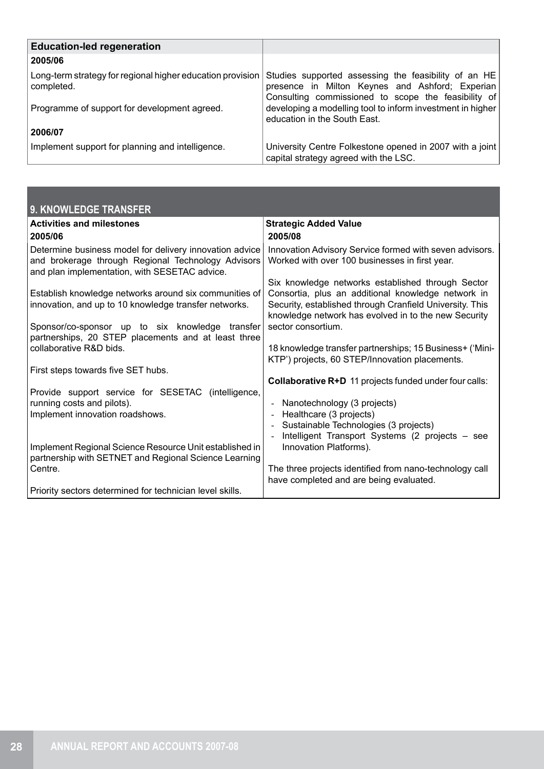| Education-led regeneration | |
| --- | --- |
| **2005/06** | |
| Long-term strategy for regional higher education provision completed.<br><br>Programme of support for development agreed. | Studies supported assessing the feasibility of an HE presence in Milton Keynes and Ashford; Experian Consulting commissioned to scope the feasibility of developing a modelling tool to inform investment in higher education in the South East. |
| **2006/07** | |
| Implement support for planning and intelligence. | University Centre Folkestone opened in 2007 with a joint capital strategy agreed with the LSC. |

## 9. KNOWLEDGE TRANSFER

| Activities and milestones | Strategic Added Value |
| --- | --- |
| **2005/06** | **2005/08** |
| Determine business model for delivery innovation advice and brokerage through Regional Technology Advisors and plan implementation, with SESETAC advice.<br><br>Establish knowledge networks around six communities of innovation, and up to 10 knowledge transfer networks.<br><br>Sponsor/co-sponsor up to six knowledge transfer partnerships, 20 STEP placements and at least three collaborative R&D bids.<br><br>First steps towards five SET hubs.<br><br>Provide support service for SESETAC (intelligence, running costs and pilots).<br>Implement innovation roadshows.<br><br>Implement Regional Science Resource Unit established in partnership with SETNET and Regional Science Learning Centre.<br><br>Priority sectors determined for technician level skills. | Innovation Advisory Service formed with seven advisors. Worked with over 100 businesses in first year.<br><br>Six knowledge networks established through Sector Consortia, plus an additional knowledge network in Security, established through Cranfield University. This knowledge network has evolved in to the new Security sector consortium.<br><br>18 knowledge transfer partnerships; 15 Business+ ('Mini-KTP') projects, 60 STEP/Innovation placements.<br><br>**Collaborative R+D** 11 projects funded under four calls:<br><br>- Nanotechnology (3 projects)<br>- Healthcare (3 projects)<br>- Sustainable Technologies (3 projects)<br>- Intelligent Transport Systems (2 projects – see Innovation Platforms).<br><br>The three projects identified from nano-technology call have completed and are being evaluated. |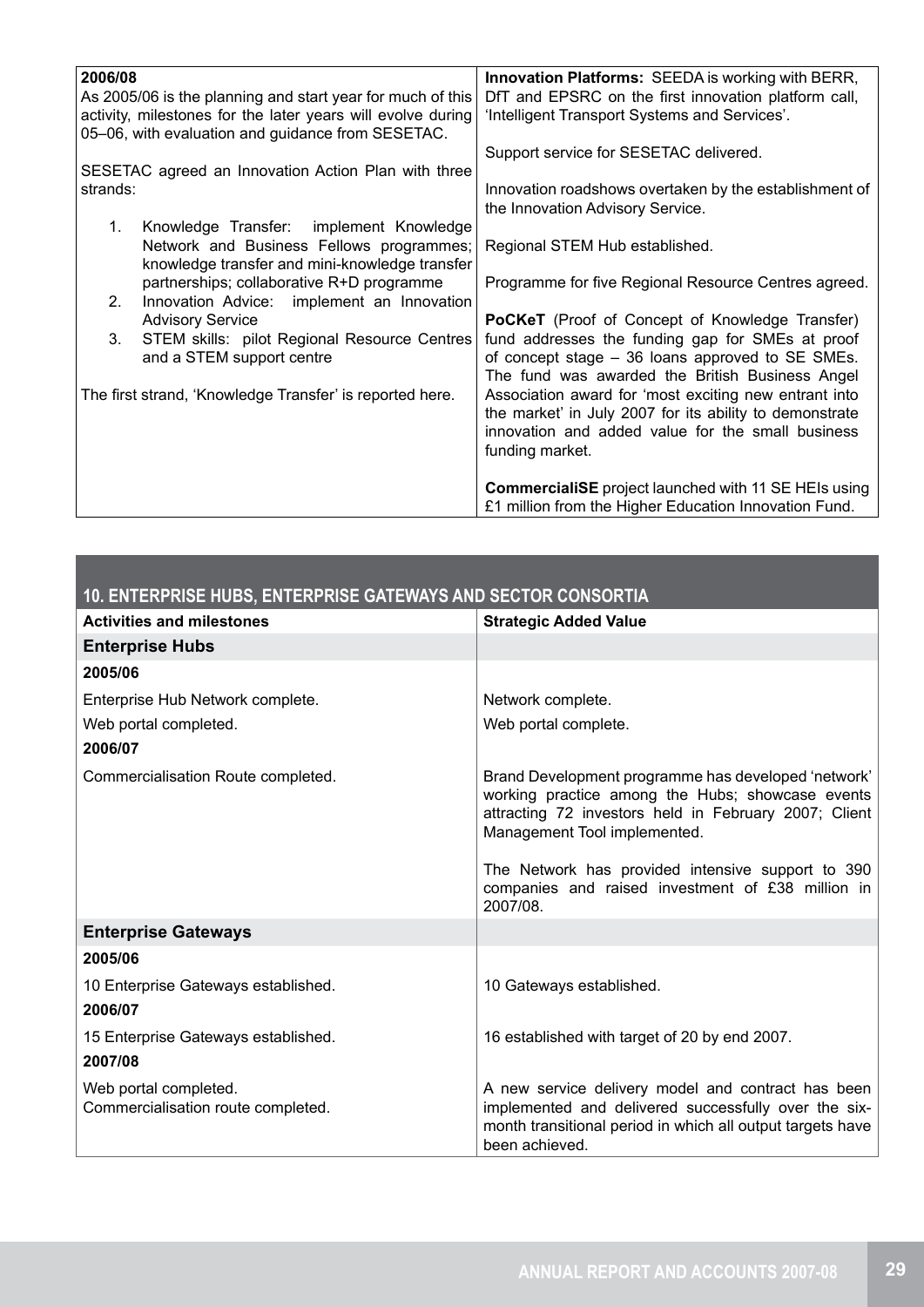| **2006/08**<br>As 2005/06 is the planning and start year for much of this activity, milestones for the later years will evolve during 05–06, with evaluation and guidance from SESETAC.<br><br>SESETAC agreed an Innovation Action Plan with three strands:<br>1. Knowledge Transfer: implement Knowledge Network and Business Fellows programmes; knowledge transfer and mini-knowledge transfer partnerships; collaborative R+D programme<br>2. Innovation Advice: implement an Innovation Advisory Service<br>3. STEM skills: pilot Regional Resource Centres and a STEM support centre<br><br>The first strand, 'Knowledge Transfer' is reported here. | **Innovation Platforms:** SEEDA is working with BERR, DfT and EPSRC on the first innovation platform call, 'Intelligent Transport Systems and Services'.<br><br>Support service for SESETAC delivered.<br><br>Innovation roadshows overtaken by the establishment of the Innovation Advisory Service.<br><br>Regional STEM Hub established.<br><br>Programme for five Regional Resource Centres agreed.<br><br>**PoCKeT** (Proof of Concept of Knowledge Transfer) fund addresses the funding gap for SMEs at proof of concept stage – 36 loans approved to SE SMEs. The fund was awarded the British Business Angel Association award for 'most exciting new entrant into the market' in July 2007 for its ability to demonstrate innovation and added value for the small business funding market.<br><br>**CommercialiSE** project launched with 11 SE HEIs using £1 million from the Higher Education Innovation Fund. |
|---|---|

## 10. ENTERPRISE HUBS, ENTERPRISE GATEWAYS AND SECTOR CONSORTIA

| Activities and milestones | Strategic Added Value |
|---|---|
| **Enterprise Hubs** | |
| **2005/06** | |
| Enterprise Hub Network complete. | Network complete. |
| Web portal completed. | Web portal complete. |
| **2006/07** | |
| Commercialisation Route completed. | Brand Development programme has developed 'network' working practice among the Hubs; showcase events attracting 72 investors held in February 2007; Client Management Tool implemented.<br><br>The Network has provided intensive support to 390 companies and raised investment of £38 million in 2007/08. |
| **Enterprise Gateways** | |
| **2005/06** | |
| 10 Enterprise Gateways established. | 10 Gateways established. |
| **2006/07** | |
| 15 Enterprise Gateways established. | 16 established with target of 20 by end 2007. |
| **2007/08** | |
| Web portal completed.<br>Commercialisation route completed. | A new service delivery model and contract has been implemented and delivered successfully over the six-month transitional period in which all output targets have been achieved. |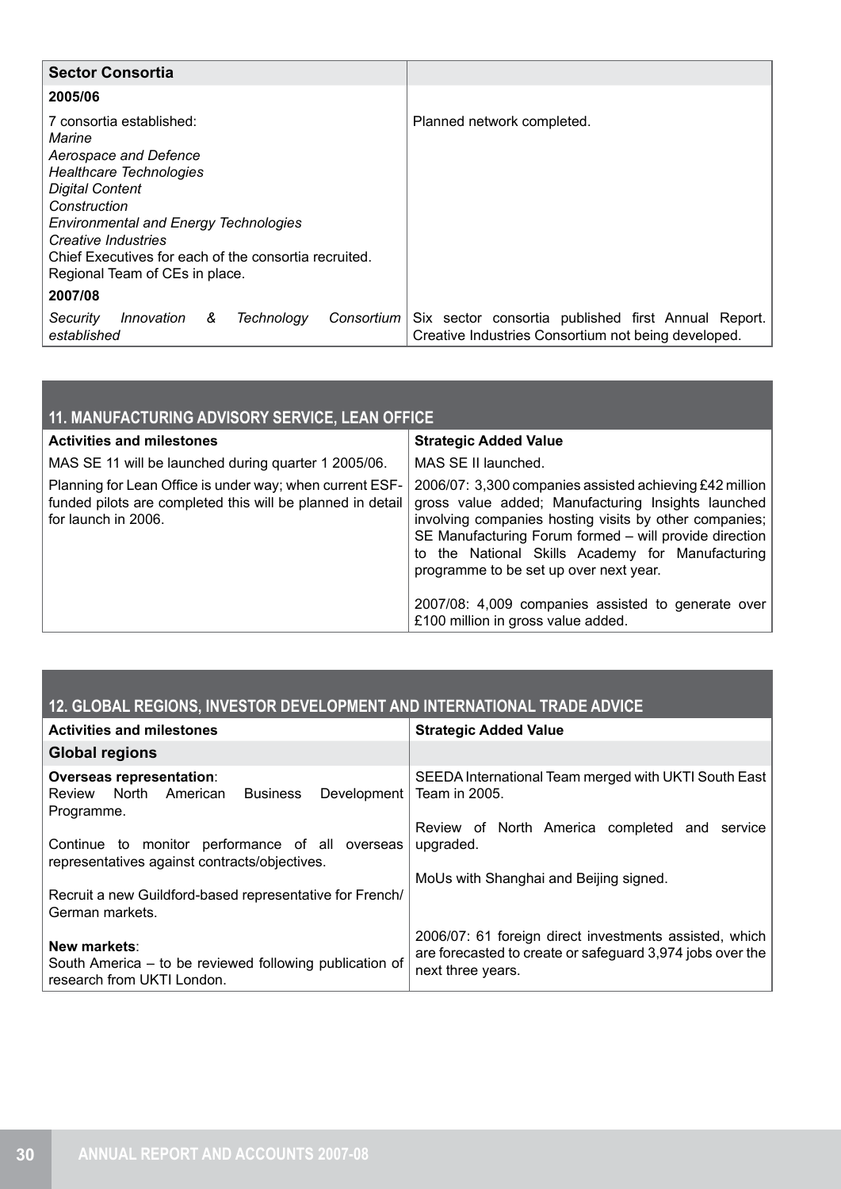| **Sector Consortia** | |
|---|---|
| **2005/06** | |
| 7 consortia established:<br>*Marine*<br>*Aerospace and Defence*<br>*Healthcare Technologies*<br>*Digital Content*<br>*Construction*<br>*Environmental and Energy Technologies*<br>*Creative Industries*<br>Chief Executives for each of the consortia recruited.<br>Regional Team of CEs in place. | Planned network completed. |
| **2007/08** | |
| *Security Innovation & Technology Consortium established* | Six sector consortia published first Annual Report. Creative Industries Consortium not being developed. |

## 11. MANUFACTURING ADVISORY SERVICE, LEAN OFFICE

| **Activities and milestones** | **Strategic Added Value** |
|---|---|
| MAS SE 11 will be launched during quarter 1 2005/06. | MAS SE II launched. |
| Planning for Lean Office is under way; when current ESF-funded pilots are completed this will be planned in detail for launch in 2006. | 2006/07: 3,300 companies assisted achieving £42 million gross value added; Manufacturing Insights launched involving companies hosting visits by other companies; SE Manufacturing Forum formed – will provide direction to the National Skills Academy for Manufacturing programme to be set up over next year.<br><br>2007/08: 4,009 companies assisted to generate over £100 million in gross value added. |

## 12. GLOBAL REGIONS, INVESTOR DEVELOPMENT AND INTERNATIONAL TRADE ADVICE

| **Activities and milestones** | **Strategic Added Value** |
|---|---|
| **Global regions** | |
| **Overseas representation**:<br>Review North American Business Development Programme.<br><br>Continue to monitor performance of all overseas representatives against contracts/objectives.<br><br>Recruit a new Guildford-based representative for French/German markets.<br><br>**New markets**:<br>South America – to be reviewed following publication of research from UKTI London. | SEEDA International Team merged with UKTI South East Team in 2005.<br><br>Review of North America completed and service upgraded.<br><br>MoUs with Shanghai and Beijing signed.<br><br>2006/07: 61 foreign direct investments assisted, which are forecasted to create or safeguard 3,974 jobs over the next three years. |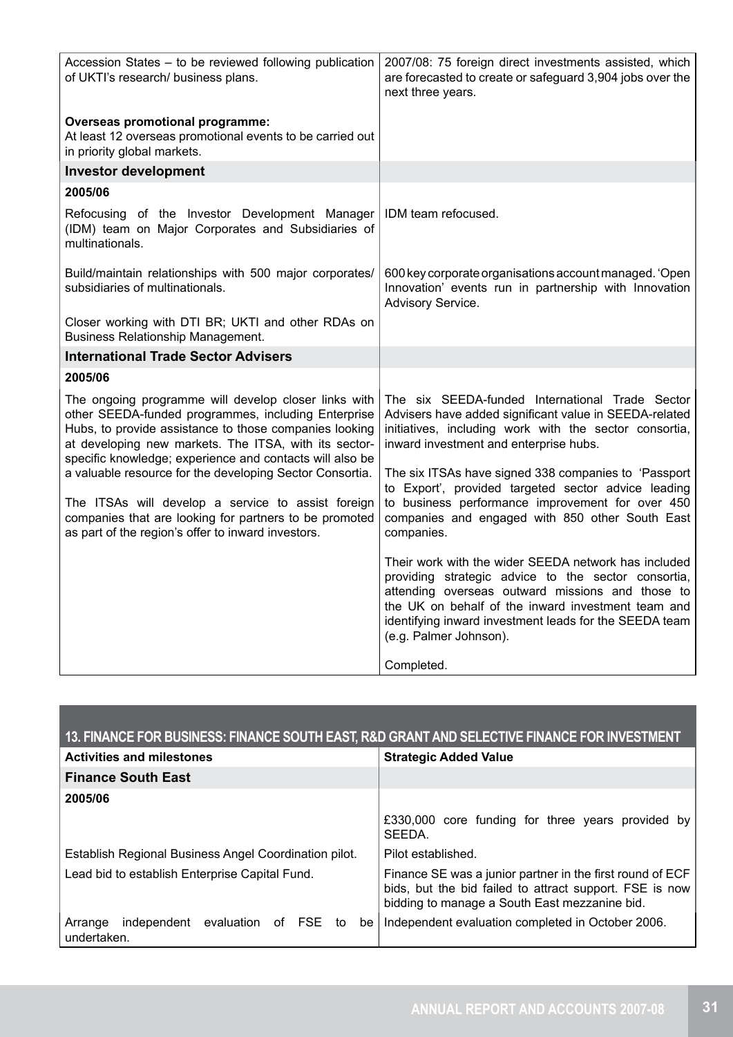| | |
|---|---|
| Accession States – to be reviewed following publication of UKTI's research/ business plans.<br><br>**Overseas promotional programme:**<br>At least 12 overseas promotional events to be carried out in priority global markets. | 2007/08: 75 foreign direct investments assisted, which are forecasted to create or safeguard 3,904 jobs over the next three years. |
| **Investor development** | |
| **2005/06** | |
| Refocusing of the Investor Development Manager (IDM) team on Major Corporates and Subsidiaries of multinationals. | IDM team refocused. |
| Build/maintain relationships with 500 major corporates/ subsidiaries of multinationals. | 600 key corporate organisations account managed. 'Open Innovation' events run in partnership with Innovation Advisory Service. |
| Closer working with DTI BR; UKTI and other RDAs on Business Relationship Management. | |
| **International Trade Sector Advisers** | |
| **2005/06** | |
| The ongoing programme will develop closer links with other SEEDA-funded programmes, including Enterprise Hubs, to provide assistance to those companies looking at developing new markets. The ITSA, with its sector-specific knowledge; experience and contacts will also be a valuable resource for the developing Sector Consortia.<br><br>The ITSAs will develop a service to assist foreign companies that are looking for partners to be promoted as part of the region's offer to inward investors. | The six SEEDA-funded International Trade Sector Advisers have added significant value in SEEDA-related initiatives, including work with the sector consortia, inward investment and enterprise hubs.<br><br>The six ITSAs have signed 338 companies to 'Passport to Export', provided targeted sector advice leading to business performance improvement for over 450 companies and engaged with 850 other South East companies.<br><br>Their work with the wider SEEDA network has included providing strategic advice to the sector consortia, attending overseas outward missions and those to the UK on behalf of the inward investment team and identifying inward investment leads for the SEEDA team (e.g. Palmer Johnson).<br><br>Completed. |

## 13. FINANCE FOR BUSINESS: FINANCE SOUTH EAST, R&D GRANT AND SELECTIVE FINANCE FOR INVESTMENT

| Activities and milestones | Strategic Added Value |
|---|---|
| **Finance South East** | |
| **2005/06** | |
| | £330,000 core funding for three years provided by SEEDA. |
| Establish Regional Business Angel Coordination pilot. | Pilot established. |
| Lead bid to establish Enterprise Capital Fund. | Finance SE was a junior partner in the first round of ECF bids, but the bid failed to attract support. FSE is now bidding to manage a South East mezzanine bid. |
| Arrange independent evaluation of FSE to be undertaken. | Independent evaluation completed in October 2006. |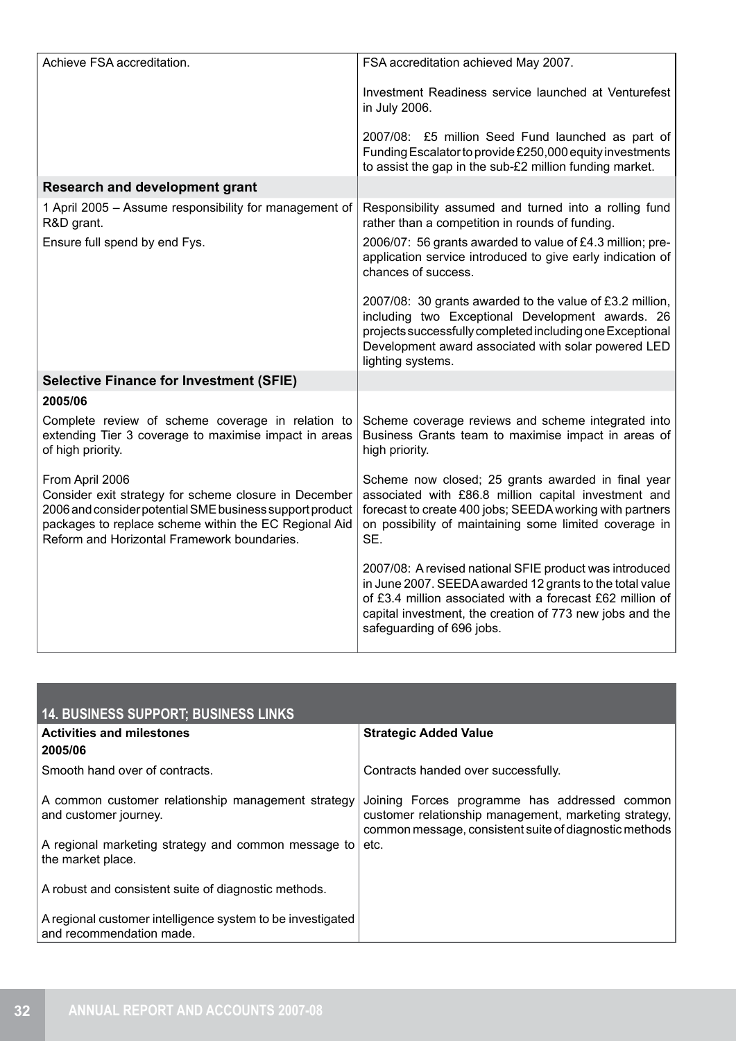| | |
|---|---|
| Achieve FSA accreditation. | FSA accreditation achieved May 2007.<br><br>Investment Readiness service launched at Venturefest in July 2006.<br><br>2007/08: £5 million Seed Fund launched as part of Funding Escalator to provide £250,000 equity investments to assist the gap in the sub-£2 million funding market. |
| **Research and development grant** | |
| 1 April 2005 – Assume responsibility for management of R&D grant. | Responsibility assumed and turned into a rolling fund rather than a competition in rounds of funding. |
| Ensure full spend by end Fys. | 2006/07: 56 grants awarded to value of £4.3 million; pre-application service introduced to give early indication of chances of success.<br><br>2007/08: 30 grants awarded to the value of £3.2 million, including two Exceptional Development awards. 26 projects successfully completed including one Exceptional Development award associated with solar powered LED lighting systems. |
| **Selective Finance for Investment (SFIE)** | |
| **2005/06** | |
| Complete review of scheme coverage in relation to extending Tier 3 coverage to maximise impact in areas of high priority. | Scheme coverage reviews and scheme integrated into Business Grants team to maximise impact in areas of high priority. |
| From April 2006<br>Consider exit strategy for scheme closure in December 2006 and consider potential SME business support product packages to replace scheme within the EC Regional Aid Reform and Horizontal Framework boundaries. | Scheme now closed; 25 grants awarded in final year associated with £86.8 million capital investment and forecast to create 400 jobs; SEEDA working with partners on possibility of maintaining some limited coverage in SE.<br><br>2007/08: A revised national SFIE product was introduced in June 2007. SEEDA awarded 12 grants to the total value of £3.4 million associated with a forecast £62 million of capital investment, the creation of 773 new jobs and the safeguarding of 696 jobs. |

## 14. BUSINESS SUPPORT; BUSINESS LINKS

| Activities and milestones | Strategic Added Value |
|---|---|
| **2005/06** | |
| Smooth hand over of contracts. | Contracts handed over successfully. |
| A common customer relationship management strategy and customer journey.<br><br>A regional marketing strategy and common message to the market place.<br><br>A robust and consistent suite of diagnostic methods.<br><br>A regional customer intelligence system to be investigated and recommendation made. | Joining Forces programme has addressed common customer relationship management, marketing strategy, common message, consistent suite of diagnostic methods etc. |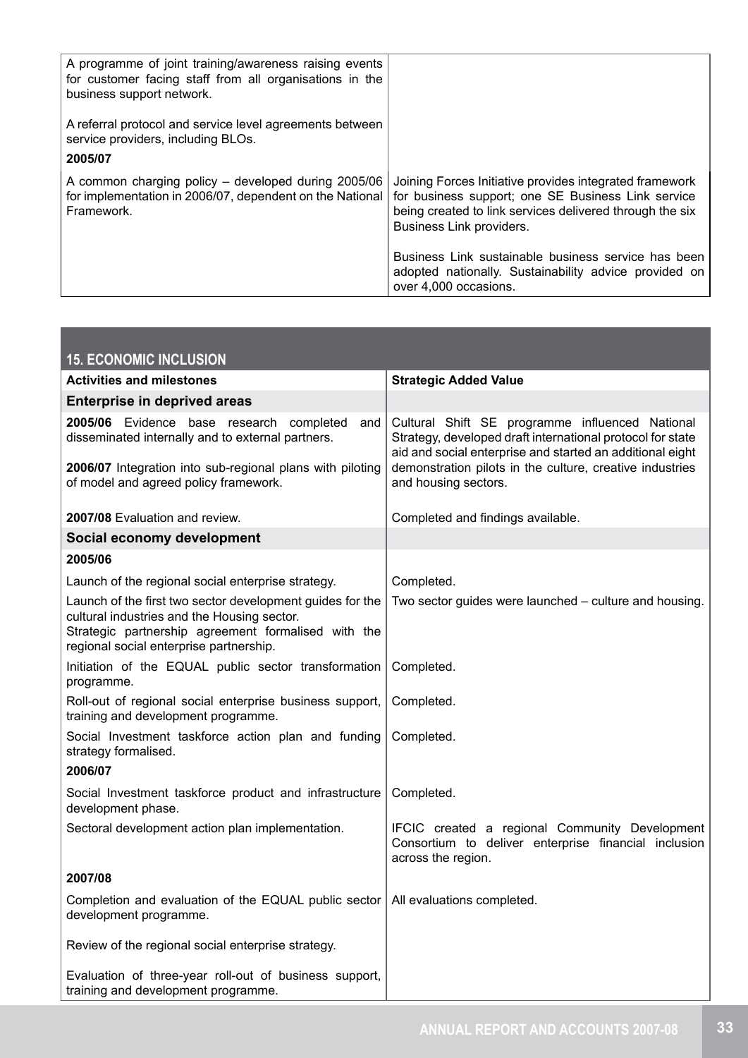| | |
|---|---|
| A programme of joint training/awareness raising events for customer facing staff from all organisations in the business support network.<br><br>A referral protocol and service level agreements between service providers, including BLOs. | |
| **2005/07** | |
| A common charging policy – developed during 2005/06 for implementation in 2006/07, dependent on the National Framework. | Joining Forces Initiative provides integrated framework for business support; one SE Business Link service being created to link services delivered through the six Business Link providers.<br><br>Business Link sustainable business service has been adopted nationally. Sustainability advice provided on over 4,000 occasions. |

## 15. ECONOMIC INCLUSION

| Activities and milestones | Strategic Added Value |
|---|---|
| **Enterprise in deprived areas** | |
| **2005/06** Evidence base research completed and disseminated internally and to external partners.<br><br>**2006/07** Integration into sub-regional plans with piloting of model and agreed policy framework. | Cultural Shift SE programme influenced National Strategy, developed draft international protocol for state aid and social enterprise and started an additional eight demonstration pilots in the culture, creative industries and housing sectors. |
| **2007/08** Evaluation and review. | Completed and findings available. |
| **Social economy development** | |
| **2005/06** | |
| Launch of the regional social enterprise strategy. | Completed. |
| Launch of the first two sector development guides for the cultural industries and the Housing sector.<br>Strategic partnership agreement formalised with the regional social enterprise partnership. | Two sector guides were launched – culture and housing. |
| Initiation of the EQUAL public sector transformation programme. | Completed. |
| Roll-out of regional social enterprise business support, training and development programme. | Completed. |
| Social Investment taskforce action plan and funding strategy formalised. | Completed. |
| **2006/07** | |
| Social Investment taskforce product and infrastructure development phase. | Completed. |
| Sectoral development action plan implementation. | IFCIC created a regional Community Development Consortium to deliver enterprise financial inclusion across the region. |
| **2007/08** | |
| Completion and evaluation of the EQUAL public sector development programme.<br><br>Review of the regional social enterprise strategy.<br><br>Evaluation of three-year roll-out of business support, training and development programme. | All evaluations completed. |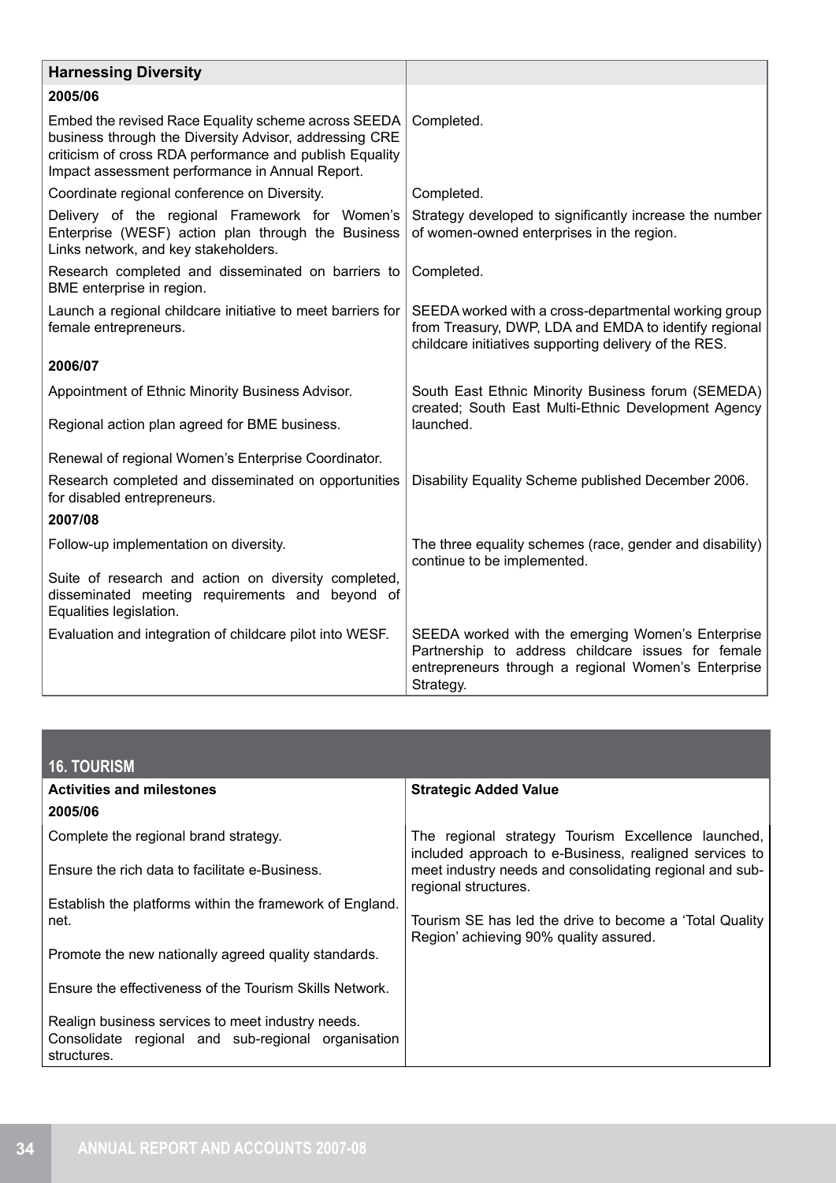| Harnessing Diversity | |
|---|---|
| **2005/06** | |
| Embed the revised Race Equality scheme across SEEDA business through the Diversity Advisor, addressing CRE criticism of cross RDA performance and publish Equality Impact assessment performance in Annual Report. | Completed. |
| Coordinate regional conference on Diversity. | Completed. |
| Delivery of the regional Framework for Women's Enterprise (WESF) action plan through the Business Links network, and key stakeholders. | Strategy developed to significantly increase the number of women-owned enterprises in the region. |
| Research completed and disseminated on barriers to BME enterprise in region. | Completed. |
| Launch a regional childcare initiative to meet barriers for female entrepreneurs. | SEEDA worked with a cross-departmental working group from Treasury, DWP, LDA and EMDA to identify regional childcare initiatives supporting delivery of the RES. |
| **2006/07** | |
| Appointment of Ethnic Minority Business Advisor.<br><br>Regional action plan agreed for BME business.<br><br>Renewal of regional Women's Enterprise Coordinator. | South East Ethnic Minority Business forum (SEMEDA) created; South East Multi-Ethnic Development Agency launched. |
| Research completed and disseminated on opportunities for disabled entrepreneurs. | Disability Equality Scheme published December 2006. |
| **2007/08** | |
| Follow-up implementation on diversity.<br><br>Suite of research and action on diversity completed, disseminated meeting requirements and beyond of Equalities legislation. | The three equality schemes (race, gender and disability) continue to be implemented. |
| Evaluation and integration of childcare pilot into WESF. | SEEDA worked with the emerging Women's Enterprise Partnership to address childcare issues for female entrepreneurs through a regional Women's Enterprise Strategy. |

## 16. TOURISM

| Activities and milestones | Strategic Added Value |
|---|---|
| **2005/06** | |
| Complete the regional brand strategy.<br><br>Ensure the rich data to facilitate e-Business.<br><br>Establish the platforms within the framework of England.net.<br><br>Promote the new nationally agreed quality standards.<br><br>Ensure the effectiveness of the Tourism Skills Network.<br><br>Realign business services to meet industry needs.<br>Consolidate regional and sub-regional organisation structures. | The regional strategy Tourism Excellence launched, included approach to e-Business, realigned services to meet industry needs and consolidating regional and sub-regional structures.<br><br>Tourism SE has led the drive to become a 'Total Quality Region' achieving 90% quality assured. |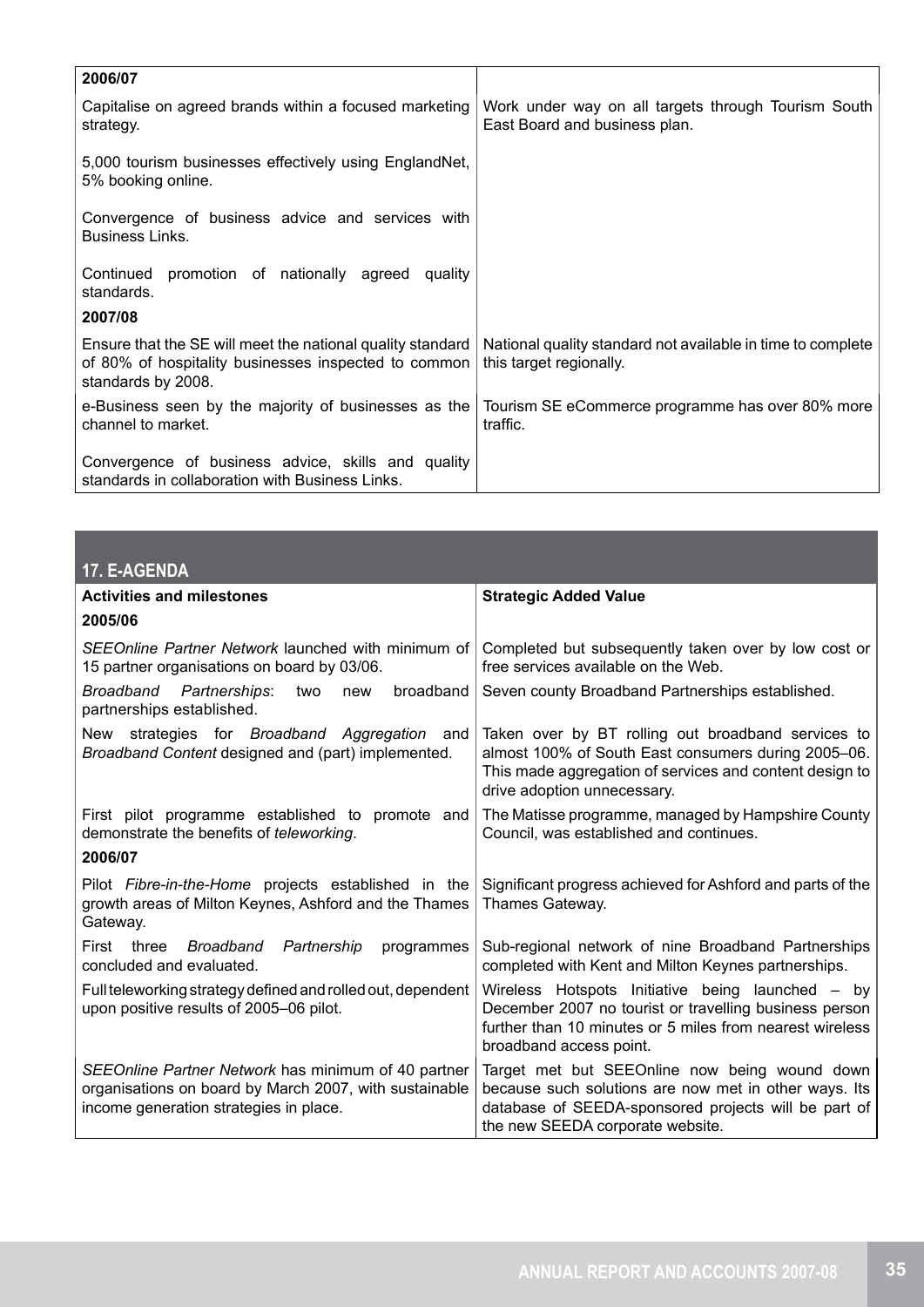| 2006/07 | |
|---|---|
| Capitalise on agreed brands within a focused marketing strategy.<br><br>5,000 tourism businesses effectively using EnglandNet, 5% booking online.<br><br>Convergence of business advice and services with Business Links.<br><br>Continued promotion of nationally agreed quality standards. | Work under way on all targets through Tourism South East Board and business plan. |
| **2007/08** | |
| Ensure that the SE will meet the national quality standard of 80% of hospitality businesses inspected to common standards by 2008. | National quality standard not available in time to complete this target regionally. |
| e-Business seen by the majority of businesses as the channel to market.<br><br>Convergence of business advice, skills and quality standards in collaboration with Business Links. | Tourism SE eCommerce programme has over 80% more traffic. |

## 17. E-AGENDA

| Activities and milestones | Strategic Added Value |
|---|---|
| **2005/06** | |
| *SEEOnline Partner Network* launched with minimum of 15 partner organisations on board by 03/06. | Completed but subsequently taken over by low cost or free services available on the Web. |
| *Broadband Partnerships*: two new broadband partnerships established. | Seven county Broadband Partnerships established. |
| New strategies for *Broadband Aggregation* and *Broadband Content* designed and (part) implemented. | Taken over by BT rolling out broadband services to almost 100% of South East consumers during 2005–06. This made aggregation of services and content design to drive adoption unnecessary. |
| First pilot programme established to promote and demonstrate the benefits of *teleworking*. | The Matisse programme, managed by Hampshire County Council, was established and continues. |
| **2006/07** | |
| Pilot *Fibre-in-the-Home* projects established in the growth areas of Milton Keynes, Ashford and the Thames Gateway. | Significant progress achieved for Ashford and parts of the Thames Gateway. |
| First three *Broadband Partnership* programmes concluded and evaluated. | Sub-regional network of nine Broadband Partnerships completed with Kent and Milton Keynes partnerships. |
| Full teleworking strategy defined and rolled out, dependent upon positive results of 2005–06 pilot. | Wireless Hotspots Initiative being launched – by December 2007 no tourist or travelling business person further than 10 minutes or 5 miles from nearest wireless broadband access point. |
| *SEEOnline Partner Network* has minimum of 40 partner organisations on board by March 2007, with sustainable income generation strategies in place. | Target met but SEEOnline now being wound down because such solutions are now met in other ways. Its database of SEEDA-sponsored projects will be part of the new SEEDA corporate website. |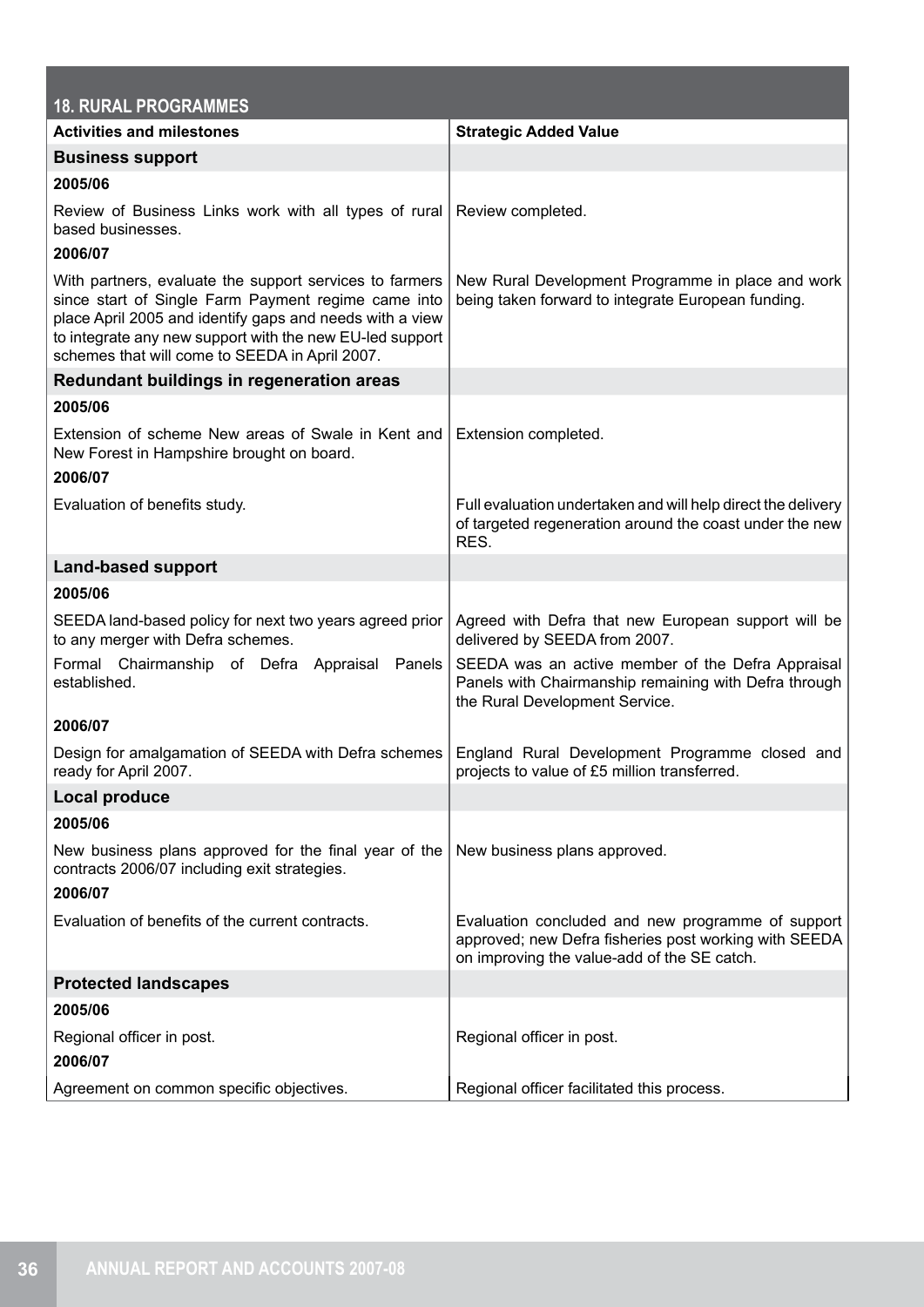## 18. RURAL PROGRAMMES

| Activities and milestones | Strategic Added Value |
|---|---|
| **Business support** | |
| **2005/06** | |
| Review of Business Links work with all types of rural based businesses. | Review completed. |
| **2006/07** | |
| With partners, evaluate the support services to farmers since start of Single Farm Payment regime came into place April 2005 and identify gaps and needs with a view to integrate any new support with the new EU-led support schemes that will come to SEEDA in April 2007. | New Rural Development Programme in place and work being taken forward to integrate European funding. |
| **Redundant buildings in regeneration areas** | |
| **2005/06** | |
| Extension of scheme New areas of Swale in Kent and New Forest in Hampshire brought on board. | Extension completed. |
| **2006/07** | |
| Evaluation of benefits study. | Full evaluation undertaken and will help direct the delivery of targeted regeneration around the coast under the new RES. |
| **Land-based support** | |
| **2005/06** | |
| SEEDA land-based policy for next two years agreed prior to any merger with Defra schemes. | Agreed with Defra that new European support will be delivered by SEEDA from 2007. |
| Formal Chairmanship of Defra Appraisal Panels established. | SEEDA was an active member of the Defra Appraisal Panels with Chairmanship remaining with Defra through the Rural Development Service. |
| **2006/07** | |
| Design for amalgamation of SEEDA with Defra schemes ready for April 2007. | England Rural Development Programme closed and projects to value of £5 million transferred. |
| **Local produce** | |
| **2005/06** | |
| New business plans approved for the final year of the contracts 2006/07 including exit strategies. | New business plans approved. |
| **2006/07** | |
| Evaluation of benefits of the current contracts. | Evaluation concluded and new programme of support approved; new Defra fisheries post working with SEEDA on improving the value-add of the SE catch. |
| **Protected landscapes** | |
| **2005/06** | |
| Regional officer in post. | Regional officer in post. |
| **2006/07** | |
| Agreement on common specific objectives. | Regional officer facilitated this process. |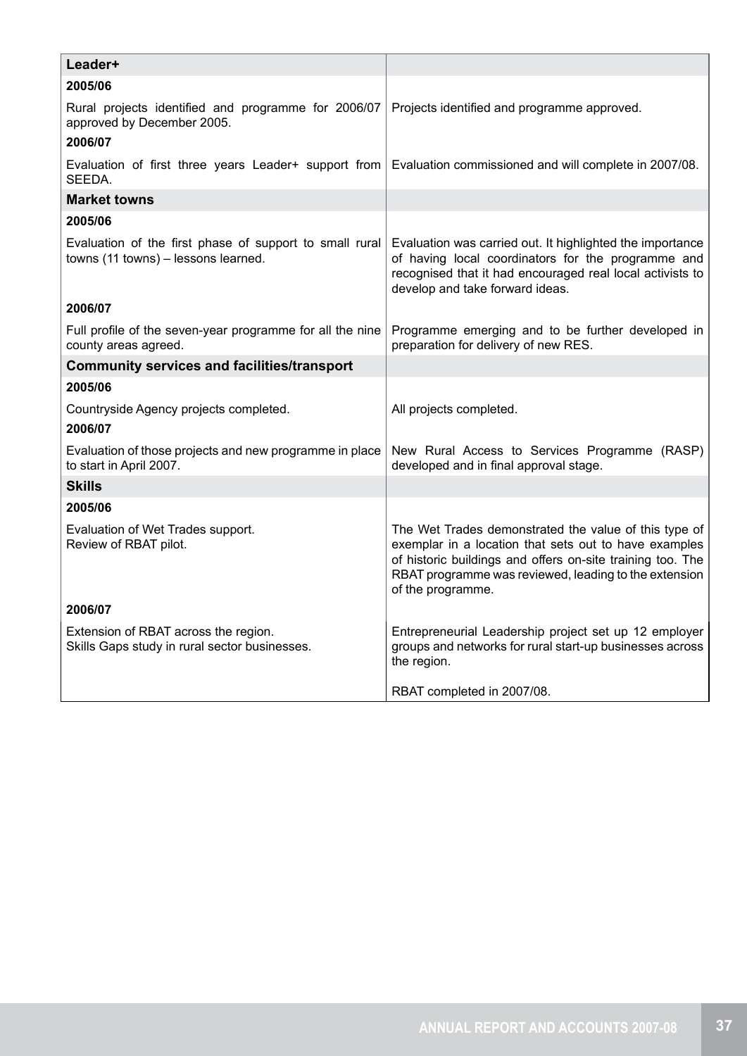| Leader+ | |
|---|---|
| **2005/06** | |
| Rural projects identified and programme for 2006/07 approved by December 2005. | Projects identified and programme approved. |
| **2006/07** | |
| Evaluation of first three years Leader+ support from SEEDA. | Evaluation commissioned and will complete in 2007/08. |
| **Market towns** | |
| **2005/06** | |
| Evaluation of the first phase of support to small rural towns (11 towns) – lessons learned. | Evaluation was carried out. It highlighted the importance of having local coordinators for the programme and recognised that it had encouraged real local activists to develop and take forward ideas. |
| **2006/07** | |
| Full profile of the seven-year programme for all the nine county areas agreed. | Programme emerging and to be further developed in preparation for delivery of new RES. |
| **Community services and facilities/transport** | |
| **2005/06** | |
| Countryside Agency projects completed. | All projects completed. |
| **2006/07** | |
| Evaluation of those projects and new programme in place to start in April 2007. | New Rural Access to Services Programme (RASP) developed and in final approval stage. |
| **Skills** | |
| **2005/06** | |
| Evaluation of Wet Trades support.<br>Review of RBAT pilot. | The Wet Trades demonstrated the value of this type of exemplar in a location that sets out to have examples of historic buildings and offers on-site training too. The RBAT programme was reviewed, leading to the extension of the programme. |
| **2006/07** | |
| Extension of RBAT across the region.<br>Skills Gaps study in rural sector businesses. | Entrepreneurial Leadership project set up 12 employer groups and networks for rural start-up businesses across the region.<br><br>RBAT completed in 2007/08. |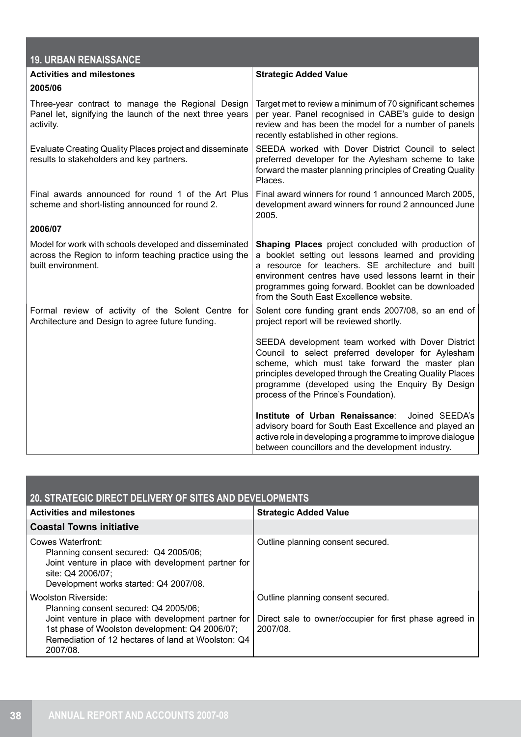## 19. URBAN RENAISSANCE

| Activities and milestones | Strategic Added Value |
| --- | --- |
| **2005/06** | |
| Three-year contract to manage the Regional Design Panel let, signifying the launch of the next three years activity. | Target met to review a minimum of 70 significant schemes per year. Panel recognised in CABE's guide to design review and has been the model for a number of panels recently established in other regions. |
| Evaluate Creating Quality Places project and disseminate results to stakeholders and key partners. | SEEDA worked with Dover District Council to select preferred developer for the Aylesham scheme to take forward the master planning principles of Creating Quality Places. |
| Final awards announced for round 1 of the Art Plus scheme and short-listing announced for round 2. | Final award winners for round 1 announced March 2005, development award winners for round 2 announced June 2005. |
| **2006/07** | |
| Model for work with schools developed and disseminated across the Region to inform teaching practice using the built environment. | **Shaping Places** project concluded with production of a booklet setting out lessons learned and providing a resource for teachers. SE architecture and built environment centres have used lessons learnt in their programmes going forward. Booklet can be downloaded from the South East Excellence website. |
| Formal review of activity of the Solent Centre for Architecture and Design to agree future funding. | Solent core funding grant ends 2007/08, so an end of project report will be reviewed shortly.<br><br>SEEDA development team worked with Dover District Council to select preferred developer for Aylesham scheme, which must take forward the master plan principles developed through the Creating Quality Places programme (developed using the Enquiry By Design process of the Prince's Foundation).<br><br>**Institute of Urban Renaissance**: Joined SEEDA's advisory board for South East Excellence and played an active role in developing a programme to improve dialogue between councillors and the development industry. |

## 20. STRATEGIC DIRECT DELIVERY OF SITES AND DEVELOPMENTS

| Activities and milestones | Strategic Added Value |
| --- | --- |
| **Coastal Towns initiative** | |
| Cowes Waterfront:<br>Planning consent secured: Q4 2005/06;<br>Joint venture in place with development partner for site: Q4 2006/07;<br>Development works started: Q4 2007/08. | Outline planning consent secured. |
| Woolston Riverside:<br>Planning consent secured: Q4 2005/06;<br>Joint venture in place with development partner for 1st phase of Woolston development: Q4 2006/07;<br>Remediation of 12 hectares of land at Woolston: Q4 2007/08. | Outline planning consent secured.<br><br>Direct sale to owner/occupier for first phase agreed in 2007/08. |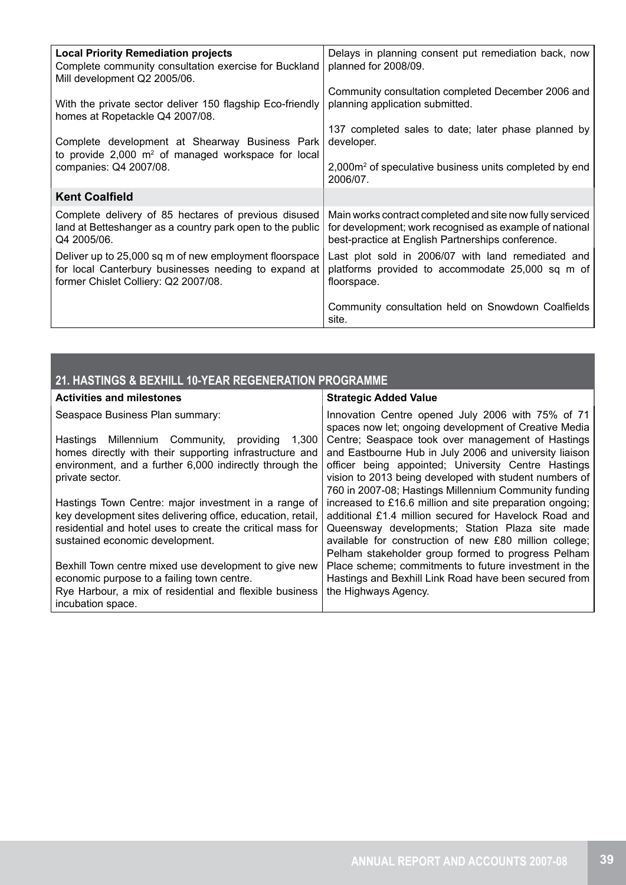| | |
|---|---|
| **Local Priority Remediation projects**<br>Complete community consultation exercise for Buckland Mill development Q2 2005/06. | Delays in planning consent put remediation back, now planned for 2008/09. |
| With the private sector deliver 150 flagship Eco-friendly homes at Ropetackle Q4 2007/08. | Community consultation completed December 2006 and planning application submitted. |
| Complete development at Shearway Business Park to provide 2,000 $m^2$ of managed workspace for local companies: Q4 2007/08. | 137 completed sales to date; later phase planned by developer.<br><br>2,000$m^2$ of speculative business units completed by end 2006/07. |
| **Kent Coalfield** | |
| Complete delivery of 85 hectares of previous disused land at Betteshanger as a country park open to the public Q4 2005/06. | Main works contract completed and site now fully serviced for development; work recognised as example of national best-practice at English Partnerships conference. |
| Deliver up to 25,000 sq m of new employment floorspace for local Canterbury businesses needing to expand at former Chislet Colliery: Q2 2007/08. | Last plot sold in 2006/07 with land remediated and platforms provided to accommodate 25,000 sq m of floorspace.<br><br>Community consultation held on Snowdown Coalfields site. |

## 21. HASTINGS & BEXHILL 10-YEAR REGENERATION PROGRAMME

| Activities and milestones | Strategic Added Value |
|---|---|
| Seaspace Business Plan summary:<br><br>Hastings Millennium Community, providing 1,300 homes directly with their supporting infrastructure and environment, and a further 6,000 indirectly through the private sector.<br><br>Hastings Town Centre: major investment in a range of key development sites delivering office, education, retail, residential and hotel uses to create the critical mass for sustained economic development.<br><br>Bexhill Town centre mixed use development to give new economic purpose to a failing town centre.<br>Rye Harbour, a mix of residential and flexible business incubation space. | Innovation Centre opened July 2006 with 75% of 71 spaces now let; ongoing development of Creative Media Centre; Seaspace took over management of Hastings and Eastbourne Hub in July 2006 and university liaison officer being appointed; University Centre Hastings vision to 2013 being developed with student numbers of 760 in 2007-08; Hastings Millennium Community funding increased to £16.6 million and site preparation ongoing; additional £1.4 million secured for Havelock Road and Queensway developments; Station Plaza site made available for construction of new £80 million college; Pelham stakeholder group formed to progress Pelham Place scheme; commitments to future investment in the Hastings and Bexhill Link Road have been secured from the Highways Agency. |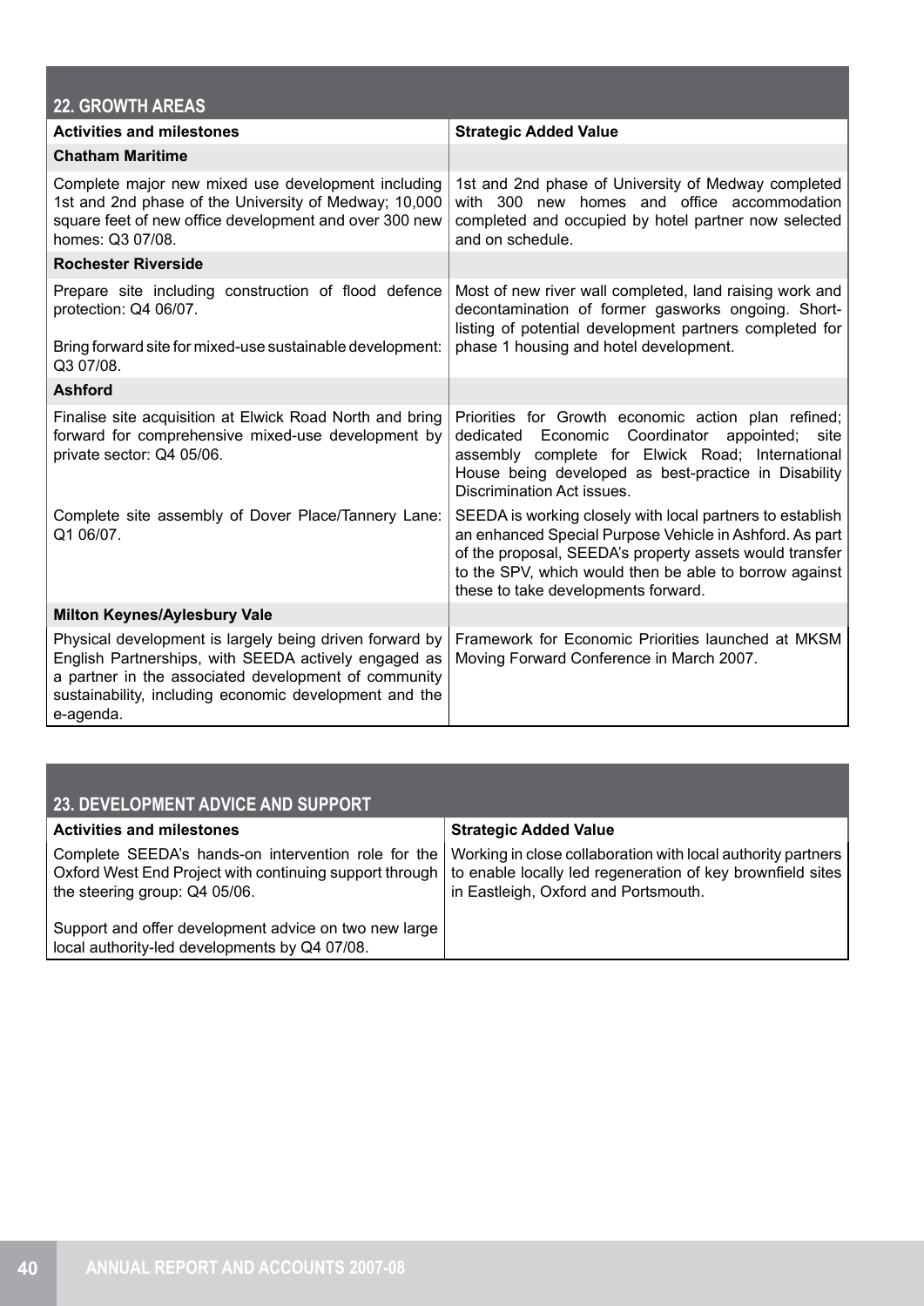## 22. GROWTH AREAS

| Activities and milestones | Strategic Added Value |
|---|---|
| **Chatham Maritime** | |
| Complete major new mixed use development including 1st and 2nd phase of the University of Medway; 10,000 square feet of new office development and over 300 new homes: Q3 07/08. | 1st and 2nd phase of University of Medway completed with 300 new homes and office accommodation completed and occupied by hotel partner now selected and on schedule. |
| **Rochester Riverside** | |
| Prepare site including construction of flood defence protection: Q4 06/07.<br><br>Bring forward site for mixed-use sustainable development: Q3 07/08. | Most of new river wall completed, land raising work and decontamination of former gasworks ongoing. Short-listing of potential development partners completed for phase 1 housing and hotel development. |
| **Ashford** | |
| Finalise site acquisition at Elwick Road North and bring forward for comprehensive mixed-use development by private sector: Q4 05/06. | Priorities for Growth economic action plan refined; dedicated Economic Coordinator appointed; site assembly complete for Elwick Road; International House being developed as best-practice in Disability Discrimination Act issues. |
| Complete site assembly of Dover Place/Tannery Lane: Q1 06/07. | SEEDA is working closely with local partners to establish an enhanced Special Purpose Vehicle in Ashford. As part of the proposal, SEEDA's property assets would transfer to the SPV, which would then be able to borrow against these to take developments forward. |
| **Milton Keynes/Aylesbury Vale** | |
| Physical development is largely being driven forward by English Partnerships, with SEEDA actively engaged as a partner in the associated development of community sustainability, including economic development and the e-agenda. | Framework for Economic Priorities launched at MKSM Moving Forward Conference in March 2007. |

## 23. DEVELOPMENT ADVICE AND SUPPORT

| Activities and milestones | Strategic Added Value |
|---|---|
| Complete SEEDA's hands-on intervention role for the Oxford West End Project with continuing support through the steering group: Q4 05/06.<br><br>Support and offer development advice on two new large local authority-led developments by Q4 07/08. | Working in close collaboration with local authority partners to enable locally led regeneration of key brownfield sites in Eastleigh, Oxford and Portsmouth. |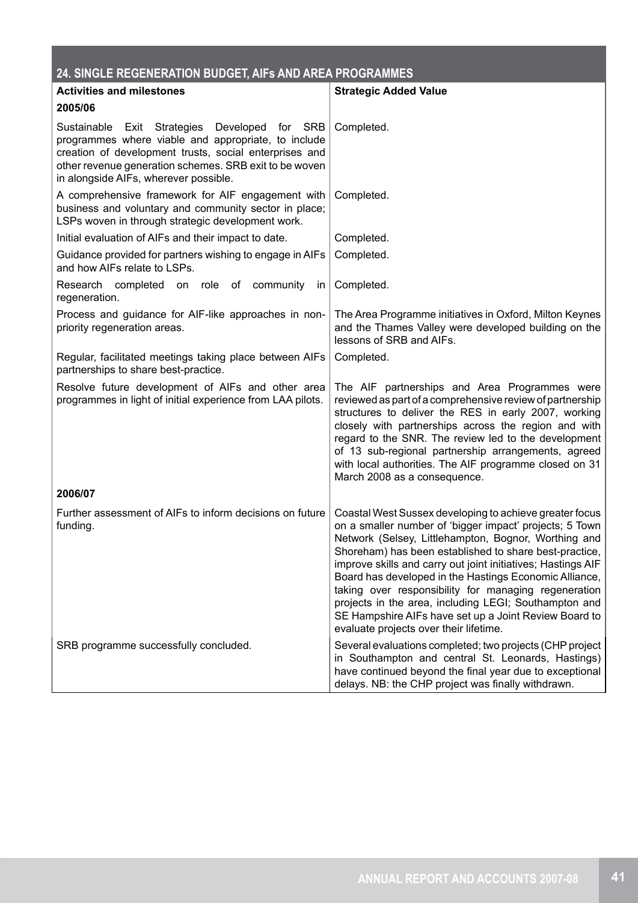## 24. SINGLE REGENERATION BUDGET, AIFs AND AREA PROGRAMMES

| Activities and milestones | Strategic Added Value |
|---|---|
| **2005/06** | |
| Sustainable Exit Strategies Developed for SRB programmes where viable and appropriate, to include creation of development trusts, social enterprises and other revenue generation schemes. SRB exit to be woven in alongside AIFs, wherever possible. | Completed. |
| A comprehensive framework for AIF engagement with business and voluntary and community sector in place; LSPs woven in through strategic development work. | Completed. |
| Initial evaluation of AIFs and their impact to date. | Completed. |
| Guidance provided for partners wishing to engage in AIFs and how AIFs relate to LSPs. | Completed. |
| Research completed on role of community in regeneration. | Completed. |
| Process and guidance for AIF-like approaches in non-priority regeneration areas. | The Area Programme initiatives in Oxford, Milton Keynes and the Thames Valley were developed building on the lessons of SRB and AIFs. |
| Regular, facilitated meetings taking place between AIFs partnerships to share best-practice. | Completed. |
| Resolve future development of AIFs and other area programmes in light of initial experience from LAA pilots. | The AIF partnerships and Area Programmes were reviewed as part of a comprehensive review of partnership structures to deliver the RES in early 2007, working closely with partnerships across the region and with regard to the SNR. The review led to the development of 13 sub-regional partnership arrangements, agreed with local authorities. The AIF programme closed on 31 March 2008 as a consequence. |
| **2006/07** | |
| Further assessment of AIFs to inform decisions on future funding. | Coastal West Sussex developing to achieve greater focus on a smaller number of 'bigger impact' projects; 5 Town Network (Selsey, Littlehampton, Bognor, Worthing and Shoreham) has been established to share best-practice, improve skills and carry out joint initiatives; Hastings AIF Board has developed in the Hastings Economic Alliance, taking over responsibility for managing regeneration projects in the area, including LEGI; Southampton and SE Hampshire AIFs have set up a Joint Review Board to evaluate projects over their lifetime. |
| SRB programme successfully concluded. | Several evaluations completed; two projects (CHP project in Southampton and central St. Leonards, Hastings) have continued beyond the final year due to exceptional delays. NB: the CHP project was finally withdrawn. |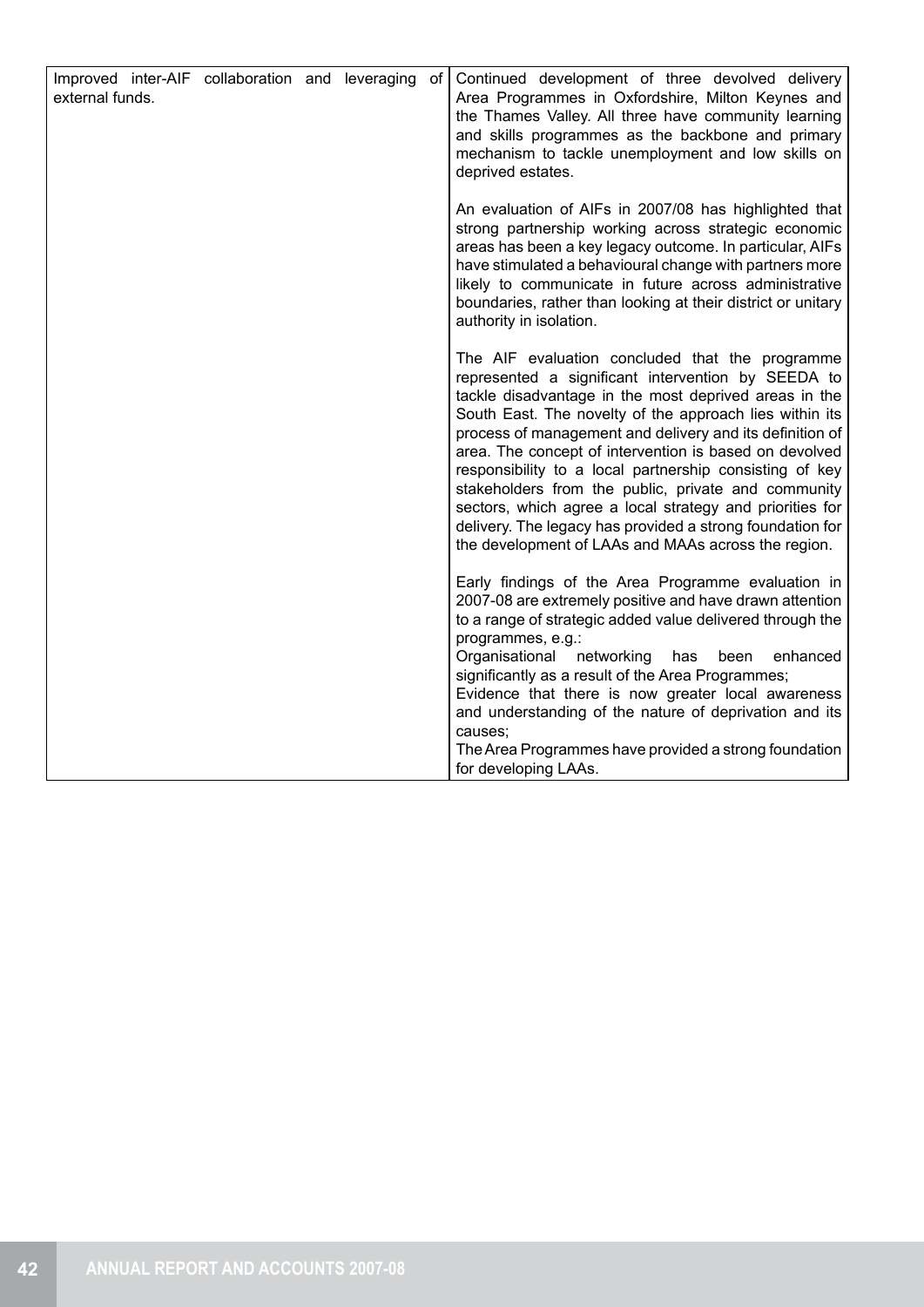| | |
|---|---|
| Improved inter-AIF collaboration and leveraging of external funds. | Continued development of three devolved delivery Area Programmes in Oxfordshire, Milton Keynes and the Thames Valley. All three have community learning and skills programmes as the backbone and primary mechanism to tackle unemployment and low skills on deprived estates.<br><br>An evaluation of AIFs in 2007/08 has highlighted that strong partnership working across strategic economic areas has been a key legacy outcome. In particular, AIFs have stimulated a behavioural change with partners more likely to communicate in future across administrative boundaries, rather than looking at their district or unitary authority in isolation.<br><br>The AIF evaluation concluded that the programme represented a significant intervention by SEEDA to tackle disadvantage in the most deprived areas in the South East. The novelty of the approach lies within its process of management and delivery and its definition of area. The concept of intervention is based on devolved responsibility to a local partnership consisting of key stakeholders from the public, private and community sectors, which agree a local strategy and priorities for delivery. The legacy has provided a strong foundation for the development of LAAs and MAAs across the region.<br><br>Early findings of the Area Programme evaluation in 2007-08 are extremely positive and have drawn attention to a range of strategic added value delivered through the programmes, e.g.:<br>Organisational networking has been enhanced significantly as a result of the Area Programmes;<br>Evidence that there is now greater local awareness and understanding of the nature of deprivation and its causes;<br>The Area Programmes have provided a strong foundation for developing LAAs. |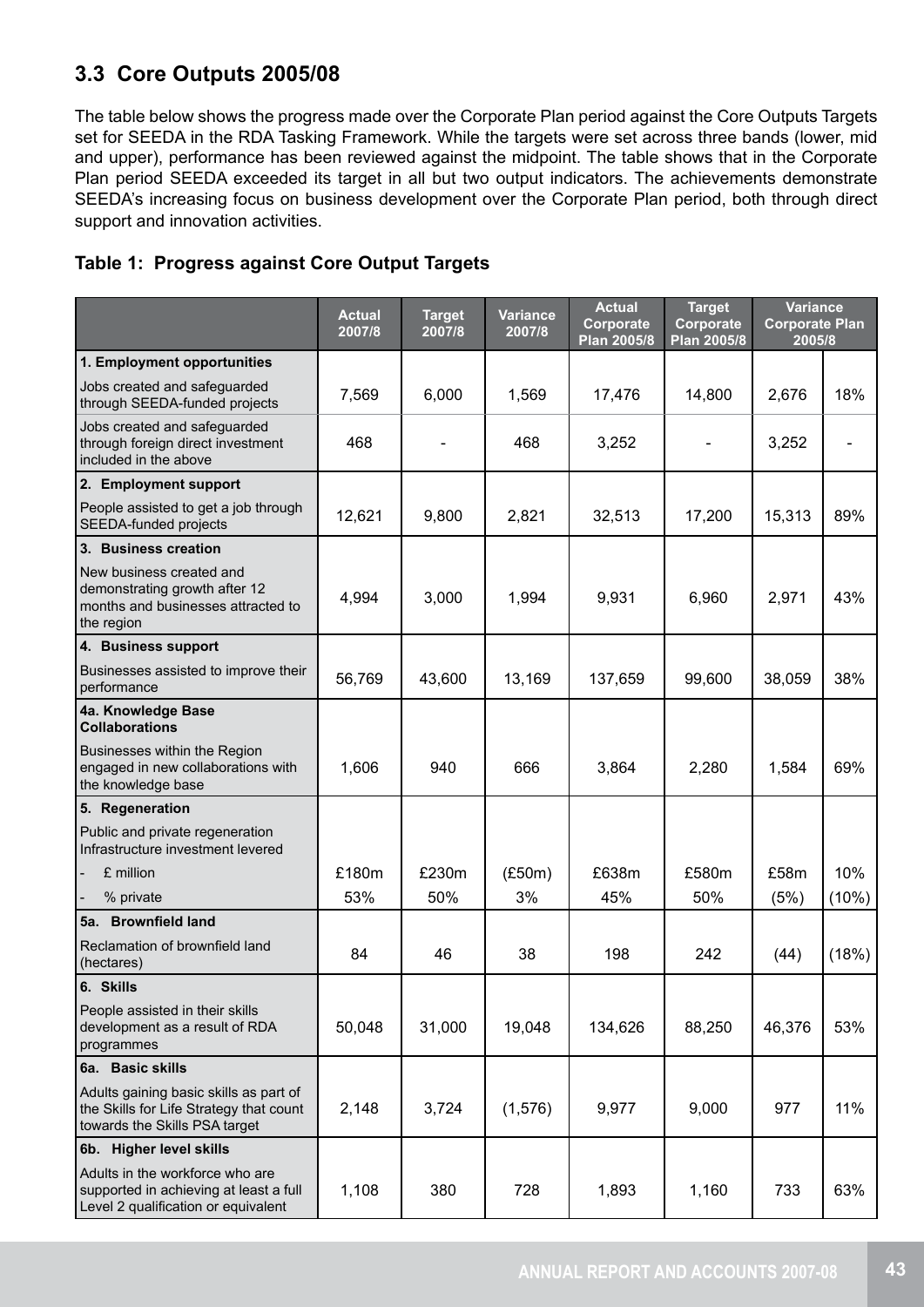## 3.3 Core Outputs 2005/08

The table below shows the progress made over the Corporate Plan period against the Core Outputs Targets set for SEEDA in the RDA Tasking Framework. While the targets were set across three bands (lower, mid and upper), performance has been reviewed against the midpoint. The table shows that in the Corporate Plan period SEEDA exceeded its target in all but two output indicators. The achievements demonstrate SEEDA's increasing focus on business development over the Corporate Plan period, both through direct support and innovation activities.

### Table 1: Progress against Core Output Targets

| | Actual 2007/8 | Target 2007/8 | Variance 2007/8 | Actual Corporate Plan 2005/8 | Target Corporate Plan 2005/8 | Variance Corporate Plan 2005/8 | |
|---|---|---|---|---|---|---|---|
| **1. Employment opportunities** | | | | | | | |
| Jobs created and safeguarded through SEEDA-funded projects | 7,569 | 6,000 | 1,569 | 17,476 | 14,800 | 2,676 | 18% |
| Jobs created and safeguarded through foreign direct investment included in the above | 468 | - | 468 | 3,252 | - | 3,252 | - |
| **2. Employment support** | | | | | | | |
| People assisted to get a job through SEEDA-funded projects | 12,621 | 9,800 | 2,821 | 32,513 | 17,200 | 15,313 | 89% |
| **3. Business creation** | | | | | | | |
| New business created and demonstrating growth after 12 months and businesses attracted to the region | 4,994 | 3,000 | 1,994 | 9,931 | 6,960 | 2,971 | 43% |
| **4. Business support** | | | | | | | |
| Businesses assisted to improve their performance | 56,769 | 43,600 | 13,169 | 137,659 | 99,600 | 38,059 | 38% |
| **4a. Knowledge Base Collaborations** | | | | | | | |
| Businesses within the Region engaged in new collaborations with the knowledge base | 1,606 | 940 | 666 | 3,864 | 2,280 | 1,584 | 69% |
| **5. Regeneration** | | | | | | | |
| Public and private regeneration Infrastructure investment levered | | | | | | | |
| - £ million | £180m | £230m | (£50m) | £638m | £580m | £58m | 10% |
| - % private | 53% | 50% | 3% | 45% | 50% | (5%) | (10%) |
| **5a. Brownfield land** | | | | | | | |
| Reclamation of brownfield land (hectares) | 84 | 46 | 38 | 198 | 242 | (44) | (18%) |
| **6. Skills** | | | | | | | |
| People assisted in their skills development as a result of RDA programmes | 50,048 | 31,000 | 19,048 | 134,626 | 88,250 | 46,376 | 53% |
| **6a. Basic skills** | | | | | | | |
| Adults gaining basic skills as part of the Skills for Life Strategy that count towards the Skills PSA target | 2,148 | 3,724 | (1,576) | 9,977 | 9,000 | 977 | 11% |
| **6b. Higher level skills** | | | | | | | |
| Adults in the workforce who are supported in achieving at least a full Level 2 qualification or equivalent | 1,108 | 380 | 728 | 1,893 | 1,160 | 733 | 63% |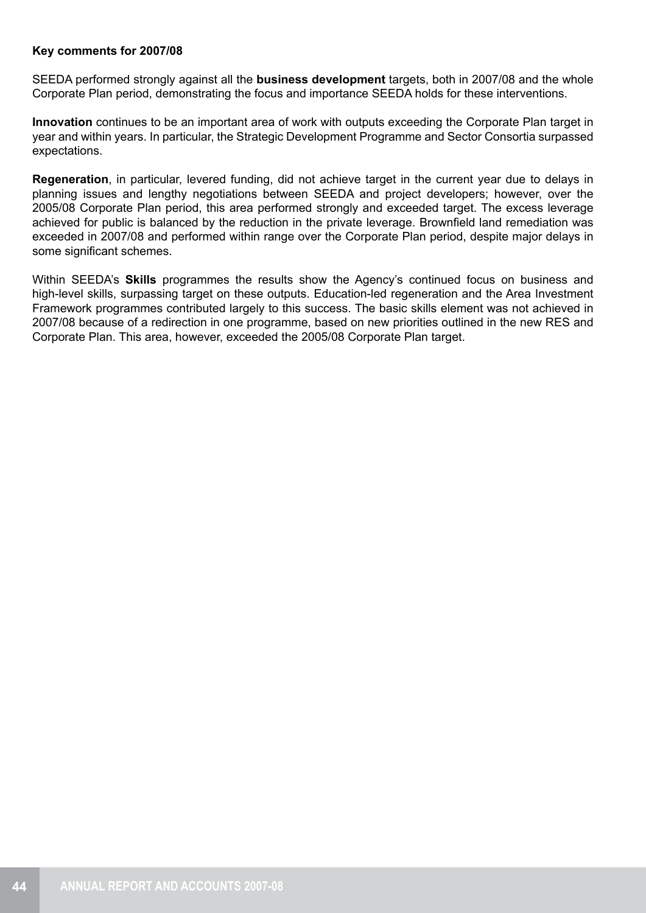**Key comments for 2007/08**

SEEDA performed strongly against all the **business development** targets, both in 2007/08 and the whole Corporate Plan period, demonstrating the focus and importance SEEDA holds for these interventions.

**Innovation** continues to be an important area of work with outputs exceeding the Corporate Plan target in year and within years. In particular, the Strategic Development Programme and Sector Consortia surpassed expectations.

**Regeneration**, in particular, levered funding, did not achieve target in the current year due to delays in planning issues and lengthy negotiations between SEEDA and project developers; however, over the 2005/08 Corporate Plan period, this area performed strongly and exceeded target. The excess leverage achieved for public is balanced by the reduction in the private leverage. Brownfield land remediation was exceeded in 2007/08 and performed within range over the Corporate Plan period, despite major delays in some significant schemes.

Within SEEDA's **Skills** programmes the results show the Agency's continued focus on business and high-level skills, surpassing target on these outputs. Education-led regeneration and the Area Investment Framework programmes contributed largely to this success. The basic skills element was not achieved in 2007/08 because of a redirection in one programme, based on new priorities outlined in the new RES and Corporate Plan. This area, however, exceeded the 2005/08 Corporate Plan target.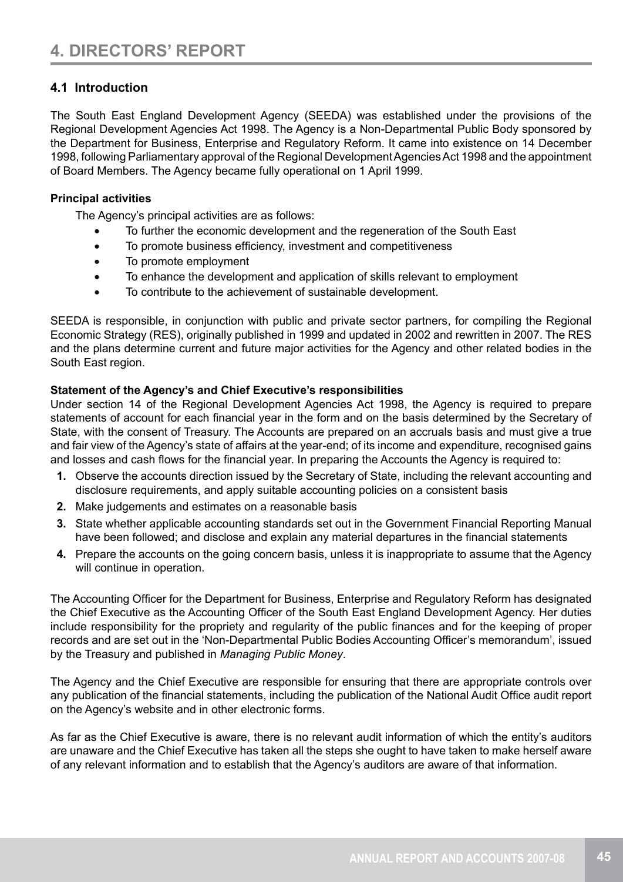# 4. DIRECTORS' REPORT

## 4.1 Introduction

The South East England Development Agency (SEEDA) was established under the provisions of the Regional Development Agencies Act 1998. The Agency is a Non-Departmental Public Body sponsored by the Department for Business, Enterprise and Regulatory Reform. It came into existence on 14 December 1998, following Parliamentary approval of the Regional Development Agencies Act 1998 and the appointment of Board Members. The Agency became fully operational on 1 April 1999.

**Principal activities**

The Agency's principal activities are as follows:

- To further the economic development and the regeneration of the South East
- To promote business efficiency, investment and competitiveness
- To promote employment
- To enhance the development and application of skills relevant to employment
- To contribute to the achievement of sustainable development.

SEEDA is responsible, in conjunction with public and private sector partners, for compiling the Regional Economic Strategy (RES), originally published in 1999 and updated in 2002 and rewritten in 2007. The RES and the plans determine current and future major activities for the Agency and other related bodies in the South East region.

**Statement of the Agency's and Chief Executive's responsibilities**

Under section 14 of the Regional Development Agencies Act 1998, the Agency is required to prepare statements of account for each financial year in the form and on the basis determined by the Secretary of State, with the consent of Treasury. The Accounts are prepared on an accruals basis and must give a true and fair view of the Agency's state of affairs at the year-end; of its income and expenditure, recognised gains and losses and cash flows for the financial year. In preparing the Accounts the Agency is required to:

1. Observe the accounts direction issued by the Secretary of State, including the relevant accounting and disclosure requirements, and apply suitable accounting policies on a consistent basis
2. Make judgements and estimates on a reasonable basis
3. State whether applicable accounting standards set out in the Government Financial Reporting Manual have been followed; and disclose and explain any material departures in the financial statements
4. Prepare the accounts on the going concern basis, unless it is inappropriate to assume that the Agency will continue in operation.

The Accounting Officer for the Department for Business, Enterprise and Regulatory Reform has designated the Chief Executive as the Accounting Officer of the South East England Development Agency. Her duties include responsibility for the propriety and regularity of the public finances and for the keeping of proper records and are set out in the 'Non-Departmental Public Bodies Accounting Officer's memorandum', issued by the Treasury and published in *Managing Public Money*.

The Agency and the Chief Executive are responsible for ensuring that there are appropriate controls over any publication of the financial statements, including the publication of the National Audit Office audit report on the Agency's website and in other electronic forms.

As far as the Chief Executive is aware, there is no relevant audit information of which the entity's auditors are unaware and the Chief Executive has taken all the steps she ought to have taken to make herself aware of any relevant information and to establish that the Agency's auditors are aware of that information.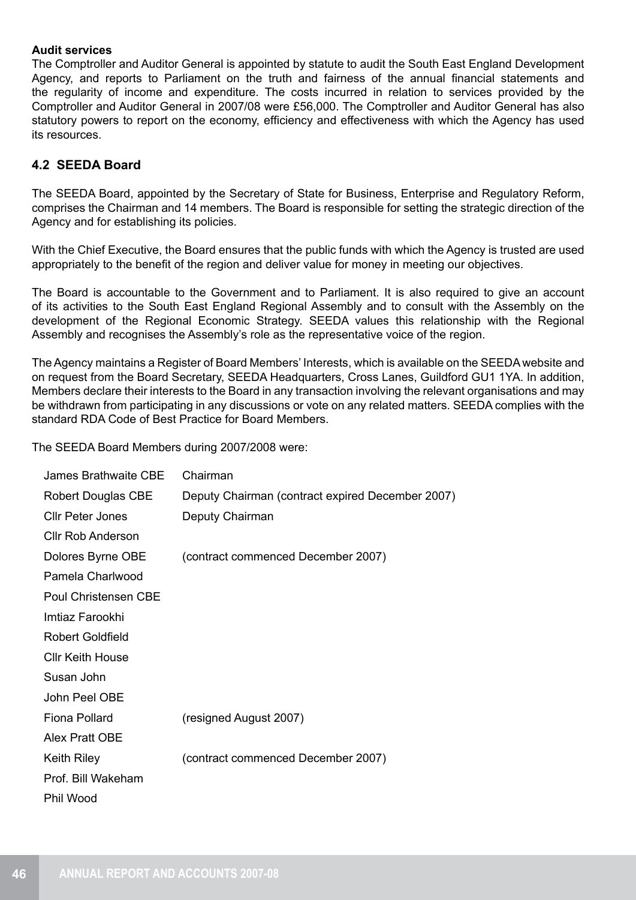**Audit services**

The Comptroller and Auditor General is appointed by statute to audit the South East England Development Agency, and reports to Parliament on the truth and fairness of the annual financial statements and the regularity of income and expenditure. The costs incurred in relation to services provided by the Comptroller and Auditor General in 2007/08 were £56,000. The Comptroller and Auditor General has also statutory powers to report on the economy, efficiency and effectiveness with which the Agency has used its resources.

## 4.2 SEEDA Board

The SEEDA Board, appointed by the Secretary of State for Business, Enterprise and Regulatory Reform, comprises the Chairman and 14 members. The Board is responsible for setting the strategic direction of the Agency and for establishing its policies.

With the Chief Executive, the Board ensures that the public funds with which the Agency is trusted are used appropriately to the benefit of the region and deliver value for money in meeting our objectives.

The Board is accountable to the Government and to Parliament. It is also required to give an account of its activities to the South East England Regional Assembly and to consult with the Assembly on the development of the Regional Economic Strategy. SEEDA values this relationship with the Regional Assembly and recognises the Assembly's role as the representative voice of the region.

The Agency maintains a Register of Board Members' Interests, which is available on the SEEDA website and on request from the Board Secretary, SEEDA Headquarters, Cross Lanes, Guildford GU1 1YA. In addition, Members declare their interests to the Board in any transaction involving the relevant organisations and may be withdrawn from participating in any discussions or vote on any related matters. SEEDA complies with the standard RDA Code of Best Practice for Board Members.

The SEEDA Board Members during 2007/2008 were:

| | |
|---|---|
| James Brathwaite CBE | Chairman |
| Robert Douglas CBE | Deputy Chairman (contract expired December 2007) |
| Cllr Peter Jones | Deputy Chairman |
| Cllr Rob Anderson | |
| Dolores Byrne OBE | (contract commenced December 2007) |
| Pamela Charlwood | |
| Poul Christensen CBE | |
| Imtiaz Farookhi | |
| Robert Goldfield | |
| Cllr Keith House | |
| Susan John | |
| John Peel OBE | |
| Fiona Pollard | (resigned August 2007) |
| Alex Pratt OBE | |
| Keith Riley | (contract commenced December 2007) |
| Prof. Bill Wakeham | |
| Phil Wood | |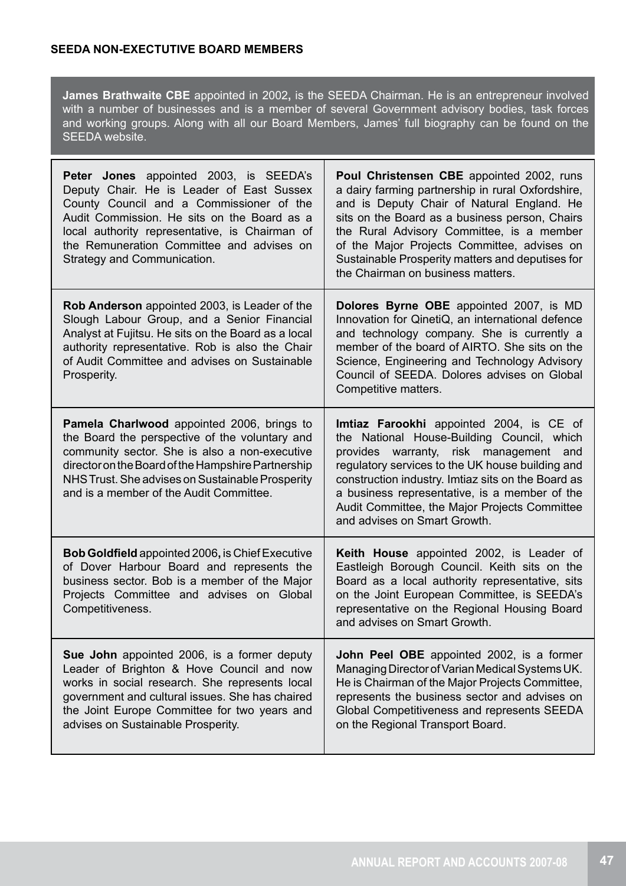## SEEDA NON-EXECUTIVE BOARD MEMBERS

**James Brathwaite CBE** appointed in 2002, is the SEEDA Chairman. He is an entrepreneur involved with a number of businesses and is a member of several Government advisory bodies, task forces and working groups. Along with all our Board Members, James' full biography can be found on the SEEDA website.

**Peter Jones** appointed 2003, is SEEDA's Deputy Chair. He is Leader of East Sussex County Council and a Commissioner of the Audit Commission. He sits on the Board as a local authority representative, is Chairman of the Remuneration Committee and advises on Strategy and Communication.

**Poul Christensen CBE** appointed 2002, runs a dairy farming partnership in rural Oxfordshire, and is Deputy Chair of Natural England. He sits on the Board as a business person, Chairs the Rural Advisory Committee, is a member of the Major Projects Committee, advises on Sustainable Prosperity matters and deputises for the Chairman on business matters.

**Rob Anderson** appointed 2003, is Leader of the Slough Labour Group, and a Senior Financial Analyst at Fujitsu. He sits on the Board as a local authority representative. Rob is also the Chair of Audit Committee and advises on Sustainable Prosperity.

**Dolores Byrne OBE** appointed 2007, is MD Innovation for QinetiQ, an international defence and technology company. She is currently a member of the board of AIRTO. She sits on the Science, Engineering and Technology Advisory Council of SEEDA. Dolores advises on Global Competitive matters.

**Pamela Charlwood** appointed 2006, brings to the Board the perspective of the voluntary and community sector. She is also a non-executive director on the Board of the Hampshire Partnership NHS Trust. She advises on Sustainable Prosperity and is a member of the Audit Committee.

**Imtiaz Farookhi** appointed 2004, is CE of the National House-Building Council, which provides warranty, risk management and regulatory services to the UK house building and construction industry. Imtiaz sits on the Board as a business representative, is a member of the Audit Committee, the Major Projects Committee and advises on Smart Growth.

**Bob Goldfield** appointed 2006, is Chief Executive of Dover Harbour Board and represents the business sector. Bob is a member of the Major Projects Committee and advises on Global Competitiveness.

**Keith House** appointed 2002, is Leader of Eastleigh Borough Council. Keith sits on the Board as a local authority representative, sits on the Joint European Committee, is SEEDA's representative on the Regional Housing Board and advises on Smart Growth.

**Sue John** appointed 2006, is a former deputy Leader of Brighton & Hove Council and now works in social research. She represents local government and cultural issues. She has chaired the Joint Europe Committee for two years and advises on Sustainable Prosperity.

**John Peel OBE** appointed 2002, is a former Managing Director of Varian Medical Systems UK. He is Chairman of the Major Projects Committee, represents the business sector and advises on Global Competitiveness and represents SEEDA on the Regional Transport Board.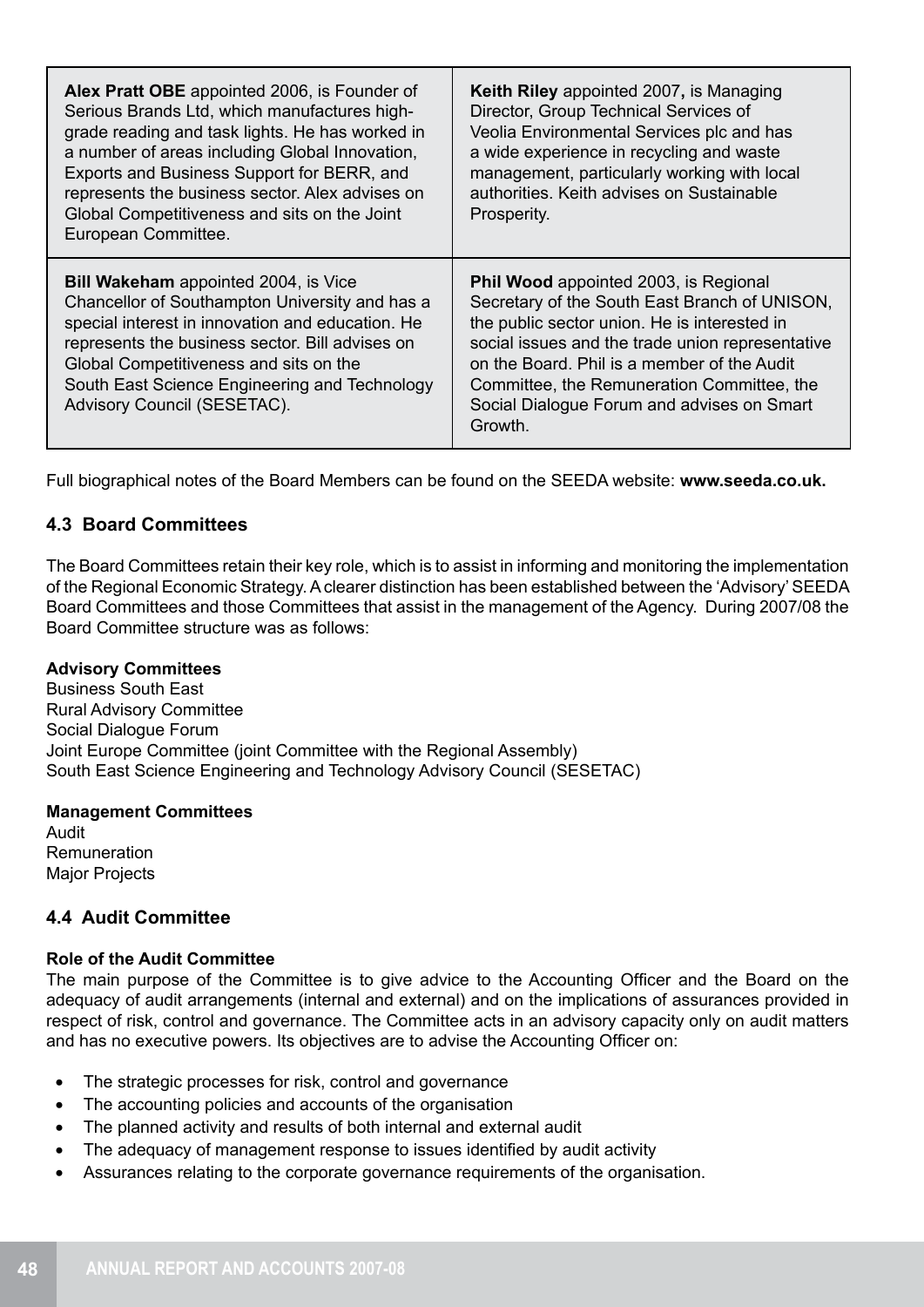| | |
|---|---|
| **Alex Pratt OBE** appointed 2006, is Founder of Serious Brands Ltd, which manufactures high-grade reading and task lights. He has worked in a number of areas including Global Innovation, Exports and Business Support for BERR, and represents the business sector. Alex advises on Global Competitiveness and sits on the Joint European Committee. | **Keith Riley** appointed 2007**,** is Managing Director, Group Technical Services of Veolia Environmental Services plc and has a wide experience in recycling and waste management, particularly working with local authorities. Keith advises on Sustainable Prosperity. |
| **Bill Wakeham** appointed 2004, is Vice Chancellor of Southampton University and has a special interest in innovation and education. He represents the business sector. Bill advises on Global Competitiveness and sits on the South East Science Engineering and Technology Advisory Council (SESETAC). | **Phil Wood** appointed 2003, is Regional Secretary of the South East Branch of UNISON, the public sector union. He is interested in social issues and the trade union representative on the Board. Phil is a member of the Audit Committee, the Remuneration Committee, the Social Dialogue Forum and advises on Smart Growth. |

Full biographical notes of the Board Members can be found on the SEEDA website: **www.seeda.co.uk.**

### 4.3 Board Committees

The Board Committees retain their key role, which is to assist in informing and monitoring the implementation of the Regional Economic Strategy. A clearer distinction has been established between the 'Advisory' SEEDA Board Committees and those Committees that assist in the management of the Agency. During 2007/08 the Board Committee structure was as follows:

**Advisory Committees**
Business South East
Rural Advisory Committee
Social Dialogue Forum
Joint Europe Committee (joint Committee with the Regional Assembly)
South East Science Engineering and Technology Advisory Council (SESETAC)

**Management Committees**
Audit
Remuneration
Major Projects

### 4.4 Audit Committee

**Role of the Audit Committee**
The main purpose of the Committee is to give advice to the Accounting Officer and the Board on the adequacy of audit arrangements (internal and external) and on the implications of assurances provided in respect of risk, control and governance. The Committee acts in an advisory capacity only on audit matters and has no executive powers. Its objectives are to advise the Accounting Officer on:

- The strategic processes for risk, control and governance
- The accounting policies and accounts of the organisation
- The planned activity and results of both internal and external audit
- The adequacy of management response to issues identified by audit activity
- Assurances relating to the corporate governance requirements of the organisation.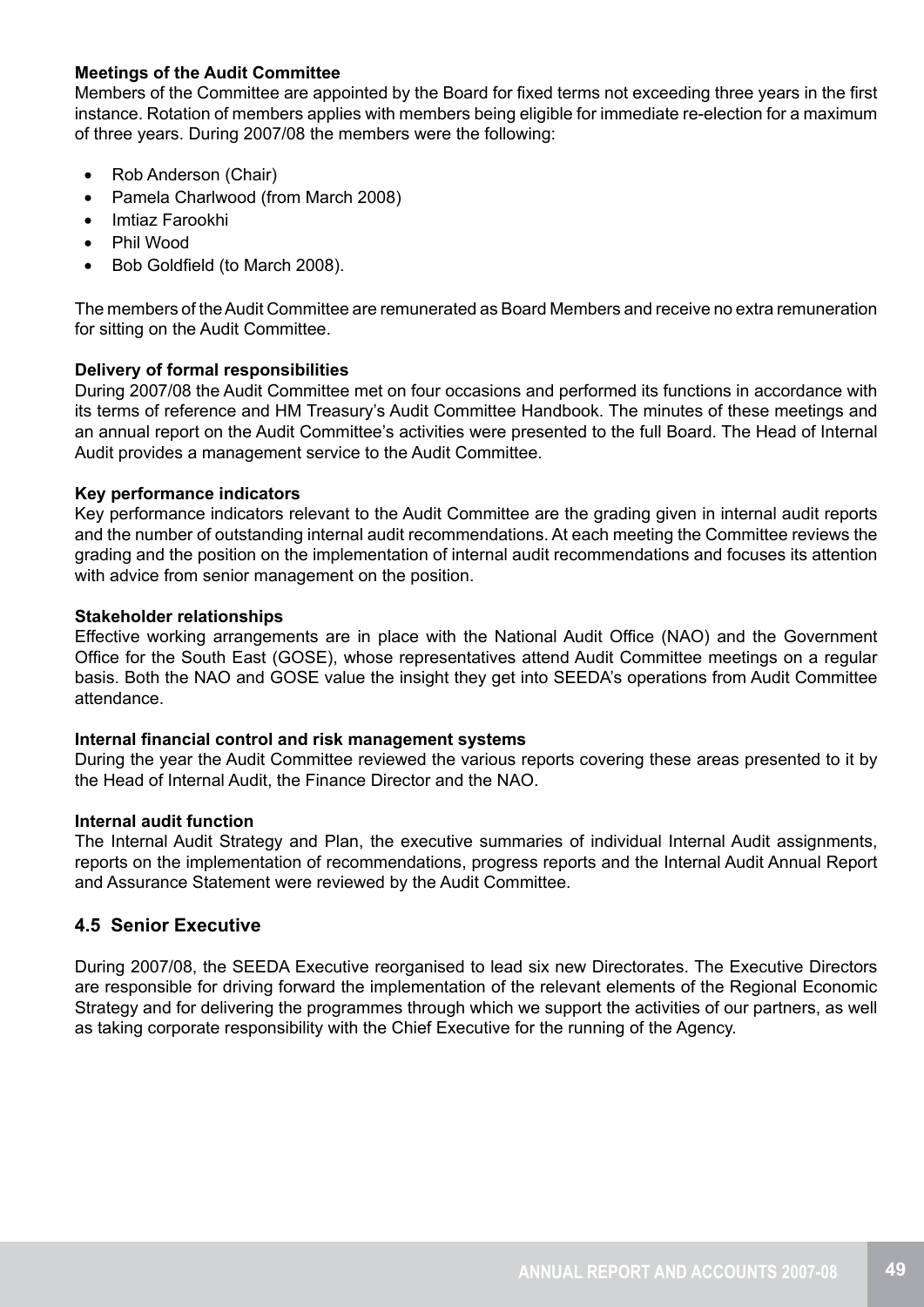**Meetings of the Audit Committee**

Members of the Committee are appointed by the Board for fixed terms not exceeding three years in the first instance. Rotation of members applies with members being eligible for immediate re-election for a maximum of three years. During 2007/08 the members were the following:

- Rob Anderson (Chair)
- Pamela Charlwood (from March 2008)
- Imtiaz Farookhi
- Phil Wood
- Bob Goldfield (to March 2008).

The members of the Audit Committee are remunerated as Board Members and receive no extra remuneration for sitting on the Audit Committee.

**Delivery of formal responsibilities**

During 2007/08 the Audit Committee met on four occasions and performed its functions in accordance with its terms of reference and HM Treasury's Audit Committee Handbook. The minutes of these meetings and an annual report on the Audit Committee's activities were presented to the full Board. The Head of Internal Audit provides a management service to the Audit Committee.

**Key performance indicators**

Key performance indicators relevant to the Audit Committee are the grading given in internal audit reports and the number of outstanding internal audit recommendations. At each meeting the Committee reviews the grading and the position on the implementation of internal audit recommendations and focuses its attention with advice from senior management on the position.

**Stakeholder relationships**

Effective working arrangements are in place with the National Audit Office (NAO) and the Government Office for the South East (GOSE), whose representatives attend Audit Committee meetings on a regular basis. Both the NAO and GOSE value the insight they get into SEEDA's operations from Audit Committee attendance.

**Internal financial control and risk management systems**

During the year the Audit Committee reviewed the various reports covering these areas presented to it by the Head of Internal Audit, the Finance Director and the NAO.

**Internal audit function**

The Internal Audit Strategy and Plan, the executive summaries of individual Internal Audit assignments, reports on the implementation of recommendations, progress reports and the Internal Audit Annual Report and Assurance Statement were reviewed by the Audit Committee.

## 4.5 Senior Executive

During 2007/08, the SEEDA Executive reorganised to lead six new Directorates. The Executive Directors are responsible for driving forward the implementation of the relevant elements of the Regional Economic Strategy and for delivering the programmes through which we support the activities of our partners, as well as taking corporate responsibility with the Chief Executive for the running of the Agency.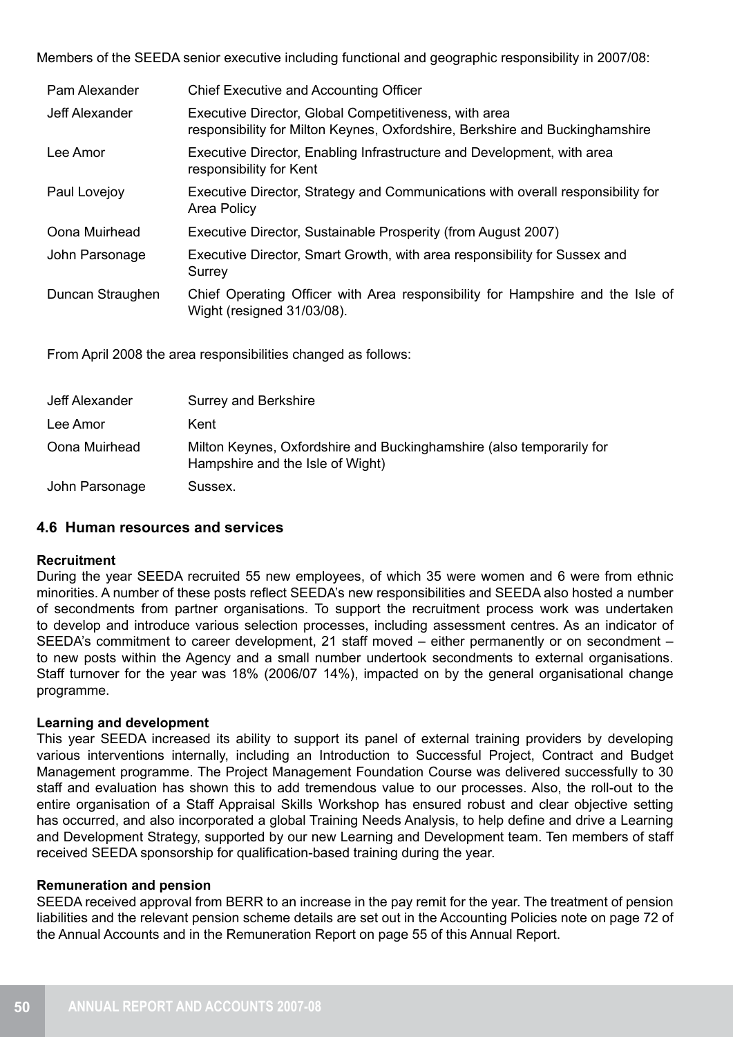Members of the SEEDA senior executive including functional and geographic responsibility in 2007/08:

| | |
|---|---|
| Pam Alexander | Chief Executive and Accounting Officer |
| Jeff Alexander | Executive Director, Global Competitiveness, with area responsibility for Milton Keynes, Oxfordshire, Berkshire and Buckinghamshire |
| Lee Amor | Executive Director, Enabling Infrastructure and Development, with area responsibility for Kent |
| Paul Lovejoy | Executive Director, Strategy and Communications with overall responsibility for Area Policy |
| Oona Muirhead | Executive Director, Sustainable Prosperity (from August 2007) |
| John Parsonage | Executive Director, Smart Growth, with area responsibility for Sussex and Surrey |
| Duncan Straughen | Chief Operating Officer with Area responsibility for Hampshire and the Isle of Wight (resigned 31/03/08). |

From April 2008 the area responsibilities changed as follows:

| | |
|---|---|
| Jeff Alexander | Surrey and Berkshire |
| Lee Amor | Kent |
| Oona Muirhead | Milton Keynes, Oxfordshire and Buckinghamshire (also temporarily for Hampshire and the Isle of Wight) |
| John Parsonage | Sussex. |

## 4.6 Human resources and services

**Recruitment**

During the year SEEDA recruited 55 new employees, of which 35 were women and 6 were from ethnic minorities. A number of these posts reflect SEEDA's new responsibilities and SEEDA also hosted a number of secondments from partner organisations. To support the recruitment process work was undertaken to develop and introduce various selection processes, including assessment centres. As an indicator of SEEDA's commitment to career development, 21 staff moved – either permanently or on secondment – to new posts within the Agency and a small number undertook secondments to external organisations. Staff turnover for the year was 18% (2006/07 14%), impacted on by the general organisational change programme.

**Learning and development**

This year SEEDA increased its ability to support its panel of external training providers by developing various interventions internally, including an Introduction to Successful Project, Contract and Budget Management programme. The Project Management Foundation Course was delivered successfully to 30 staff and evaluation has shown this to add tremendous value to our processes. Also, the roll-out to the entire organisation of a Staff Appraisal Skills Workshop has ensured robust and clear objective setting has occurred, and also incorporated a global Training Needs Analysis, to help define and drive a Learning and Development Strategy, supported by our new Learning and Development team. Ten members of staff received SEEDA sponsorship for qualification-based training during the year.

**Remuneration and pension**

SEEDA received approval from BERR to an increase in the pay remit for the year. The treatment of pension liabilities and the relevant pension scheme details are set out in the Accounting Policies note on page 72 of the Annual Accounts and in the Remuneration Report on page 55 of this Annual Report.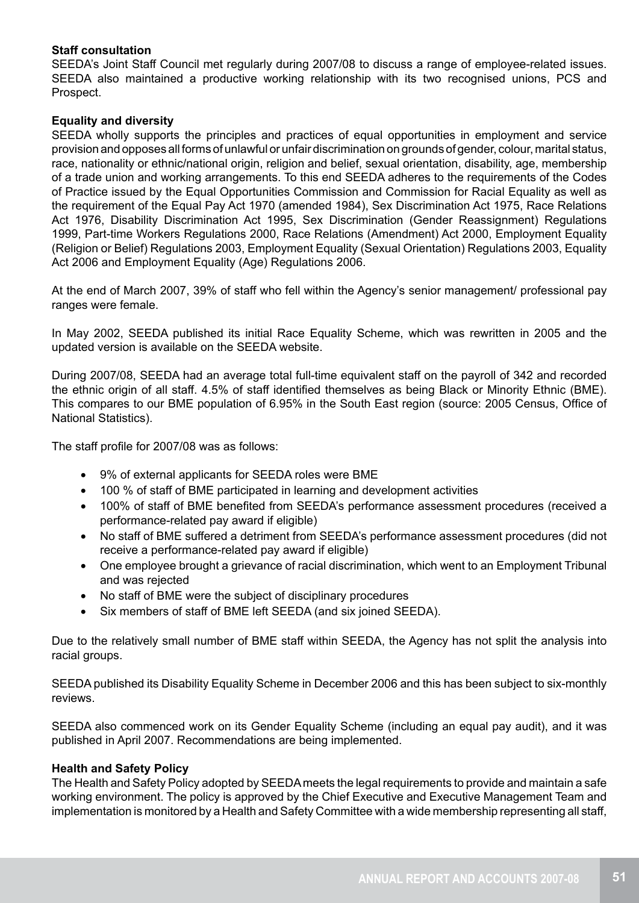**Staff consultation**

SEEDA's Joint Staff Council met regularly during 2007/08 to discuss a range of employee-related issues. SEEDA also maintained a productive working relationship with its two recognised unions, PCS and Prospect.

**Equality and diversity**

SEEDA wholly supports the principles and practices of equal opportunities in employment and service provision and opposes all forms of unlawful or unfair discrimination on grounds of gender, colour, marital status, race, nationality or ethnic/national origin, religion and belief, sexual orientation, disability, age, membership of a trade union and working arrangements. To this end SEEDA adheres to the requirements of the Codes of Practice issued by the Equal Opportunities Commission and Commission for Racial Equality as well as the requirement of the Equal Pay Act 1970 (amended 1984), Sex Discrimination Act 1975, Race Relations Act 1976, Disability Discrimination Act 1995, Sex Discrimination (Gender Reassignment) Regulations 1999, Part-time Workers Regulations 2000, Race Relations (Amendment) Act 2000, Employment Equality (Religion or Belief) Regulations 2003, Employment Equality (Sexual Orientation) Regulations 2003, Equality Act 2006 and Employment Equality (Age) Regulations 2006.

At the end of March 2007, 39% of staff who fell within the Agency's senior management/ professional pay ranges were female.

In May 2002, SEEDA published its initial Race Equality Scheme, which was rewritten in 2005 and the updated version is available on the SEEDA website.

During 2007/08, SEEDA had an average total full-time equivalent staff on the payroll of 342 and recorded the ethnic origin of all staff. 4.5% of staff identified themselves as being Black or Minority Ethnic (BME). This compares to our BME population of 6.95% in the South East region (source: 2005 Census, Office of National Statistics).

The staff profile for 2007/08 was as follows:

- 9% of external applicants for SEEDA roles were BME
- 100 % of staff of BME participated in learning and development activities
- 100% of staff of BME benefited from SEEDA's performance assessment procedures (received a performance-related pay award if eligible)
- No staff of BME suffered a detriment from SEEDA's performance assessment procedures (did not receive a performance-related pay award if eligible)
- One employee brought a grievance of racial discrimination, which went to an Employment Tribunal and was rejected
- No staff of BME were the subject of disciplinary procedures
- Six members of staff of BME left SEEDA (and six joined SEEDA).

Due to the relatively small number of BME staff within SEEDA, the Agency has not split the analysis into racial groups.

SEEDA published its Disability Equality Scheme in December 2006 and this has been subject to six-monthly reviews.

SEEDA also commenced work on its Gender Equality Scheme (including an equal pay audit), and it was published in April 2007. Recommendations are being implemented.

**Health and Safety Policy**

The Health and Safety Policy adopted by SEEDA meets the legal requirements to provide and maintain a safe working environment. The policy is approved by the Chief Executive and Executive Management Team and implementation is monitored by a Health and Safety Committee with a wide membership representing all staff,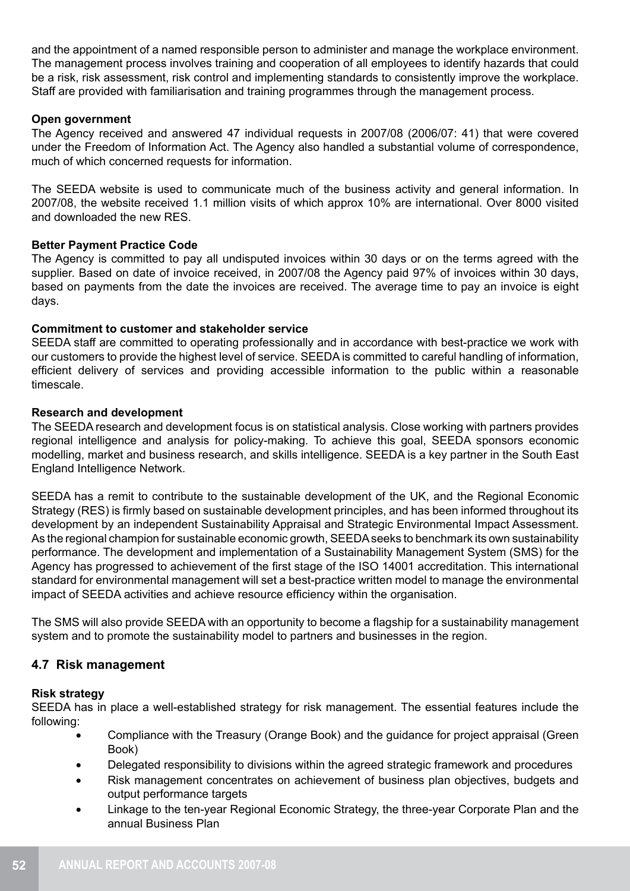and the appointment of a named responsible person to administer and manage the workplace environment. The management process involves training and cooperation of all employees to identify hazards that could be a risk, risk assessment, risk control and implementing standards to consistently improve the workplace. Staff are provided with familiarisation and training programmes through the management process.

**Open government**

The Agency received and answered 47 individual requests in 2007/08 (2006/07: 41) that were covered under the Freedom of Information Act. The Agency also handled a substantial volume of correspondence, much of which concerned requests for information.

The SEEDA website is used to communicate much of the business activity and general information. In 2007/08, the website received 1.1 million visits of which approx 10% are international. Over 8000 visited and downloaded the new RES.

**Better Payment Practice Code**

The Agency is committed to pay all undisputed invoices within 30 days or on the terms agreed with the supplier. Based on date of invoice received, in 2007/08 the Agency paid 97% of invoices within 30 days, based on payments from the date the invoices are received. The average time to pay an invoice is eight days.

**Commitment to customer and stakeholder service**

SEEDA staff are committed to operating professionally and in accordance with best-practice we work with our customers to provide the highest level of service. SEEDA is committed to careful handling of information, efficient delivery of services and providing accessible information to the public within a reasonable timescale.

**Research and development**

The SEEDA research and development focus is on statistical analysis. Close working with partners provides regional intelligence and analysis for policy-making. To achieve this goal, SEEDA sponsors economic modelling, market and business research, and skills intelligence. SEEDA is a key partner in the South East England Intelligence Network.

SEEDA has a remit to contribute to the sustainable development of the UK, and the Regional Economic Strategy (RES) is firmly based on sustainable development principles, and has been informed throughout its development by an independent Sustainability Appraisal and Strategic Environmental Impact Assessment. As the regional champion for sustainable economic growth, SEEDA seeks to benchmark its own sustainability performance. The development and implementation of a Sustainability Management System (SMS) for the Agency has progressed to achievement of the first stage of the ISO 14001 accreditation. This international standard for environmental management will set a best-practice written model to manage the environmental impact of SEEDA activities and achieve resource efficiency within the organisation.

The SMS will also provide SEEDA with an opportunity to become a flagship for a sustainability management system and to promote the sustainability model to partners and businesses in the region.

## 4.7 Risk management

**Risk strategy**

SEEDA has in place a well-established strategy for risk management. The essential features include the following:

- Compliance with the Treasury (Orange Book) and the guidance for project appraisal (Green Book)
- Delegated responsibility to divisions within the agreed strategic framework and procedures
- Risk management concentrates on achievement of business plan objectives, budgets and output performance targets
- Linkage to the ten-year Regional Economic Strategy, the three-year Corporate Plan and the annual Business Plan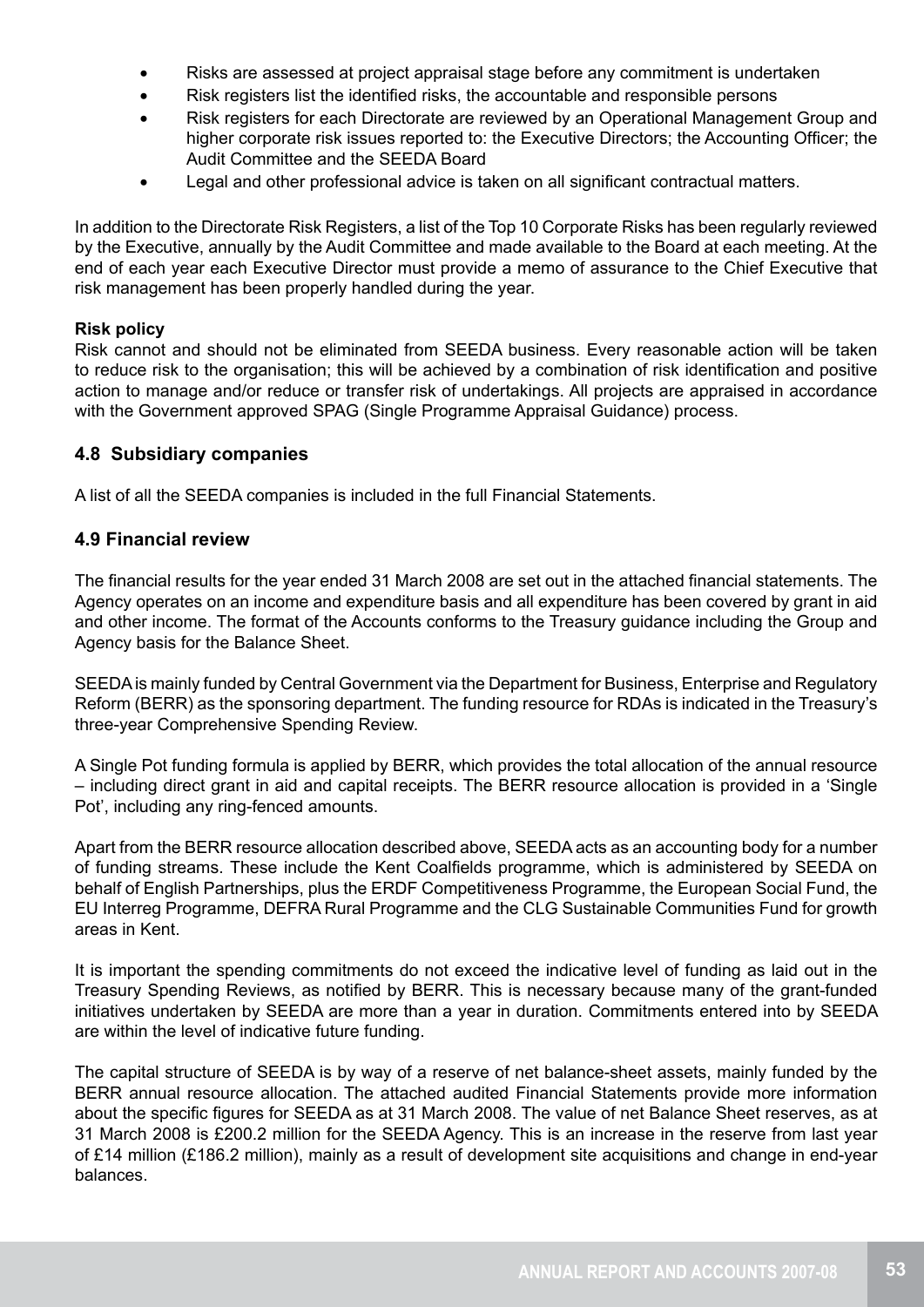- Risks are assessed at project appraisal stage before any commitment is undertaken
- Risk registers list the identified risks, the accountable and responsible persons
- Risk registers for each Directorate are reviewed by an Operational Management Group and higher corporate risk issues reported to: the Executive Directors; the Accounting Officer; the Audit Committee and the SEEDA Board
- Legal and other professional advice is taken on all significant contractual matters.

In addition to the Directorate Risk Registers, a list of the Top 10 Corporate Risks has been regularly reviewed by the Executive, annually by the Audit Committee and made available to the Board at each meeting. At the end of each year each Executive Director must provide a memo of assurance to the Chief Executive that risk management has been properly handled during the year.

**Risk policy**

Risk cannot and should not be eliminated from SEEDA business. Every reasonable action will be taken to reduce risk to the organisation; this will be achieved by a combination of risk identification and positive action to manage and/or reduce or transfer risk of undertakings. All projects are appraised in accordance with the Government approved SPAG (Single Programme Appraisal Guidance) process.

### 4.8 Subsidiary companies

A list of all the SEEDA companies is included in the full Financial Statements.

### 4.9 Financial review

The financial results for the year ended 31 March 2008 are set out in the attached financial statements. The Agency operates on an income and expenditure basis and all expenditure has been covered by grant in aid and other income. The format of the Accounts conforms to the Treasury guidance including the Group and Agency basis for the Balance Sheet.

SEEDA is mainly funded by Central Government via the Department for Business, Enterprise and Regulatory Reform (BERR) as the sponsoring department. The funding resource for RDAs is indicated in the Treasury's three-year Comprehensive Spending Review.

A Single Pot funding formula is applied by BERR, which provides the total allocation of the annual resource – including direct grant in aid and capital receipts. The BERR resource allocation is provided in a 'Single Pot', including any ring-fenced amounts.

Apart from the BERR resource allocation described above, SEEDA acts as an accounting body for a number of funding streams. These include the Kent Coalfields programme, which is administered by SEEDA on behalf of English Partnerships, plus the ERDF Competitiveness Programme, the European Social Fund, the EU Interreg Programme, DEFRA Rural Programme and the CLG Sustainable Communities Fund for growth areas in Kent.

It is important the spending commitments do not exceed the indicative level of funding as laid out in the Treasury Spending Reviews, as notified by BERR. This is necessary because many of the grant-funded initiatives undertaken by SEEDA are more than a year in duration. Commitments entered into by SEEDA are within the level of indicative future funding.

The capital structure of SEEDA is by way of a reserve of net balance-sheet assets, mainly funded by the BERR annual resource allocation. The attached audited Financial Statements provide more information about the specific figures for SEEDA as at 31 March 2008. The value of net Balance Sheet reserves, as at 31 March 2008 is £200.2 million for the SEEDA Agency. This is an increase in the reserve from last year of £14 million (£186.2 million), mainly as a result of development site acquisitions and change in end-year balances.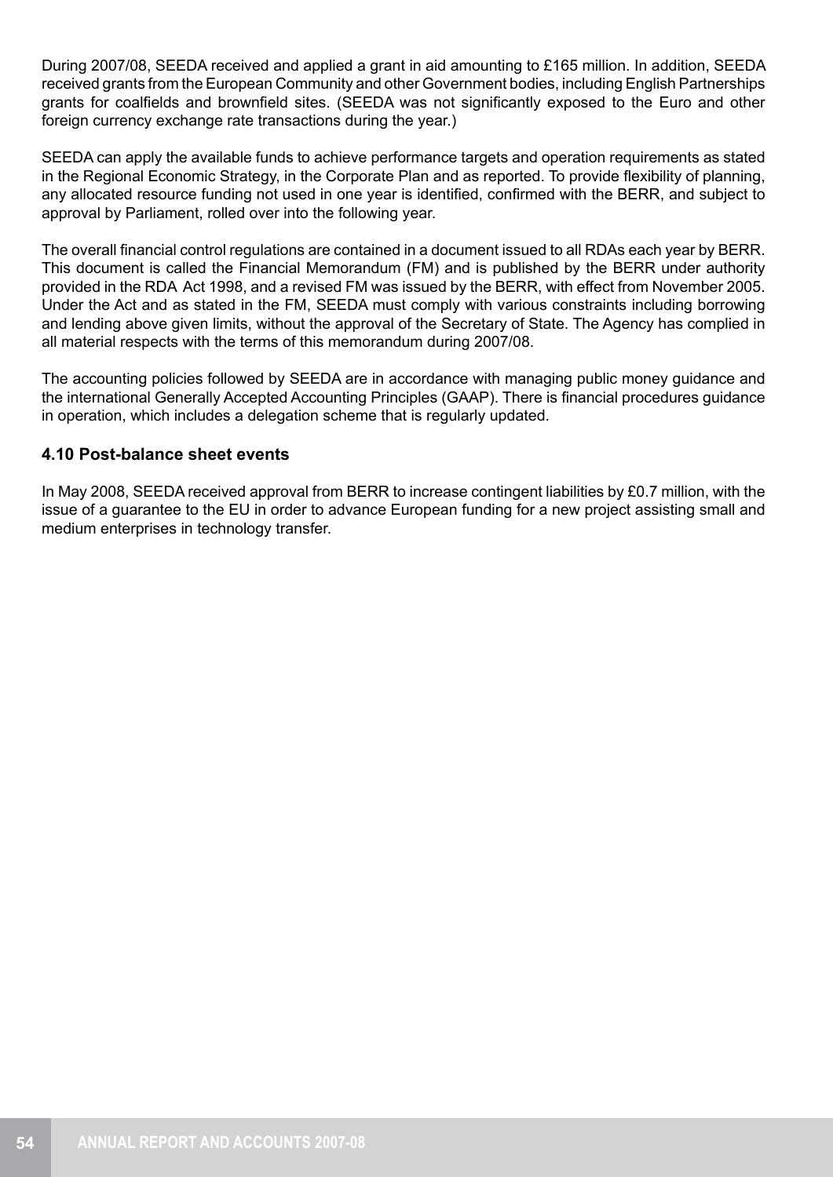During 2007/08, SEEDA received and applied a grant in aid amounting to £165 million. In addition, SEEDA received grants from the European Community and other Government bodies, including English Partnerships grants for coalfields and brownfield sites. (SEEDA was not significantly exposed to the Euro and other foreign currency exchange rate transactions during the year.)

SEEDA can apply the available funds to achieve performance targets and operation requirements as stated in the Regional Economic Strategy, in the Corporate Plan and as reported. To provide flexibility of planning, any allocated resource funding not used in one year is identified, confirmed with the BERR, and subject to approval by Parliament, rolled over into the following year.

The overall financial control regulations are contained in a document issued to all RDAs each year by BERR. This document is called the Financial Memorandum (FM) and is published by the BERR under authority provided in the RDA Act 1998, and a revised FM was issued by the BERR, with effect from November 2005. Under the Act and as stated in the FM, SEEDA must comply with various constraints including borrowing and lending above given limits, without the approval of the Secretary of State. The Agency has complied in all material respects with the terms of this memorandum during 2007/08.

The accounting policies followed by SEEDA are in accordance with managing public money guidance and the international Generally Accepted Accounting Principles (GAAP). There is financial procedures guidance in operation, which includes a delegation scheme that is regularly updated.

### 4.10 Post-balance sheet events

In May 2008, SEEDA received approval from BERR to increase contingent liabilities by £0.7 million, with the issue of a guarantee to the EU in order to advance European funding for a new project assisting small and medium enterprises in technology transfer.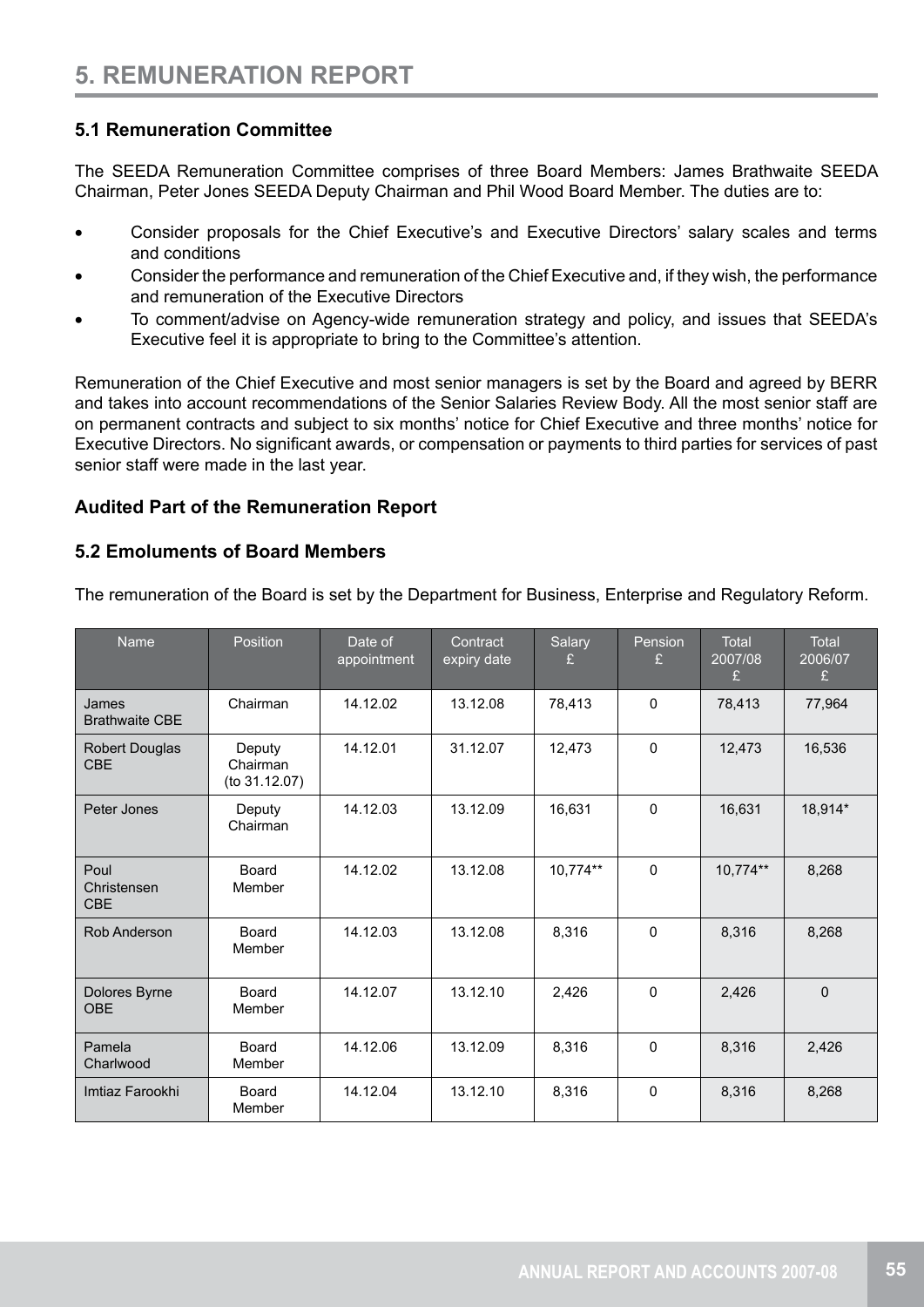# 5. REMUNERATION REPORT

### 5.1 Remuneration Committee

The SEEDA Remuneration Committee comprises of three Board Members: James Brathwaite SEEDA Chairman, Peter Jones SEEDA Deputy Chairman and Phil Wood Board Member. The duties are to:

- Consider proposals for the Chief Executive's and Executive Directors' salary scales and terms and conditions
- Consider the performance and remuneration of the Chief Executive and, if they wish, the performance and remuneration of the Executive Directors
- To comment/advise on Agency-wide remuneration strategy and policy, and issues that SEEDA's Executive feel it is appropriate to bring to the Committee's attention.

Remuneration of the Chief Executive and most senior managers is set by the Board and agreed by BERR and takes into account recommendations of the Senior Salaries Review Body. All the most senior staff are on permanent contracts and subject to six months' notice for Chief Executive and three months' notice for Executive Directors. No significant awards, or compensation or payments to third parties for services of past senior staff were made in the last year.

### Audited Part of the Remuneration Report

### 5.2 Emoluments of Board Members

The remuneration of the Board is set by the Department for Business, Enterprise and Regulatory Reform.

| Name | Position | Date of appointment | Contract expiry date | Salary £ | Pension £ | Total 2007/08 £ | Total 2006/07 £ |
|---|---|---|---|---|---|---|---|
| James Brathwaite CBE | Chairman | 14.12.02 | 13.12.08 | 78,413 | 0 | 78,413 | 77,964 |
| Robert Douglas CBE | Deputy Chairman (to 31.12.07) | 14.12.01 | 31.12.07 | 12,473 | 0 | 12,473 | 16,536 |
| Peter Jones | Deputy Chairman | 14.12.03 | 13.12.09 | 16,631 | 0 | 16,631 | 18,914* |
| Poul Christensen CBE | Board Member | 14.12.02 | 13.12.08 | 10,774** | 0 | 10,774** | 8,268 |
| Rob Anderson | Board Member | 14.12.03 | 13.12.08 | 8,316 | 0 | 8,316 | 8,268 |
| Dolores Byrne OBE | Board Member | 14.12.07 | 13.12.10 | 2,426 | 0 | 2,426 | 0 |
| Pamela Charlwood | Board Member | 14.12.06 | 13.12.09 | 8,316 | 0 | 8,316 | 2,426 |
| Imtiaz Farookhi | Board Member | 14.12.04 | 13.12.10 | 8,316 | 0 | 8,316 | 8,268 |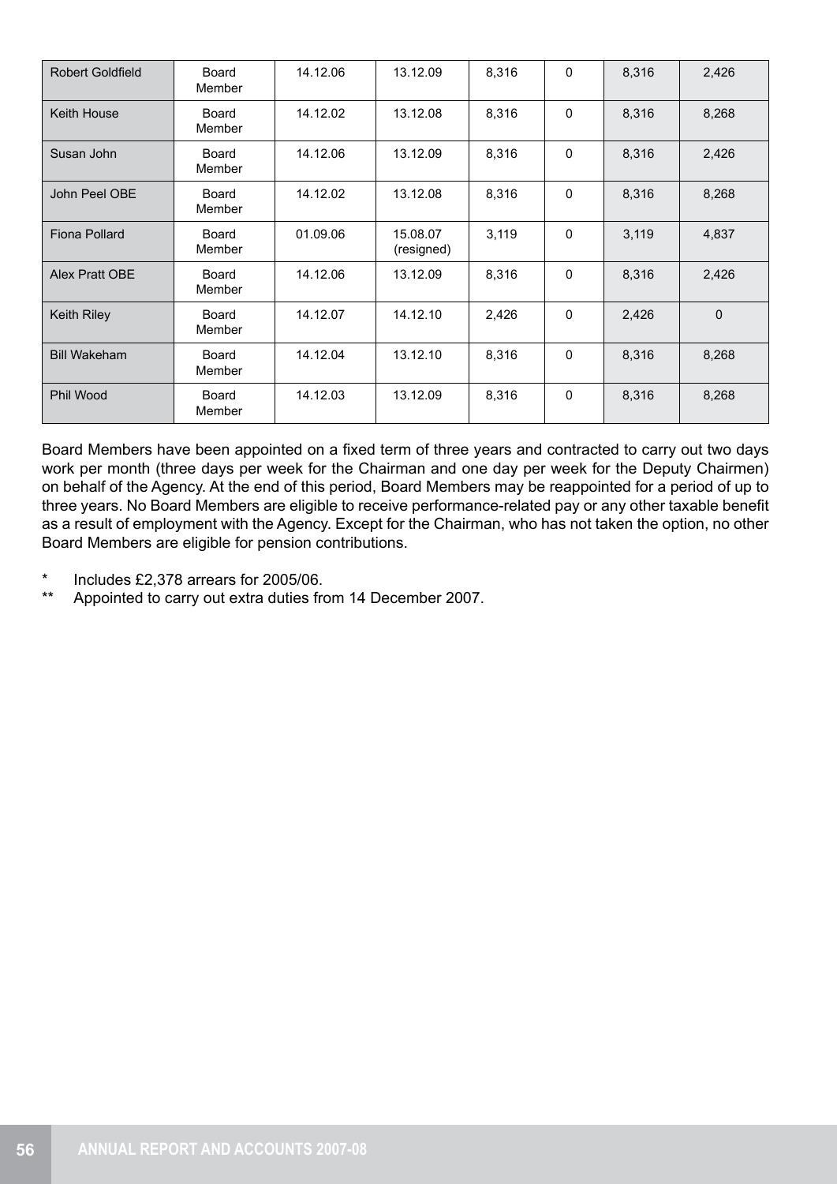| Robert Goldfield | Board Member | 14.12.06 | 13.12.09 | 8,316 | 0 | 8,316 | 2,426 |
|---|---|---|---|---|---|---|---|
| Keith House | Board Member | 14.12.02 | 13.12.08 | 8,316 | 0 | 8,316 | 8,268 |
| Susan John | Board Member | 14.12.06 | 13.12.09 | 8,316 | 0 | 8,316 | 2,426 |
| John Peel OBE | Board Member | 14.12.02 | 13.12.08 | 8,316 | 0 | 8,316 | 8,268 |
| Fiona Pollard | Board Member | 01.09.06 | 15.08.07 (resigned) | 3,119 | 0 | 3,119 | 4,837 |
| Alex Pratt OBE | Board Member | 14.12.06 | 13.12.09 | 8,316 | 0 | 8,316 | 2,426 |
| Keith Riley | Board Member | 14.12.07 | 14.12.10 | 2,426 | 0 | 2,426 | 0 |
| Bill Wakeham | Board Member | 14.12.04 | 13.12.10 | 8,316 | 0 | 8,316 | 8,268 |
| Phil Wood | Board Member | 14.12.03 | 13.12.09 | 8,316 | 0 | 8,316 | 8,268 |

Board Members have been appointed on a fixed term of three years and contracted to carry out two days work per month (three days per week for the Chairman and one day per week for the Deputy Chairmen) on behalf of the Agency. At the end of this period, Board Members may be reappointed for a period of up to three years. No Board Members are eligible to receive performance-related pay or any other taxable benefit as a result of employment with the Agency. Except for the Chairman, who has not taken the option, no other Board Members are eligible for pension contributions.

\* Includes £2,378 arrears for 2005/06.

\*\* Appointed to carry out extra duties from 14 December 2007.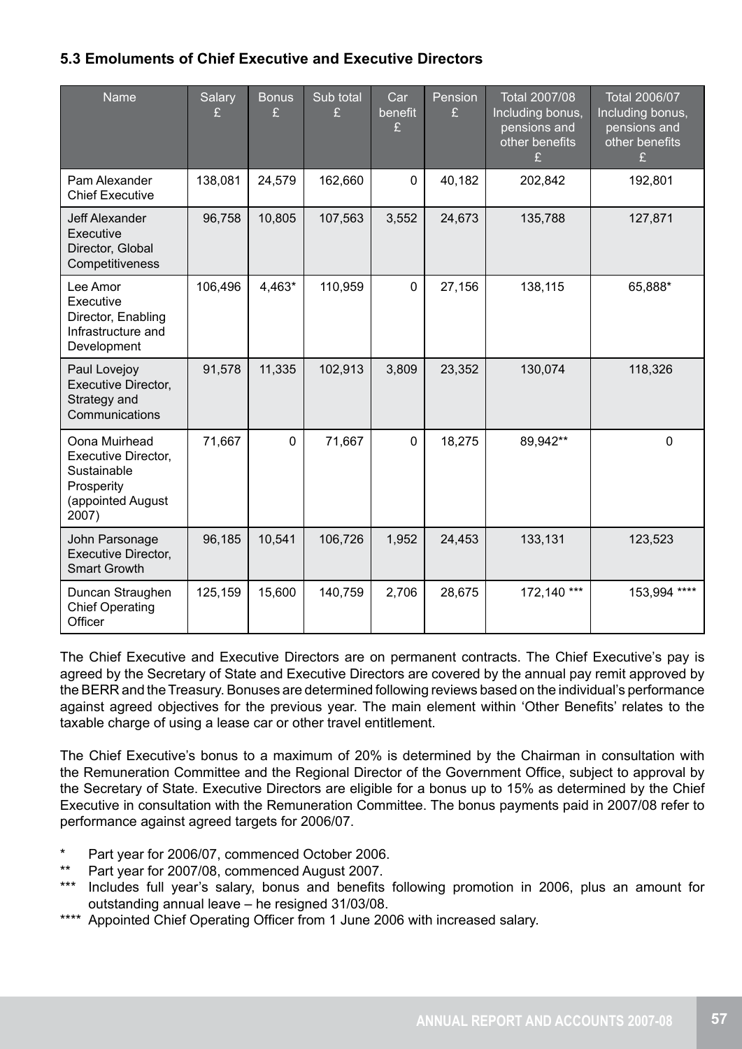### 5.3 Emoluments of Chief Executive and Executive Directors

| Name | Salary £ | Bonus £ | Sub total £ | Car benefit £ | Pension £ | Total 2007/08 Including bonus, pensions and other benefits £ | Total 2006/07 Including bonus, pensions and other benefits £ |
|---|---|---|---|---|---|---|---|
| Pam Alexander Chief Executive | 138,081 | 24,579 | 162,660 | 0 | 40,182 | 202,842 | 192,801 |
| Jeff Alexander Executive Director, Global Competitiveness | 96,758 | 10,805 | 107,563 | 3,552 | 24,673 | 135,788 | 127,871 |
| Lee Amor Executive Director, Enabling Infrastructure and Development | 106,496 | 4,463* | 110,959 | 0 | 27,156 | 138,115 | 65,888* |
| Paul Lovejoy Executive Director, Strategy and Communications | 91,578 | 11,335 | 102,913 | 3,809 | 23,352 | 130,074 | 118,326 |
| Oona Muirhead Executive Director, Sustainable Prosperity (appointed August 2007) | 71,667 | 0 | 71,667 | 0 | 18,275 | 89,942** | 0 |
| John Parsonage Executive Director, Smart Growth | 96,185 | 10,541 | 106,726 | 1,952 | 24,453 | 133,131 | 123,523 |
| Duncan Straughen Chief Operating Officer | 125,159 | 15,600 | 140,759 | 2,706 | 28,675 | 172,140 *** | 153,994 **** |

The Chief Executive and Executive Directors are on permanent contracts. The Chief Executive's pay is agreed by the Secretary of State and Executive Directors are covered by the annual pay remit approved by the BERR and the Treasury. Bonuses are determined following reviews based on the individual's performance against agreed objectives for the previous year. The main element within 'Other Benefits' relates to the taxable charge of using a lease car or other travel entitlement.

The Chief Executive's bonus to a maximum of 20% is determined by the Chairman in consultation with the Remuneration Committee and the Regional Director of the Government Office, subject to approval by the Secretary of State. Executive Directors are eligible for a bonus up to 15% as determined by the Chief Executive in consultation with the Remuneration Committee. The bonus payments paid in 2007/08 refer to performance against agreed targets for 2006/07.

\* Part year for 2006/07, commenced October 2006.

\*\* Part year for 2007/08, commenced August 2007.

\*\*\* Includes full year's salary, bonus and benefits following promotion in 2006, plus an amount for outstanding annual leave – he resigned 31/03/08.

\*\*\*\* Appointed Chief Operating Officer from 1 June 2006 with increased salary.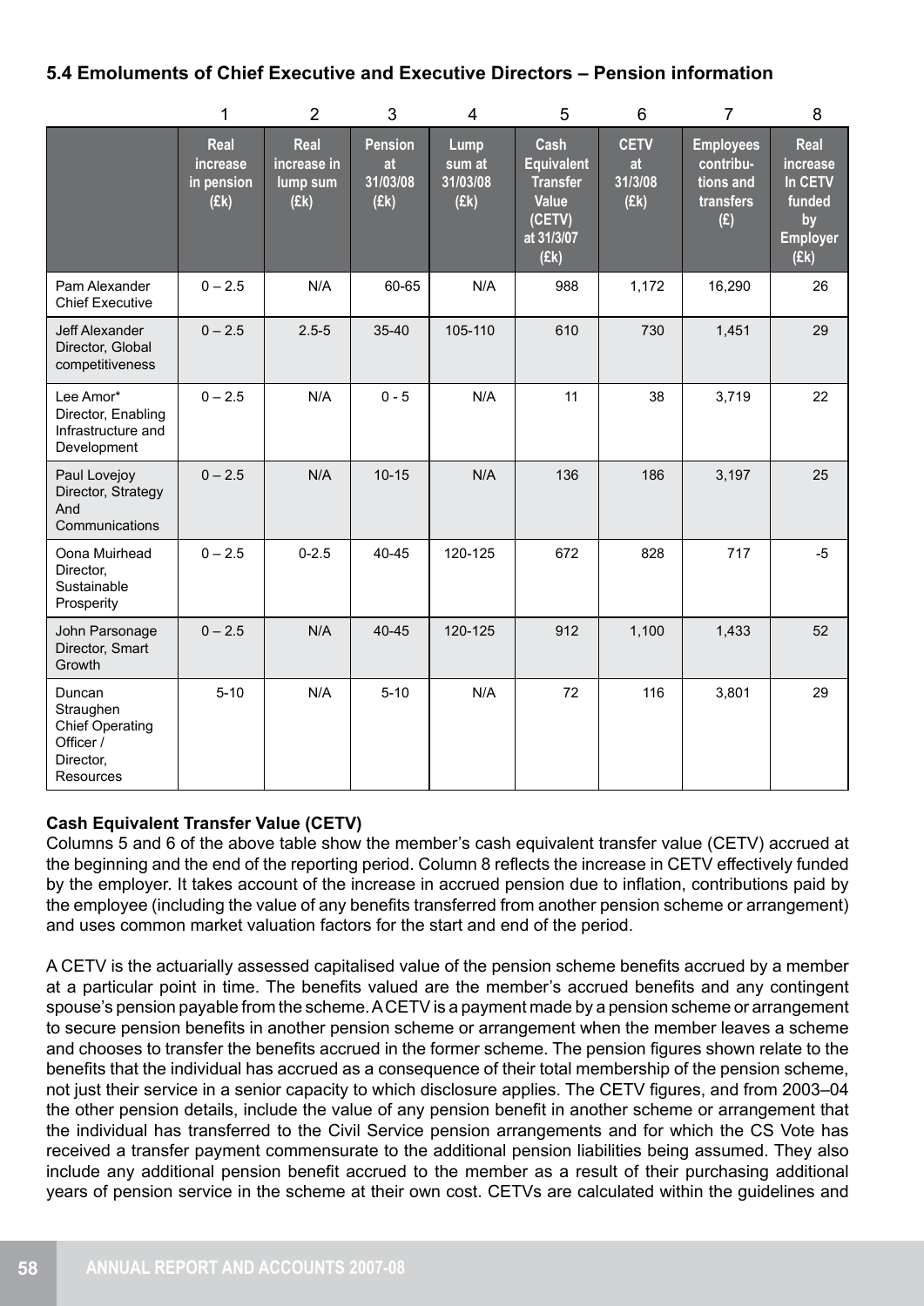### 5.4 Emoluments of Chief Executive and Executive Directors – Pension information

| | 1 | 2 | 3 | 4 | 5 | 6 | 7 | 8 |
|---|---|---|---|---|---|---|---|---|
| | Real increase in pension (£k) | Real increase in lump sum (£k) | Pension at 31/03/08 (£k) | Lump sum at 31/03/08 (£k) | Cash Equivalent Transfer Value (CETV) at 31/3/07 (£k) | CETV at 31/3/08 (£k) | Employees contributions and transfers (£) | Real increase In CETV funded by Employer (£k) |
| Pam Alexander Chief Executive | 0 – 2.5 | N/A | 60-65 | N/A | 988 | 1,172 | 16,290 | 26 |
| Jeff Alexander Director, Global competitiveness | 0 – 2.5 | 2.5-5 | 35-40 | 105-110 | 610 | 730 | 1,451 | 29 |
| Lee Amor* Director, Enabling Infrastructure and Development | 0 – 2.5 | N/A | 0 - 5 | N/A | 11 | 38 | 3,719 | 22 |
| Paul Lovejoy Director, Strategy And Communications | 0 – 2.5 | N/A | 10-15 | N/A | 136 | 186 | 3,197 | 25 |
| Oona Muirhead Director, Sustainable Prosperity | 0 – 2.5 | 0-2.5 | 40-45 | 120-125 | 672 | 828 | 717 | -5 |
| John Parsonage Director, Smart Growth | 0 – 2.5 | N/A | 40-45 | 120-125 | 912 | 1,100 | 1,433 | 52 |
| Duncan Straughen Chief Operating Officer / Director, Resources | 5-10 | N/A | 5-10 | N/A | 72 | 116 | 3,801 | 29 |

**Cash Equivalent Transfer Value (CETV)**

Columns 5 and 6 of the above table show the member's cash equivalent transfer value (CETV) accrued at the beginning and the end of the reporting period. Column 8 reflects the increase in CETV effectively funded by the employer. It takes account of the increase in accrued pension due to inflation, contributions paid by the employee (including the value of any benefits transferred from another pension scheme or arrangement) and uses common market valuation factors for the start and end of the period.

A CETV is the actuarially assessed capitalised value of the pension scheme benefits accrued by a member at a particular point in time. The benefits valued are the member's accrued benefits and any contingent spouse's pension payable from the scheme. A CETV is a payment made by a pension scheme or arrangement to secure pension benefits in another pension scheme or arrangement when the member leaves a scheme and chooses to transfer the benefits accrued in the former scheme. The pension figures shown relate to the benefits that the individual has accrued as a consequence of their total membership of the pension scheme, not just their service in a senior capacity to which disclosure applies. The CETV figures, and from 2003–04 the other pension details, include the value of any pension benefit in another scheme or arrangement that the individual has transferred to the Civil Service pension arrangements and for which the CS Vote has received a transfer payment commensurate to the additional pension liabilities being assumed. They also include any additional pension benefit accrued to the member as a result of their purchasing additional years of pension service in the scheme at their own cost. CETVs are calculated within the guidelines and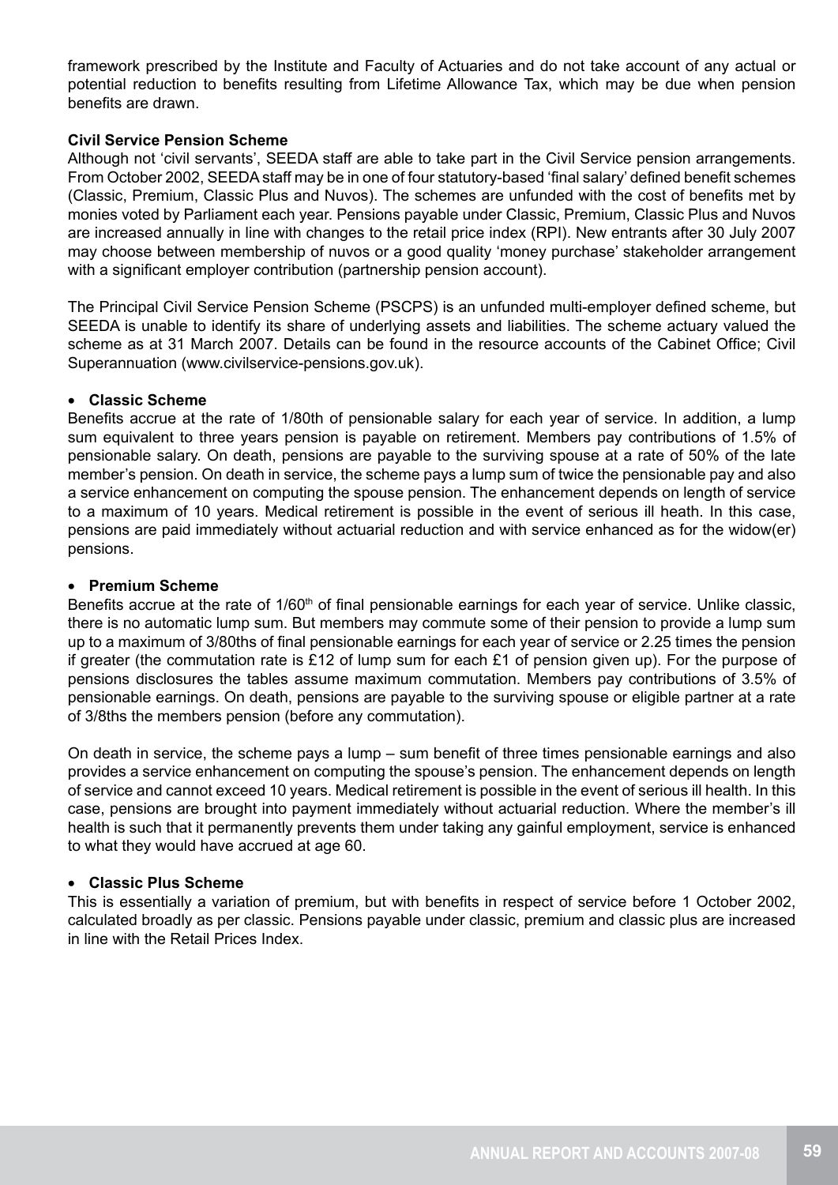framework prescribed by the Institute and Faculty of Actuaries and do not take account of any actual or potential reduction to benefits resulting from Lifetime Allowance Tax, which may be due when pension benefits are drawn.

**Civil Service Pension Scheme**

Although not 'civil servants', SEEDA staff are able to take part in the Civil Service pension arrangements. From October 2002, SEEDA staff may be in one of four statutory-based 'final salary' defined benefit schemes (Classic, Premium, Classic Plus and Nuvos). The schemes are unfunded with the cost of benefits met by monies voted by Parliament each year. Pensions payable under Classic, Premium, Classic Plus and Nuvos are increased annually in line with changes to the retail price index (RPI). New entrants after 30 July 2007 may choose between membership of nuvos or a good quality 'money purchase' stakeholder arrangement with a significant employer contribution (partnership pension account).

The Principal Civil Service Pension Scheme (PSCPS) is an unfunded multi-employer defined scheme, but SEEDA is unable to identify its share of underlying assets and liabilities. The scheme actuary valued the scheme as at 31 March 2007. Details can be found in the resource accounts of the Cabinet Office; Civil Superannuation (www.civilservice-pensions.gov.uk).

- **Classic Scheme**

Benefits accrue at the rate of 1/80th of pensionable salary for each year of service. In addition, a lump sum equivalent to three years pension is payable on retirement. Members pay contributions of 1.5% of pensionable salary. On death, pensions are payable to the surviving spouse at a rate of 50% of the late member's pension. On death in service, the scheme pays a lump sum of twice the pensionable pay and also a service enhancement on computing the spouse pension. The enhancement depends on length of service to a maximum of 10 years. Medical retirement is possible in the event of serious ill heath. In this case, pensions are paid immediately without actuarial reduction and with service enhanced as for the widow(er) pensions.

- **Premium Scheme**

Benefits accrue at the rate of 1/60th of final pensionable earnings for each year of service. Unlike classic, there is no automatic lump sum. But members may commute some of their pension to provide a lump sum up to a maximum of 3/80ths of final pensionable earnings for each year of service or 2.25 times the pension if greater (the commutation rate is £12 of lump sum for each £1 of pension given up). For the purpose of pensions disclosures the tables assume maximum commutation. Members pay contributions of 3.5% of pensionable earnings. On death, pensions are payable to the surviving spouse or eligible partner at a rate of 3/8ths the members pension (before any commutation).

On death in service, the scheme pays a lump – sum benefit of three times pensionable earnings and also provides a service enhancement on computing the spouse's pension. The enhancement depends on length of service and cannot exceed 10 years. Medical retirement is possible in the event of serious ill health. In this case, pensions are brought into payment immediately without actuarial reduction. Where the member's ill health is such that it permanently prevents them under taking any gainful employment, service is enhanced to what they would have accrued at age 60.

- **Classic Plus Scheme**

This is essentially a variation of premium, but with benefits in respect of service before 1 October 2002, calculated broadly as per classic. Pensions payable under classic, premium and classic plus are increased in line with the Retail Prices Index.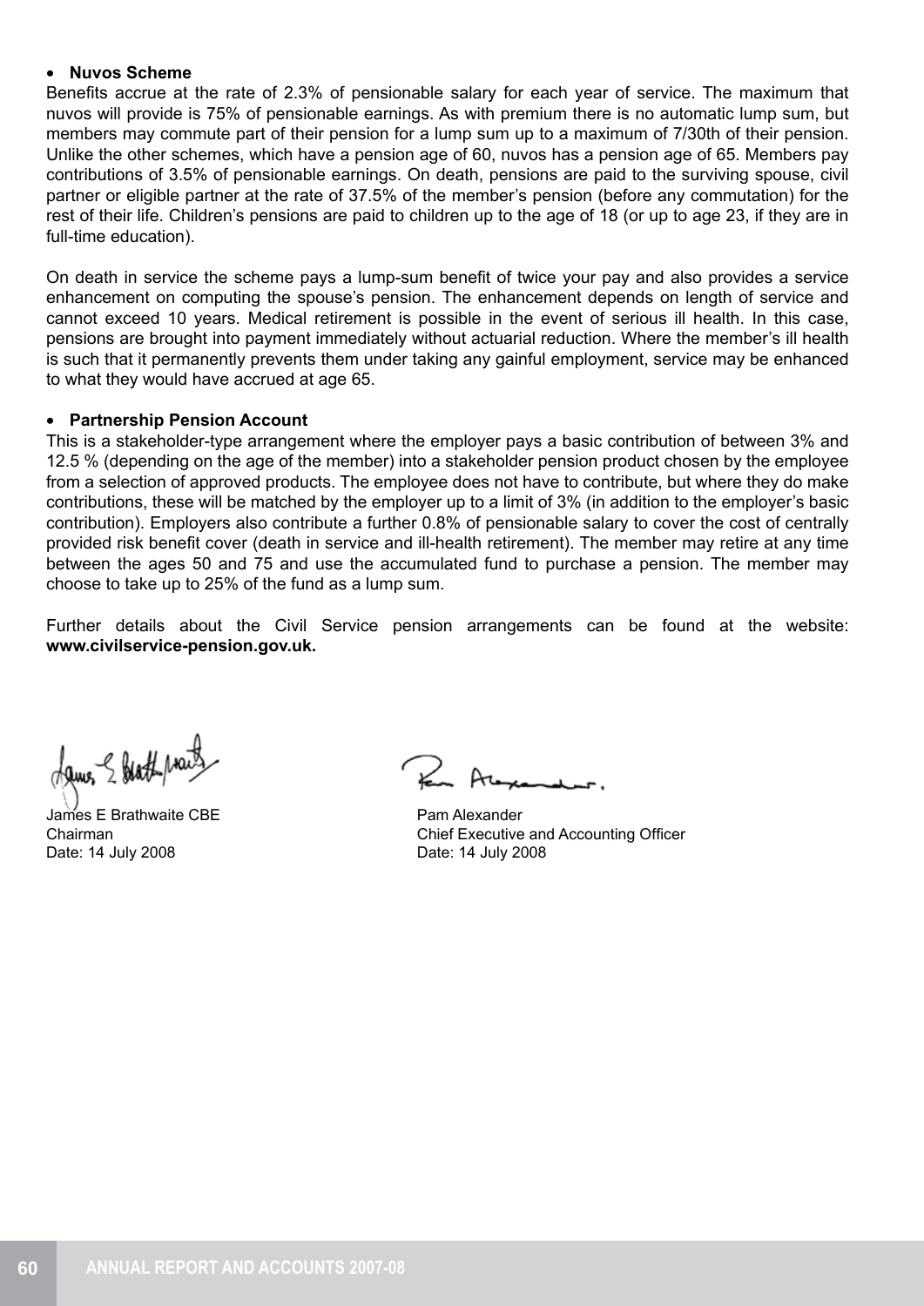- **Nuvos Scheme**

Benefits accrue at the rate of 2.3% of pensionable salary for each year of service. The maximum that nuvos will provide is 75% of pensionable earnings. As with premium there is no automatic lump sum, but members may commute part of their pension for a lump sum up to a maximum of 7/30th of their pension. Unlike the other schemes, which have a pension age of 60, nuvos has a pension age of 65. Members pay contributions of 3.5% of pensionable earnings. On death, pensions are paid to the surviving spouse, civil partner or eligible partner at the rate of 37.5% of the member's pension (before any commutation) for the rest of their life. Children's pensions are paid to children up to the age of 18 (or up to age 23, if they are in full-time education).

On death in service the scheme pays a lump-sum benefit of twice your pay and also provides a service enhancement on computing the spouse's pension. The enhancement depends on length of service and cannot exceed 10 years. Medical retirement is possible in the event of serious ill health. In this case, pensions are brought into payment immediately without actuarial reduction. Where the member's ill health is such that it permanently prevents them under taking any gainful employment, service may be enhanced to what they would have accrued at age 65.

- **Partnership Pension Account**

This is a stakeholder-type arrangement where the employer pays a basic contribution of between 3% and 12.5 % (depending on the age of the member) into a stakeholder pension product chosen by the employee from a selection of approved products. The employee does not have to contribute, but where they do make contributions, these will be matched by the employer up to a limit of 3% (in addition to the employer's basic contribution). Employers also contribute a further 0.8% of pensionable salary to cover the cost of centrally provided risk benefit cover (death in service and ill-health retirement). The member may retire at any time between the ages 50 and 75 and use the accumulated fund to purchase a pension. The member may choose to take up to 25% of the fund as a lump sum.

Further details about the Civil Service pension arrangements can be found at the website: **www.civilservice-pension.gov.uk.**

James E Brathwaite CBE
Chairman
Date: 14 July 2008

Pam Alexander
Chief Executive and Accounting Officer
Date: 14 July 2008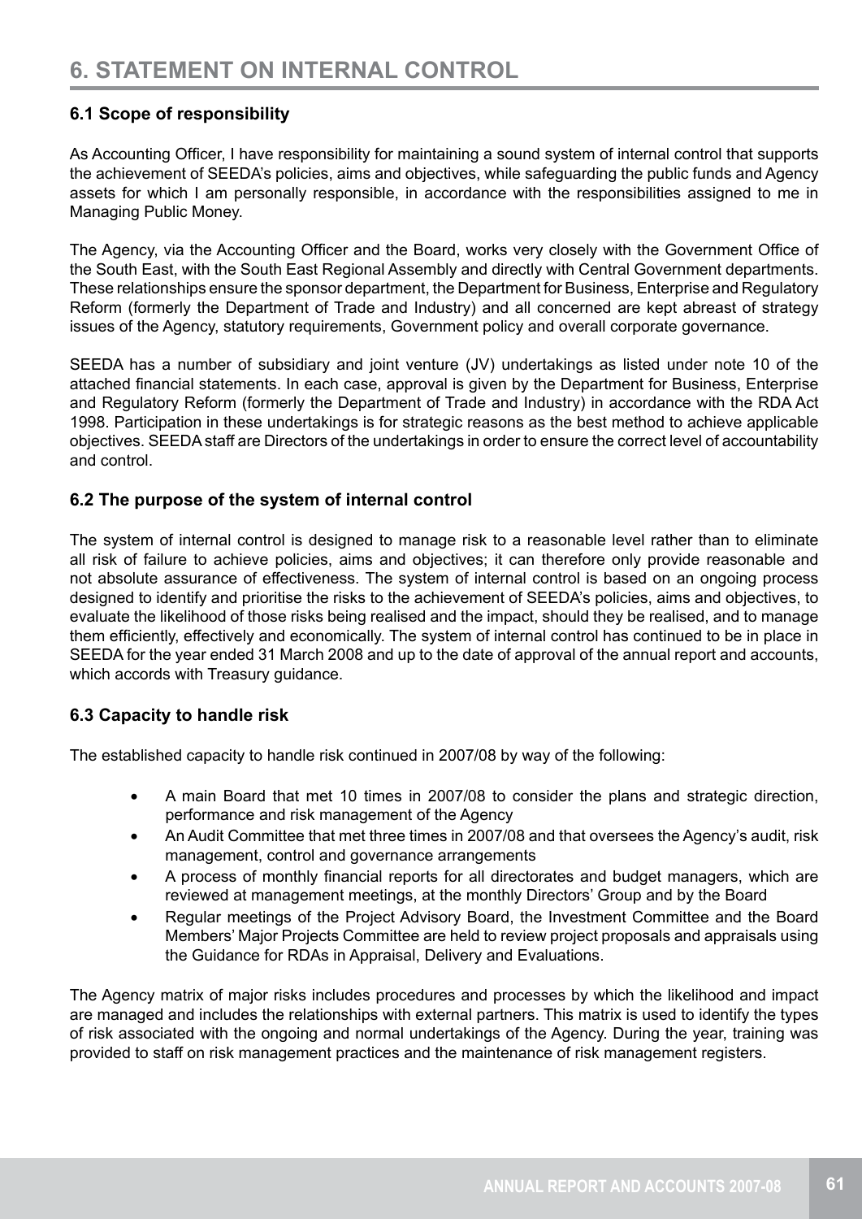# 6. STATEMENT ON INTERNAL CONTROL

## 6.1 Scope of responsibility

As Accounting Officer, I have responsibility for maintaining a sound system of internal control that supports the achievement of SEEDA's policies, aims and objectives, while safeguarding the public funds and Agency assets for which I am personally responsible, in accordance with the responsibilities assigned to me in Managing Public Money.

The Agency, via the Accounting Officer and the Board, works very closely with the Government Office of the South East, with the South East Regional Assembly and directly with Central Government departments. These relationships ensure the sponsor department, the Department for Business, Enterprise and Regulatory Reform (formerly the Department of Trade and Industry) and all concerned are kept abreast of strategy issues of the Agency, statutory requirements, Government policy and overall corporate governance.

SEEDA has a number of subsidiary and joint venture (JV) undertakings as listed under note 10 of the attached financial statements. In each case, approval is given by the Department for Business, Enterprise and Regulatory Reform (formerly the Department of Trade and Industry) in accordance with the RDA Act 1998. Participation in these undertakings is for strategic reasons as the best method to achieve applicable objectives. SEEDA staff are Directors of the undertakings in order to ensure the correct level of accountability and control.

## 6.2 The purpose of the system of internal control

The system of internal control is designed to manage risk to a reasonable level rather than to eliminate all risk of failure to achieve policies, aims and objectives; it can therefore only provide reasonable and not absolute assurance of effectiveness. The system of internal control is based on an ongoing process designed to identify and prioritise the risks to the achievement of SEEDA's policies, aims and objectives, to evaluate the likelihood of those risks being realised and the impact, should they be realised, and to manage them efficiently, effectively and economically. The system of internal control has continued to be in place in SEEDA for the year ended 31 March 2008 and up to the date of approval of the annual report and accounts, which accords with Treasury guidance.

## 6.3 Capacity to handle risk

The established capacity to handle risk continued in 2007/08 by way of the following:

- A main Board that met 10 times in 2007/08 to consider the plans and strategic direction, performance and risk management of the Agency
- An Audit Committee that met three times in 2007/08 and that oversees the Agency's audit, risk management, control and governance arrangements
- A process of monthly financial reports for all directorates and budget managers, which are reviewed at management meetings, at the monthly Directors' Group and by the Board
- Regular meetings of the Project Advisory Board, the Investment Committee and the Board Members' Major Projects Committee are held to review project proposals and appraisals using the Guidance for RDAs in Appraisal, Delivery and Evaluations.

The Agency matrix of major risks includes procedures and processes by which the likelihood and impact are managed and includes the relationships with external partners. This matrix is used to identify the types of risk associated with the ongoing and normal undertakings of the Agency. During the year, training was provided to staff on risk management practices and the maintenance of risk management registers.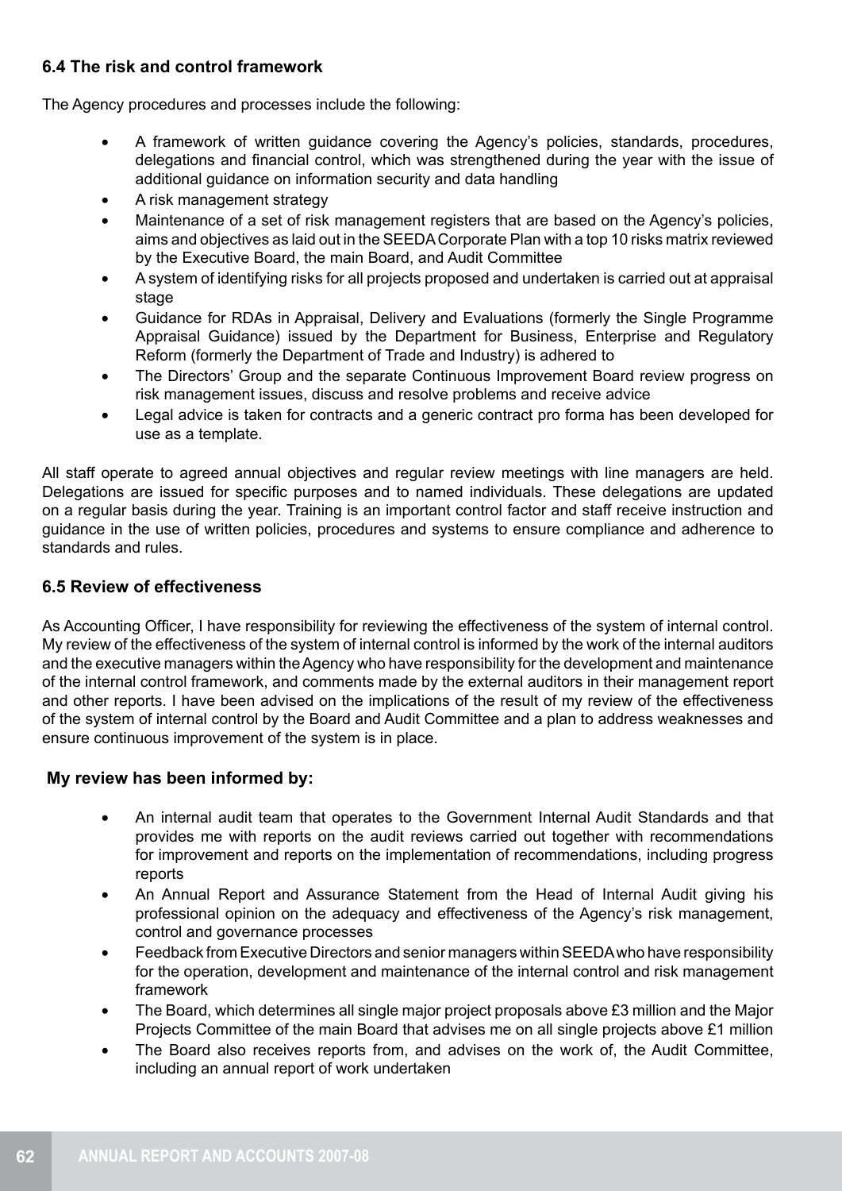### 6.4 The risk and control framework

The Agency procedures and processes include the following:

- A framework of written guidance covering the Agency's policies, standards, procedures, delegations and financial control, which was strengthened during the year with the issue of additional guidance on information security and data handling
- A risk management strategy
- Maintenance of a set of risk management registers that are based on the Agency's policies, aims and objectives as laid out in the SEEDA Corporate Plan with a top 10 risks matrix reviewed by the Executive Board, the main Board, and Audit Committee
- A system of identifying risks for all projects proposed and undertaken is carried out at appraisal stage
- Guidance for RDAs in Appraisal, Delivery and Evaluations (formerly the Single Programme Appraisal Guidance) issued by the Department for Business, Enterprise and Regulatory Reform (formerly the Department of Trade and Industry) is adhered to
- The Directors' Group and the separate Continuous Improvement Board review progress on risk management issues, discuss and resolve problems and receive advice
- Legal advice is taken for contracts and a generic contract pro forma has been developed for use as a template.

All staff operate to agreed annual objectives and regular review meetings with line managers are held. Delegations are issued for specific purposes and to named individuals. These delegations are updated on a regular basis during the year. Training is an important control factor and staff receive instruction and guidance in the use of written policies, procedures and systems to ensure compliance and adherence to standards and rules.

### 6.5 Review of effectiveness

As Accounting Officer, I have responsibility for reviewing the effectiveness of the system of internal control. My review of the effectiveness of the system of internal control is informed by the work of the internal auditors and the executive managers within the Agency who have responsibility for the development and maintenance of the internal control framework, and comments made by the external auditors in their management report and other reports. I have been advised on the implications of the result of my review of the effectiveness of the system of internal control by the Board and Audit Committee and a plan to address weaknesses and ensure continuous improvement of the system is in place.

**My review has been informed by:**

- An internal audit team that operates to the Government Internal Audit Standards and that provides me with reports on the audit reviews carried out together with recommendations for improvement and reports on the implementation of recommendations, including progress reports
- An Annual Report and Assurance Statement from the Head of Internal Audit giving his professional opinion on the adequacy and effectiveness of the Agency's risk management, control and governance processes
- Feedback from Executive Directors and senior managers within SEEDA who have responsibility for the operation, development and maintenance of the internal control and risk management framework
- The Board, which determines all single major project proposals above £3 million and the Major Projects Committee of the main Board that advises me on all single projects above £1 million
- The Board also receives reports from, and advises on the work of, the Audit Committee, including an annual report of work undertaken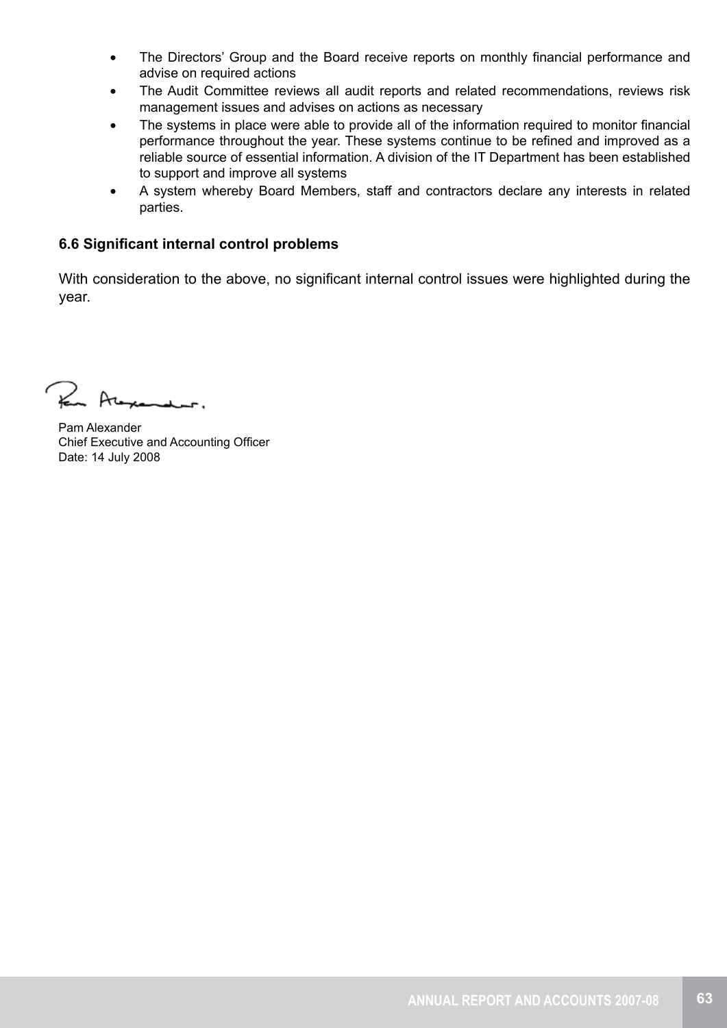- The Directors' Group and the Board receive reports on monthly financial performance and advise on required actions
- The Audit Committee reviews all audit reports and related recommendations, reviews risk management issues and advises on actions as necessary
- The systems in place were able to provide all of the information required to monitor financial performance throughout the year. These systems continue to be refined and improved as a reliable source of essential information. A division of the IT Department has been established to support and improve all systems
- A system whereby Board Members, staff and contractors declare any interests in related parties.

### 6.6 Significant internal control problems

With consideration to the above, no significant internal control issues were highlighted during the year.

Pam Alexander
Chief Executive and Accounting Officer
Date: 14 July 2008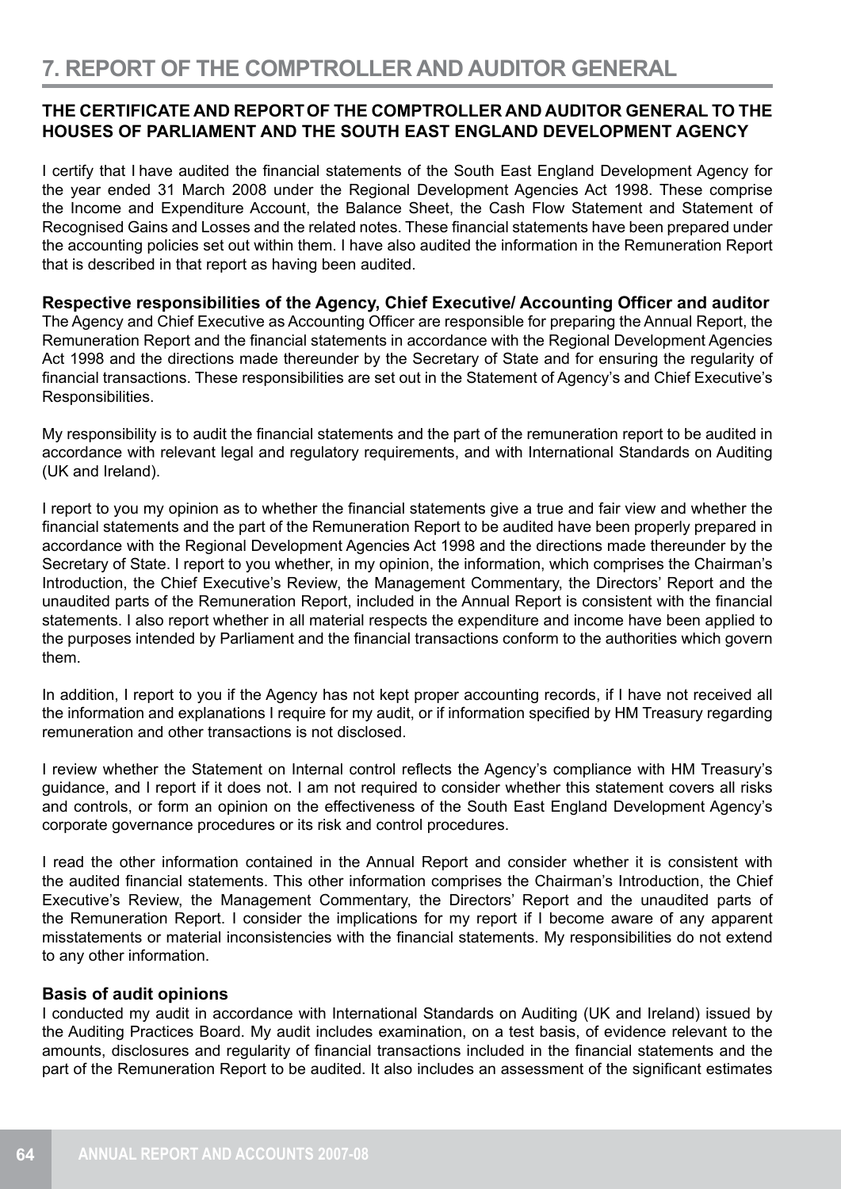# 7. REPORT OF THE COMPTROLLER AND AUDITOR GENERAL

## THE CERTIFICATE AND REPORT OF THE COMPTROLLER AND AUDITOR GENERAL TO THE HOUSES OF PARLIAMENT AND THE SOUTH EAST ENGLAND DEVELOPMENT AGENCY

I certify that I have audited the financial statements of the South East England Development Agency for the year ended 31 March 2008 under the Regional Development Agencies Act 1998. These comprise the Income and Expenditure Account, the Balance Sheet, the Cash Flow Statement and Statement of Recognised Gains and Losses and the related notes. These financial statements have been prepared under the accounting policies set out within them. I have also audited the information in the Remuneration Report that is described in that report as having been audited.

### Respective responsibilities of the Agency, Chief Executive/ Accounting Officer and auditor

The Agency and Chief Executive as Accounting Officer are responsible for preparing the Annual Report, the Remuneration Report and the financial statements in accordance with the Regional Development Agencies Act 1998 and the directions made thereunder by the Secretary of State and for ensuring the regularity of financial transactions. These responsibilities are set out in the Statement of Agency's and Chief Executive's Responsibilities.

My responsibility is to audit the financial statements and the part of the remuneration report to be audited in accordance with relevant legal and regulatory requirements, and with International Standards on Auditing (UK and Ireland).

I report to you my opinion as to whether the financial statements give a true and fair view and whether the financial statements and the part of the Remuneration Report to be audited have been properly prepared in accordance with the Regional Development Agencies Act 1998 and the directions made thereunder by the Secretary of State. I report to you whether, in my opinion, the information, which comprises the Chairman's Introduction, the Chief Executive's Review, the Management Commentary, the Directors' Report and the unaudited parts of the Remuneration Report, included in the Annual Report is consistent with the financial statements. I also report whether in all material respects the expenditure and income have been applied to the purposes intended by Parliament and the financial transactions conform to the authorities which govern them.

In addition, I report to you if the Agency has not kept proper accounting records, if I have not received all the information and explanations I require for my audit, or if information specified by HM Treasury regarding remuneration and other transactions is not disclosed.

I review whether the Statement on Internal control reflects the Agency's compliance with HM Treasury's guidance, and I report if it does not. I am not required to consider whether this statement covers all risks and controls, or form an opinion on the effectiveness of the South East England Development Agency's corporate governance procedures or its risk and control procedures.

I read the other information contained in the Annual Report and consider whether it is consistent with the audited financial statements. This other information comprises the Chairman's Introduction, the Chief Executive's Review, the Management Commentary, the Directors' Report and the unaudited parts of the Remuneration Report. I consider the implications for my report if I become aware of any apparent misstatements or material inconsistencies with the financial statements. My responsibilities do not extend to any other information.

### Basis of audit opinions

I conducted my audit in accordance with International Standards on Auditing (UK and Ireland) issued by the Auditing Practices Board. My audit includes examination, on a test basis, of evidence relevant to the amounts, disclosures and regularity of financial transactions included in the financial statements and the part of the Remuneration Report to be audited. It also includes an assessment of the significant estimates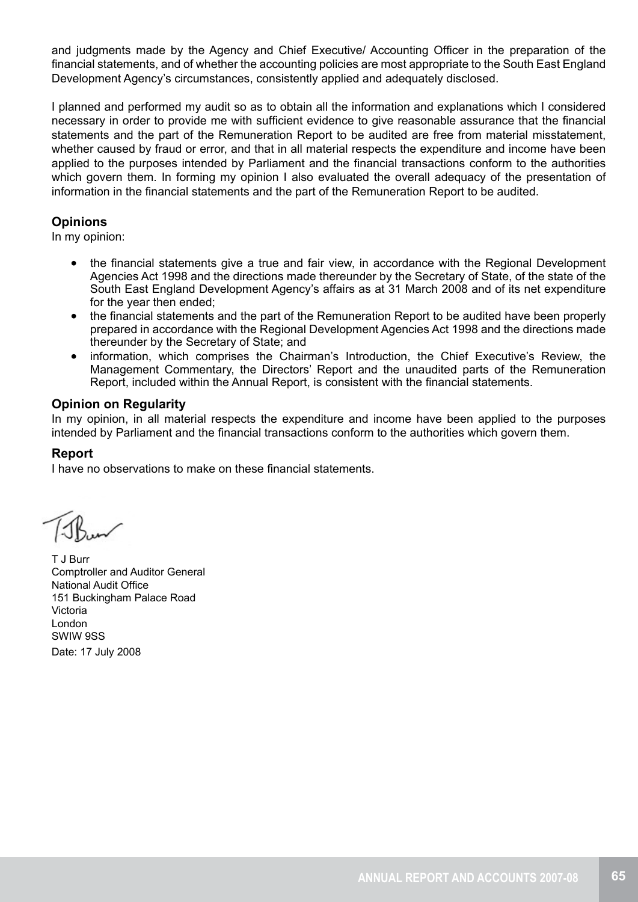and judgments made by the Agency and Chief Executive/ Accounting Officer in the preparation of the financial statements, and of whether the accounting policies are most appropriate to the South East England Development Agency's circumstances, consistently applied and adequately disclosed.

I planned and performed my audit so as to obtain all the information and explanations which I considered necessary in order to provide me with sufficient evidence to give reasonable assurance that the financial statements and the part of the Remuneration Report to be audited are free from material misstatement, whether caused by fraud or error, and that in all material respects the expenditure and income have been applied to the purposes intended by Parliament and the financial transactions conform to the authorities which govern them. In forming my opinion I also evaluated the overall adequacy of the presentation of information in the financial statements and the part of the Remuneration Report to be audited.

## Opinions

In my opinion:

- the financial statements give a true and fair view, in accordance with the Regional Development Agencies Act 1998 and the directions made thereunder by the Secretary of State, of the state of the South East England Development Agency's affairs as at 31 March 2008 and of its net expenditure for the year then ended;
- the financial statements and the part of the Remuneration Report to be audited have been properly prepared in accordance with the Regional Development Agencies Act 1998 and the directions made thereunder by the Secretary of State; and
- information, which comprises the Chairman's Introduction, the Chief Executive's Review, the Management Commentary, the Directors' Report and the unaudited parts of the Remuneration Report, included within the Annual Report, is consistent with the financial statements.

## Opinion on Regularity

In my opinion, in all material respects the expenditure and income have been applied to the purposes intended by Parliament and the financial transactions conform to the authorities which govern them.

## Report

I have no observations to make on these financial statements.

T J Burr
Comptroller and Auditor General
National Audit Office
151 Buckingham Palace Road
Victoria
London
SWIW 9SS

Date: 17 July 2008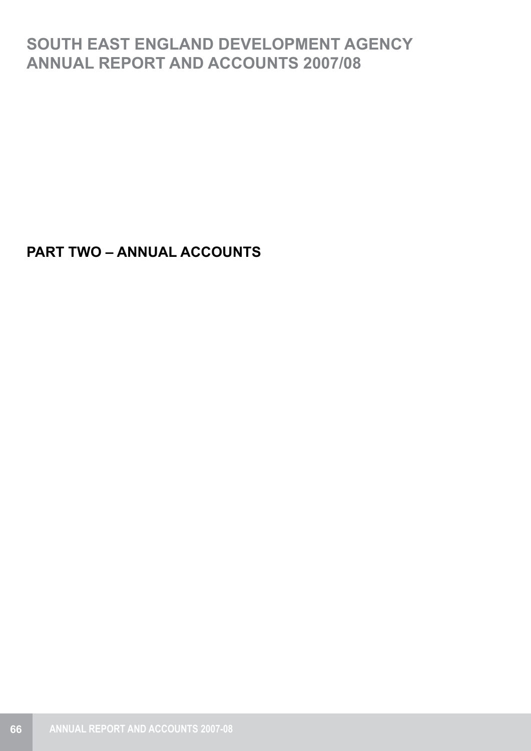# SOUTH EAST ENGLAND DEVELOPMENT AGENCY ANNUAL REPORT AND ACCOUNTS 2007/08

## PART TWO – ANNUAL ACCOUNTS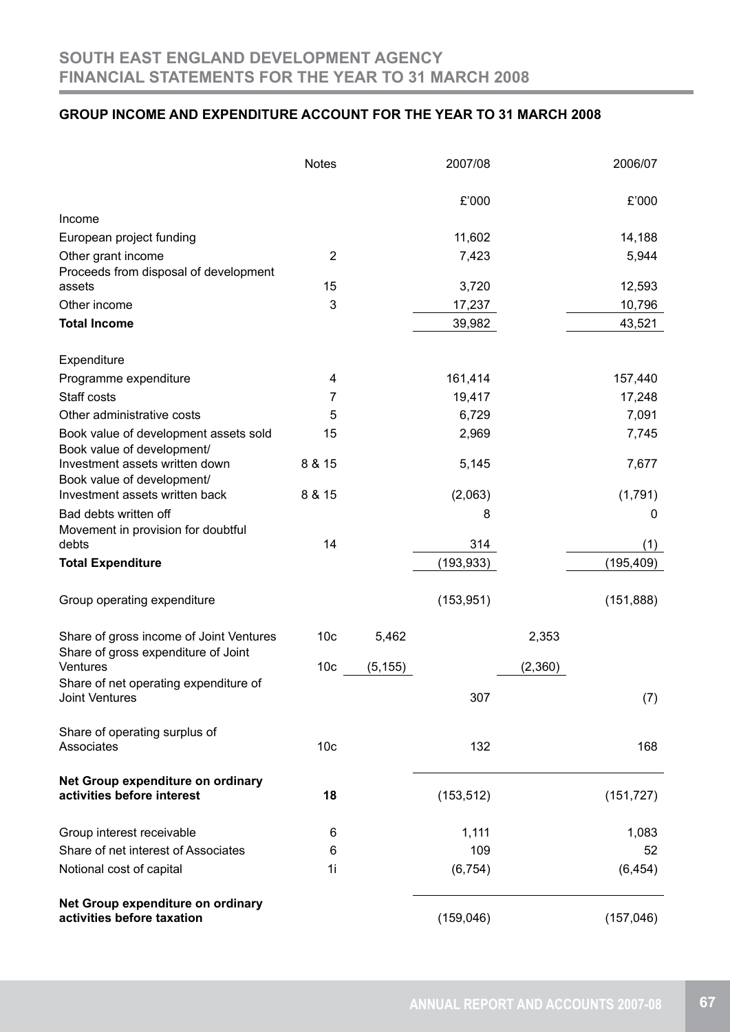## SOUTH EAST ENGLAND DEVELOPMENT AGENCY
## FINANCIAL STATEMENTS FOR THE YEAR TO 31 MARCH 2008

### GROUP INCOME AND EXPENDITURE ACCOUNT FOR THE YEAR TO 31 MARCH 2008

| | Notes | | 2007/08 | | 2006/07 |
|---|---|---|---|---|---|
| | | | £'000 | | £'000 |
| Income | | | | | |
| European project funding | | | 11,602 | | 14,188 |
| Other grant income | 2 | | 7,423 | | 5,944 |
| Proceeds from disposal of development assets | 15 | | 3,720 | | 12,593 |
| Other income | 3 | | 17,237 | | 10,796 |
| **Total Income** | | | 39,982 | | 43,521 |
| Expenditure | | | | | |
| Programme expenditure | 4 | | 161,414 | | 157,440 |
| Staff costs | 7 | | 19,417 | | 17,248 |
| Other administrative costs | 5 | | 6,729 | | 7,091 |
| Book value of development assets sold | 15 | | 2,969 | | 7,745 |
| Book value of development/ Investment assets written down | 8 & 15 | | 5,145 | | 7,677 |
| Book value of development/ Investment assets written back | 8 & 15 | | (2,063) | | (1,791) |
| Bad debts written off | | | 8 | | 0 |
| Movement in provision for doubtful debts | 14 | | 314 | | (1) |
| **Total Expenditure** | | | (193,933) | | (195,409) |
| Group operating expenditure | | | (153,951) | | (151,888) |
| Share of gross income of Joint Ventures | 10c | 5,462 | | 2,353 | |
| Share of gross expenditure of Joint Ventures | 10c | (5,155) | | (2,360) | |
| Share of net operating expenditure of Joint Ventures | | | 307 | | (7) |
| Share of operating surplus of Associates | 10c | | 132 | | 168 |
| **Net Group expenditure on ordinary activities before interest** | **18** | | (153,512) | | (151,727) |
| Group interest receivable | 6 | | 1,111 | | 1,083 |
| Share of net interest of Associates | 6 | | 109 | | 52 |
| Notional cost of capital | 1i | | (6,754) | | (6,454) |
| **Net Group expenditure on ordinary activities before taxation** | | | (159,046) | | (157,046) |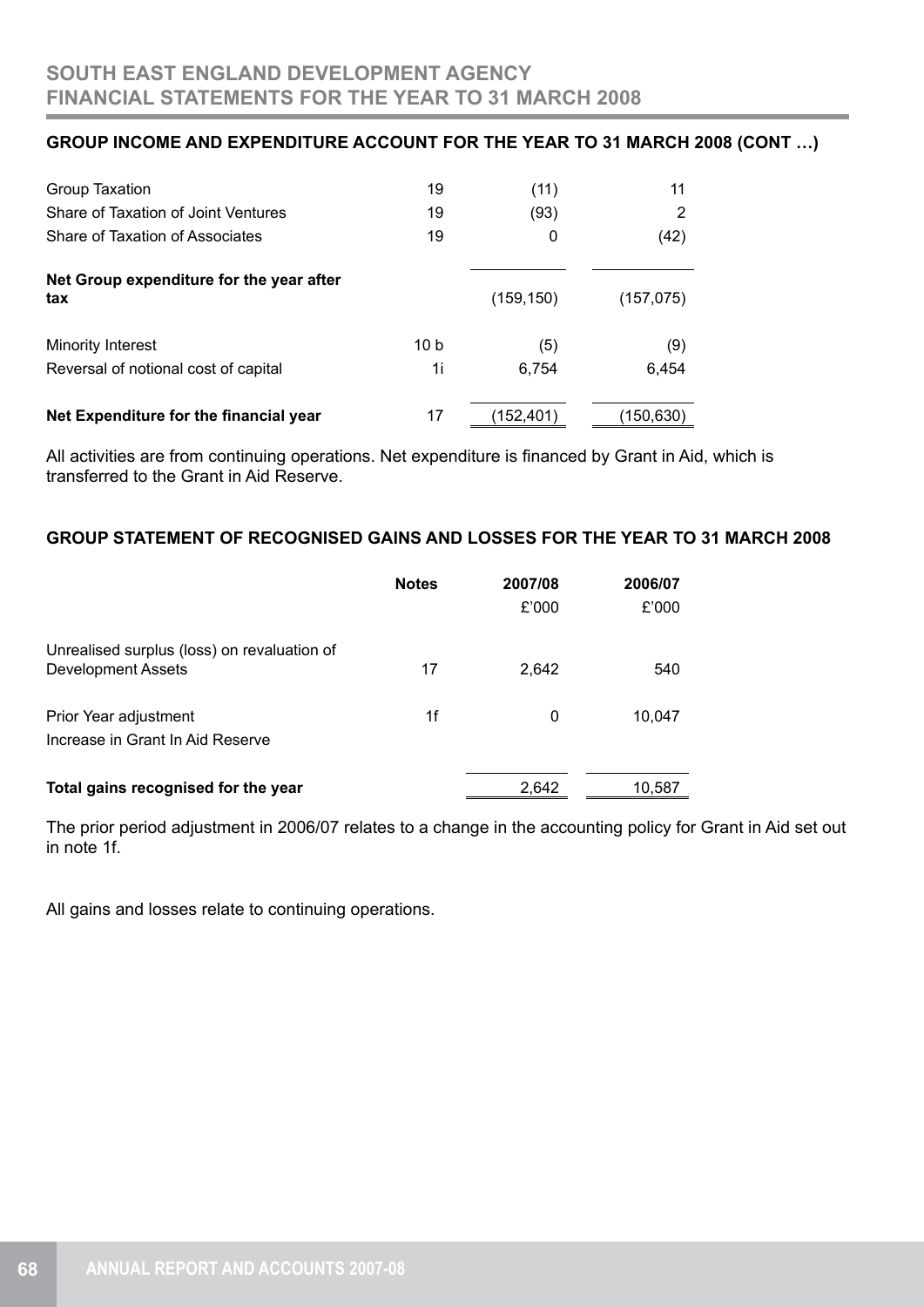# SOUTH EAST ENGLAND DEVELOPMENT AGENCY
# FINANCIAL STATEMENTS FOR THE YEAR TO 31 MARCH 2008

## GROUP INCOME AND EXPENDITURE ACCOUNT FOR THE YEAR TO 31 MARCH 2008 (CONT …)

| | | | |
|---|---|---|---|
| Group Taxation | 19 | (11) | 11 |
| Share of Taxation of Joint Ventures | 19 | (93) | 2 |
| Share of Taxation of Associates | 19 | 0 | (42) |
| **Net Group expenditure for the year after tax** | | (159,150) | (157,075) |
| Minority Interest | 10 b | (5) | (9) |
| Reversal of notional cost of capital | 1i | 6,754 | 6,454 |
| **Net Expenditure for the financial year** | 17 | (152,401) | (150,630) |

All activities are from continuing operations. Net expenditure is financed by Grant in Aid, which is transferred to the Grant in Aid Reserve.

## GROUP STATEMENT OF RECOGNISED GAINS AND LOSSES FOR THE YEAR TO 31 MARCH 2008

| | **Notes** | **2007/08** £'000 | **2006/07** £'000 |
|---|---|---|---|
| Unrealised surplus (loss) on revaluation of Development Assets | 17 | 2,642 | 540 |
| Prior Year adjustment Increase in Grant In Aid Reserve | 1f | 0 | 10,047 |
| **Total gains recognised for the year** | | 2,642 | 10,587 |

The prior period adjustment in 2006/07 relates to a change in the accounting policy for Grant in Aid set out in note 1f.

All gains and losses relate to continuing operations.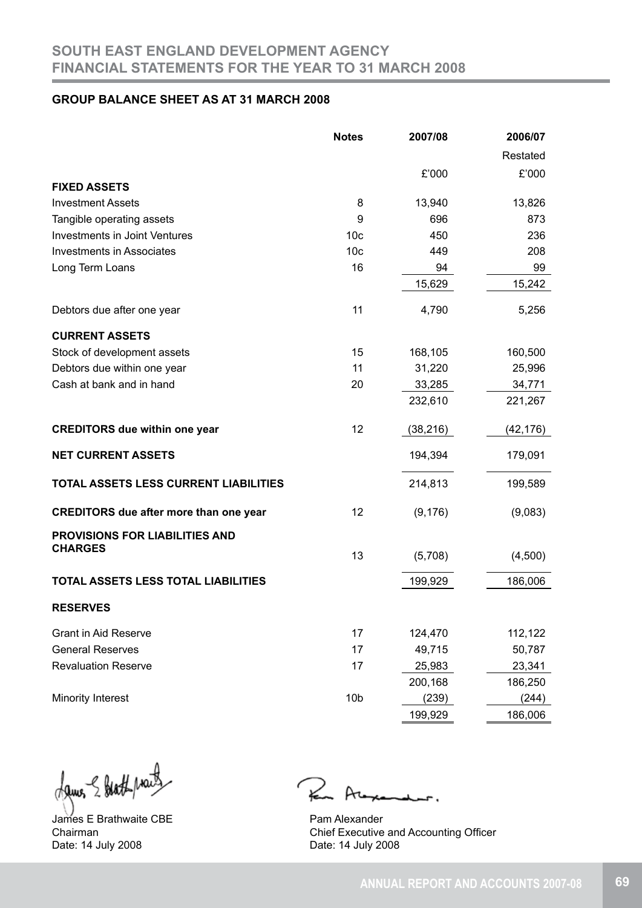## SOUTH EAST ENGLAND DEVELOPMENT AGENCY
## FINANCIAL STATEMENTS FOR THE YEAR TO 31 MARCH 2008

### GROUP BALANCE SHEET AS AT 31 MARCH 2008

| | Notes | 2007/08 | 2006/07 |
|---|---|---|---|
| | | | Restated |
| | | £'000 | £'000 |
| **FIXED ASSETS** | | | |
| Investment Assets | 8 | 13,940 | 13,826 |
| Tangible operating assets | 9 | 696 | 873 |
| Investments in Joint Ventures | 10c | 450 | 236 |
| Investments in Associates | 10c | 449 | 208 |
| Long Term Loans | 16 | 94 | 99 |
| | | 15,629 | 15,242 |
| Debtors due after one year | 11 | 4,790 | 5,256 |
| **CURRENT ASSETS** | | | |
| Stock of development assets | 15 | 168,105 | 160,500 |
| Debtors due within one year | 11 | 31,220 | 25,996 |
| Cash at bank and in hand | 20 | 33,285 | 34,771 |
| | | 232,610 | 221,267 |
| **CREDITORS due within one year** | 12 | (38,216) | (42,176) |
| **NET CURRENT ASSETS** | | 194,394 | 179,091 |
| **TOTAL ASSETS LESS CURRENT LIABILITIES** | | 214,813 | 199,589 |
| **CREDITORS due after more than one year** | 12 | (9,176) | (9,083) |
| **PROVISIONS FOR LIABILITIES AND CHARGES** | 13 | (5,708) | (4,500) |
| **TOTAL ASSETS LESS TOTAL LIABILITIES** | | 199,929 | 186,006 |
| **RESERVES** | | | |
| Grant in Aid Reserve | 17 | 124,470 | 112,122 |
| General Reserves | 17 | 49,715 | 50,787 |
| Revaluation Reserve | 17 | 25,983 | 23,341 |
| | | 200,168 | 186,250 |
| Minority Interest | 10b | (239) | (244) |
| | | 199,929 | 186,006 |

James E Brathwaite CBE
Chairman
Date: 14 July 2008

Pam Alexander
Chief Executive and Accounting Officer
Date: 14 July 2008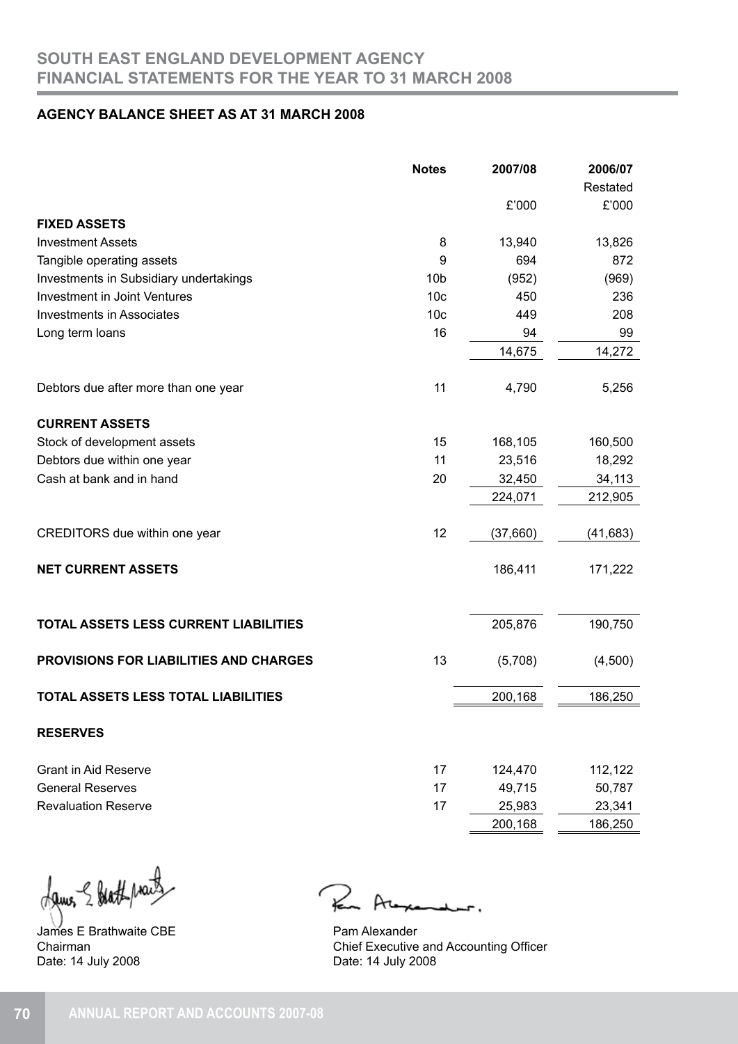## SOUTH EAST ENGLAND DEVELOPMENT AGENCY
## FINANCIAL STATEMENTS FOR THE YEAR TO 31 MARCH 2008

### AGENCY BALANCE SHEET AS AT 31 MARCH 2008

| | Notes | 2007/08 | 2006/07 Restated |
|---|---|---|---|
| | | £'000 | £'000 |
| **FIXED ASSETS** | | | |
| Investment Assets | 8 | 13,940 | 13,826 |
| Tangible operating assets | 9 | 694 | 872 |
| Investments in Subsidiary undertakings | 10b | (952) | (969) |
| Investment in Joint Ventures | 10c | 450 | 236 |
| Investments in Associates | 10c | 449 | 208 |
| Long term loans | 16 | 94 | 99 |
| | | 14,675 | 14,272 |
| Debtors due after more than one year | 11 | 4,790 | 5,256 |
| **CURRENT ASSETS** | | | |
| Stock of development assets | 15 | 168,105 | 160,500 |
| Debtors due within one year | 11 | 23,516 | 18,292 |
| Cash at bank and in hand | 20 | 32,450 | 34,113 |
| | | 224,071 | 212,905 |
| CREDITORS due within one year | 12 | (37,660) | (41,683) |
| **NET CURRENT ASSETS** | | 186,411 | 171,222 |
| **TOTAL ASSETS LESS CURRENT LIABILITIES** | | 205,876 | 190,750 |
| **PROVISIONS FOR LIABILITIES AND CHARGES** | 13 | (5,708) | (4,500) |
| **TOTAL ASSETS LESS TOTAL LIABILITIES** | | 200,168 | 186,250 |
| **RESERVES** | | | |
| Grant in Aid Reserve | 17 | 124,470 | 112,122 |
| General Reserves | 17 | 49,715 | 50,787 |
| Revaluation Reserve | 17 | 25,983 | 23,341 |
| | | 200,168 | 186,250 |

James E Brathwaite CBE
Chairman
Date: 14 July 2008

Pam Alexander
Chief Executive and Accounting Officer
Date: 14 July 2008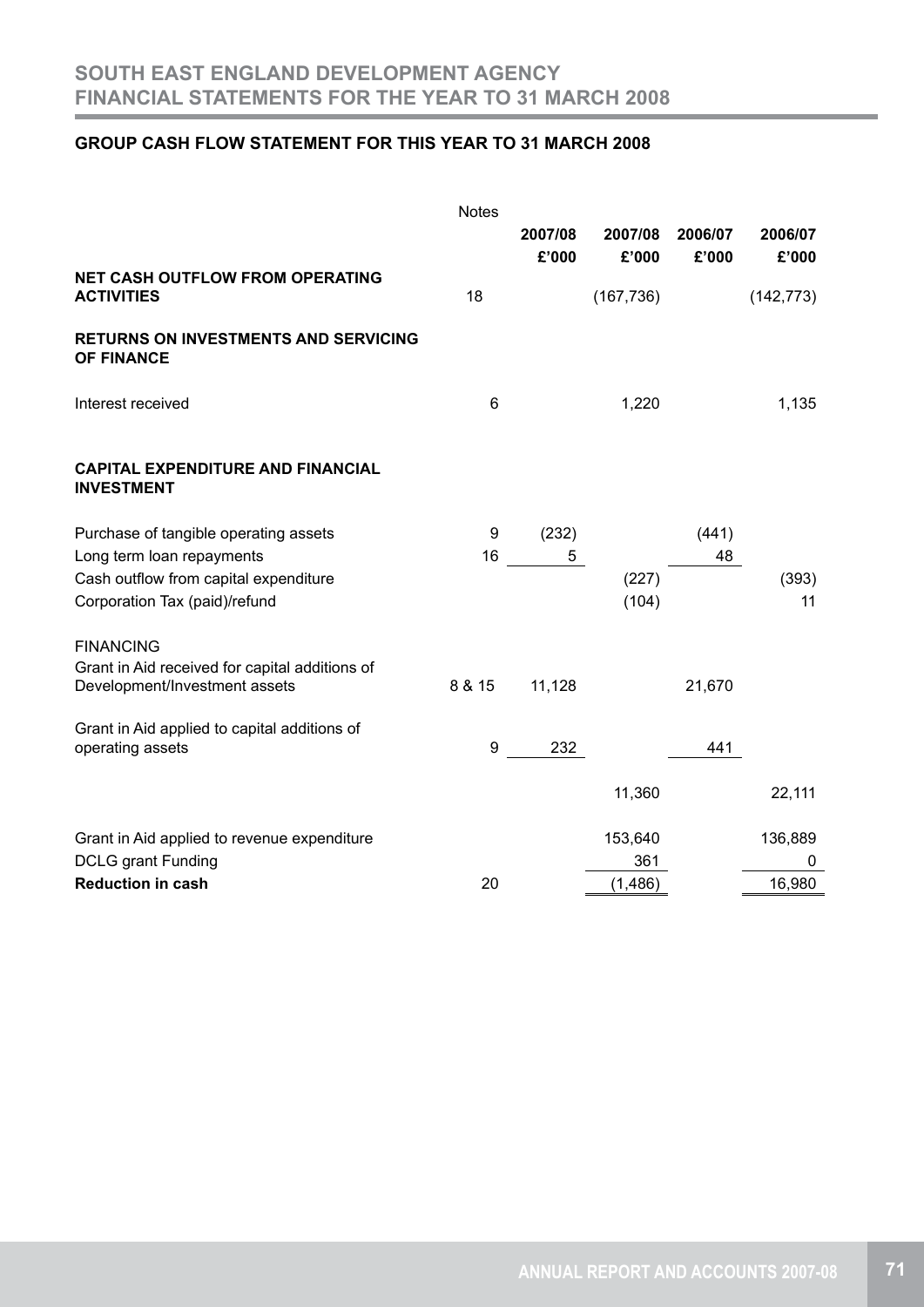## GROUP CASH FLOW STATEMENT FOR THIS YEAR TO 31 MARCH 2008

| | Notes | 2007/08 £'000 | 2007/08 £'000 | 2006/07 £'000 | 2006/07 £'000 |
|---|---|---|---|---|---|
| **NET CASH OUTFLOW FROM OPERATING ACTIVITIES** | 18 | | (167,736) | | (142,773) |
| **RETURNS ON INVESTMENTS AND SERVICING OF FINANCE** | | | | | |
| Interest received | 6 | | 1,220 | | 1,135 |
| **CAPITAL EXPENDITURE AND FINANCIAL INVESTMENT** | | | | | |
| Purchase of tangible operating assets | 9 | (232) | | (441) | |
| Long term loan repayments | 16 | 5 | | 48 | |
| Cash outflow from capital expenditure | | | (227) | | (393) |
| Corporation Tax (paid)/refund | | | (104) | | 11 |
| FINANCING | | | | | |
| Grant in Aid received for capital additions of Development/Investment assets | 8 & 15 | 11,128 | | 21,670 | |
| Grant in Aid applied to capital additions of operating assets | 9 | 232 | | 441 | |
| | | | 11,360 | | 22,111 |
| Grant in Aid applied to revenue expenditure | | | 153,640 | | 136,889 |
| DCLG grant Funding | | | 361 | | 0 |
| **Reduction in cash** | 20 | | (1,486) | | 16,980 |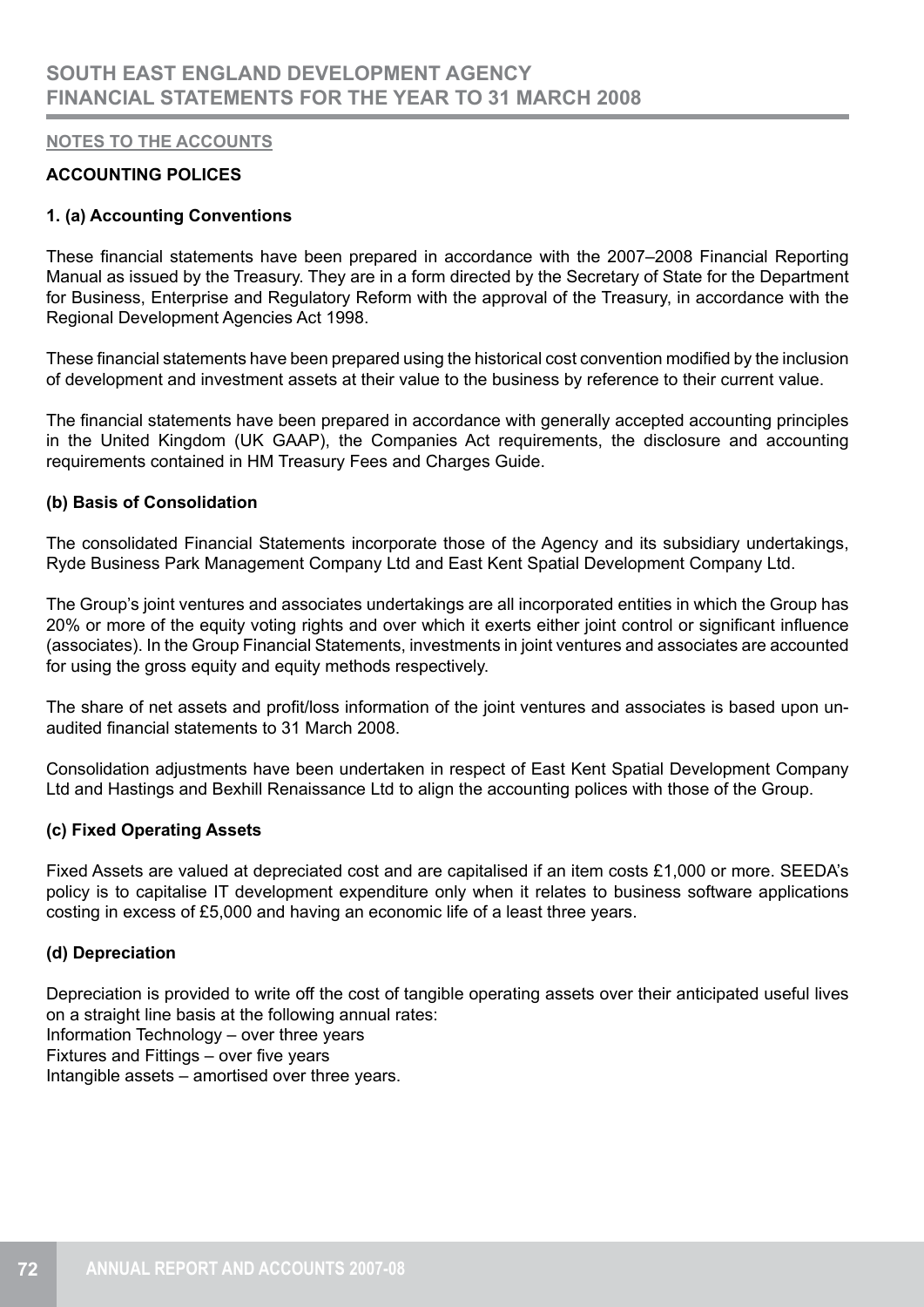## NOTES TO THE ACCOUNTS

### ACCOUNTING POLICES

#### 1. (a) Accounting Conventions

These financial statements have been prepared in accordance with the 2007–2008 Financial Reporting Manual as issued by the Treasury. They are in a form directed by the Secretary of State for the Department for Business, Enterprise and Regulatory Reform with the approval of the Treasury, in accordance with the Regional Development Agencies Act 1998.

These financial statements have been prepared using the historical cost convention modified by the inclusion of development and investment assets at their value to the business by reference to their current value.

The financial statements have been prepared in accordance with generally accepted accounting principles in the United Kingdom (UK GAAP), the Companies Act requirements, the disclosure and accounting requirements contained in HM Treasury Fees and Charges Guide.

#### (b) Basis of Consolidation

The consolidated Financial Statements incorporate those of the Agency and its subsidiary undertakings, Ryde Business Park Management Company Ltd and East Kent Spatial Development Company Ltd.

The Group's joint ventures and associates undertakings are all incorporated entities in which the Group has 20% or more of the equity voting rights and over which it exerts either joint control or significant influence (associates). In the Group Financial Statements, investments in joint ventures and associates are accounted for using the gross equity and equity methods respectively.

The share of net assets and profit/loss information of the joint ventures and associates is based upon un-audited financial statements to 31 March 2008.

Consolidation adjustments have been undertaken in respect of East Kent Spatial Development Company Ltd and Hastings and Bexhill Renaissance Ltd to align the accounting polices with those of the Group.

#### (c) Fixed Operating Assets

Fixed Assets are valued at depreciated cost and are capitalised if an item costs £1,000 or more. SEEDA's policy is to capitalise IT development expenditure only when it relates to business software applications costing in excess of £5,000 and having an economic life of a least three years.

#### (d) Depreciation

Depreciation is provided to write off the cost of tangible operating assets over their anticipated useful lives on a straight line basis at the following annual rates:
Information Technology – over three years
Fixtures and Fittings – over five years
Intangible assets – amortised over three years.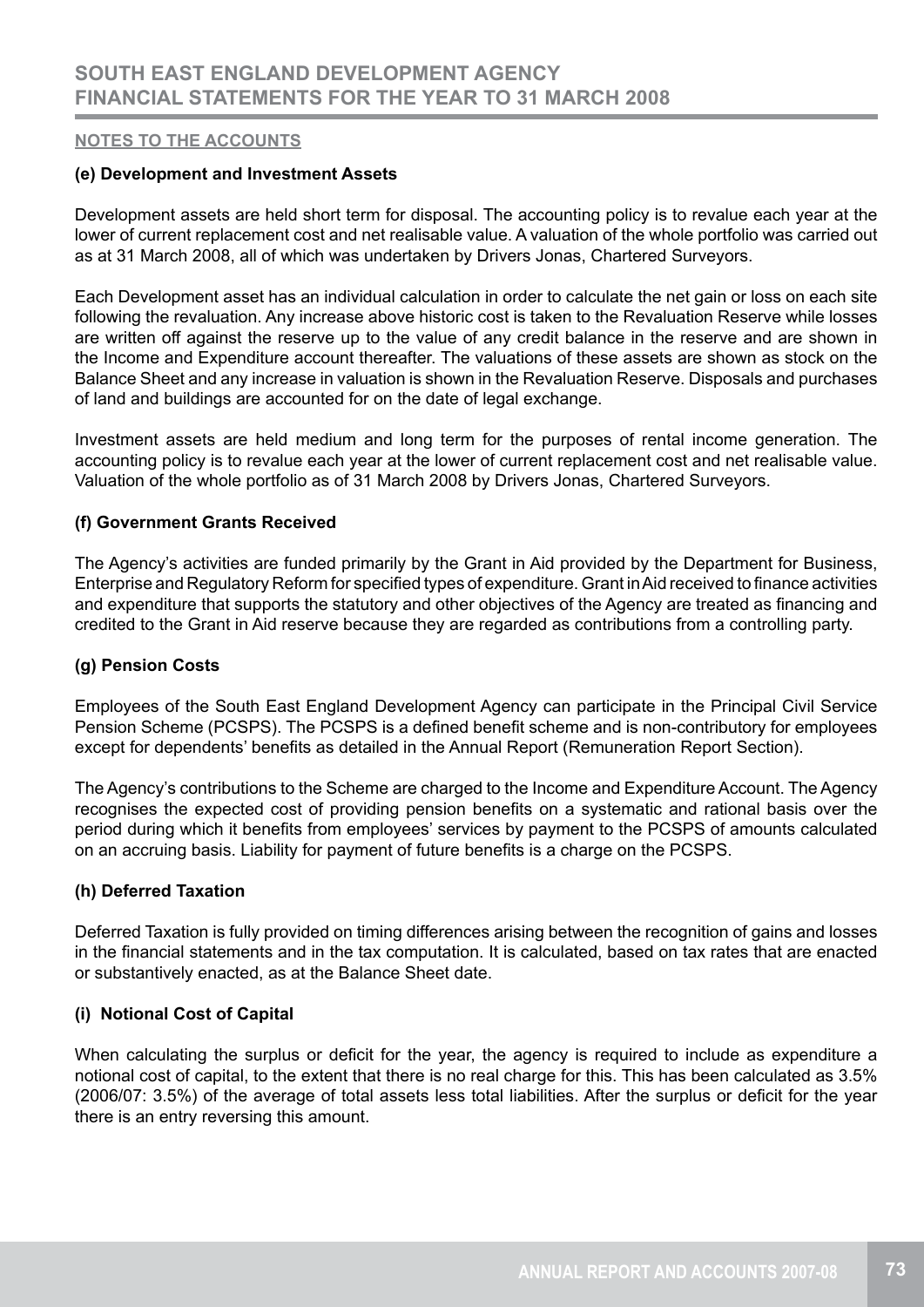**NOTES TO THE ACCOUNTS**

**(e) Development and Investment Assets**

Development assets are held short term for disposal. The accounting policy is to revalue each year at the lower of current replacement cost and net realisable value. A valuation of the whole portfolio was carried out as at 31 March 2008, all of which was undertaken by Drivers Jonas, Chartered Surveyors.

Each Development asset has an individual calculation in order to calculate the net gain or loss on each site following the revaluation. Any increase above historic cost is taken to the Revaluation Reserve while losses are written off against the reserve up to the value of any credit balance in the reserve and are shown in the Income and Expenditure account thereafter. The valuations of these assets are shown as stock on the Balance Sheet and any increase in valuation is shown in the Revaluation Reserve. Disposals and purchases of land and buildings are accounted for on the date of legal exchange.

Investment assets are held medium and long term for the purposes of rental income generation. The accounting policy is to revalue each year at the lower of current replacement cost and net realisable value. Valuation of the whole portfolio as of 31 March 2008 by Drivers Jonas, Chartered Surveyors.

**(f) Government Grants Received**

The Agency's activities are funded primarily by the Grant in Aid provided by the Department for Business, Enterprise and Regulatory Reform for specified types of expenditure. Grant in Aid received to finance activities and expenditure that supports the statutory and other objectives of the Agency are treated as financing and credited to the Grant in Aid reserve because they are regarded as contributions from a controlling party.

**(g) Pension Costs**

Employees of the South East England Development Agency can participate in the Principal Civil Service Pension Scheme (PCSPS). The PCSPS is a defined benefit scheme and is non-contributory for employees except for dependents' benefits as detailed in the Annual Report (Remuneration Report Section).

The Agency's contributions to the Scheme are charged to the Income and Expenditure Account. The Agency recognises the expected cost of providing pension benefits on a systematic and rational basis over the period during which it benefits from employees' services by payment to the PCSPS of amounts calculated on an accruing basis. Liability for payment of future benefits is a charge on the PCSPS.

**(h) Deferred Taxation**

Deferred Taxation is fully provided on timing differences arising between the recognition of gains and losses in the financial statements and in the tax computation. It is calculated, based on tax rates that are enacted or substantively enacted, as at the Balance Sheet date.

**(i) Notional Cost of Capital**

When calculating the surplus or deficit for the year, the agency is required to include as expenditure a notional cost of capital, to the extent that there is no real charge for this. This has been calculated as 3.5% (2006/07: 3.5%) of the average of total assets less total liabilities. After the surplus or deficit for the year there is an entry reversing this amount.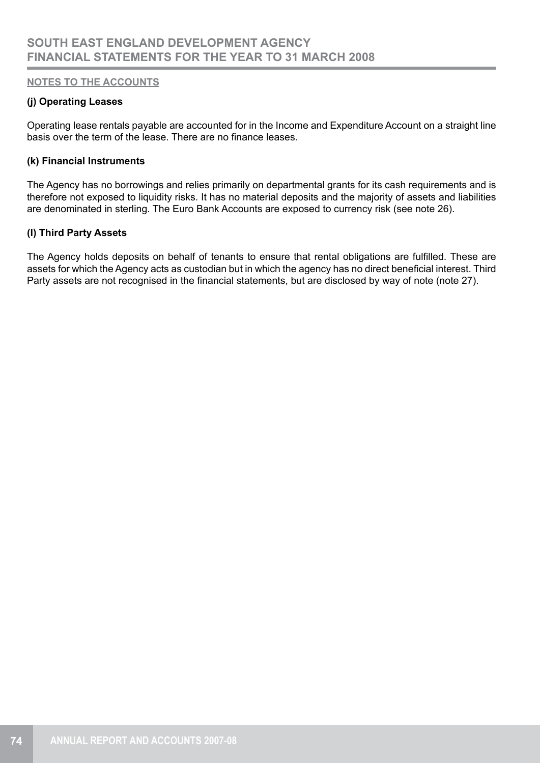**NOTES TO THE ACCOUNTS**

**(j) Operating Leases**

Operating lease rentals payable are accounted for in the Income and Expenditure Account on a straight line basis over the term of the lease. There are no finance leases.

**(k) Financial Instruments**

The Agency has no borrowings and relies primarily on departmental grants for its cash requirements and is therefore not exposed to liquidity risks. It has no material deposits and the majority of assets and liabilities are denominated in sterling. The Euro Bank Accounts are exposed to currency risk (see note 26).

**(l) Third Party Assets**

The Agency holds deposits on behalf of tenants to ensure that rental obligations are fulfilled. These are assets for which the Agency acts as custodian but in which the agency has no direct beneficial interest. Third Party assets are not recognised in the financial statements, but are disclosed by way of note (note 27).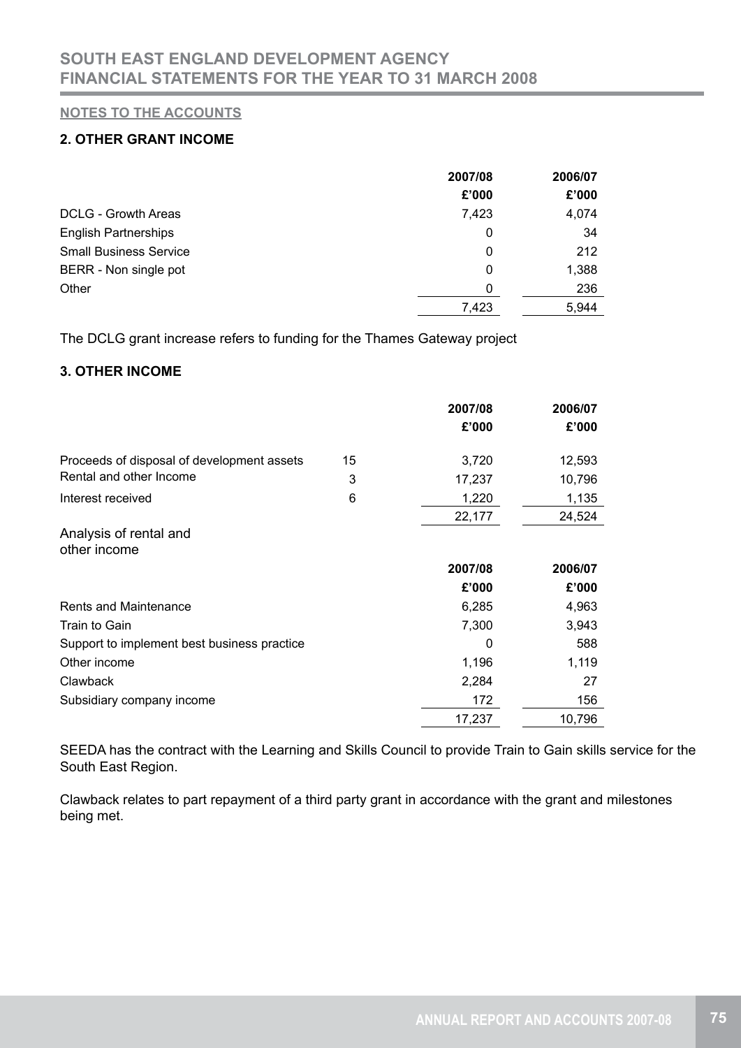## NOTES TO THE ACCOUNTS

### 2. OTHER GRANT INCOME

| | 2007/08 | 2006/07 |
|---|---|---|
| | £'000 | £'000 |
| DCLG - Growth Areas | 7,423 | 4,074 |
| English Partnerships | 0 | 34 |
| Small Business Service | 0 | 212 |
| BERR - Non single pot | 0 | 1,388 |
| Other | 0 | 236 |
| | 7,423 | 5,944 |

The DCLG grant increase refers to funding for the Thames Gateway project

### 3. OTHER INCOME

| | | 2007/08 | 2006/07 |
|---|---|---|---|
| | | £'000 | £'000 |
| Proceeds of disposal of development assets | 15 | 3,720 | 12,593 |
| Rental and other Income | 3 | 17,237 | 10,796 |
| Interest received | 6 | 1,220 | 1,135 |
| | | 22,177 | 24,524 |

Analysis of rental and other income

| | 2007/08 | 2006/07 |
|---|---|---|
| | £'000 | £'000 |
| Rents and Maintenance | 6,285 | 4,963 |
| Train to Gain | 7,300 | 3,943 |
| Support to implement best business practice | 0 | 588 |
| Other income | 1,196 | 1,119 |
| Clawback | 2,284 | 27 |
| Subsidiary company income | 172 | 156 |
| | 17,237 | 10,796 |

SEEDA has the contract with the Learning and Skills Council to provide Train to Gain skills service for the South East Region.

Clawback relates to part repayment of a third party grant in accordance with the grant and milestones being met.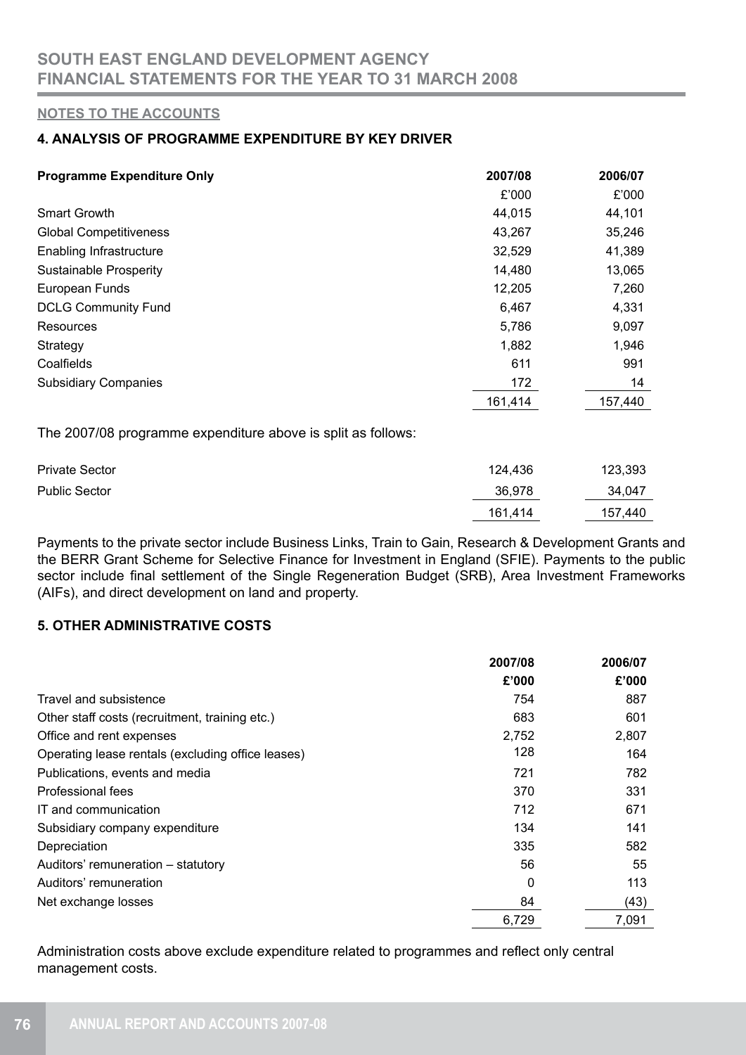**NOTES TO THE ACCOUNTS**

## 4. ANALYSIS OF PROGRAMME EXPENDITURE BY KEY DRIVER

| Programme Expenditure Only | 2007/08 | 2006/07 |
|---|---|---|
| | £'000 | £'000 |
| Smart Growth | 44,015 | 44,101 |
| Global Competitiveness | 43,267 | 35,246 |
| Enabling Infrastructure | 32,529 | 41,389 |
| Sustainable Prosperity | 14,480 | 13,065 |
| European Funds | 12,205 | 7,260 |
| DCLG Community Fund | 6,467 | 4,331 |
| Resources | 5,786 | 9,097 |
| Strategy | 1,882 | 1,946 |
| Coalfields | 611 | 991 |
| Subsidiary Companies | 172 | 14 |
| | 161,414 | 157,440 |

The 2007/08 programme expenditure above is split as follows:

| | 2007/08 | 2006/07 |
|---|---|---|
| Private Sector | 124,436 | 123,393 |
| Public Sector | 36,978 | 34,047 |
| | 161,414 | 157,440 |

Payments to the private sector include Business Links, Train to Gain, Research & Development Grants and the BERR Grant Scheme for Selective Finance for Investment in England (SFIE). Payments to the public sector include final settlement of the Single Regeneration Budget (SRB), Area Investment Frameworks (AIFs), and direct development on land and property.

## 5. OTHER ADMINISTRATIVE COSTS

| | 2007/08 | 2006/07 |
|---|---|---|
| | £'000 | £'000 |
| Travel and subsistence | 754 | 887 |
| Other staff costs (recruitment, training etc.) | 683 | 601 |
| Office and rent expenses | 2,752 | 2,807 |
| Operating lease rentals (excluding office leases) | 128 | 164 |
| Publications, events and media | 721 | 782 |
| Professional fees | 370 | 331 |
| IT and communication | 712 | 671 |
| Subsidiary company expenditure | 134 | 141 |
| Depreciation | 335 | 582 |
| Auditors' remuneration – statutory | 56 | 55 |
| Auditors' remuneration | 0 | 113 |
| Net exchange losses | 84 | (43) |
| | 6,729 | 7,091 |

Administration costs above exclude expenditure related to programmes and reflect only central management costs.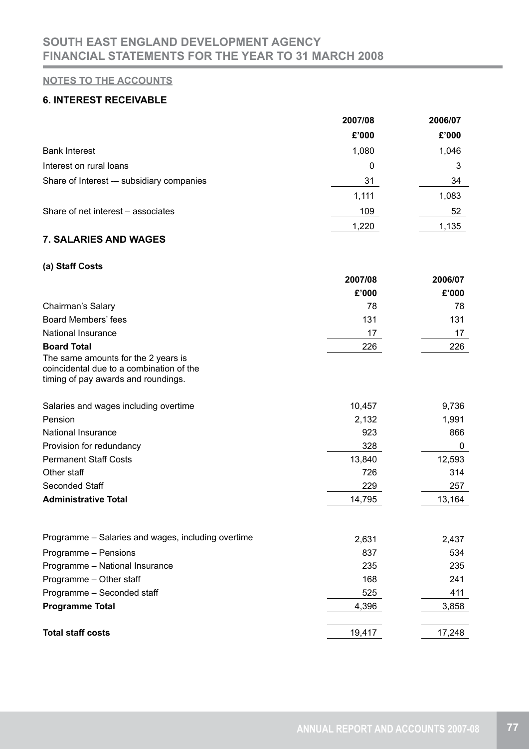**NOTES TO THE ACCOUNTS**

### 6. INTEREST RECEIVABLE

| | 2007/08 | 2006/07 |
|---|---|---|
| | £'000 | £'000 |
| Bank Interest | 1,080 | 1,046 |
| Interest on rural loans | 0 | 3 |
| Share of Interest -– subsidiary companies | 31 | 34 |
| | 1,111 | 1,083 |
| Share of net interest – associates | 109 | 52 |
| | 1,220 | 1,135 |

### 7. SALARIES AND WAGES

**(a) Staff Costs**

| | 2007/08 | 2006/07 |
|---|---|---|
| | £'000 | £'000 |
| Chairman's Salary | 78 | 78 |
| Board Members' fees | 131 | 131 |
| National Insurance | 17 | 17 |
| **Board Total** | 226 | 226 |
| The same amounts for the 2 years is coincidental due to a combination of the timing of pay awards and roundings. | | |
| Salaries and wages including overtime | 10,457 | 9,736 |
| Pension | 2,132 | 1,991 |
| National Insurance | 923 | 866 |
| Provision for redundancy | 328 | 0 |
| Permanent Staff Costs | 13,840 | 12,593 |
| Other staff | 726 | 314 |
| Seconded Staff | 229 | 257 |
| **Administrative Total** | 14,795 | 13,164 |
| Programme – Salaries and wages, including overtime | 2,631 | 2,437 |
| Programme – Pensions | 837 | 534 |
| Programme – National Insurance | 235 | 235 |
| Programme – Other staff | 168 | 241 |
| Programme – Seconded staff | 525 | 411 |
| **Programme Total** | 4,396 | 3,858 |
| **Total staff costs** | 19,417 | 17,248 |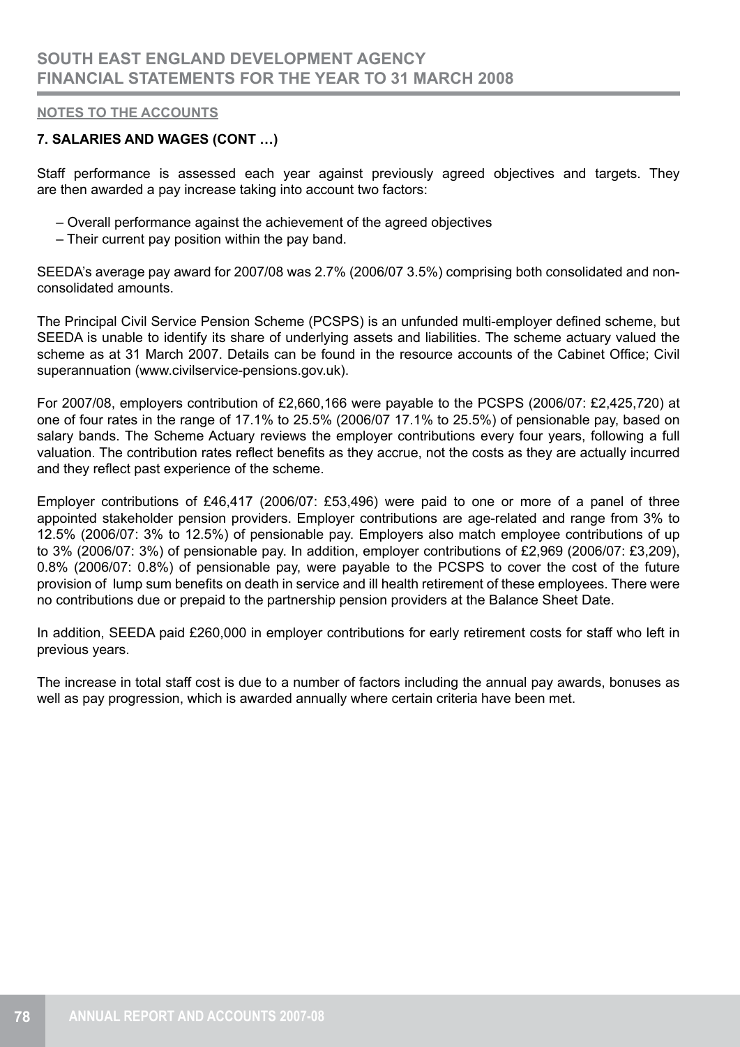## NOTES TO THE ACCOUNTS

### 7. SALARIES AND WAGES (CONT …)

Staff performance is assessed each year against previously agreed objectives and targets. They are then awarded a pay increase taking into account two factors:

– Overall performance against the achievement of the agreed objectives
– Their current pay position within the pay band.

SEEDA's average pay award for 2007/08 was 2.7% (2006/07 3.5%) comprising both consolidated and non-consolidated amounts.

The Principal Civil Service Pension Scheme (PCSPS) is an unfunded multi-employer defined scheme, but SEEDA is unable to identify its share of underlying assets and liabilities. The scheme actuary valued the scheme as at 31 March 2007. Details can be found in the resource accounts of the Cabinet Office; Civil superannuation (www.civilservice-pensions.gov.uk).

For 2007/08, employers contribution of £2,660,166 were payable to the PCSPS (2006/07: £2,425,720) at one of four rates in the range of 17.1% to 25.5% (2006/07 17.1% to 25.5%) of pensionable pay, based on salary bands. The Scheme Actuary reviews the employer contributions every four years, following a full valuation. The contribution rates reflect benefits as they accrue, not the costs as they are actually incurred and they reflect past experience of the scheme.

Employer contributions of £46,417 (2006/07: £53,496) were paid to one or more of a panel of three appointed stakeholder pension providers. Employer contributions are age-related and range from 3% to 12.5% (2006/07: 3% to 12.5%) of pensionable pay. Employers also match employee contributions of up to 3% (2006/07: 3%) of pensionable pay. In addition, employer contributions of £2,969 (2006/07: £3,209), 0.8% (2006/07: 0.8%) of pensionable pay, were payable to the PCSPS to cover the cost of the future provision of lump sum benefits on death in service and ill health retirement of these employees. There were no contributions due or prepaid to the partnership pension providers at the Balance Sheet Date.

In addition, SEEDA paid £260,000 in employer contributions for early retirement costs for staff who left in previous years.

The increase in total staff cost is due to a number of factors including the annual pay awards, bonuses as well as pay progression, which is awarded annually where certain criteria have been met.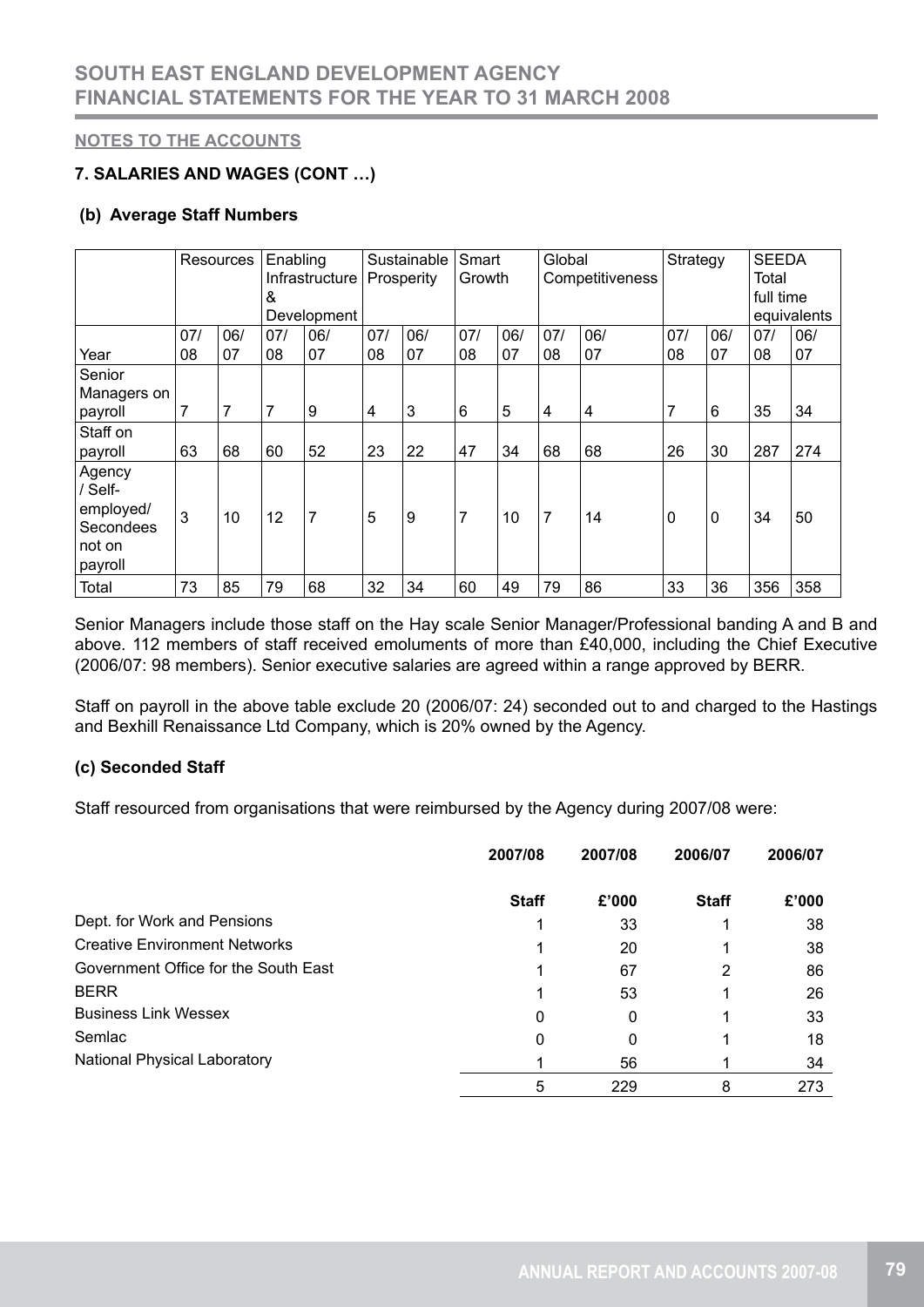## NOTES TO THE ACCOUNTS

### 7. SALARIES AND WAGES (CONT …)

#### (b) Average Staff Numbers

| | Resources | | Enabling Infrastructure & Development | | Sustainable Prosperity | | Smart Growth | | Global Competitiveness | | Strategy | | SEEDA Total full time equivalents | |
|---|---|---|---|---|---|---|---|---|---|---|---|---|---|---|
| Year | 07/08 | 06/07 | 07/08 | 06/07 | 07/08 | 06/07 | 07/08 | 06/07 | 07/08 | 06/07 | 07/08 | 06/07 | 07/08 | 06/07 |
| Senior Managers on payroll | 7 | 7 | 7 | 9 | 4 | 3 | 6 | 5 | 4 | 4 | 7 | 6 | 35 | 34 |
| Staff on payroll | 63 | 68 | 60 | 52 | 23 | 22 | 47 | 34 | 68 | 68 | 26 | 30 | 287 | 274 |
| Agency / Self-employed/ Secondees not on payroll | 3 | 10 | 12 | 7 | 5 | 9 | 7 | 10 | 7 | 14 | 0 | 0 | 34 | 50 |
| Total | 73 | 85 | 79 | 68 | 32 | 34 | 60 | 49 | 79 | 86 | 33 | 36 | 356 | 358 |

Senior Managers include those staff on the Hay scale Senior Manager/Professional banding A and B and above. 112 members of staff received emoluments of more than £40,000, including the Chief Executive (2006/07: 98 members). Senior executive salaries are agreed within a range approved by BERR.

Staff on payroll in the above table exclude 20 (2006/07: 24) seconded out to and charged to the Hastings and Bexhill Renaissance Ltd Company, which is 20% owned by the Agency.

#### (c) Seconded Staff

Staff resourced from organisations that were reimbursed by the Agency during 2007/08 were:

| | 2007/08 | 2007/08 | 2006/07 | 2006/07 |
|---|---|---|---|---|
| | **Staff** | **£'000** | **Staff** | **£'000** |
| Dept. for Work and Pensions | 1 | 33 | 1 | 38 |
| Creative Environment Networks | 1 | 20 | 1 | 38 |
| Government Office for the South East | 1 | 67 | 2 | 86 |
| BERR | 1 | 53 | 1 | 26 |
| Business Link Wessex | 0 | 0 | 1 | 33 |
| Semlac | 0 | 0 | 1 | 18 |
| National Physical Laboratory | 1 | 56 | 1 | 34 |
| | 5 | 229 | 8 | 273 |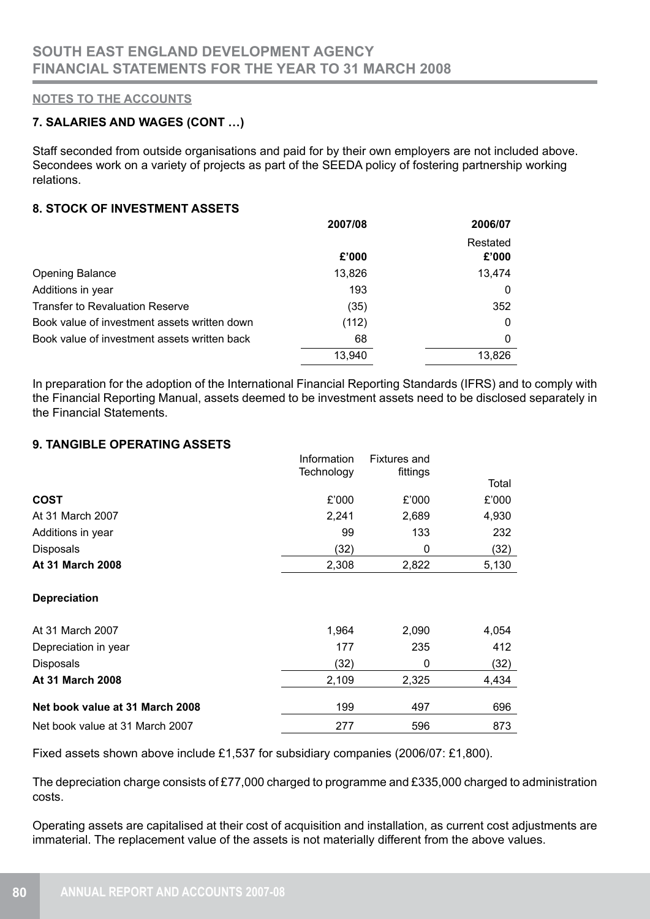## NOTES TO THE ACCOUNTS

### 7. SALARIES AND WAGES (CONT …)

Staff seconded from outside organisations and paid for by their own employers are not included above. Secondees work on a variety of projects as part of the SEEDA policy of fostering partnership working relations.

### 8. STOCK OF INVESTMENT ASSETS

| | 2007/08 | 2006/07 |
|---|---|---|
| | | Restated |
| | £'000 | £'000 |
| Opening Balance | 13,826 | 13,474 |
| Additions in year | 193 | 0 |
| Transfer to Revaluation Reserve | (35) | 352 |
| Book value of investment assets written down | (112) | 0 |
| Book value of investment assets written back | 68 | 0 |
| | 13,940 | 13,826 |

In preparation for the adoption of the International Financial Reporting Standards (IFRS) and to comply with the Financial Reporting Manual, assets deemed to be investment assets need to be disclosed separately in the Financial Statements.

### 9. TANGIBLE OPERATING ASSETS

| | Information Technology | Fixtures and fittings | Total |
|---|---|---|---|
| **COST** | £'000 | £'000 | £'000 |
| At 31 March 2007 | 2,241 | 2,689 | 4,930 |
| Additions in year | 99 | 133 | 232 |
| Disposals | (32) | 0 | (32) |
| **At 31 March 2008** | 2,308 | 2,822 | 5,130 |
| **Depreciation** | | | |
| At 31 March 2007 | 1,964 | 2,090 | 4,054 |
| Depreciation in year | 177 | 235 | 412 |
| Disposals | (32) | 0 | (32) |
| **At 31 March 2008** | 2,109 | 2,325 | 4,434 |
| **Net book value at 31 March 2008** | 199 | 497 | 696 |
| Net book value at 31 March 2007 | 277 | 596 | 873 |

Fixed assets shown above include £1,537 for subsidiary companies (2006/07: £1,800).

The depreciation charge consists of £77,000 charged to programme and £335,000 charged to administration costs.

Operating assets are capitalised at their cost of acquisition and installation, as current cost adjustments are immaterial. The replacement value of the assets is not materially different from the above values.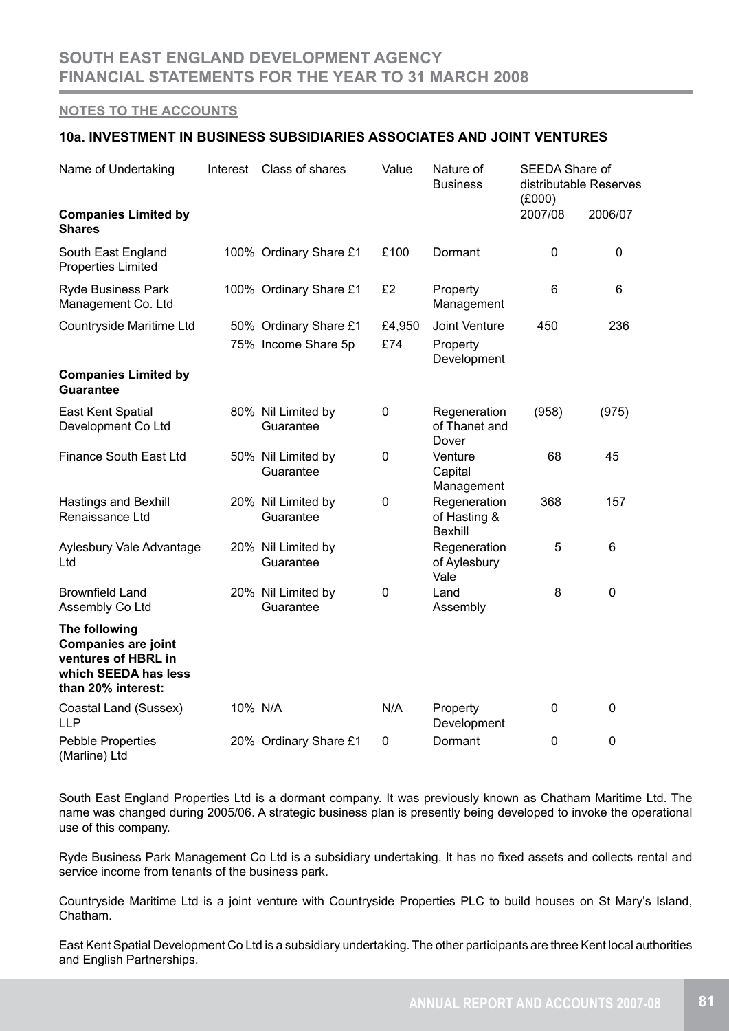## NOTES TO THE ACCOUNTS

### 10a. INVESTMENT IN BUSINESS SUBSIDIARIES ASSOCIATES AND JOINT VENTURES

| Name of Undertaking | Interest | Class of shares | Value | Nature of Business | SEEDA Share of distributable Reserves (£000) | |
|---|---|---|---|---|---|---|
| | | | | | 2007/08 | 2006/07 |
| **Companies Limited by Shares** | | | | | | |
| South East England Properties Limited | 100% | Ordinary Share £1 | £100 | Dormant | 0 | 0 |
| Ryde Business Park Management Co. Ltd | 100% | Ordinary Share £1 | £2 | Property Management | 6 | 6 |
| Countryside Maritime Ltd | 50% | Ordinary Share £1 | £4,950 | Joint Venture | 450 | 236 |
| | 75% | Income Share 5p | £74 | Property Development | | |
| **Companies Limited by Guarantee** | | | | | | |
| East Kent Spatial Development Co Ltd | 80% | Nil Limited by Guarantee | 0 | Regeneration of Thanet and Dover | (958) | (975) |
| Finance South East Ltd | 50% | Nil Limited by Guarantee | 0 | Venture Capital Management | 68 | 45 |
| Hastings and Bexhill Renaissance Ltd | 20% | Nil Limited by Guarantee | 0 | Regeneration of Hasting & Bexhill | 368 | 157 |
| Aylesbury Vale Advantage Ltd | 20% | Nil Limited by Guarantee | | Regeneration of Aylesbury Vale | 5 | 6 |
| Brownfield Land Assembly Co Ltd | 20% | Nil Limited by Guarantee | 0 | Land Assembly | 8 | 0 |
| **The following Companies are joint ventures of HBRL in which SEEDA has less than 20% interest:** | | | | | | |
| Coastal Land (Sussex) LLP | 10% | N/A | N/A | Property Development | 0 | 0 |
| Pebble Properties (Marline) Ltd | 20% | Ordinary Share £1 | 0 | Dormant | 0 | 0 |

South East England Properties Ltd is a dormant company. It was previously known as Chatham Maritime Ltd. The name was changed during 2005/06. A strategic business plan is presently being developed to invoke the operational use of this company.

Ryde Business Park Management Co Ltd is a subsidiary undertaking. It has no fixed assets and collects rental and service income from tenants of the business park.

Countryside Maritime Ltd is a joint venture with Countryside Properties PLC to build houses on St Mary's Island, Chatham.

East Kent Spatial Development Co Ltd is a subsidiary undertaking. The other participants are three Kent local authorities and English Partnerships.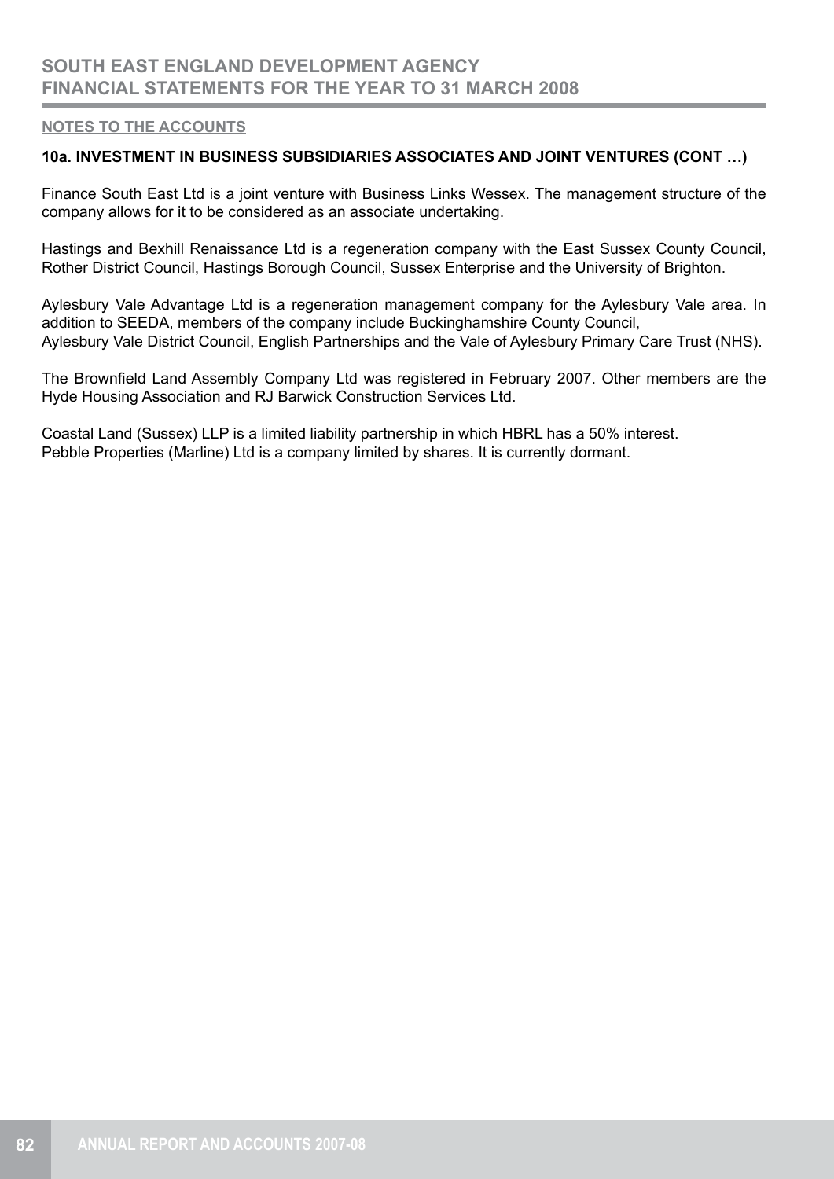## NOTES TO THE ACCOUNTS

### 10a. INVESTMENT IN BUSINESS SUBSIDIARIES ASSOCIATES AND JOINT VENTURES (CONT …)

Finance South East Ltd is a joint venture with Business Links Wessex. The management structure of the company allows for it to be considered as an associate undertaking.

Hastings and Bexhill Renaissance Ltd is a regeneration company with the East Sussex County Council, Rother District Council, Hastings Borough Council, Sussex Enterprise and the University of Brighton.

Aylesbury Vale Advantage Ltd is a regeneration management company for the Aylesbury Vale area. In addition to SEEDA, members of the company include Buckinghamshire County Council, Aylesbury Vale District Council, English Partnerships and the Vale of Aylesbury Primary Care Trust (NHS).

The Brownfield Land Assembly Company Ltd was registered in February 2007. Other members are the Hyde Housing Association and RJ Barwick Construction Services Ltd.

Coastal Land (Sussex) LLP is a limited liability partnership in which HBRL has a 50% interest.
Pebble Properties (Marline) Ltd is a company limited by shares. It is currently dormant.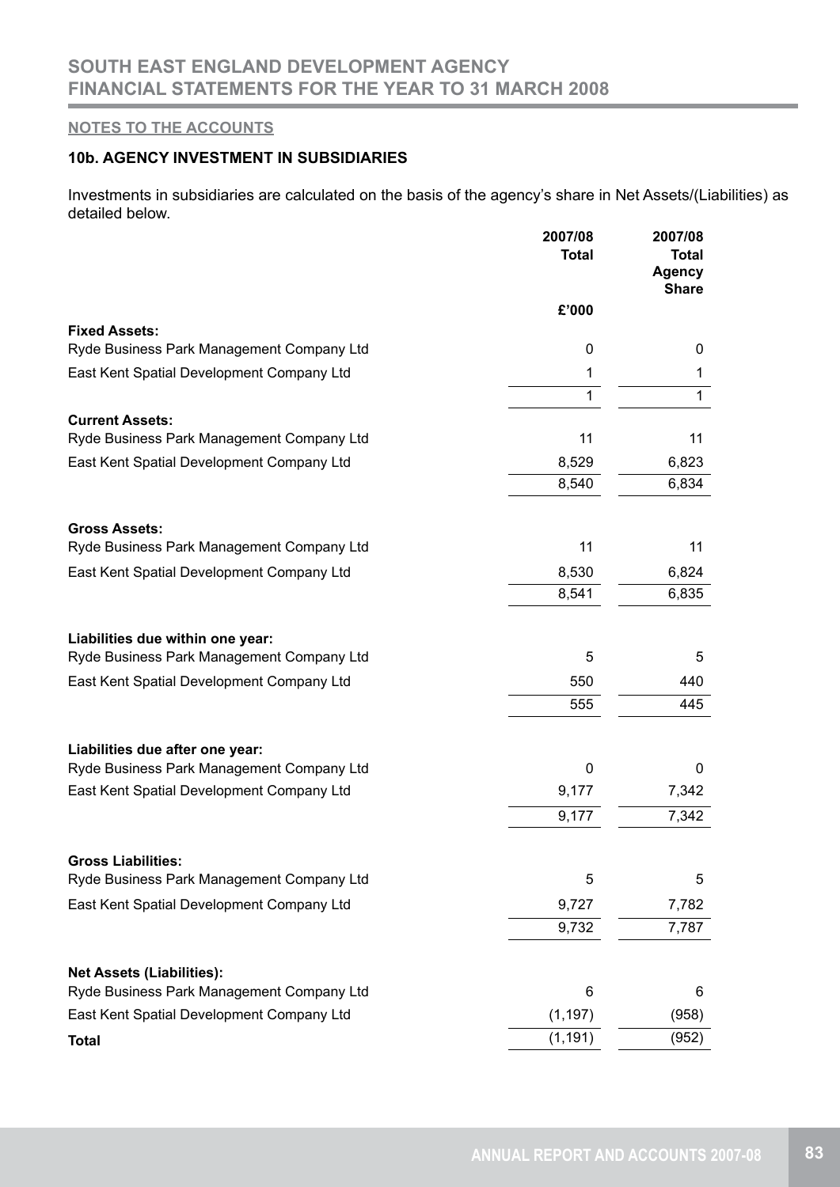## NOTES TO THE ACCOUNTS

### 10b. AGENCY INVESTMENT IN SUBSIDIARIES

Investments in subsidiaries are calculated on the basis of the agency's share in Net Assets/(Liabilities) as detailed below.

| | 2007/08 Total | 2007/08 Total Agency Share |
|---|---|---|
| | £'000 | |
| **Fixed Assets:** | | |
| Ryde Business Park Management Company Ltd | 0 | 0 |
| East Kent Spatial Development Company Ltd | 1 | 1 |
| | 1 | 1 |
| **Current Assets:** | | |
| Ryde Business Park Management Company Ltd | 11 | 11 |
| East Kent Spatial Development Company Ltd | 8,529 | 6,823 |
| | 8,540 | 6,834 |
| **Gross Assets:** | | |
| Ryde Business Park Management Company Ltd | 11 | 11 |
| East Kent Spatial Development Company Ltd | 8,530 | 6,824 |
| | 8,541 | 6,835 |
| **Liabilities due within one year:** | | |
| Ryde Business Park Management Company Ltd | 5 | 5 |
| East Kent Spatial Development Company Ltd | 550 | 440 |
| | 555 | 445 |
| **Liabilities due after one year:** | | |
| Ryde Business Park Management Company Ltd | 0 | 0 |
| East Kent Spatial Development Company Ltd | 9,177 | 7,342 |
| | 9,177 | 7,342 |
| **Gross Liabilities:** | | |
| Ryde Business Park Management Company Ltd | 5 | 5 |
| East Kent Spatial Development Company Ltd | 9,727 | 7,782 |
| | 9,732 | 7,787 |
| **Net Assets (Liabilities):** | | |
| Ryde Business Park Management Company Ltd | 6 | 6 |
| East Kent Spatial Development Company Ltd | (1,197) | (958) |
| **Total** | (1,191) | (952) |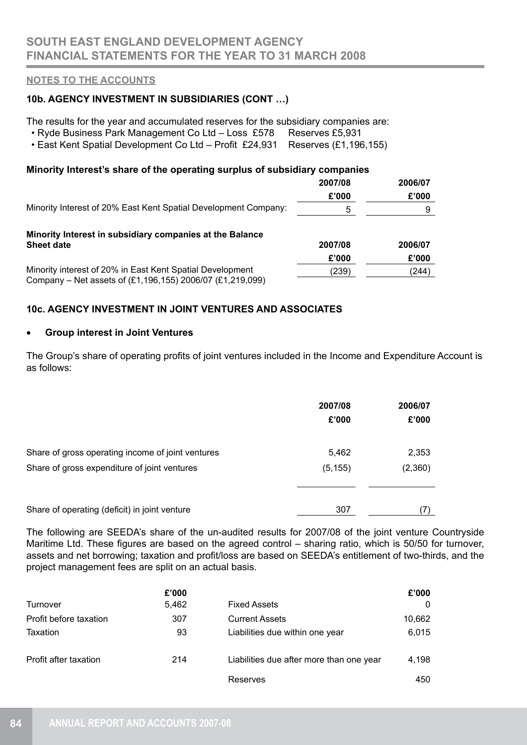## NOTES TO THE ACCOUNTS

### 10b. AGENCY INVESTMENT IN SUBSIDIARIES (CONT …)

The results for the year and accumulated reserves for the subsidiary companies are:

- Ryde Business Park Management Co Ltd – Loss £578 Reserves £5,931
- East Kent Spatial Development Co Ltd – Profit £24,931 Reserves (£1,196,155)

**Minority Interest's share of the operating surplus of subsidiary companies**

| | 2007/08 | 2006/07 |
|---|---|---|
| | £'000 | £'000 |
| Minority Interest of 20% East Kent Spatial Development Company: | 5 | 9 |

**Minority Interest in subsidiary companies at the Balance Sheet date**

| | 2007/08 | 2006/07 |
|---|---|---|
| | £'000 | £'000 |
| Minority interest of 20% in East Kent Spatial Development Company – Net assets of (£1,196,155) 2006/07 (£1,219,099) | (239) | (244) |

### 10c. AGENCY INVESTMENT IN JOINT VENTURES AND ASSOCIATES

- **Group interest in Joint Ventures**

The Group's share of operating profits of joint ventures included in the Income and Expenditure Account is as follows:

| | 2007/08 | 2006/07 |
|---|---|---|
| | £'000 | £'000 |
| Share of gross operating income of joint ventures | 5,462 | 2,353 |
| Share of gross expenditure of joint ventures | (5,155) | (2,360) |
| Share of operating (deficit) in joint venture | 307 | (7) |

The following are SEEDA's share of the un-audited results for 2007/08 of the joint venture Countryside Maritime Ltd. These figures are based on the agreed control – sharing ratio, which is 50/50 for turnover, assets and net borrowing; taxation and profit/loss are based on SEEDA's entitlement of two-thirds, and the project management fees are split on an actual basis.

| | £'000 | | £'000 |
|---|---|---|---|
| Turnover | 5,462 | Fixed Assets | 0 |
| Profit before taxation | 307 | Current Assets | 10,662 |
| Taxation | 93 | Liabilities due within one year | 6,015 |
| Profit after taxation | 214 | Liabilities due after more than one year | 4,198 |
| | | Reserves | 450 |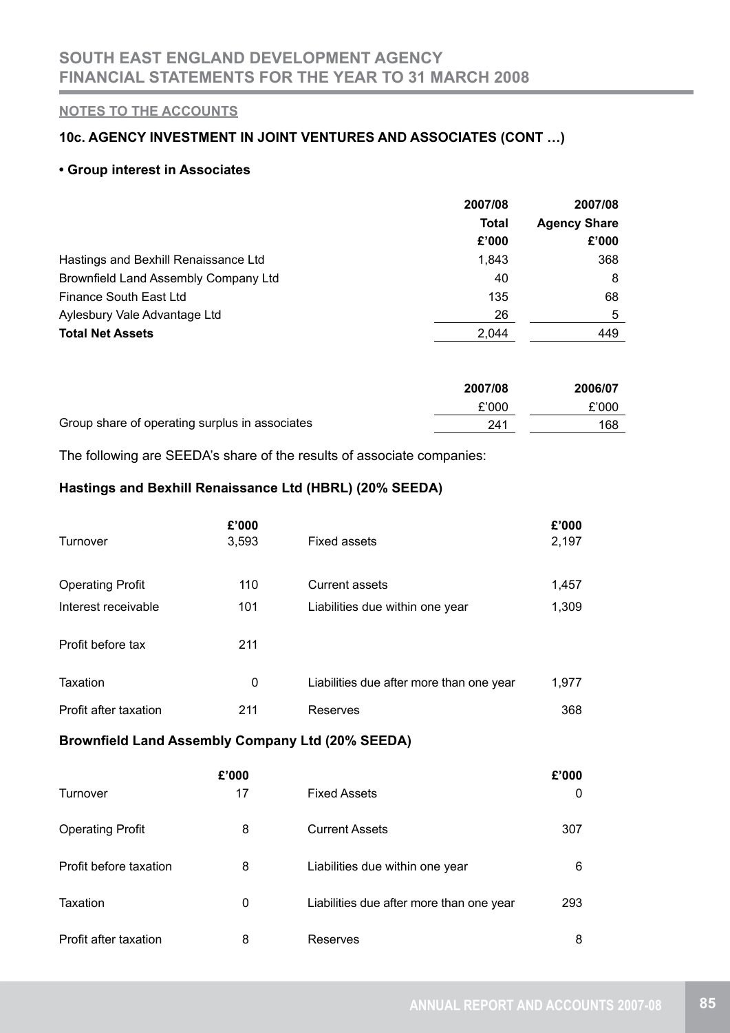## NOTES TO THE ACCOUNTS

### 10c. AGENCY INVESTMENT IN JOINT VENTURES AND ASSOCIATES (CONT …)

**• Group interest in Associates**

| | 2007/08 Total £'000 | 2007/08 Agency Share £'000 |
|---|---|---|
| Hastings and Bexhill Renaissance Ltd | 1,843 | 368 |
| Brownfield Land Assembly Company Ltd | 40 | 8 |
| Finance South East Ltd | 135 | 68 |
| Aylesbury Vale Advantage Ltd | 26 | 5 |
| **Total Net Assets** | 2,044 | 449 |

| | 2007/08 £'000 | 2006/07 £'000 |
|---|---|---|
| Group share of operating surplus in associates | 241 | 168 |

The following are SEEDA's share of the results of associate companies:

**Hastings and Bexhill Renaissance Ltd (HBRL) (20% SEEDA)**

| | £'000 | | £'000 |
|---|---|---|---|
| Turnover | 3,593 | Fixed assets | 2,197 |
| Operating Profit | 110 | Current assets | 1,457 |
| Interest receivable | 101 | Liabilities due within one year | 1,309 |
| Profit before tax | 211 | | |
| Taxation | 0 | Liabilities due after more than one year | 1,977 |
| Profit after taxation | 211 | Reserves | 368 |

**Brownfield Land Assembly Company Ltd (20% SEEDA)**

| | £'000 | | £'000 |
|---|---|---|---|
| Turnover | 17 | Fixed Assets | 0 |
| Operating Profit | 8 | Current Assets | 307 |
| Profit before taxation | 8 | Liabilities due within one year | 6 |
| Taxation | 0 | Liabilities due after more than one year | 293 |
| Profit after taxation | 8 | Reserves | 8 |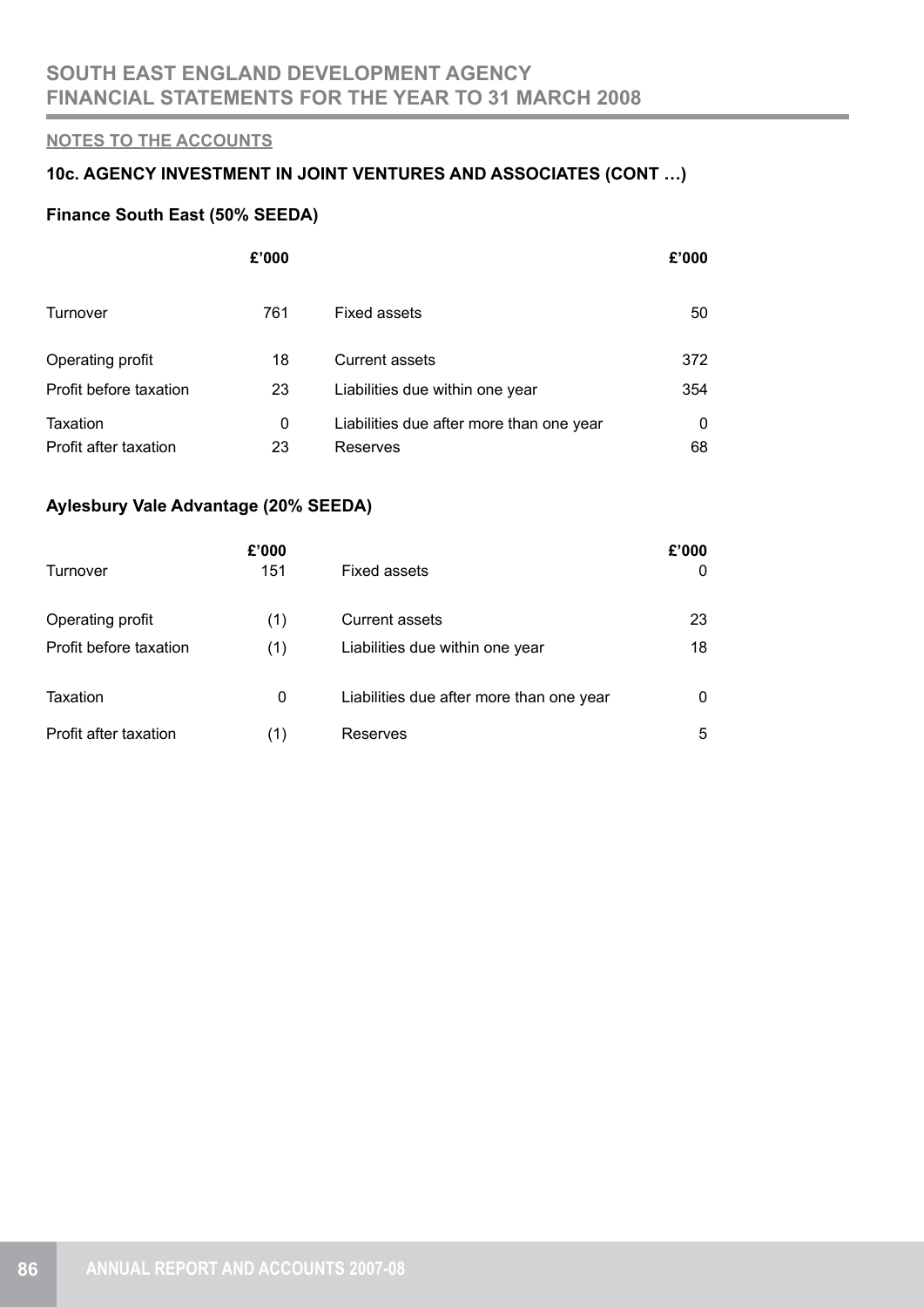## NOTES TO THE ACCOUNTS

### 10c. AGENCY INVESTMENT IN JOINT VENTURES AND ASSOCIATES (CONT …)

#### Finance South East (50% SEEDA)

| | £'000 | | £'000 |
|---|---|---|---|
| Turnover | 761 | Fixed assets | 50 |
| Operating profit | 18 | Current assets | 372 |
| Profit before taxation | 23 | Liabilities due within one year | 354 |
| Taxation | 0 | Liabilities due after more than one year | 0 |
| Profit after taxation | 23 | Reserves | 68 |

#### Aylesbury Vale Advantage (20% SEEDA)

| | £'000 | | £'000 |
|---|---|---|---|
| Turnover | 151 | Fixed assets | 0 |
| Operating profit | (1) | Current assets | 23 |
| Profit before taxation | (1) | Liabilities due within one year | 18 |
| Taxation | 0 | Liabilities due after more than one year | 0 |
| Profit after taxation | (1) | Reserves | 5 |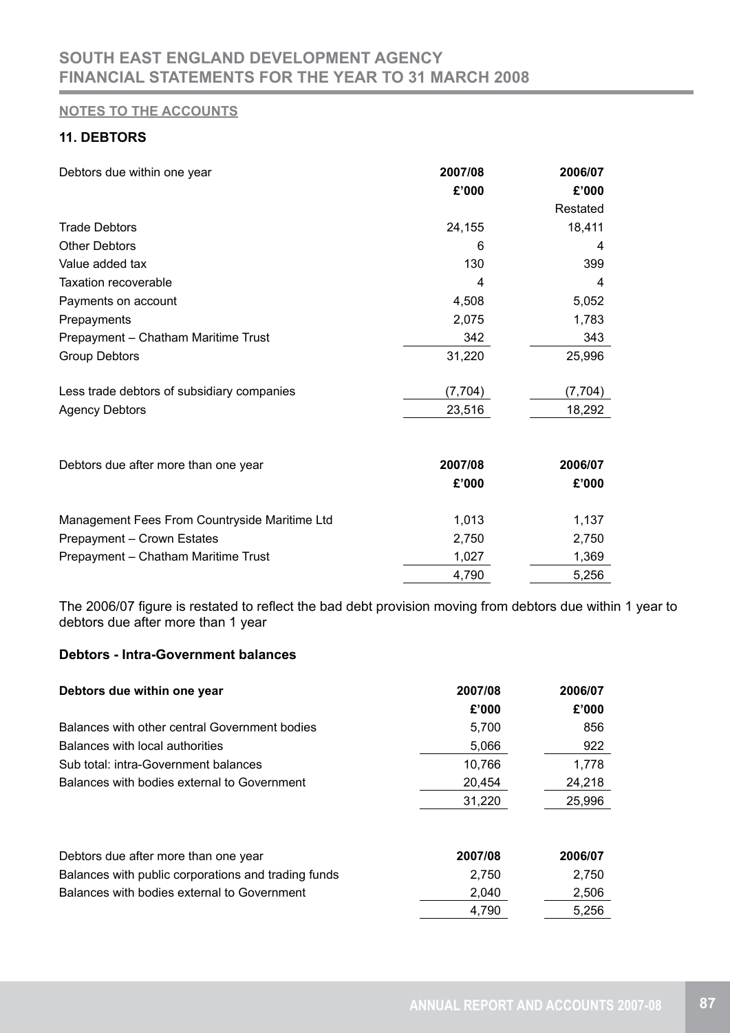## NOTES TO THE ACCOUNTS

### 11. DEBTORS

| Debtors due within one year | 2007/08 | 2006/07 |
|---|---|---|
| | £'000 | £'000 |
| | | Restated |
| Trade Debtors | 24,155 | 18,411 |
| Other Debtors | 6 | 4 |
| Value added tax | 130 | 399 |
| Taxation recoverable | 4 | 4 |
| Payments on account | 4,508 | 5,052 |
| Prepayments | 2,075 | 1,783 |
| Prepayment – Chatham Maritime Trust | 342 | 343 |
| Group Debtors | 31,220 | 25,996 |
| Less trade debtors of subsidiary companies | (7,704) | (7,704) |
| Agency Debtors | 23,516 | 18,292 |

| Debtors due after more than one year | 2007/08 | 2006/07 |
|---|---|---|
| | £'000 | £'000 |
| Management Fees From Countryside Maritime Ltd | 1,013 | 1,137 |
| Prepayment – Crown Estates | 2,750 | 2,750 |
| Prepayment – Chatham Maritime Trust | 1,027 | 1,369 |
| | 4,790 | 5,256 |

The 2006/07 figure is restated to reflect the bad debt provision moving from debtors due within 1 year to debtors due after more than 1 year

**Debtors - Intra-Government balances**

| **Debtors due within one year** | 2007/08 | 2006/07 |
|---|---|---|
| | £'000 | £'000 |
| Balances with other central Government bodies | 5,700 | 856 |
| Balances with local authorities | 5,066 | 922 |
| Sub total: intra-Government balances | 10,766 | 1,778 |
| Balances with bodies external to Government | 20,454 | 24,218 |
| | 31,220 | 25,996 |

| Debtors due after more than one year | 2007/08 | 2006/07 |
|---|---|---|
| Balances with public corporations and trading funds | 2,750 | 2,750 |
| Balances with bodies external to Government | 2,040 | 2,506 |
| | 4,790 | 5,256 |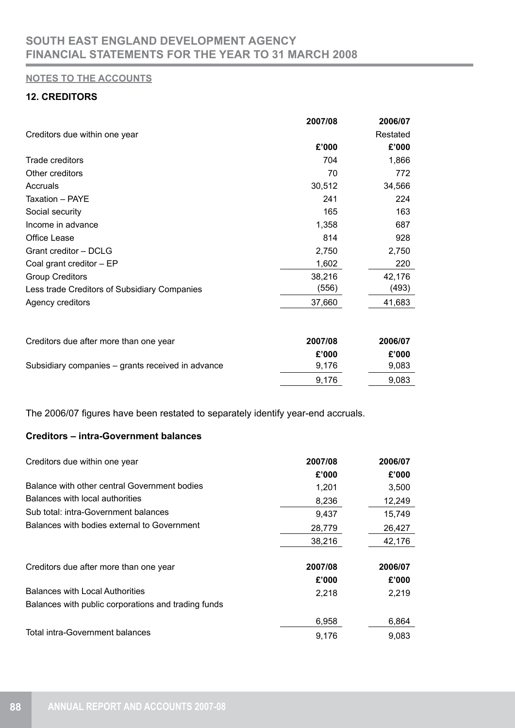# SOUTH EAST ENGLAND DEVELOPMENT AGENCY
# FINANCIAL STATEMENTS FOR THE YEAR TO 31 MARCH 2008

## NOTES TO THE ACCOUNTS

### 12. CREDITORS

| Creditors due within one year | 2007/08<br>£'000 | 2006/07<br>Restated<br>£'000 |
|---|---|---|
| Trade creditors | 704 | 1,866 |
| Other creditors | 70 | 772 |
| Accruals | 30,512 | 34,566 |
| Taxation – PAYE | 241 | 224 |
| Social security | 165 | 163 |
| Income in advance | 1,358 | 687 |
| Office Lease | 814 | 928 |
| Grant creditor – DCLG | 2,750 | 2,750 |
| Coal grant creditor – EP | 1,602 | 220 |
| Group Creditors | 38,216 | 42,176 |
| Less trade Creditors of Subsidiary Companies | (556) | (493) |
| Agency creditors | 37,660 | 41,683 |

| Creditors due after more than one year | 2007/08<br>£'000 | 2006/07<br>£'000 |
|---|---|---|
| Subsidiary companies – grants received in advance | 9,176 | 9,083 |
| | 9,176 | 9,083 |

The 2006/07 figures have been restated to separately identify year-end accruals.

**Creditors – intra-Government balances**

| Creditors due within one year | 2007/08<br>£'000 | 2006/07<br>£'000 |
|---|---|---|
| Balance with other central Government bodies | 1,201 | 3,500 |
| Balances with local authorities | 8,236 | 12,249 |
| Sub total: intra-Government balances | 9,437 | 15,749 |
| Balances with bodies external to Government | 28,779 | 26,427 |
| | 38,216 | 42,176 |

| Creditors due after more than one year | 2007/08<br>£'000 | 2006/07<br>£'000 |
|---|---|---|
| Balances with Local Authorities | 2,218 | 2,219 |
| Balances with public corporations and trading funds | 6,958 | 6,864 |
| Total intra-Government balances | 9,176 | 9,083 |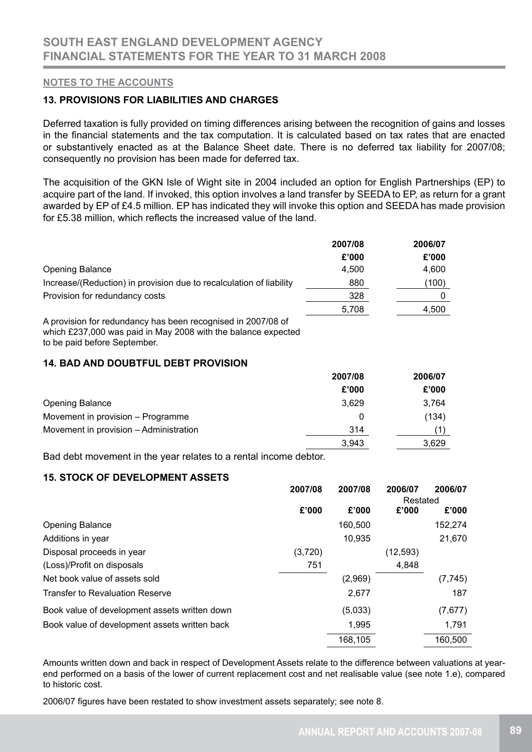**NOTES TO THE ACCOUNTS**

## 13. PROVISIONS FOR LIABILITIES AND CHARGES

Deferred taxation is fully provided on timing differences arising between the recognition of gains and losses in the financial statements and the tax computation. It is calculated based on tax rates that are enacted or substantively enacted as at the Balance Sheet date. There is no deferred tax liability for 2007/08; consequently no provision has been made for deferred tax.

The acquisition of the GKN Isle of Wight site in 2004 included an option for English Partnerships (EP) to acquire part of the land. If invoked, this option involves a land transfer by SEEDA to EP, as return for a grant awarded by EP of £4.5 million. EP has indicated they will invoke this option and SEEDA has made provision for £5.38 million, which reflects the increased value of the land.

| | 2007/08 | 2006/07 |
|---|---|---|
| | £'000 | £'000 |
| Opening Balance | 4,500 | 4,600 |
| Increase/(Reduction) in provision due to recalculation of liability | 880 | (100) |
| Provision for redundancy costs | 328 | 0 |
| | 5,708 | 4,500 |

A provision for redundancy has been recognised in 2007/08 of which £237,000 was paid in May 2008 with the balance expected to be paid before September.

## 14. BAD AND DOUBTFUL DEBT PROVISION

| | 2007/08 | 2006/07 |
|---|---|---|
| | £'000 | £'000 |
| Opening Balance | 3,629 | 3,764 |
| Movement in provision – Programme | 0 | (134) |
| Movement in provision – Administration | 314 | (1) |
| | 3,943 | 3,629 |

Bad debt movement in the year relates to a rental income debtor.

## 15. STOCK OF DEVELOPMENT ASSETS

| | 2007/08 | 2007/08 | 2006/07 Restated | 2006/07 |
|---|---|---|---|---|
| | £'000 | £'000 | £'000 | £'000 |
| Opening Balance | | 160,500 | | 152,274 |
| Additions in year | | 10,935 | | 21,670 |
| Disposal proceeds in year | (3,720) | | (12,593) | |
| (Loss)/Profit on disposals | 751 | | 4,848 | |
| Net book value of assets sold | | (2,969) | | (7,745) |
| Transfer to Revaluation Reserve | | 2,677 | | 187 |
| Book value of development assets written down | | (5,033) | | (7,677) |
| Book value of development assets written back | | 1,995 | | 1,791 |
| | | 168,105 | | 160,500 |

Amounts written down and back in respect of Development Assets relate to the difference between valuations at year-end performed on a basis of the lower of current replacement cost and net realisable value (see note 1.e), compared to historic cost.

2006/07 figures have been restated to show investment assets separately; see note 8.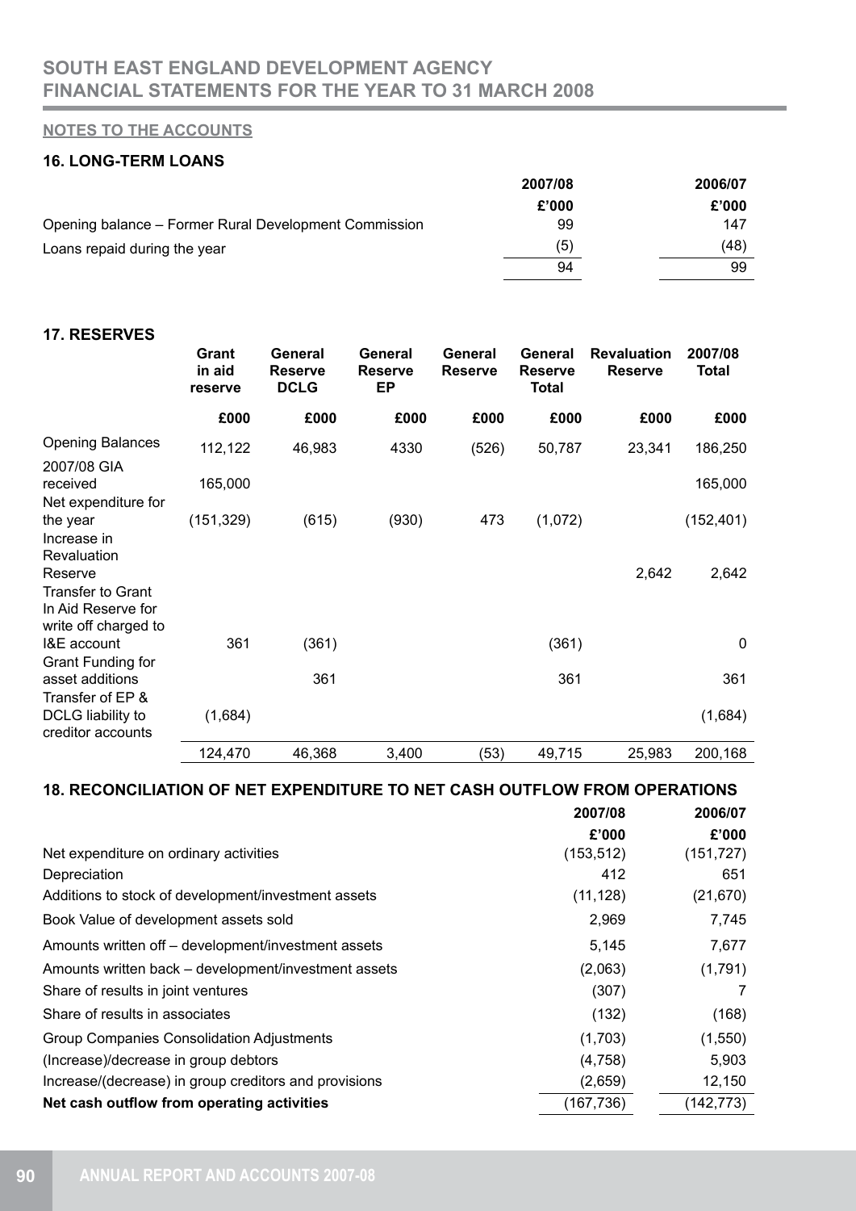## NOTES TO THE ACCOUNTS

### 16. LONG-TERM LOANS

| | 2007/08 | 2006/07 |
|---|---|---|
| | £'000 | £'000 |
| Opening balance – Former Rural Development Commission | 99 | 147 |
| Loans repaid during the year | (5) | (48) |
| | 94 | 99 |

### 17. RESERVES

| | Grant in aid reserve | General Reserve DCLG | General Reserve EP | General Reserve | General Reserve Total | Revaluation Reserve | 2007/08 Total |
|---|---|---|---|---|---|---|---|
| | £000 | £000 | £000 | £000 | £000 | £000 | £000 |
| Opening Balances | 112,122 | 46,983 | 4330 | (526) | 50,787 | 23,341 | 186,250 |
| 2007/08 GIA received | 165,000 | | | | | | 165,000 |
| Net expenditure for the year | (151,329) | (615) | (930) | 473 | (1,072) | | (152,401) |
| Increase in Revaluation Reserve | | | | | | 2,642 | 2,642 |
| Transfer to Grant In Aid Reserve for write off charged to I&E account | 361 | (361) | | | (361) | | 0 |
| Grant Funding for asset additions | | 361 | | | 361 | | 361 |
| Transfer of EP & DCLG liability to creditor accounts | (1,684) | | | | | | (1,684) |
| | 124,470 | 46,368 | 3,400 | (53) | 49,715 | 25,983 | 200,168 |

### 18. RECONCILIATION OF NET EXPENDITURE TO NET CASH OUTFLOW FROM OPERATIONS

| | 2007/08 | 2006/07 |
|---|---|---|
| | £'000 | £'000 |
| Net expenditure on ordinary activities | (153,512) | (151,727) |
| Depreciation | 412 | 651 |
| Additions to stock of development/investment assets | (11,128) | (21,670) |
| Book Value of development assets sold | 2,969 | 7,745 |
| Amounts written off – development/investment assets | 5,145 | 7,677 |
| Amounts written back – development/investment assets | (2,063) | (1,791) |
| Share of results in joint ventures | (307) | 7 |
| Share of results in associates | (132) | (168) |
| Group Companies Consolidation Adjustments | (1,703) | (1,550) |
| (Increase)/decrease in group debtors | (4,758) | 5,903 |
| Increase/(decrease) in group creditors and provisions | (2,659) | 12,150 |
| **Net cash outflow from operating activities** | (167,736) | (142,773) |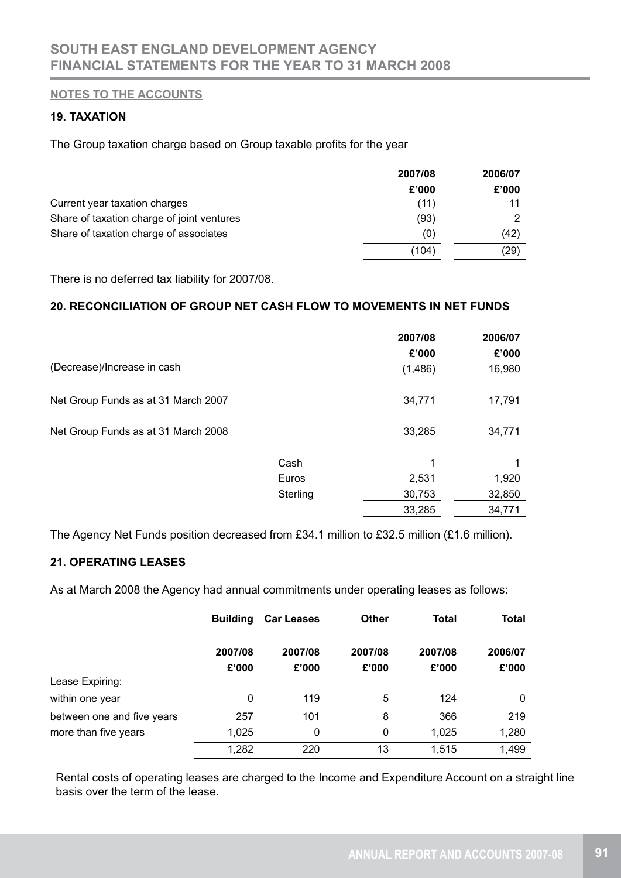## NOTES TO THE ACCOUNTS

### 19. TAXATION

The Group taxation charge based on Group taxable profits for the year

| | 2007/08 | 2006/07 |
|---|---|---|
| | £'000 | £'000 |
| Current year taxation charges | (11) | 11 |
| Share of taxation charge of joint ventures | (93) | 2 |
| Share of taxation charge of associates | (0) | (42) |
| | (104) | (29) |

There is no deferred tax liability for 2007/08.

### 20. RECONCILIATION OF GROUP NET CASH FLOW TO MOVEMENTS IN NET FUNDS

| | | 2007/08 | 2006/07 |
|---|---|---|---|
| | | £'000 | £'000 |
| (Decrease)/Increase in cash | | (1,486) | 16,980 |
| Net Group Funds as at 31 March 2007 | | 34,771 | 17,791 |
| Net Group Funds as at 31 March 2008 | | 33,285 | 34,771 |
| | Cash | 1 | 1 |
| | Euros | 2,531 | 1,920 |
| | Sterling | 30,753 | 32,850 |
| | | 33,285 | 34,771 |

The Agency Net Funds position decreased from £34.1 million to £32.5 million (£1.6 million).

### 21. OPERATING LEASES

As at March 2008 the Agency had annual commitments under operating leases as follows:

| | Building | Car Leases | Other | Total | Total |
|---|---|---|---|---|---|
| | 2007/08 | 2007/08 | 2007/08 | 2007/08 | 2006/07 |
| | £'000 | £'000 | £'000 | £'000 | £'000 |
| Lease Expiring: | | | | | |
| within one year | 0 | 119 | 5 | 124 | 0 |
| between one and five years | 257 | 101 | 8 | 366 | 219 |
| more than five years | 1,025 | 0 | 0 | 1,025 | 1,280 |
| | 1,282 | 220 | 13 | 1,515 | 1,499 |

Rental costs of operating leases are charged to the Income and Expenditure Account on a straight line basis over the term of the lease.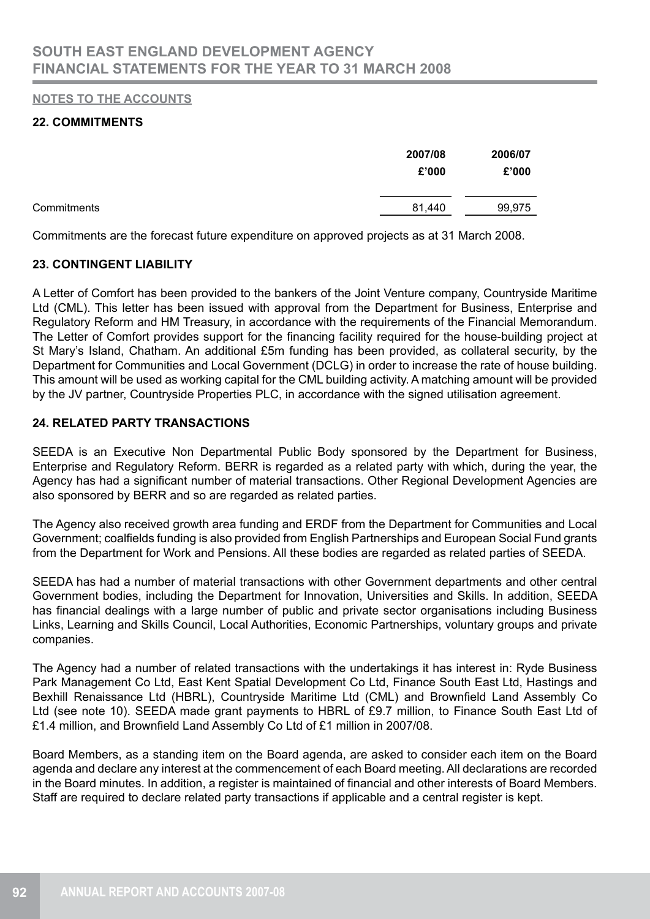## NOTES TO THE ACCOUNTS

### 22. COMMITMENTS

| | 2007/08 £'000 | 2006/07 £'000 |
|---|---|---|
| Commitments | 81,440 | 99,975 |

Commitments are the forecast future expenditure on approved projects as at 31 March 2008.

### 23. CONTINGENT LIABILITY

A Letter of Comfort has been provided to the bankers of the Joint Venture company, Countryside Maritime Ltd (CML). This letter has been issued with approval from the Department for Business, Enterprise and Regulatory Reform and HM Treasury, in accordance with the requirements of the Financial Memorandum. The Letter of Comfort provides support for the financing facility required for the house-building project at St Mary's Island, Chatham. An additional £5m funding has been provided, as collateral security, by the Department for Communities and Local Government (DCLG) in order to increase the rate of house building. This amount will be used as working capital for the CML building activity. A matching amount will be provided by the JV partner, Countryside Properties PLC, in accordance with the signed utilisation agreement.

### 24. RELATED PARTY TRANSACTIONS

SEEDA is an Executive Non Departmental Public Body sponsored by the Department for Business, Enterprise and Regulatory Reform. BERR is regarded as a related party with which, during the year, the Agency has had a significant number of material transactions. Other Regional Development Agencies are also sponsored by BERR and so are regarded as related parties.

The Agency also received growth area funding and ERDF from the Department for Communities and Local Government; coalfields funding is also provided from English Partnerships and European Social Fund grants from the Department for Work and Pensions. All these bodies are regarded as related parties of SEEDA.

SEEDA has had a number of material transactions with other Government departments and other central Government bodies, including the Department for Innovation, Universities and Skills. In addition, SEEDA has financial dealings with a large number of public and private sector organisations including Business Links, Learning and Skills Council, Local Authorities, Economic Partnerships, voluntary groups and private companies.

The Agency had a number of related transactions with the undertakings it has interest in: Ryde Business Park Management Co Ltd, East Kent Spatial Development Co Ltd, Finance South East Ltd, Hastings and Bexhill Renaissance Ltd (HBRL), Countryside Maritime Ltd (CML) and Brownfield Land Assembly Co Ltd (see note 10). SEEDA made grant payments to HBRL of £9.7 million, to Finance South East Ltd of £1.4 million, and Brownfield Land Assembly Co Ltd of £1 million in 2007/08.

Board Members, as a standing item on the Board agenda, are asked to consider each item on the Board agenda and declare any interest at the commencement of each Board meeting. All declarations are recorded in the Board minutes. In addition, a register is maintained of financial and other interests of Board Members. Staff are required to declare related party transactions if applicable and a central register is kept.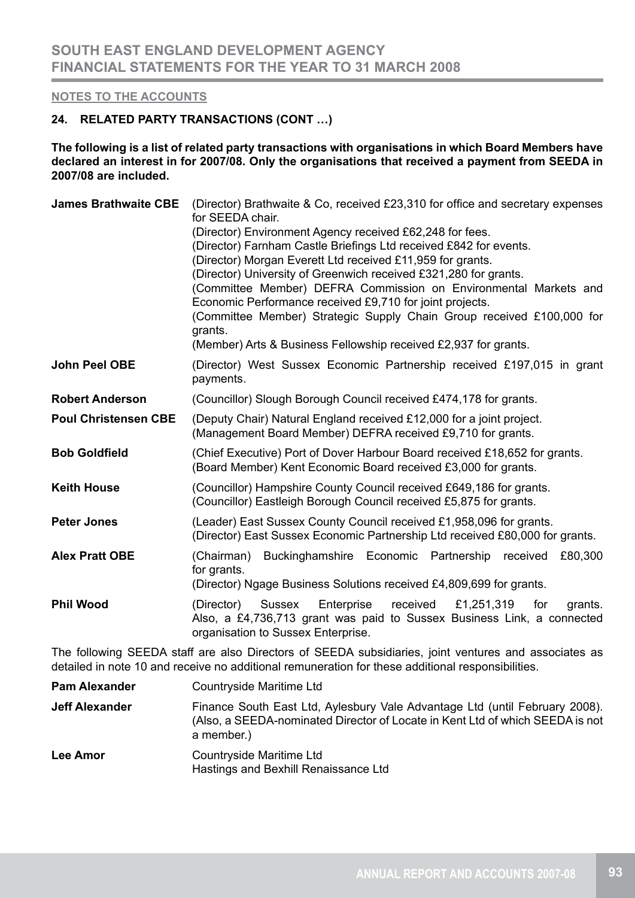**NOTES TO THE ACCOUNTS**

## 24. RELATED PARTY TRANSACTIONS (CONT …)

**The following is a list of related party transactions with organisations in which Board Members have declared an interest in for 2007/08. Only the organisations that received a payment from SEEDA in 2007/08 are included.**

| | |
|---|---|
| **James Brathwaite CBE** | (Director) Brathwaite & Co, received £23,310 for office and secretary expenses for SEEDA chair.<br>(Director) Environment Agency received £62,248 for fees.<br>(Director) Farnham Castle Briefings Ltd received £842 for events.<br>(Director) Morgan Everett Ltd received £11,959 for grants.<br>(Director) University of Greenwich received £321,280 for grants.<br>(Committee Member) DEFRA Commission on Environmental Markets and Economic Performance received £9,710 for joint projects.<br>(Committee Member) Strategic Supply Chain Group received £100,000 for grants.<br>(Member) Arts & Business Fellowship received £2,937 for grants. |
| **John Peel OBE** | (Director) West Sussex Economic Partnership received £197,015 in grant payments. |
| **Robert Anderson** | (Councillor) Slough Borough Council received £474,178 for grants. |
| **Poul Christensen CBE** | (Deputy Chair) Natural England received £12,000 for a joint project.<br>(Management Board Member) DEFRA received £9,710 for grants. |
| **Bob Goldfield** | (Chief Executive) Port of Dover Harbour Board received £18,652 for grants.<br>(Board Member) Kent Economic Board received £3,000 for grants. |
| **Keith House** | (Councillor) Hampshire County Council received £649,186 for grants.<br>(Councillor) Eastleigh Borough Council received £5,875 for grants. |
| **Peter Jones** | (Leader) East Sussex County Council received £1,958,096 for grants.<br>(Director) East Sussex Economic Partnership Ltd received £80,000 for grants. |
| **Alex Pratt OBE** | (Chairman) Buckinghamshire Economic Partnership received £80,300 for grants.<br>(Director) Ngage Business Solutions received £4,809,699 for grants. |
| **Phil Wood** | (Director) Sussex Enterprise received £1,251,319 for grants. Also, a £4,736,713 grant was paid to Sussex Business Link, a connected organisation to Sussex Enterprise. |

The following SEEDA staff are also Directors of SEEDA subsidiaries, joint ventures and associates as detailed in note 10 and receive no additional remuneration for these additional responsibilities.

| | |
|---|---|
| **Pam Alexander** | Countryside Maritime Ltd |
| **Jeff Alexander** | Finance South East Ltd, Aylesbury Vale Advantage Ltd (until February 2008). (Also, a SEEDA-nominated Director of Locate in Kent Ltd of which SEEDA is not a member.) |
| **Lee Amor** | Countryside Maritime Ltd<br>Hastings and Bexhill Renaissance Ltd |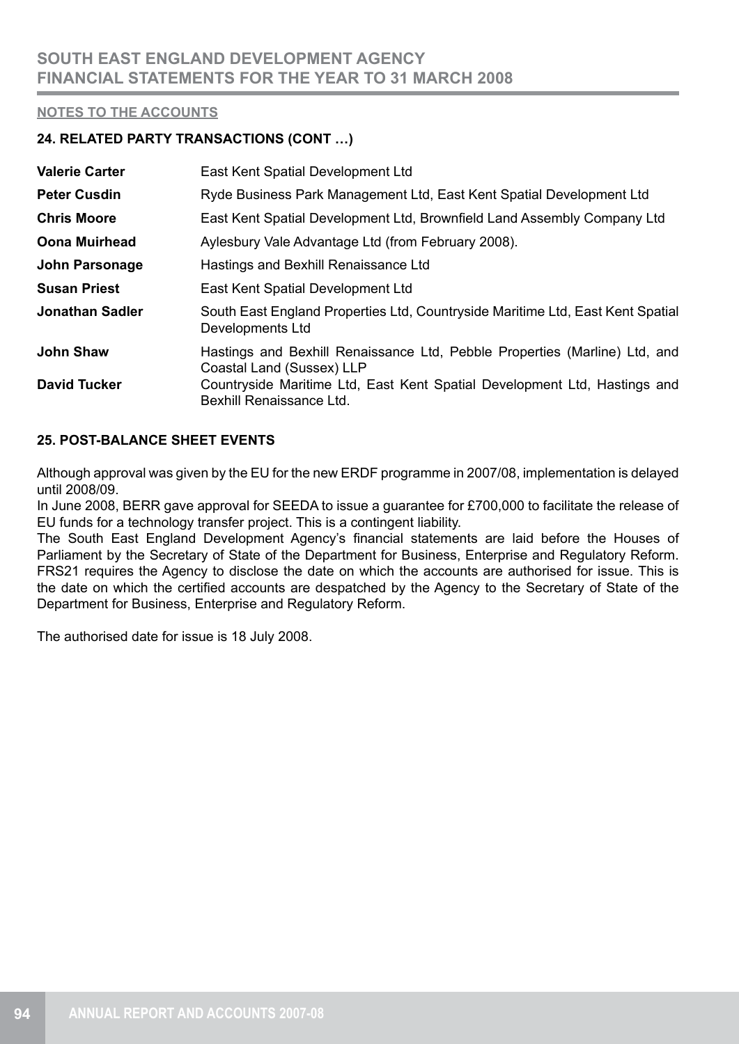**NOTES TO THE ACCOUNTS**

### 24. RELATED PARTY TRANSACTIONS (CONT …)

| | |
|---|---|
| **Valerie Carter** | East Kent Spatial Development Ltd |
| **Peter Cusdin** | Ryde Business Park Management Ltd, East Kent Spatial Development Ltd |
| **Chris Moore** | East Kent Spatial Development Ltd, Brownfield Land Assembly Company Ltd |
| **Oona Muirhead** | Aylesbury Vale Advantage Ltd (from February 2008). |
| **John Parsonage** | Hastings and Bexhill Renaissance Ltd |
| **Susan Priest** | East Kent Spatial Development Ltd |
| **Jonathan Sadler** | South East England Properties Ltd, Countryside Maritime Ltd, East Kent Spatial Developments Ltd |
| **John Shaw** | Hastings and Bexhill Renaissance Ltd, Pebble Properties (Marline) Ltd, and Coastal Land (Sussex) LLP |
| **David Tucker** | Countryside Maritime Ltd, East Kent Spatial Development Ltd, Hastings and Bexhill Renaissance Ltd. |

### 25. POST-BALANCE SHEET EVENTS

Although approval was given by the EU for the new ERDF programme in 2007/08, implementation is delayed until 2008/09.
In June 2008, BERR gave approval for SEEDA to issue a guarantee for £700,000 to facilitate the release of EU funds for a technology transfer project. This is a contingent liability.
The South East England Development Agency's financial statements are laid before the Houses of Parliament by the Secretary of State of the Department for Business, Enterprise and Regulatory Reform. FRS21 requires the Agency to disclose the date on which the accounts are authorised for issue. This is the date on which the certified accounts are despatched by the Agency to the Secretary of State of the Department for Business, Enterprise and Regulatory Reform.

The authorised date for issue is 18 July 2008.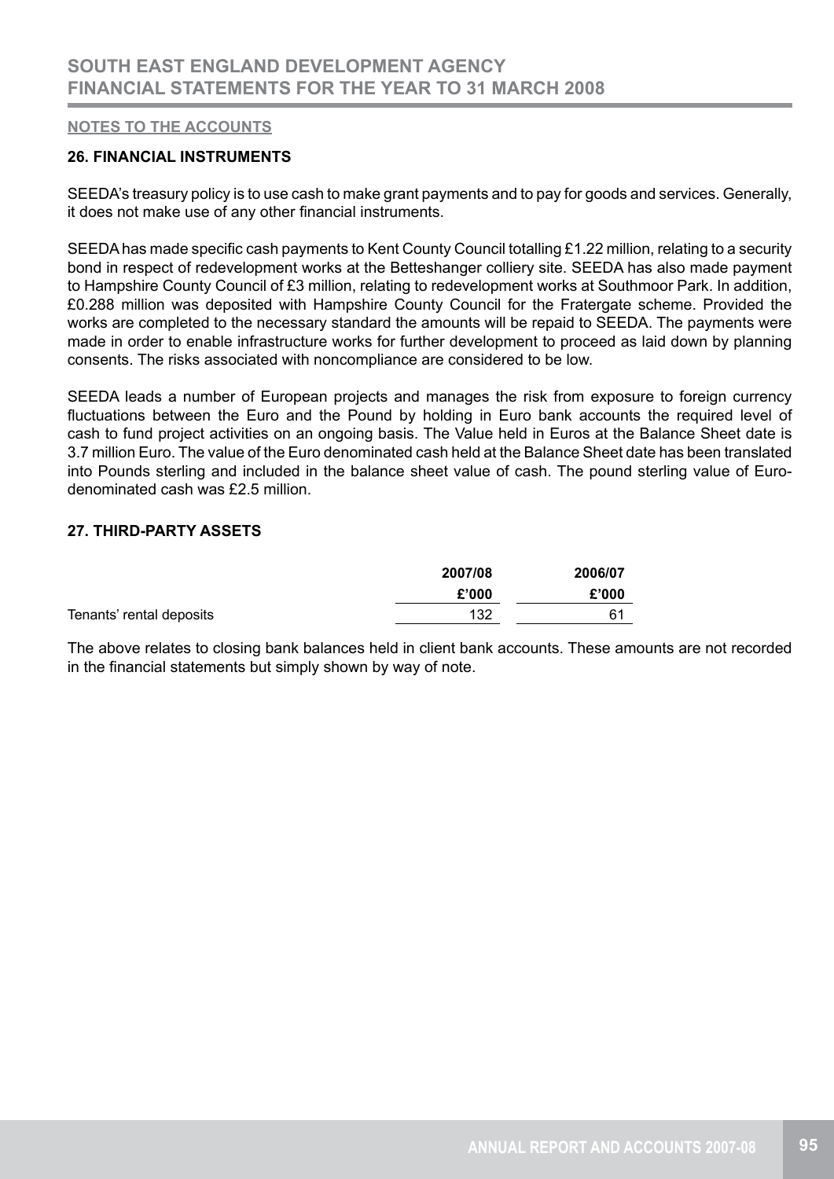## NOTES TO THE ACCOUNTS

### 26. FINANCIAL INSTRUMENTS

SEEDA's treasury policy is to use cash to make grant payments and to pay for goods and services. Generally, it does not make use of any other financial instruments.

SEEDA has made specific cash payments to Kent County Council totalling £1.22 million, relating to a security bond in respect of redevelopment works at the Betteshanger colliery site. SEEDA has also made payment to Hampshire County Council of £3 million, relating to redevelopment works at Southmoor Park. In addition, £0.288 million was deposited with Hampshire County Council for the Fratergate scheme. Provided the works are completed to the necessary standard the amounts will be repaid to SEEDA. The payments were made in order to enable infrastructure works for further development to proceed as laid down by planning consents. The risks associated with noncompliance are considered to be low.

SEEDA leads a number of European projects and manages the risk from exposure to foreign currency fluctuations between the Euro and the Pound by holding in Euro bank accounts the required level of cash to fund project activities on an ongoing basis. The Value held in Euros at the Balance Sheet date is 3.7 million Euro. The value of the Euro denominated cash held at the Balance Sheet date has been translated into Pounds sterling and included in the balance sheet value of cash. The pound sterling value of Euro-denominated cash was £2.5 million.

### 27. THIRD-PARTY ASSETS

| | 2007/08 | 2006/07 |
|---|---|---|
| | £'000 | £'000 |
| Tenants' rental deposits | 132 | 61 |

The above relates to closing bank balances held in client bank accounts. These amounts are not recorded in the financial statements but simply shown by way of note.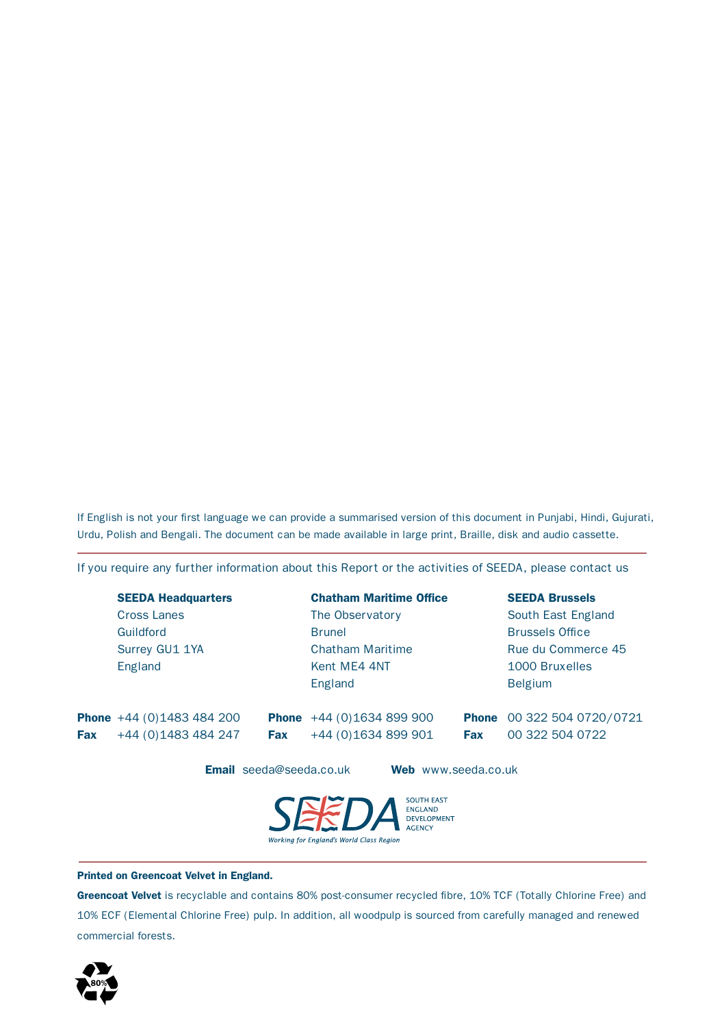If English is not your first language we can provide a summarised version of this document in Punjabi, Hindi, Gujurati, Urdu, Polish and Bengali. The document can be made available in large print, Braille, disk and audio cassette.

If you require any further information about this Report or the activities of SEEDA, please contact us

**SEEDA Headquarters**
Cross Lanes
Guildford
Surrey GU1 1YA
England

**Phone** +44 (0)1483 484 200
**Fax** +44 (0)1483 484 247

**Chatham Maritime Office**
The Observatory
Brunel
Chatham Maritime
Kent ME4 4NT
England

**Phone** +44 (0)1634 899 900
**Fax** +44 (0)1634 899 901

**SEEDA Brussels**
South East England
Brussels Office
Rue du Commerce 45
1000 Bruxelles
Belgium

**Phone** 00 322 504 0720/0721
**Fax** 00 322 504 0722

**Email** seeda@seeda.co.uk **Web** www.seeda.co.uk

SEEDA SOUTH EAST ENGLAND DEVELOPMENT AGENCY
*Working for England's World Class Region*

**Printed on Greencoat Velvet in England.**

**Greencoat Velvet** is recyclable and contains 80% post-consumer recycled fibre, 10% TCF (Totally Chlorine Free) and 10% ECF (Elemental Chlorine Free) pulp. In addition, all woodpulp is sourced from carefully managed and renewed commercial forests.

80%